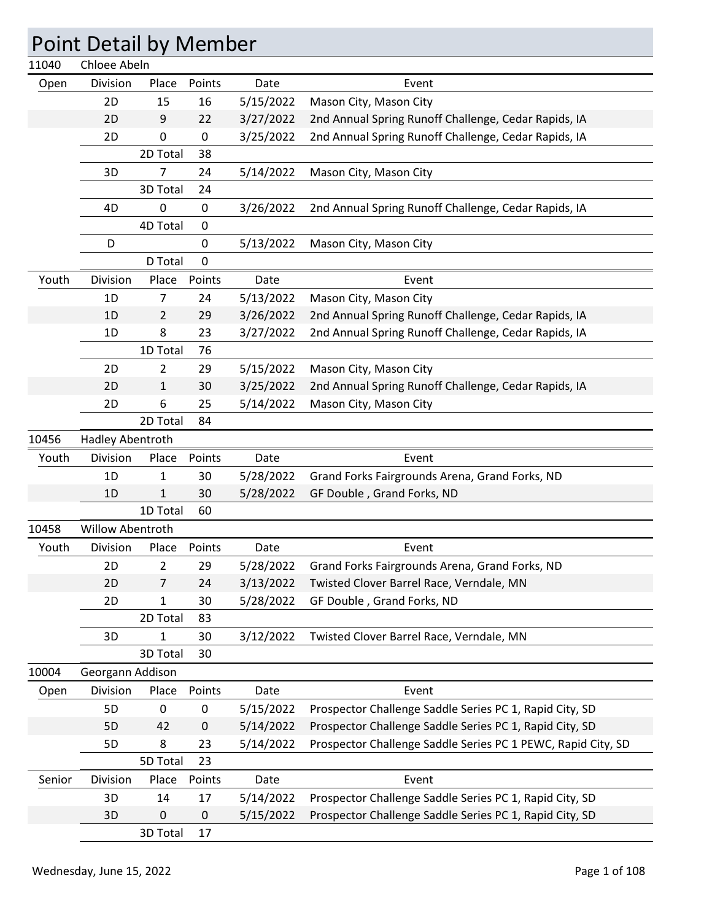# Point Detail by Member

## 11040 Chloee Abeln

| Open | Division | Place | Points | Date | Event |
|---|---|---|---|---|---|
| | 2D | 15 | 16 | 5/15/2022 | Mason City, Mason City |
| | 2D | 9 | 22 | 3/27/2022 | 2nd Annual Spring Runoff Challenge, Cedar Rapids, IA |
| | 2D | 0 | 0 | 3/25/2022 | 2nd Annual Spring Runoff Challenge, Cedar Rapids, IA |
| | | 2D Total | 38 | | |
| | 3D | 7 | 24 | 5/14/2022 | Mason City, Mason City |
| | | 3D Total | 24 | | |
| | 4D | 0 | 0 | 3/26/2022 | 2nd Annual Spring Runoff Challenge, Cedar Rapids, IA |
| | | 4D Total | 0 | | |
| | D | | 0 | 5/13/2022 | Mason City, Mason City |
| | | D Total | 0 | | |

| Youth | Division | Place | Points | Date | Event |
|---|---|---|---|---|---|
| | 1D | 7 | 24 | 5/13/2022 | Mason City, Mason City |
| | 1D | 2 | 29 | 3/26/2022 | 2nd Annual Spring Runoff Challenge, Cedar Rapids, IA |
| | 1D | 8 | 23 | 3/27/2022 | 2nd Annual Spring Runoff Challenge, Cedar Rapids, IA |
| | | 1D Total | 76 | | |
| | 2D | 2 | 29 | 5/15/2022 | Mason City, Mason City |
| | 2D | 1 | 30 | 3/25/2022 | 2nd Annual Spring Runoff Challenge, Cedar Rapids, IA |
| | 2D | 6 | 25 | 5/14/2022 | Mason City, Mason City |
| | | 2D Total | 84 | | |

## 10456 Hadley Abentroth

| Youth | Division | Place | Points | Date | Event |
|---|---|---|---|---|---|
| | 1D | 1 | 30 | 5/28/2022 | Grand Forks Fairgrounds Arena, Grand Forks, ND |
| | 1D | 1 | 30 | 5/28/2022 | GF Double , Grand Forks, ND |
| | | 1D Total | 60 | | |

## 10458 Willow Abentroth

| Youth | Division | Place | Points | Date | Event |
|---|---|---|---|---|---|
| | 2D | 2 | 29 | 5/28/2022 | Grand Forks Fairgrounds Arena, Grand Forks, ND |
| | 2D | 7 | 24 | 3/13/2022 | Twisted Clover Barrel Race, Verndale, MN |
| | 2D | 1 | 30 | 5/28/2022 | GF Double , Grand Forks, ND |
| | | 2D Total | 83 | | |
| | 3D | 1 | 30 | 3/12/2022 | Twisted Clover Barrel Race, Verndale, MN |
| | | 3D Total | 30 | | |

## 10004 Georgann Addison

| Open | Division | Place | Points | Date | Event |
|---|---|---|---|---|---|
| | 5D | 0 | 0 | 5/15/2022 | Prospector Challenge Saddle Series PC 1, Rapid City, SD |
| | 5D | 42 | 0 | 5/14/2022 | Prospector Challenge Saddle Series PC 1, Rapid City, SD |
| | 5D | 8 | 23 | 5/14/2022 | Prospector Challenge Saddle Series PC 1 PEWC, Rapid City, SD |
| | | 5D Total | 23 | | |

| Senior | Division | Place | Points | Date | Event |
|---|---|---|---|---|---|
| | 3D | 14 | 17 | 5/14/2022 | Prospector Challenge Saddle Series PC 1, Rapid City, SD |
| | 3D | 0 | 0 | 5/15/2022 | Prospector Challenge Saddle Series PC 1, Rapid City, SD |
| | | 3D Total | 17 | | |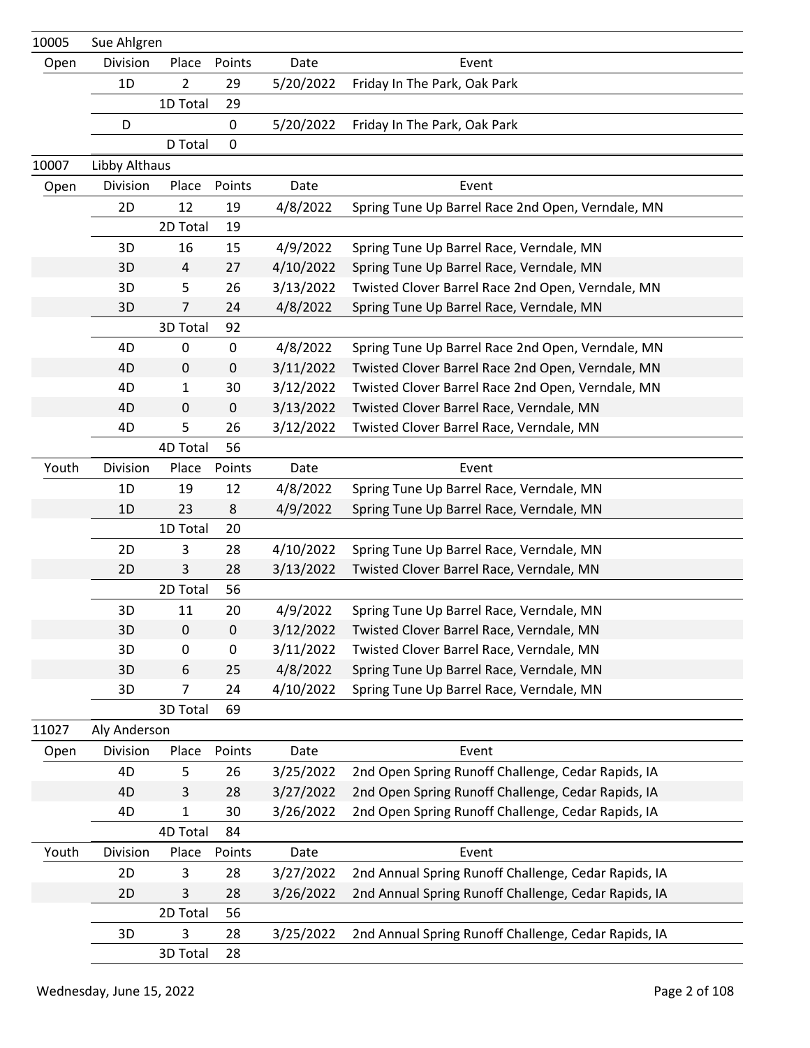| 10005 | Sue Ahlgren | | | | |
|---|---|---|---|---|---|
| Open | Division | Place | Points | Date | Event |
| | 1D | 2 | 29 | 5/20/2022 | Friday In The Park, Oak Park |
| | | 1D Total | 29 | | |
| | D | | 0 | 5/20/2022 | Friday In The Park, Oak Park |
| | | D Total | 0 | | |

| 10007 | Libby Althaus | | | | |
|---|---|---|---|---|---|
| Open | Division | Place | Points | Date | Event |
| | 2D | 12 | 19 | 4/8/2022 | Spring Tune Up Barrel Race 2nd Open, Verndale, MN |
| | | 2D Total | 19 | | |
| | 3D | 16 | 15 | 4/9/2022 | Spring Tune Up Barrel Race, Verndale, MN |
| | 3D | 4 | 27 | 4/10/2022 | Spring Tune Up Barrel Race, Verndale, MN |
| | 3D | 5 | 26 | 3/13/2022 | Twisted Clover Barrel Race 2nd Open, Verndale, MN |
| | 3D | 7 | 24 | 4/8/2022 | Spring Tune Up Barrel Race, Verndale, MN |
| | | 3D Total | 92 | | |
| | 4D | 0 | 0 | 4/8/2022 | Spring Tune Up Barrel Race 2nd Open, Verndale, MN |
| | 4D | 0 | 0 | 3/11/2022 | Twisted Clover Barrel Race 2nd Open, Verndale, MN |
| | 4D | 1 | 30 | 3/12/2022 | Twisted Clover Barrel Race 2nd Open, Verndale, MN |
| | 4D | 0 | 0 | 3/13/2022 | Twisted Clover Barrel Race, Verndale, MN |
| | 4D | 5 | 26 | 3/12/2022 | Twisted Clover Barrel Race, Verndale, MN |
| | | 4D Total | 56 | | |
| Youth | Division | Place | Points | Date | Event |
| | 1D | 19 | 12 | 4/8/2022 | Spring Tune Up Barrel Race, Verndale, MN |
| | 1D | 23 | 8 | 4/9/2022 | Spring Tune Up Barrel Race, Verndale, MN |
| | | 1D Total | 20 | | |
| | 2D | 3 | 28 | 4/10/2022 | Spring Tune Up Barrel Race, Verndale, MN |
| | 2D | 3 | 28 | 3/13/2022 | Twisted Clover Barrel Race, Verndale, MN |
| | | 2D Total | 56 | | |
| | 3D | 11 | 20 | 4/9/2022 | Spring Tune Up Barrel Race, Verndale, MN |
| | 3D | 0 | 0 | 3/12/2022 | Twisted Clover Barrel Race, Verndale, MN |
| | 3D | 0 | 0 | 3/11/2022 | Twisted Clover Barrel Race, Verndale, MN |
| | 3D | 6 | 25 | 4/8/2022 | Spring Tune Up Barrel Race, Verndale, MN |
| | 3D | 7 | 24 | 4/10/2022 | Spring Tune Up Barrel Race, Verndale, MN |
| | | 3D Total | 69 | | |

| 11027 | Aly Anderson | | | | |
|---|---|---|---|---|---|
| Open | Division | Place | Points | Date | Event |
| | 4D | 5 | 26 | 3/25/2022 | 2nd Open Spring Runoff Challenge, Cedar Rapids, IA |
| | 4D | 3 | 28 | 3/27/2022 | 2nd Open Spring Runoff Challenge, Cedar Rapids, IA |
| | 4D | 1 | 30 | 3/26/2022 | 2nd Open Spring Runoff Challenge, Cedar Rapids, IA |
| | | 4D Total | 84 | | |
| Youth | Division | Place | Points | Date | Event |
| | 2D | 3 | 28 | 3/27/2022 | 2nd Annual Spring Runoff Challenge, Cedar Rapids, IA |
| | 2D | 3 | 28 | 3/26/2022 | 2nd Annual Spring Runoff Challenge, Cedar Rapids, IA |
| | | 2D Total | 56 | | |
| | 3D | 3 | 28 | 3/25/2022 | 2nd Annual Spring Runoff Challenge, Cedar Rapids, IA |
| | | 3D Total | 28 | | |

Wednesday, June 15, 2022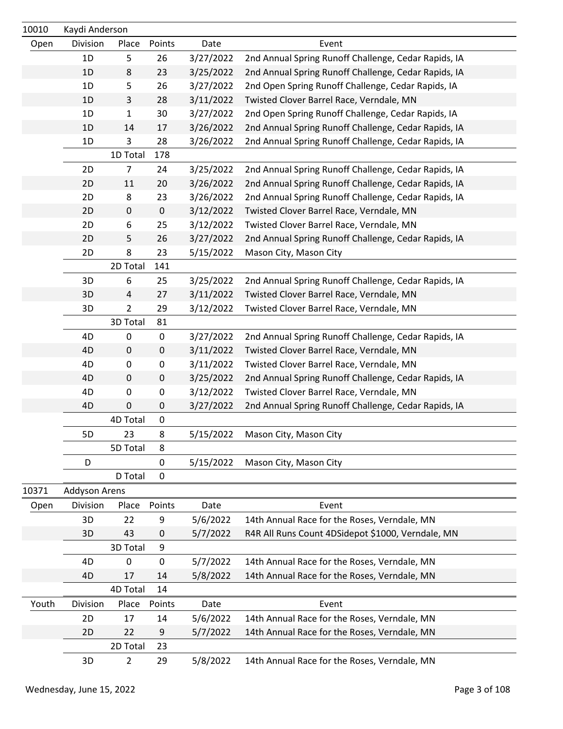| 10010 | Kaydi Anderson | | | | |
|---|---|---|---|---|---|
| Open | Division | Place | Points | Date | Event |
| | 1D | 5 | 26 | 3/27/2022 | 2nd Annual Spring Runoff Challenge, Cedar Rapids, IA |
| | 1D | 8 | 23 | 3/25/2022 | 2nd Annual Spring Runoff Challenge, Cedar Rapids, IA |
| | 1D | 5 | 26 | 3/27/2022 | 2nd Open Spring Runoff Challenge, Cedar Rapids, IA |
| | 1D | 3 | 28 | 3/11/2022 | Twisted Clover Barrel Race, Verndale, MN |
| | 1D | 1 | 30 | 3/27/2022 | 2nd Open Spring Runoff Challenge, Cedar Rapids, IA |
| | 1D | 14 | 17 | 3/26/2022 | 2nd Annual Spring Runoff Challenge, Cedar Rapids, IA |
| | 1D | 3 | 28 | 3/26/2022 | 2nd Annual Spring Runoff Challenge, Cedar Rapids, IA |
| | | 1D Total | 178 | | |
| | 2D | 7 | 24 | 3/25/2022 | 2nd Annual Spring Runoff Challenge, Cedar Rapids, IA |
| | 2D | 11 | 20 | 3/26/2022 | 2nd Annual Spring Runoff Challenge, Cedar Rapids, IA |
| | 2D | 8 | 23 | 3/26/2022 | 2nd Annual Spring Runoff Challenge, Cedar Rapids, IA |
| | 2D | 0 | 0 | 3/12/2022 | Twisted Clover Barrel Race, Verndale, MN |
| | 2D | 6 | 25 | 3/12/2022 | Twisted Clover Barrel Race, Verndale, MN |
| | 2D | 5 | 26 | 3/27/2022 | 2nd Annual Spring Runoff Challenge, Cedar Rapids, IA |
| | 2D | 8 | 23 | 5/15/2022 | Mason City, Mason City |
| | | 2D Total | 141 | | |
| | 3D | 6 | 25 | 3/25/2022 | 2nd Annual Spring Runoff Challenge, Cedar Rapids, IA |
| | 3D | 4 | 27 | 3/11/2022 | Twisted Clover Barrel Race, Verndale, MN |
| | 3D | 2 | 29 | 3/12/2022 | Twisted Clover Barrel Race, Verndale, MN |
| | | 3D Total | 81 | | |
| | 4D | 0 | 0 | 3/27/2022 | 2nd Annual Spring Runoff Challenge, Cedar Rapids, IA |
| | 4D | 0 | 0 | 3/11/2022 | Twisted Clover Barrel Race, Verndale, MN |
| | 4D | 0 | 0 | 3/11/2022 | Twisted Clover Barrel Race, Verndale, MN |
| | 4D | 0 | 0 | 3/25/2022 | 2nd Annual Spring Runoff Challenge, Cedar Rapids, IA |
| | 4D | 0 | 0 | 3/12/2022 | Twisted Clover Barrel Race, Verndale, MN |
| | 4D | 0 | 0 | 3/27/2022 | 2nd Annual Spring Runoff Challenge, Cedar Rapids, IA |
| | | 4D Total | 0 | | |
| | 5D | 23 | 8 | 5/15/2022 | Mason City, Mason City |
| | | 5D Total | 8 | | |
| | D | | 0 | 5/15/2022 | Mason City, Mason City |
| | | D Total | 0 | | |

| 10371 | Addyson Arens | | | | |
|---|---|---|---|---|---|
| Open | Division | Place | Points | Date | Event |
| | 3D | 22 | 9 | 5/6/2022 | 14th Annual Race for the Roses, Verndale, MN |
| | 3D | 43 | 0 | 5/7/2022 | R4R All Runs Count 4DSidepot $1000, Verndale, MN |
| | | 3D Total | 9 | | |
| | 4D | 0 | 0 | 5/7/2022 | 14th Annual Race for the Roses, Verndale, MN |
| | 4D | 17 | 14 | 5/8/2022 | 14th Annual Race for the Roses, Verndale, MN |
| | | 4D Total | 14 | | |
| Youth | Division | Place | Points | Date | Event |
| | 2D | 17 | 14 | 5/6/2022 | 14th Annual Race for the Roses, Verndale, MN |
| | 2D | 22 | 9 | 5/7/2022 | 14th Annual Race for the Roses, Verndale, MN |
| | | 2D Total | 23 | | |
| | 3D | 2 | 29 | 5/8/2022 | 14th Annual Race for the Roses, Verndale, MN |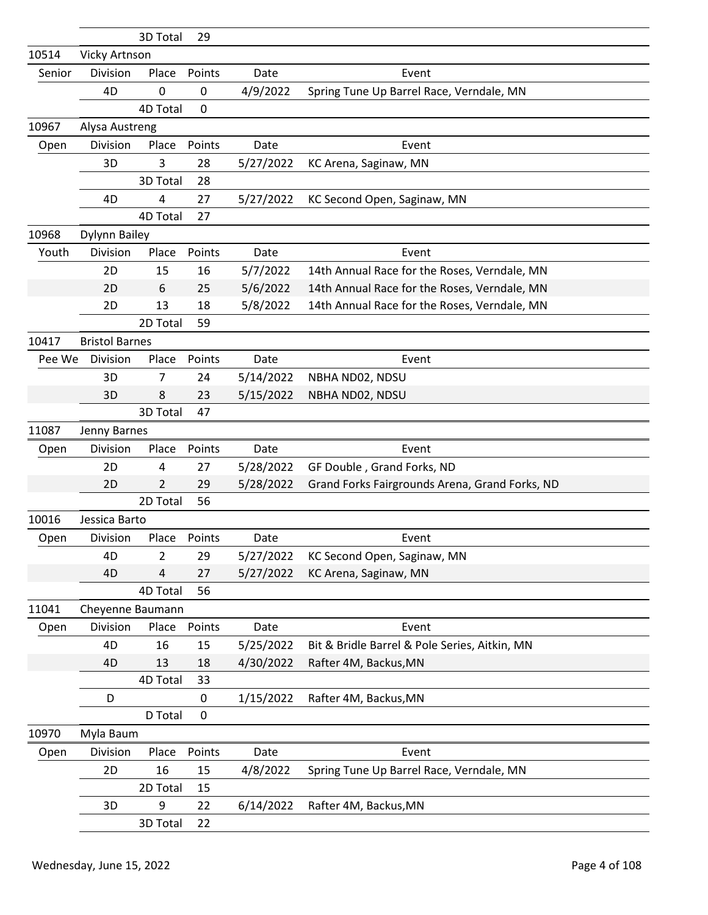| | Division | Place | Points | Date | Event |
|---|---|---|---|---|---|
| | | 3D Total | 29 | | |
| 10514 | Vicky Artnson | | | | |
| Senior | Division | Place | Points | Date | Event |
| | 4D | 0 | 0 | 4/9/2022 | Spring Tune Up Barrel Race, Verndale, MN |
| | | 4D Total | 0 | | |
| 10967 | Alysa Austreng | | | | |
| Open | Division | Place | Points | Date | Event |
| | 3D | 3 | 28 | 5/27/2022 | KC Arena, Saginaw, MN |
| | | 3D Total | 28 | | |
| | 4D | 4 | 27 | 5/27/2022 | KC Second Open, Saginaw, MN |
| | | 4D Total | 27 | | |
| 10968 | Dylynn Bailey | | | | |
| Youth | Division | Place | Points | Date | Event |
| | 2D | 15 | 16 | 5/7/2022 | 14th Annual Race for the Roses, Verndale, MN |
| | 2D | 6 | 25 | 5/6/2022 | 14th Annual Race for the Roses, Verndale, MN |
| | 2D | 13 | 18 | 5/8/2022 | 14th Annual Race for the Roses, Verndale, MN |
| | | 2D Total | 59 | | |
| 10417 | Bristol Barnes | | | | |
| Pee We | Division | Place | Points | Date | Event |
| | 3D | 7 | 24 | 5/14/2022 | NBHA ND02, NDSU |
| | 3D | 8 | 23 | 5/15/2022 | NBHA ND02, NDSU |
| | | 3D Total | 47 | | |
| 11087 | Jenny Barnes | | | | |
| Open | Division | Place | Points | Date | Event |
| | 2D | 4 | 27 | 5/28/2022 | GF Double , Grand Forks, ND |
| | 2D | 2 | 29 | 5/28/2022 | Grand Forks Fairgrounds Arena, Grand Forks, ND |
| | | 2D Total | 56 | | |
| 10016 | Jessica Barto | | | | |
| Open | Division | Place | Points | Date | Event |
| | 4D | 2 | 29 | 5/27/2022 | KC Second Open, Saginaw, MN |
| | 4D | 4 | 27 | 5/27/2022 | KC Arena, Saginaw, MN |
| | | 4D Total | 56 | | |
| 11041 | Cheyenne Baumann | | | | |
| Open | Division | Place | Points | Date | Event |
| | 4D | 16 | 15 | 5/25/2022 | Bit & Bridle Barrel & Pole Series, Aitkin, MN |
| | 4D | 13 | 18 | 4/30/2022 | Rafter 4M, Backus,MN |
| | | 4D Total | 33 | | |
| | D | | 0 | 1/15/2022 | Rafter 4M, Backus,MN |
| | | D Total | 0 | | |
| 10970 | Myla Baum | | | | |
| Open | Division | Place | Points | Date | Event |
| | 2D | 16 | 15 | 4/8/2022 | Spring Tune Up Barrel Race, Verndale, MN |
| | | 2D Total | 15 | | |
| | 3D | 9 | 22 | 6/14/2022 | Rafter 4M, Backus,MN |
| | | 3D Total | 22 | | |

Wednesday, June 15, 2022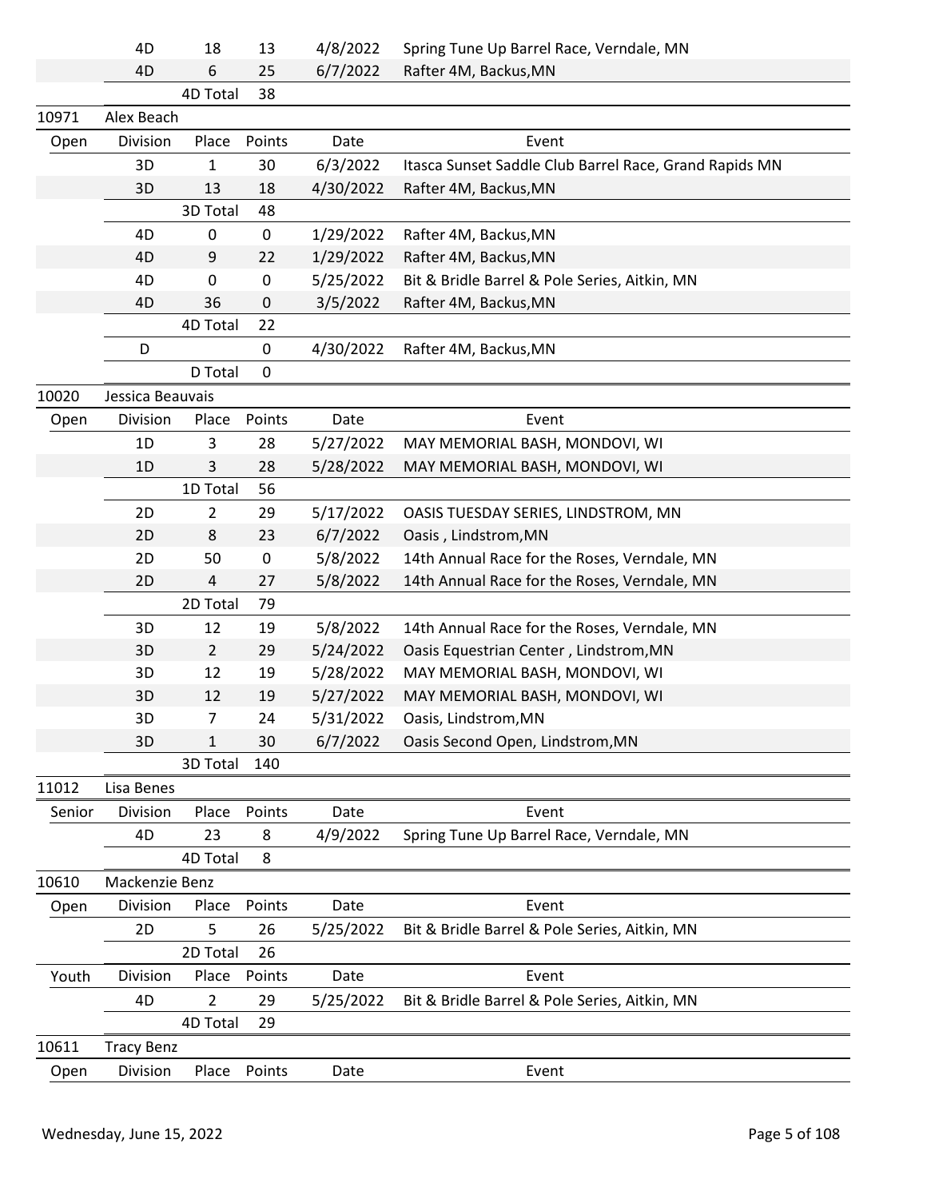| | Division | Place | Points | Date | Event |
|---|---|---|---|---|---|
| | 4D | 18 | 13 | 4/8/2022 | Spring Tune Up Barrel Race, Verndale, MN |
| | 4D | 6 | 25 | 6/7/2022 | Rafter 4M, Backus,MN |
| | | 4D Total | 38 | | |
| 10971 | Alex Beach | | | | |
| Open | Division | Place | Points | Date | Event |
| | 3D | 1 | 30 | 6/3/2022 | Itasca Sunset Saddle Club Barrel Race, Grand Rapids MN |
| | 3D | 13 | 18 | 4/30/2022 | Rafter 4M, Backus,MN |
| | | 3D Total | 48 | | |
| | 4D | 0 | 0 | 1/29/2022 | Rafter 4M, Backus,MN |
| | 4D | 9 | 22 | 1/29/2022 | Rafter 4M, Backus,MN |
| | 4D | 0 | 0 | 5/25/2022 | Bit & Bridle Barrel & Pole Series, Aitkin, MN |
| | 4D | 36 | 0 | 3/5/2022 | Rafter 4M, Backus,MN |
| | | 4D Total | 22 | | |
| | D | | 0 | 4/30/2022 | Rafter 4M, Backus,MN |
| | | D Total | 0 | | |
| 10020 | Jessica Beauvais | | | | |
| Open | Division | Place | Points | Date | Event |
| | 1D | 3 | 28 | 5/27/2022 | MAY MEMORIAL BASH, MONDOVI, WI |
| | 1D | 3 | 28 | 5/28/2022 | MAY MEMORIAL BASH, MONDOVI, WI |
| | | 1D Total | 56 | | |
| | 2D | 2 | 29 | 5/17/2022 | OASIS TUESDAY SERIES, LINDSTROM, MN |
| | 2D | 8 | 23 | 6/7/2022 | Oasis , Lindstrom,MN |
| | 2D | 50 | 0 | 5/8/2022 | 14th Annual Race for the Roses, Verndale, MN |
| | 2D | 4 | 27 | 5/8/2022 | 14th Annual Race for the Roses, Verndale, MN |
| | | 2D Total | 79 | | |
| | 3D | 12 | 19 | 5/8/2022 | 14th Annual Race for the Roses, Verndale, MN |
| | 3D | 2 | 29 | 5/24/2022 | Oasis Equestrian Center , Lindstrom,MN |
| | 3D | 12 | 19 | 5/28/2022 | MAY MEMORIAL BASH, MONDOVI, WI |
| | 3D | 12 | 19 | 5/27/2022 | MAY MEMORIAL BASH, MONDOVI, WI |
| | 3D | 7 | 24 | 5/31/2022 | Oasis, Lindstrom,MN |
| | 3D | 1 | 30 | 6/7/2022 | Oasis Second Open, Lindstrom,MN |
| | | 3D Total | 140 | | |
| 11012 | Lisa Benes | | | | |
| Senior | Division | Place | Points | Date | Event |
| | 4D | 23 | 8 | 4/9/2022 | Spring Tune Up Barrel Race, Verndale, MN |
| | | 4D Total | 8 | | |
| 10610 | Mackenzie Benz | | | | |
| Open | Division | Place | Points | Date | Event |
| | 2D | 5 | 26 | 5/25/2022 | Bit & Bridle Barrel & Pole Series, Aitkin, MN |
| | | 2D Total | 26 | | |
| Youth | Division | Place | Points | Date | Event |
| | 4D | 2 | 29 | 5/25/2022 | Bit & Bridle Barrel & Pole Series, Aitkin, MN |
| | | 4D Total | 29 | | |
| 10611 | Tracy Benz | | | | |
| Open | Division | Place | Points | Date | Event |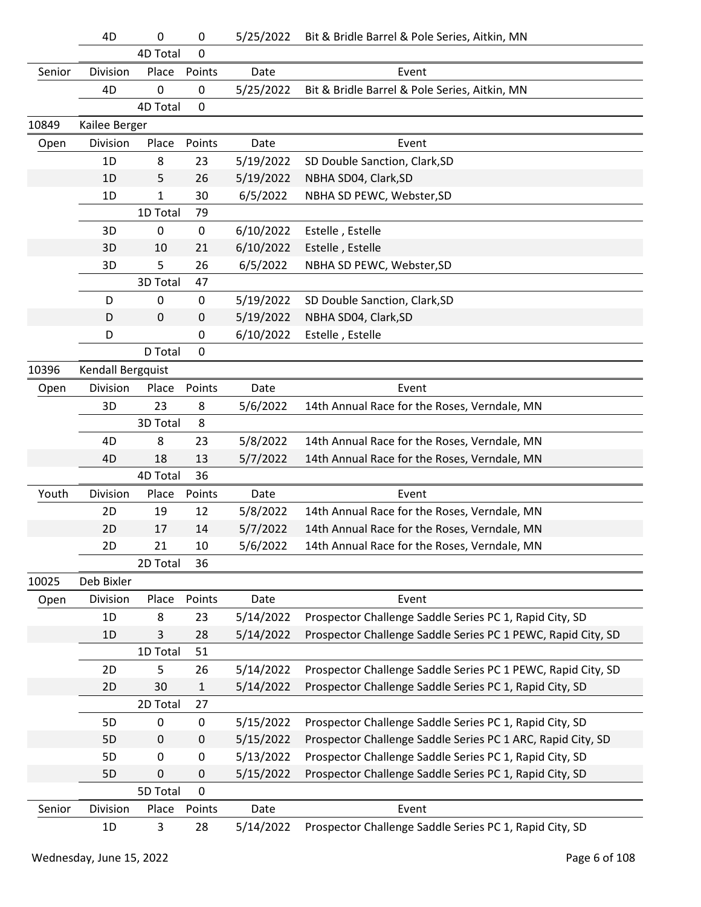| | Division | Place | Points | Date | Event |
|---|---|---|---|---|---|
| | 4D | 0 | 0 | 5/25/2022 | Bit & Bridle Barrel & Pole Series, Aitkin, MN |
| | | 4D Total | 0 | | |
| Senior | Division | Place | Points | Date | Event |
| | 4D | 0 | 0 | 5/25/2022 | Bit & Bridle Barrel & Pole Series, Aitkin, MN |
| | | 4D Total | 0 | | |
| 10849 | Kailee Berger | | | | |
| Open | Division | Place | Points | Date | Event |
| | 1D | 8 | 23 | 5/19/2022 | SD Double Sanction, Clark,SD |
| | 1D | 5 | 26 | 5/19/2022 | NBHA SD04, Clark,SD |
| | 1D | 1 | 30 | 6/5/2022 | NBHA SD PEWC, Webster,SD |
| | | 1D Total | 79 | | |
| | 3D | 0 | 0 | 6/10/2022 | Estelle , Estelle |
| | 3D | 10 | 21 | 6/10/2022 | Estelle , Estelle |
| | 3D | 5 | 26 | 6/5/2022 | NBHA SD PEWC, Webster,SD |
| | | 3D Total | 47 | | |
| | D | 0 | 0 | 5/19/2022 | SD Double Sanction, Clark,SD |
| | D | 0 | 0 | 5/19/2022 | NBHA SD04, Clark,SD |
| | D | | 0 | 6/10/2022 | Estelle , Estelle |
| | | D Total | 0 | | |
| 10396 | Kendall Bergquist | | | | |
| Open | Division | Place | Points | Date | Event |
| | 3D | 23 | 8 | 5/6/2022 | 14th Annual Race for the Roses, Verndale, MN |
| | | 3D Total | 8 | | |
| | 4D | 8 | 23 | 5/8/2022 | 14th Annual Race for the Roses, Verndale, MN |
| | 4D | 18 | 13 | 5/7/2022 | 14th Annual Race for the Roses, Verndale, MN |
| | | 4D Total | 36 | | |
| Youth | Division | Place | Points | Date | Event |
| | 2D | 19 | 12 | 5/8/2022 | 14th Annual Race for the Roses, Verndale, MN |
| | 2D | 17 | 14 | 5/7/2022 | 14th Annual Race for the Roses, Verndale, MN |
| | 2D | 21 | 10 | 5/6/2022 | 14th Annual Race for the Roses, Verndale, MN |
| | | 2D Total | 36 | | |
| 10025 | Deb Bixler | | | | |
| Open | Division | Place | Points | Date | Event |
| | 1D | 8 | 23 | 5/14/2022 | Prospector Challenge Saddle Series PC 1, Rapid City, SD |
| | 1D | 3 | 28 | 5/14/2022 | Prospector Challenge Saddle Series PC 1 PEWC, Rapid City, SD |
| | | 1D Total | 51 | | |
| | 2D | 5 | 26 | 5/14/2022 | Prospector Challenge Saddle Series PC 1 PEWC, Rapid City, SD |
| | 2D | 30 | 1 | 5/14/2022 | Prospector Challenge Saddle Series PC 1, Rapid City, SD |
| | | 2D Total | 27 | | |
| | 5D | 0 | 0 | 5/15/2022 | Prospector Challenge Saddle Series PC 1, Rapid City, SD |
| | 5D | 0 | 0 | 5/15/2022 | Prospector Challenge Saddle Series PC 1 ARC, Rapid City, SD |
| | 5D | 0 | 0 | 5/13/2022 | Prospector Challenge Saddle Series PC 1, Rapid City, SD |
| | 5D | 0 | 0 | 5/15/2022 | Prospector Challenge Saddle Series PC 1, Rapid City, SD |
| | | 5D Total | 0 | | |
| Senior | Division | Place | Points | Date | Event |
| | 1D | 3 | 28 | 5/14/2022 | Prospector Challenge Saddle Series PC 1, Rapid City, SD |

Wednesday, June 15, 2022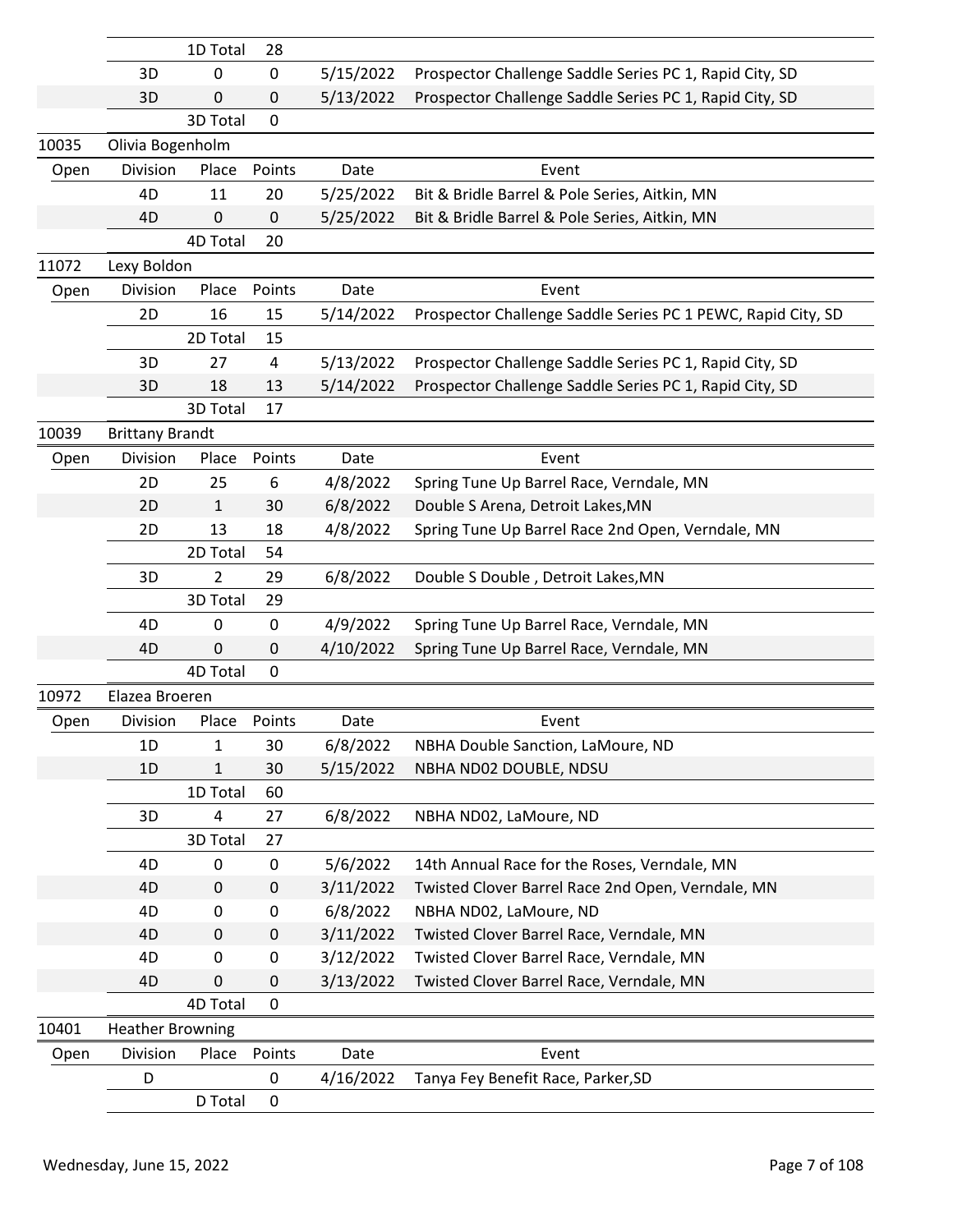| | Division | Place | Points | Date | Event |
|---|---|---|---|---|---|
| | | 1D Total | 28 | | |
| | 3D | 0 | 0 | 5/15/2022 | Prospector Challenge Saddle Series PC 1, Rapid City, SD |
| | 3D | 0 | 0 | 5/13/2022 | Prospector Challenge Saddle Series PC 1, Rapid City, SD |
| | | 3D Total | 0 | | |

| 10035 | Olivia Bogenholm | | | | |
|---|---|---|---|---|---|
| Open | Division | Place | Points | Date | Event |
| | 4D | 11 | 20 | 5/25/2022 | Bit & Bridle Barrel & Pole Series, Aitkin, MN |
| | 4D | 0 | 0 | 5/25/2022 | Bit & Bridle Barrel & Pole Series, Aitkin, MN |
| | | 4D Total | 20 | | |

| 11072 | Lexy Boldon | | | | |
|---|---|---|---|---|---|
| Open | Division | Place | Points | Date | Event |
| | 2D | 16 | 15 | 5/14/2022 | Prospector Challenge Saddle Series PC 1 PEWC, Rapid City, SD |
| | | 2D Total | 15 | | |
| | 3D | 27 | 4 | 5/13/2022 | Prospector Challenge Saddle Series PC 1, Rapid City, SD |
| | 3D | 18 | 13 | 5/14/2022 | Prospector Challenge Saddle Series PC 1, Rapid City, SD |
| | | 3D Total | 17 | | |

| 10039 | Brittany Brandt | | | | |
|---|---|---|---|---|---|
| Open | Division | Place | Points | Date | Event |
| | 2D | 25 | 6 | 4/8/2022 | Spring Tune Up Barrel Race, Verndale, MN |
| | 2D | 1 | 30 | 6/8/2022 | Double S Arena, Detroit Lakes,MN |
| | 2D | 13 | 18 | 4/8/2022 | Spring Tune Up Barrel Race 2nd Open, Verndale, MN |
| | | 2D Total | 54 | | |
| | 3D | 2 | 29 | 6/8/2022 | Double S Double , Detroit Lakes,MN |
| | | 3D Total | 29 | | |
| | 4D | 0 | 0 | 4/9/2022 | Spring Tune Up Barrel Race, Verndale, MN |
| | 4D | 0 | 0 | 4/10/2022 | Spring Tune Up Barrel Race, Verndale, MN |
| | | 4D Total | 0 | | |

| 10972 | Elazea Broeren | | | | |
|---|---|---|---|---|---|
| Open | Division | Place | Points | Date | Event |
| | 1D | 1 | 30 | 6/8/2022 | NBHA Double Sanction, LaMoure, ND |
| | 1D | 1 | 30 | 5/15/2022 | NBHA ND02 DOUBLE, NDSU |
| | | 1D Total | 60 | | |
| | 3D | 4 | 27 | 6/8/2022 | NBHA ND02, LaMoure, ND |
| | | 3D Total | 27 | | |
| | 4D | 0 | 0 | 5/6/2022 | 14th Annual Race for the Roses, Verndale, MN |
| | 4D | 0 | 0 | 3/11/2022 | Twisted Clover Barrel Race 2nd Open, Verndale, MN |
| | 4D | 0 | 0 | 6/8/2022 | NBHA ND02, LaMoure, ND |
| | 4D | 0 | 0 | 3/11/2022 | Twisted Clover Barrel Race, Verndale, MN |
| | 4D | 0 | 0 | 3/12/2022 | Twisted Clover Barrel Race, Verndale, MN |
| | 4D | 0 | 0 | 3/13/2022 | Twisted Clover Barrel Race, Verndale, MN |
| | | 4D Total | 0 | | |

| 10401 | Heather Browning | | | | |
|---|---|---|---|---|---|
| Open | Division | Place | Points | Date | Event |
| | D | | 0 | 4/16/2022 | Tanya Fey Benefit Race, Parker,SD |
| | | D Total | 0 | | |

Wednesday, June 15, 2022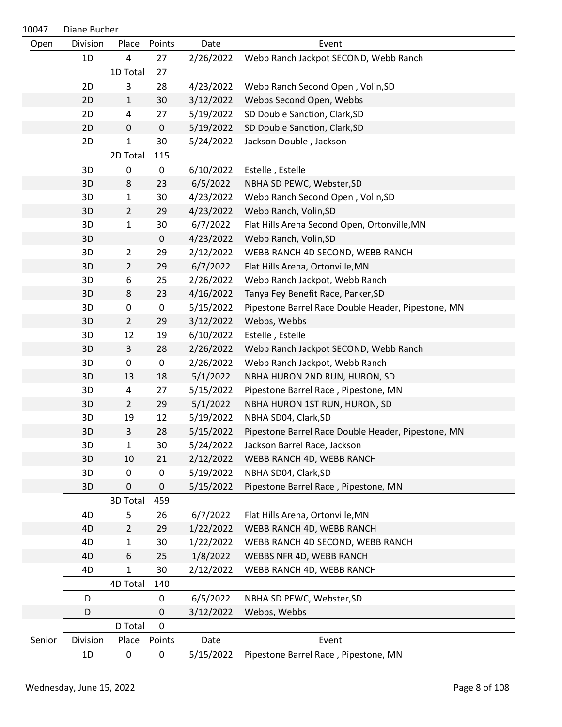| 10047 | Diane Bucher | | | | |
|---|---|---|---|---|---|
| Open | Division | Place | Points | Date | Event |
| | 1D | 4 | 27 | 2/26/2022 | Webb Ranch Jackpot SECOND, Webb Ranch |
| | | 1D Total | 27 | | |
| | 2D | 3 | 28 | 4/23/2022 | Webb Ranch Second Open , Volin,SD |
| | 2D | 1 | 30 | 3/12/2022 | Webbs Second Open, Webbs |
| | 2D | 4 | 27 | 5/19/2022 | SD Double Sanction, Clark,SD |
| | 2D | 0 | 0 | 5/19/2022 | SD Double Sanction, Clark,SD |
| | 2D | 1 | 30 | 5/24/2022 | Jackson Double , Jackson |
| | | 2D Total | 115 | | |
| | 3D | 0 | 0 | 6/10/2022 | Estelle , Estelle |
| | 3D | 8 | 23 | 6/5/2022 | NBHA SD PEWC, Webster,SD |
| | 3D | 1 | 30 | 4/23/2022 | Webb Ranch Second Open , Volin,SD |
| | 3D | 2 | 29 | 4/23/2022 | Webb Ranch, Volin,SD |
| | 3D | 1 | 30 | 6/7/2022 | Flat Hills Arena Second Open, Ortonville,MN |
| | 3D | | 0 | 4/23/2022 | Webb Ranch, Volin,SD |
| | 3D | 2 | 29 | 2/12/2022 | WEBB RANCH 4D SECOND, WEBB RANCH |
| | 3D | 2 | 29 | 6/7/2022 | Flat Hills Arena, Ortonville,MN |
| | 3D | 6 | 25 | 2/26/2022 | Webb Ranch Jackpot, Webb Ranch |
| | 3D | 8 | 23 | 4/16/2022 | Tanya Fey Benefit Race, Parker,SD |
| | 3D | 0 | 0 | 5/15/2022 | Pipestone Barrel Race Double Header, Pipestone, MN |
| | 3D | 2 | 29 | 3/12/2022 | Webbs, Webbs |
| | 3D | 12 | 19 | 6/10/2022 | Estelle , Estelle |
| | 3D | 3 | 28 | 2/26/2022 | Webb Ranch Jackpot SECOND, Webb Ranch |
| | 3D | 0 | 0 | 2/26/2022 | Webb Ranch Jackpot, Webb Ranch |
| | 3D | 13 | 18 | 5/1/2022 | NBHA HURON 2ND RUN, HURON, SD |
| | 3D | 4 | 27 | 5/15/2022 | Pipestone Barrel Race , Pipestone, MN |
| | 3D | 2 | 29 | 5/1/2022 | NBHA HURON 1ST RUN, HURON, SD |
| | 3D | 19 | 12 | 5/19/2022 | NBHA SD04, Clark,SD |
| | 3D | 3 | 28 | 5/15/2022 | Pipestone Barrel Race Double Header, Pipestone, MN |
| | 3D | 1 | 30 | 5/24/2022 | Jackson Barrel Race, Jackson |
| | 3D | 10 | 21 | 2/12/2022 | WEBB RANCH 4D, WEBB RANCH |
| | 3D | 0 | 0 | 5/19/2022 | NBHA SD04, Clark,SD |
| | 3D | 0 | 0 | 5/15/2022 | Pipestone Barrel Race , Pipestone, MN |
| | | 3D Total | 459 | | |
| | 4D | 5 | 26 | 6/7/2022 | Flat Hills Arena, Ortonville,MN |
| | 4D | 2 | 29 | 1/22/2022 | WEBB RANCH 4D, WEBB RANCH |
| | 4D | 1 | 30 | 1/22/2022 | WEBB RANCH 4D SECOND, WEBB RANCH |
| | 4D | 6 | 25 | 1/8/2022 | WEBBS NFR 4D, WEBB RANCH |
| | 4D | 1 | 30 | 2/12/2022 | WEBB RANCH 4D, WEBB RANCH |
| | | 4D Total | 140 | | |
| | D | | 0 | 6/5/2022 | NBHA SD PEWC, Webster,SD |
| | D | | 0 | 3/12/2022 | Webbs, Webbs |
| | | D Total | 0 | | |
| Senior | Division | Place | Points | Date | Event |
| | 1D | 0 | 0 | 5/15/2022 | Pipestone Barrel Race , Pipestone, MN |

Wednesday, June 15, 2022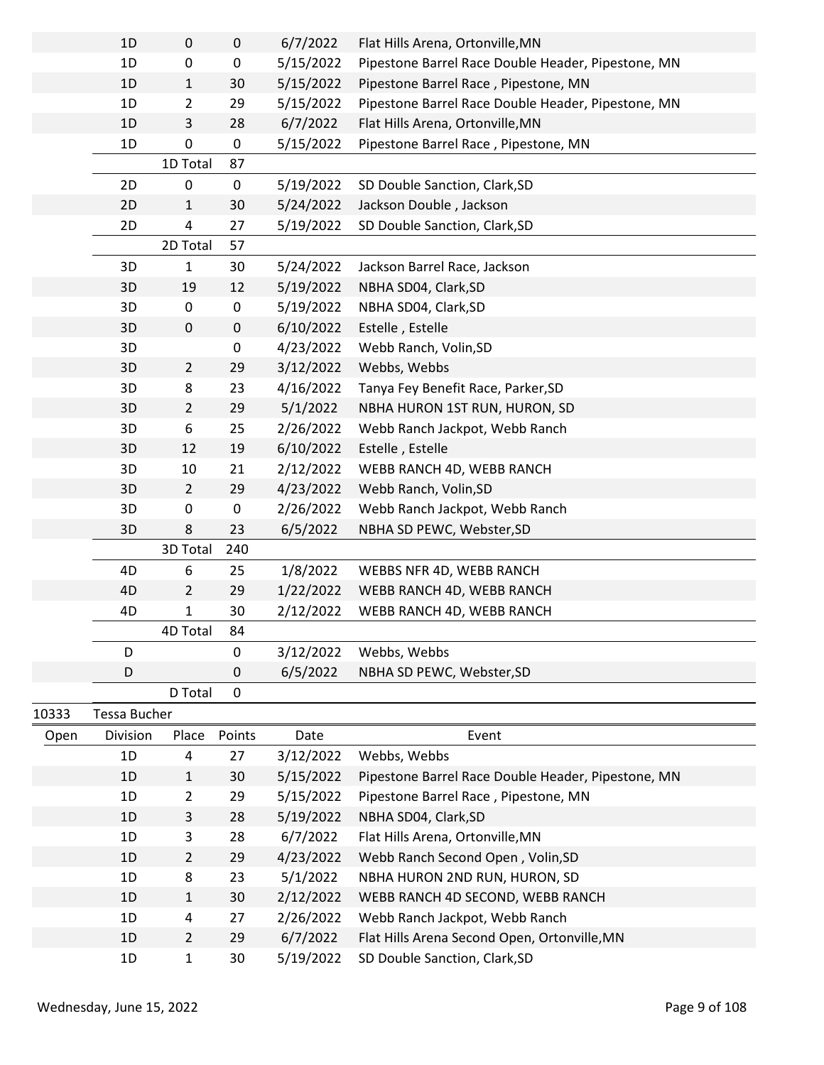| | Division | Place | Points | Date | Event |
|---|---|---|---|---|---|
| | 1D | 0 | 0 | 6/7/2022 | Flat Hills Arena, Ortonville,MN |
| | 1D | 0 | 0 | 5/15/2022 | Pipestone Barrel Race Double Header, Pipestone, MN |
| | 1D | 1 | 30 | 5/15/2022 | Pipestone Barrel Race , Pipestone, MN |
| | 1D | 2 | 29 | 5/15/2022 | Pipestone Barrel Race Double Header, Pipestone, MN |
| | 1D | 3 | 28 | 6/7/2022 | Flat Hills Arena, Ortonville,MN |
| | 1D | 0 | 0 | 5/15/2022 | Pipestone Barrel Race , Pipestone, MN |
| | | 1D Total | 87 | | |
| | 2D | 0 | 0 | 5/19/2022 | SD Double Sanction, Clark,SD |
| | 2D | 1 | 30 | 5/24/2022 | Jackson Double , Jackson |
| | 2D | 4 | 27 | 5/19/2022 | SD Double Sanction, Clark,SD |
| | | 2D Total | 57 | | |
| | 3D | 1 | 30 | 5/24/2022 | Jackson Barrel Race, Jackson |
| | 3D | 19 | 12 | 5/19/2022 | NBHA SD04, Clark,SD |
| | 3D | 0 | 0 | 5/19/2022 | NBHA SD04, Clark,SD |
| | 3D | 0 | 0 | 6/10/2022 | Estelle , Estelle |
| | 3D | | 0 | 4/23/2022 | Webb Ranch, Volin,SD |
| | 3D | 2 | 29 | 3/12/2022 | Webbs, Webbs |
| | 3D | 8 | 23 | 4/16/2022 | Tanya Fey Benefit Race, Parker,SD |
| | 3D | 2 | 29 | 5/1/2022 | NBHA HURON 1ST RUN, HURON, SD |
| | 3D | 6 | 25 | 2/26/2022 | Webb Ranch Jackpot, Webb Ranch |
| | 3D | 12 | 19 | 6/10/2022 | Estelle , Estelle |
| | 3D | 10 | 21 | 2/12/2022 | WEBB RANCH 4D, WEBB RANCH |
| | 3D | 2 | 29 | 4/23/2022 | Webb Ranch, Volin,SD |
| | 3D | 0 | 0 | 2/26/2022 | Webb Ranch Jackpot, Webb Ranch |
| | 3D | 8 | 23 | 6/5/2022 | NBHA SD PEWC, Webster,SD |
| | | 3D Total | 240 | | |
| | 4D | 6 | 25 | 1/8/2022 | WEBBS NFR 4D, WEBB RANCH |
| | 4D | 2 | 29 | 1/22/2022 | WEBB RANCH 4D, WEBB RANCH |
| | 4D | 1 | 30 | 2/12/2022 | WEBB RANCH 4D, WEBB RANCH |
| | | 4D Total | 84 | | |
| | D | | 0 | 3/12/2022 | Webbs, Webbs |
| | D | | 0 | 6/5/2022 | NBHA SD PEWC, Webster,SD |
| | | D Total | 0 | | |

**10333 Tessa Bucher**

| Open | Division | Place | Points | Date | Event |
|---|---|---|---|---|---|
| | 1D | 4 | 27 | 3/12/2022 | Webbs, Webbs |
| | 1D | 1 | 30 | 5/15/2022 | Pipestone Barrel Race Double Header, Pipestone, MN |
| | 1D | 2 | 29 | 5/15/2022 | Pipestone Barrel Race , Pipestone, MN |
| | 1D | 3 | 28 | 5/19/2022 | NBHA SD04, Clark,SD |
| | 1D | 3 | 28 | 6/7/2022 | Flat Hills Arena, Ortonville,MN |
| | 1D | 2 | 29 | 4/23/2022 | Webb Ranch Second Open , Volin,SD |
| | 1D | 8 | 23 | 5/1/2022 | NBHA HURON 2ND RUN, HURON, SD |
| | 1D | 1 | 30 | 2/12/2022 | WEBB RANCH 4D SECOND, WEBB RANCH |
| | 1D | 4 | 27 | 2/26/2022 | Webb Ranch Jackpot, Webb Ranch |
| | 1D | 2 | 29 | 6/7/2022 | Flat Hills Arena Second Open, Ortonville,MN |
| | 1D | 1 | 30 | 5/19/2022 | SD Double Sanction, Clark,SD |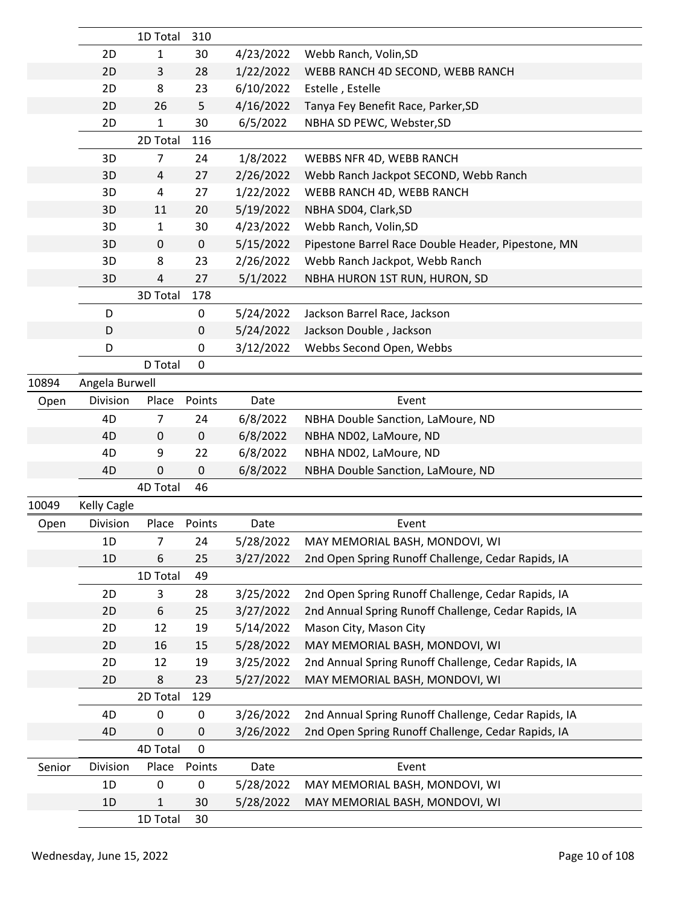| | Division | Place | Points | Date | Event |
|---|---|---|---|---|---|
| | | 1D Total | 310 | | |
| | 2D | 1 | 30 | 4/23/2022 | Webb Ranch, Volin,SD |
| | 2D | 3 | 28 | 1/22/2022 | WEBB RANCH 4D SECOND, WEBB RANCH |
| | 2D | 8 | 23 | 6/10/2022 | Estelle , Estelle |
| | 2D | 26 | 5 | 4/16/2022 | Tanya Fey Benefit Race, Parker,SD |
| | 2D | 1 | 30 | 6/5/2022 | NBHA SD PEWC, Webster,SD |
| | | 2D Total | 116 | | |
| | 3D | 7 | 24 | 1/8/2022 | WEBBS NFR 4D, WEBB RANCH |
| | 3D | 4 | 27 | 2/26/2022 | Webb Ranch Jackpot SECOND, Webb Ranch |
| | 3D | 4 | 27 | 1/22/2022 | WEBB RANCH 4D, WEBB RANCH |
| | 3D | 11 | 20 | 5/19/2022 | NBHA SD04, Clark,SD |
| | 3D | 1 | 30 | 4/23/2022 | Webb Ranch, Volin,SD |
| | 3D | 0 | 0 | 5/15/2022 | Pipestone Barrel Race Double Header, Pipestone, MN |
| | 3D | 8 | 23 | 2/26/2022 | Webb Ranch Jackpot, Webb Ranch |
| | 3D | 4 | 27 | 5/1/2022 | NBHA HURON 1ST RUN, HURON, SD |
| | | 3D Total | 178 | | |
| | D | | 0 | 5/24/2022 | Jackson Barrel Race, Jackson |
| | D | | 0 | 5/24/2022 | Jackson Double , Jackson |
| | D | | 0 | 3/12/2022 | Webbs Second Open, Webbs |
| | | D Total | 0 | | |

**10894 Angela Burwell**

| Open | Division | Place | Points | Date | Event |
|---|---|---|---|---|---|
| | 4D | 7 | 24 | 6/8/2022 | NBHA Double Sanction, LaMoure, ND |
| | 4D | 0 | 0 | 6/8/2022 | NBHA ND02, LaMoure, ND |
| | 4D | 9 | 22 | 6/8/2022 | NBHA ND02, LaMoure, ND |
| | 4D | 0 | 0 | 6/8/2022 | NBHA Double Sanction, LaMoure, ND |
| | | 4D Total | 46 | | |

**10049 Kelly Cagle**

| Open | Division | Place | Points | Date | Event |
|---|---|---|---|---|---|
| | 1D | 7 | 24 | 5/28/2022 | MAY MEMORIAL BASH, MONDOVI, WI |
| | 1D | 6 | 25 | 3/27/2022 | 2nd Open Spring Runoff Challenge, Cedar Rapids, IA |
| | | 1D Total | 49 | | |
| | 2D | 3 | 28 | 3/25/2022 | 2nd Open Spring Runoff Challenge, Cedar Rapids, IA |
| | 2D | 6 | 25 | 3/27/2022 | 2nd Annual Spring Runoff Challenge, Cedar Rapids, IA |
| | 2D | 12 | 19 | 5/14/2022 | Mason City, Mason City |
| | 2D | 16 | 15 | 5/28/2022 | MAY MEMORIAL BASH, MONDOVI, WI |
| | 2D | 12 | 19 | 3/25/2022 | 2nd Annual Spring Runoff Challenge, Cedar Rapids, IA |
| | 2D | 8 | 23 | 5/27/2022 | MAY MEMORIAL BASH, MONDOVI, WI |
| | | 2D Total | 129 | | |
| | 4D | 0 | 0 | 3/26/2022 | 2nd Annual Spring Runoff Challenge, Cedar Rapids, IA |
| | 4D | 0 | 0 | 3/26/2022 | 2nd Open Spring Runoff Challenge, Cedar Rapids, IA |
| | | 4D Total | 0 | | |

| Senior | Division | Place | Points | Date | Event |
|---|---|---|---|---|---|
| | 1D | 0 | 0 | 5/28/2022 | MAY MEMORIAL BASH, MONDOVI, WI |
| | 1D | 1 | 30 | 5/28/2022 | MAY MEMORIAL BASH, MONDOVI, WI |
| | | 1D Total | 30 | | |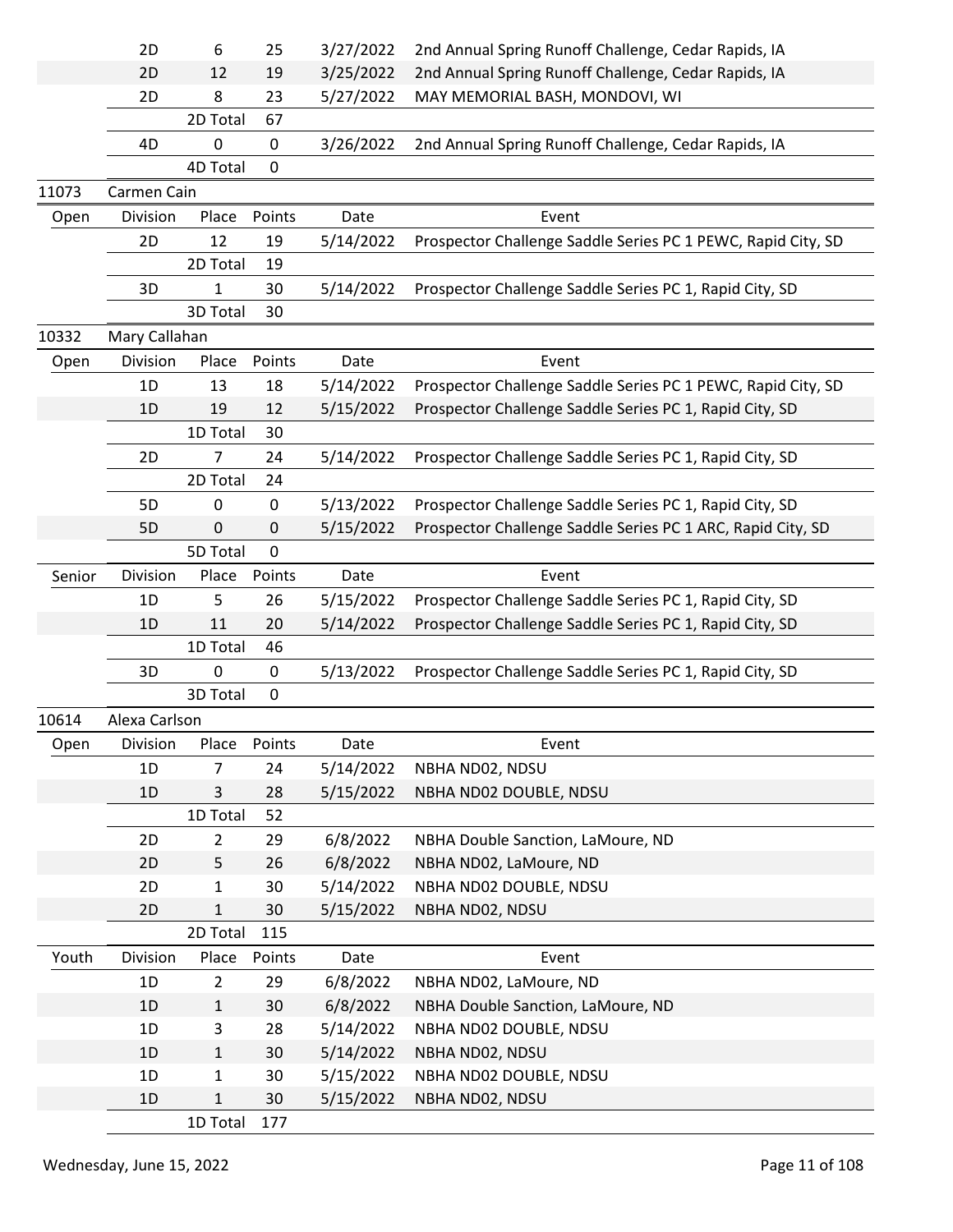| | Division | Place | Points | Date | Event |
|---|---|---|---|---|---|
| | 2D | 6 | 25 | 3/27/2022 | 2nd Annual Spring Runoff Challenge, Cedar Rapids, IA |
| | 2D | 12 | 19 | 3/25/2022 | 2nd Annual Spring Runoff Challenge, Cedar Rapids, IA |
| | 2D | 8 | 23 | 5/27/2022 | MAY MEMORIAL BASH, MONDOVI, WI |
| | | 2D Total | 67 | | |
| | 4D | 0 | 0 | 3/26/2022 | 2nd Annual Spring Runoff Challenge, Cedar Rapids, IA |
| | | 4D Total | 0 | | |
| 11073 | Carmen Cain | | | | |
| Open | Division | Place | Points | Date | Event |
| | 2D | 12 | 19 | 5/14/2022 | Prospector Challenge Saddle Series PC 1 PEWC, Rapid City, SD |
| | | 2D Total | 19 | | |
| | 3D | 1 | 30 | 5/14/2022 | Prospector Challenge Saddle Series PC 1, Rapid City, SD |
| | | 3D Total | 30 | | |
| 10332 | Mary Callahan | | | | |
| Open | Division | Place | Points | Date | Event |
| | 1D | 13 | 18 | 5/14/2022 | Prospector Challenge Saddle Series PC 1 PEWC, Rapid City, SD |
| | 1D | 19 | 12 | 5/15/2022 | Prospector Challenge Saddle Series PC 1, Rapid City, SD |
| | | 1D Total | 30 | | |
| | 2D | 7 | 24 | 5/14/2022 | Prospector Challenge Saddle Series PC 1, Rapid City, SD |
| | | 2D Total | 24 | | |
| | 5D | 0 | 0 | 5/13/2022 | Prospector Challenge Saddle Series PC 1, Rapid City, SD |
| | 5D | 0 | 0 | 5/15/2022 | Prospector Challenge Saddle Series PC 1 ARC, Rapid City, SD |
| | | 5D Total | 0 | | |
| Senior | Division | Place | Points | Date | Event |
| | 1D | 5 | 26 | 5/15/2022 | Prospector Challenge Saddle Series PC 1, Rapid City, SD |
| | 1D | 11 | 20 | 5/14/2022 | Prospector Challenge Saddle Series PC 1, Rapid City, SD |
| | | 1D Total | 46 | | |
| | 3D | 0 | 0 | 5/13/2022 | Prospector Challenge Saddle Series PC 1, Rapid City, SD |
| | | 3D Total | 0 | | |
| 10614 | Alexa Carlson | | | | |
| Open | Division | Place | Points | Date | Event |
| | 1D | 7 | 24 | 5/14/2022 | NBHA ND02, NDSU |
| | 1D | 3 | 28 | 5/15/2022 | NBHA ND02 DOUBLE, NDSU |
| | | 1D Total | 52 | | |
| | 2D | 2 | 29 | 6/8/2022 | NBHA Double Sanction, LaMoure, ND |
| | 2D | 5 | 26 | 6/8/2022 | NBHA ND02, LaMoure, ND |
| | 2D | 1 | 30 | 5/14/2022 | NBHA ND02 DOUBLE, NDSU |
| | 2D | 1 | 30 | 5/15/2022 | NBHA ND02, NDSU |
| | | 2D Total | 115 | | |
| Youth | Division | Place | Points | Date | Event |
| | 1D | 2 | 29 | 6/8/2022 | NBHA ND02, LaMoure, ND |
| | 1D | 1 | 30 | 6/8/2022 | NBHA Double Sanction, LaMoure, ND |
| | 1D | 3 | 28 | 5/14/2022 | NBHA ND02 DOUBLE, NDSU |
| | 1D | 1 | 30 | 5/14/2022 | NBHA ND02, NDSU |
| | 1D | 1 | 30 | 5/15/2022 | NBHA ND02 DOUBLE, NDSU |
| | 1D | 1 | 30 | 5/15/2022 | NBHA ND02, NDSU |
| | | 1D Total | 177 | | |

Wednesday, June 15, 2022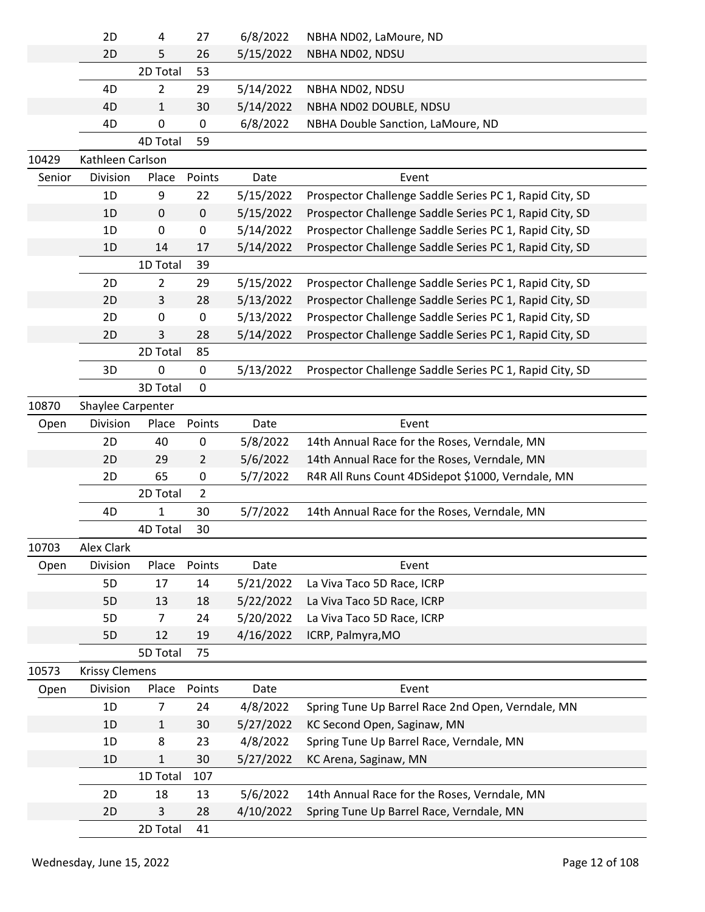| | Division | Place | Points | Date | Event |
|---|---|---|---|---|---|
| | 2D | 4 | 27 | 6/8/2022 | NBHA ND02, LaMoure, ND |
| | 2D | 5 | 26 | 5/15/2022 | NBHA ND02, NDSU |
| | | 2D Total | 53 | | |
| | 4D | 2 | 29 | 5/14/2022 | NBHA ND02, NDSU |
| | 4D | 1 | 30 | 5/14/2022 | NBHA ND02 DOUBLE, NDSU |
| | 4D | 0 | 0 | 6/8/2022 | NBHA Double Sanction, LaMoure, ND |
| | | 4D Total | 59 | | |

**10429 Kathleen Carlson**

| Senior | Division | Place | Points | Date | Event |
|---|---|---|---|---|---|
| | 1D | 9 | 22 | 5/15/2022 | Prospector Challenge Saddle Series PC 1, Rapid City, SD |
| | 1D | 0 | 0 | 5/15/2022 | Prospector Challenge Saddle Series PC 1, Rapid City, SD |
| | 1D | 0 | 0 | 5/14/2022 | Prospector Challenge Saddle Series PC 1, Rapid City, SD |
| | 1D | 14 | 17 | 5/14/2022 | Prospector Challenge Saddle Series PC 1, Rapid City, SD |
| | | 1D Total | 39 | | |
| | 2D | 2 | 29 | 5/15/2022 | Prospector Challenge Saddle Series PC 1, Rapid City, SD |
| | 2D | 3 | 28 | 5/13/2022 | Prospector Challenge Saddle Series PC 1, Rapid City, SD |
| | 2D | 0 | 0 | 5/13/2022 | Prospector Challenge Saddle Series PC 1, Rapid City, SD |
| | 2D | 3 | 28 | 5/14/2022 | Prospector Challenge Saddle Series PC 1, Rapid City, SD |
| | | 2D Total | 85 | | |
| | 3D | 0 | 0 | 5/13/2022 | Prospector Challenge Saddle Series PC 1, Rapid City, SD |
| | | 3D Total | 0 | | |

**10870 Shaylee Carpenter**

| Open | Division | Place | Points | Date | Event |
|---|---|---|---|---|---|
| | 2D | 40 | 0 | 5/8/2022 | 14th Annual Race for the Roses, Verndale, MN |
| | 2D | 29 | 2 | 5/6/2022 | 14th Annual Race for the Roses, Verndale, MN |
| | 2D | 65 | 0 | 5/7/2022 | R4R All Runs Count 4DSidepot $1000, Verndale, MN |
| | | 2D Total | 2 | | |
| | 4D | 1 | 30 | 5/7/2022 | 14th Annual Race for the Roses, Verndale, MN |
| | | 4D Total | 30 | | |

**10703 Alex Clark**

| Open | Division | Place | Points | Date | Event |
|---|---|---|---|---|---|
| | 5D | 17 | 14 | 5/21/2022 | La Viva Taco 5D Race, ICRP |
| | 5D | 13 | 18 | 5/22/2022 | La Viva Taco 5D Race, ICRP |
| | 5D | 7 | 24 | 5/20/2022 | La Viva Taco 5D Race, ICRP |
| | 5D | 12 | 19 | 4/16/2022 | ICRP, Palmyra,MO |
| | | 5D Total | 75 | | |

**10573 Krissy Clemens**

| Open | Division | Place | Points | Date | Event |
|---|---|---|---|---|---|
| | 1D | 7 | 24 | 4/8/2022 | Spring Tune Up Barrel Race 2nd Open, Verndale, MN |
| | 1D | 1 | 30 | 5/27/2022 | KC Second Open, Saginaw, MN |
| | 1D | 8 | 23 | 4/8/2022 | Spring Tune Up Barrel Race, Verndale, MN |
| | 1D | 1 | 30 | 5/27/2022 | KC Arena, Saginaw, MN |
| | | 1D Total | 107 | | |
| | 2D | 18 | 13 | 5/6/2022 | 14th Annual Race for the Roses, Verndale, MN |
| | 2D | 3 | 28 | 4/10/2022 | Spring Tune Up Barrel Race, Verndale, MN |
| | | 2D Total | 41 | | |

Wednesday, June 15, 2022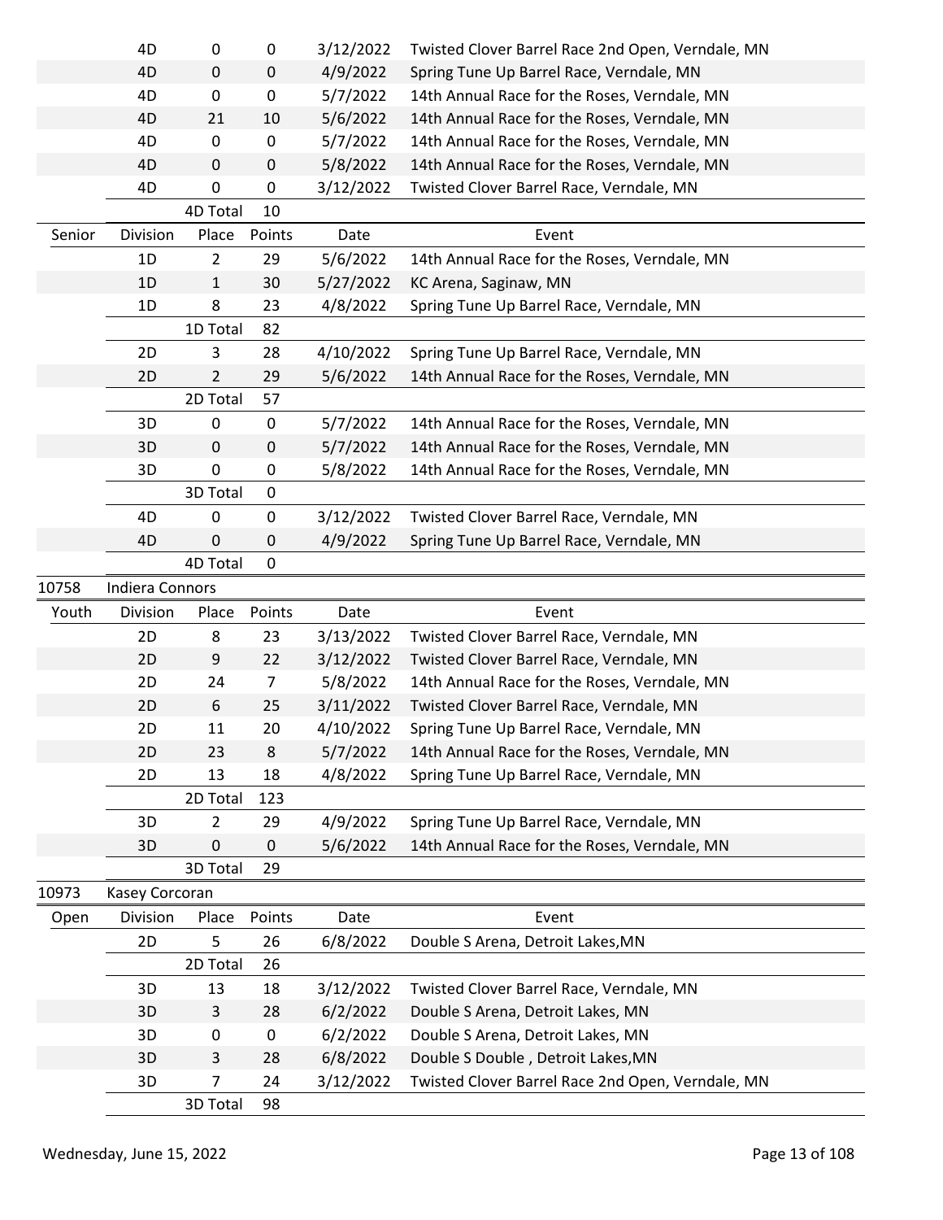| | Division | Place | Points | Date | Event |
|---|---|---|---|---|---|
| | 4D | 0 | 0 | 3/12/2022 | Twisted Clover Barrel Race 2nd Open, Verndale, MN |
| | 4D | 0 | 0 | 4/9/2022 | Spring Tune Up Barrel Race, Verndale, MN |
| | 4D | 0 | 0 | 5/7/2022 | 14th Annual Race for the Roses, Verndale, MN |
| | 4D | 21 | 10 | 5/6/2022 | 14th Annual Race for the Roses, Verndale, MN |
| | 4D | 0 | 0 | 5/7/2022 | 14th Annual Race for the Roses, Verndale, MN |
| | 4D | 0 | 0 | 5/8/2022 | 14th Annual Race for the Roses, Verndale, MN |
| | 4D | 0 | 0 | 3/12/2022 | Twisted Clover Barrel Race, Verndale, MN |
| | | 4D Total | 10 | | |
| Senior | Division | Place | Points | Date | Event |
| | 1D | 2 | 29 | 5/6/2022 | 14th Annual Race for the Roses, Verndale, MN |
| | 1D | 1 | 30 | 5/27/2022 | KC Arena, Saginaw, MN |
| | 1D | 8 | 23 | 4/8/2022 | Spring Tune Up Barrel Race, Verndale, MN |
| | | 1D Total | 82 | | |
| | 2D | 3 | 28 | 4/10/2022 | Spring Tune Up Barrel Race, Verndale, MN |
| | 2D | 2 | 29 | 5/6/2022 | 14th Annual Race for the Roses, Verndale, MN |
| | | 2D Total | 57 | | |
| | 3D | 0 | 0 | 5/7/2022 | 14th Annual Race for the Roses, Verndale, MN |
| | 3D | 0 | 0 | 5/7/2022 | 14th Annual Race for the Roses, Verndale, MN |
| | 3D | 0 | 0 | 5/8/2022 | 14th Annual Race for the Roses, Verndale, MN |
| | | 3D Total | 0 | | |
| | 4D | 0 | 0 | 3/12/2022 | Twisted Clover Barrel Race, Verndale, MN |
| | 4D | 0 | 0 | 4/9/2022 | Spring Tune Up Barrel Race, Verndale, MN |
| | | 4D Total | 0 | | |

**10758 Indiera Connors**

| Youth | Division | Place | Points | Date | Event |
|---|---|---|---|---|---|
| | 2D | 8 | 23 | 3/13/2022 | Twisted Clover Barrel Race, Verndale, MN |
| | 2D | 9 | 22 | 3/12/2022 | Twisted Clover Barrel Race, Verndale, MN |
| | 2D | 24 | 7 | 5/8/2022 | 14th Annual Race for the Roses, Verndale, MN |
| | 2D | 6 | 25 | 3/11/2022 | Twisted Clover Barrel Race, Verndale, MN |
| | 2D | 11 | 20 | 4/10/2022 | Spring Tune Up Barrel Race, Verndale, MN |
| | 2D | 23 | 8 | 5/7/2022 | 14th Annual Race for the Roses, Verndale, MN |
| | 2D | 13 | 18 | 4/8/2022 | Spring Tune Up Barrel Race, Verndale, MN |
| | | 2D Total | 123 | | |
| | 3D | 2 | 29 | 4/9/2022 | Spring Tune Up Barrel Race, Verndale, MN |
| | 3D | 0 | 0 | 5/6/2022 | 14th Annual Race for the Roses, Verndale, MN |
| | | 3D Total | 29 | | |

**10973 Kasey Corcoran**

| Open | Division | Place | Points | Date | Event |
|---|---|---|---|---|---|
| | 2D | 5 | 26 | 6/8/2022 | Double S Arena, Detroit Lakes,MN |
| | | 2D Total | 26 | | |
| | 3D | 13 | 18 | 3/12/2022 | Twisted Clover Barrel Race, Verndale, MN |
| | 3D | 3 | 28 | 6/2/2022 | Double S Arena, Detroit Lakes, MN |
| | 3D | 0 | 0 | 6/2/2022 | Double S Arena, Detroit Lakes, MN |
| | 3D | 3 | 28 | 6/8/2022 | Double S Double , Detroit Lakes,MN |
| | 3D | 7 | 24 | 3/12/2022 | Twisted Clover Barrel Race 2nd Open, Verndale, MN |
| | | 3D Total | 98 | | |

Wednesday, June 15, 2022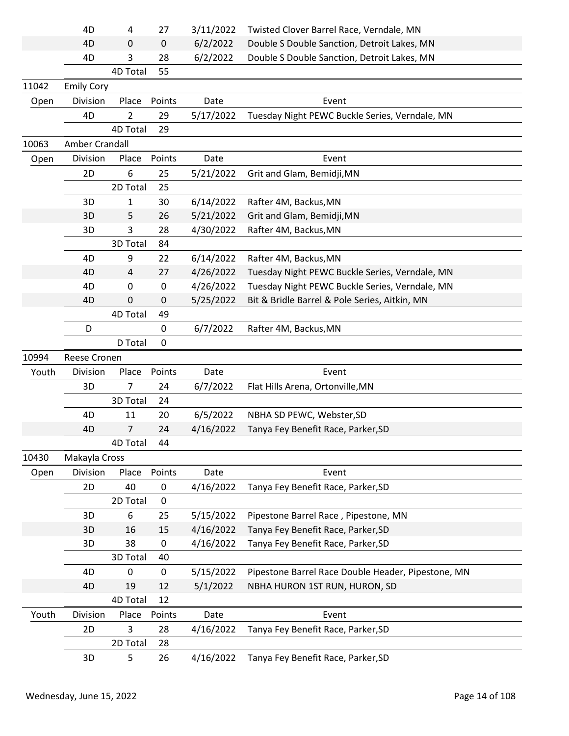| | Division | Place | Points | Date | Event |
|---|---|---|---|---|---|
| | 4D | 4 | 27 | 3/11/2022 | Twisted Clover Barrel Race, Verndale, MN |
| | 4D | 0 | 0 | 6/2/2022 | Double S Double Sanction, Detroit Lakes, MN |
| | 4D | 3 | 28 | 6/2/2022 | Double S Double Sanction, Detroit Lakes, MN |
| | | 4D Total | 55 | | |
| 11042 | Emily Cory | | | | |
| Open | Division | Place | Points | Date | Event |
| | 4D | 2 | 29 | 5/17/2022 | Tuesday Night PEWC Buckle Series, Verndale, MN |
| | | 4D Total | 29 | | |
| 10063 | Amber Crandall | | | | |
| Open | Division | Place | Points | Date | Event |
| | 2D | 6 | 25 | 5/21/2022 | Grit and Glam, Bemidji,MN |
| | | 2D Total | 25 | | |
| | 3D | 1 | 30 | 6/14/2022 | Rafter 4M, Backus,MN |
| | 3D | 5 | 26 | 5/21/2022 | Grit and Glam, Bemidji,MN |
| | 3D | 3 | 28 | 4/30/2022 | Rafter 4M, Backus,MN |
| | | 3D Total | 84 | | |
| | 4D | 9 | 22 | 6/14/2022 | Rafter 4M, Backus,MN |
| | 4D | 4 | 27 | 4/26/2022 | Tuesday Night PEWC Buckle Series, Verndale, MN |
| | 4D | 0 | 0 | 4/26/2022 | Tuesday Night PEWC Buckle Series, Verndale, MN |
| | 4D | 0 | 0 | 5/25/2022 | Bit & Bridle Barrel & Pole Series, Aitkin, MN |
| | | 4D Total | 49 | | |
| | D | | 0 | 6/7/2022 | Rafter 4M, Backus,MN |
| | | D Total | 0 | | |
| 10994 | Reese Cronen | | | | |
| Youth | Division | Place | Points | Date | Event |
| | 3D | 7 | 24 | 6/7/2022 | Flat Hills Arena, Ortonville,MN |
| | | 3D Total | 24 | | |
| | 4D | 11 | 20 | 6/5/2022 | NBHA SD PEWC, Webster,SD |
| | 4D | 7 | 24 | 4/16/2022 | Tanya Fey Benefit Race, Parker,SD |
| | | 4D Total | 44 | | |
| 10430 | Makayla Cross | | | | |
| Open | Division | Place | Points | Date | Event |
| | 2D | 40 | 0 | 4/16/2022 | Tanya Fey Benefit Race, Parker,SD |
| | | 2D Total | 0 | | |
| | 3D | 6 | 25 | 5/15/2022 | Pipestone Barrel Race , Pipestone, MN |
| | 3D | 16 | 15 | 4/16/2022 | Tanya Fey Benefit Race, Parker,SD |
| | 3D | 38 | 0 | 4/16/2022 | Tanya Fey Benefit Race, Parker,SD |
| | | 3D Total | 40 | | |
| | 4D | 0 | 0 | 5/15/2022 | Pipestone Barrel Race Double Header, Pipestone, MN |
| | 4D | 19 | 12 | 5/1/2022 | NBHA HURON 1ST RUN, HURON, SD |
| | | 4D Total | 12 | | |
| Youth | Division | Place | Points | Date | Event |
| | 2D | 3 | 28 | 4/16/2022 | Tanya Fey Benefit Race, Parker,SD |
| | | 2D Total | 28 | | |
| | 3D | 5 | 26 | 4/16/2022 | Tanya Fey Benefit Race, Parker,SD |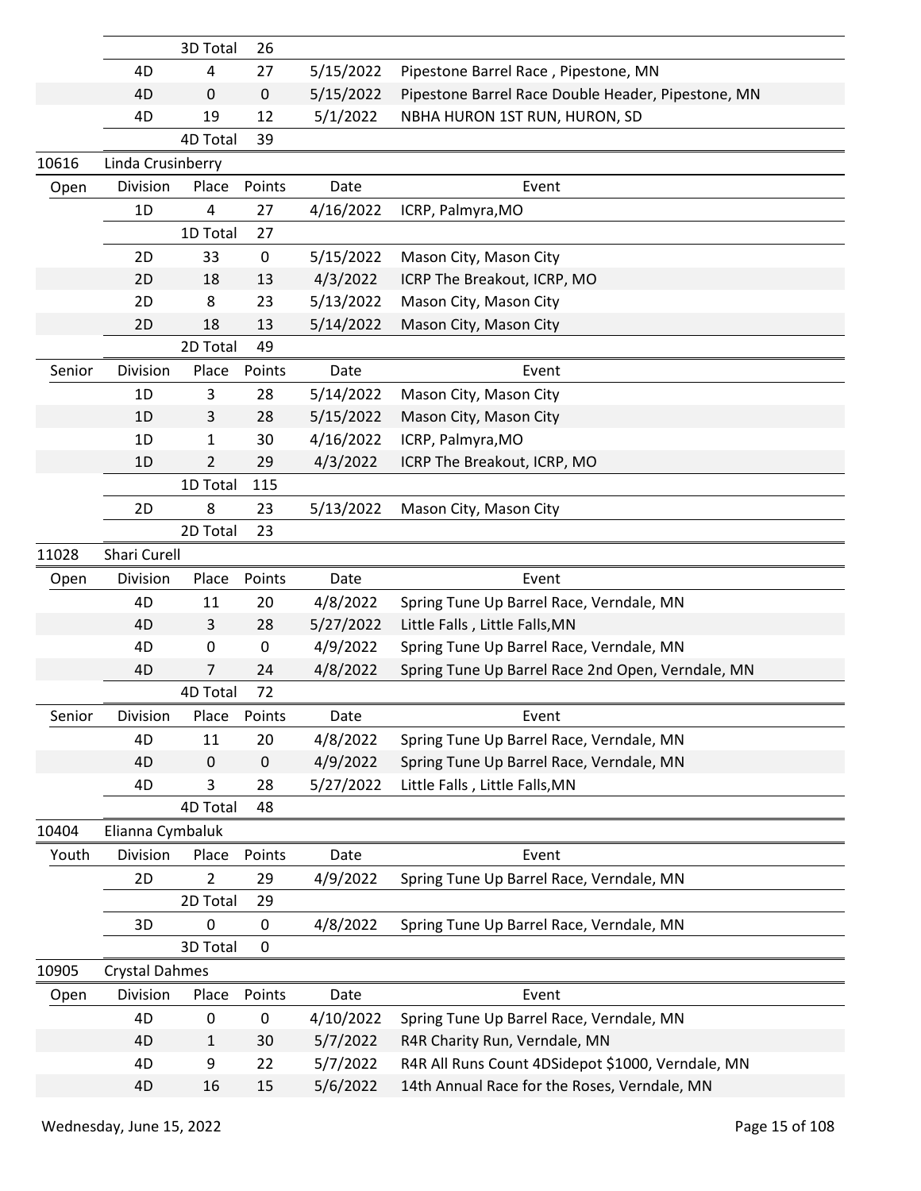| | Division | Place | Points | Date | Event |
|---|---|---|---|---|---|
| | | 3D Total | 26 | | |
| | 4D | 4 | 27 | 5/15/2022 | Pipestone Barrel Race , Pipestone, MN |
| | 4D | 0 | 0 | 5/15/2022 | Pipestone Barrel Race Double Header, Pipestone, MN |
| | 4D | 19 | 12 | 5/1/2022 | NBHA HURON 1ST RUN, HURON, SD |
| | | 4D Total | 39 | | |
| 10616 | Linda Crusinberry | | | | |
| Open | Division | Place | Points | Date | Event |
| | 1D | 4 | 27 | 4/16/2022 | ICRP, Palmyra,MO |
| | | 1D Total | 27 | | |
| | 2D | 33 | 0 | 5/15/2022 | Mason City, Mason City |
| | 2D | 18 | 13 | 4/3/2022 | ICRP The Breakout, ICRP, MO |
| | 2D | 8 | 23 | 5/13/2022 | Mason City, Mason City |
| | 2D | 18 | 13 | 5/14/2022 | Mason City, Mason City |
| | | 2D Total | 49 | | |
| Senior | Division | Place | Points | Date | Event |
| | 1D | 3 | 28 | 5/14/2022 | Mason City, Mason City |
| | 1D | 3 | 28 | 5/15/2022 | Mason City, Mason City |
| | 1D | 1 | 30 | 4/16/2022 | ICRP, Palmyra,MO |
| | 1D | 2 | 29 | 4/3/2022 | ICRP The Breakout, ICRP, MO |
| | | 1D Total | 115 | | |
| | 2D | 8 | 23 | 5/13/2022 | Mason City, Mason City |
| | | 2D Total | 23 | | |
| 11028 | Shari Curell | | | | |
| Open | Division | Place | Points | Date | Event |
| | 4D | 11 | 20 | 4/8/2022 | Spring Tune Up Barrel Race, Verndale, MN |
| | 4D | 3 | 28 | 5/27/2022 | Little Falls , Little Falls,MN |
| | 4D | 0 | 0 | 4/9/2022 | Spring Tune Up Barrel Race, Verndale, MN |
| | 4D | 7 | 24 | 4/8/2022 | Spring Tune Up Barrel Race 2nd Open, Verndale, MN |
| | | 4D Total | 72 | | |
| Senior | Division | Place | Points | Date | Event |
| | 4D | 11 | 20 | 4/8/2022 | Spring Tune Up Barrel Race, Verndale, MN |
| | 4D | 0 | 0 | 4/9/2022 | Spring Tune Up Barrel Race, Verndale, MN |
| | 4D | 3 | 28 | 5/27/2022 | Little Falls , Little Falls,MN |
| | | 4D Total | 48 | | |
| 10404 | Elianna Cymbaluk | | | | |
| Youth | Division | Place | Points | Date | Event |
| | 2D | 2 | 29 | 4/9/2022 | Spring Tune Up Barrel Race, Verndale, MN |
| | | 2D Total | 29 | | |
| | 3D | 0 | 0 | 4/8/2022 | Spring Tune Up Barrel Race, Verndale, MN |
| | | 3D Total | 0 | | |
| 10905 | Crystal Dahmes | | | | |
| Open | Division | Place | Points | Date | Event |
| | 4D | 0 | 0 | 4/10/2022 | Spring Tune Up Barrel Race, Verndale, MN |
| | 4D | 1 | 30 | 5/7/2022 | R4R Charity Run, Verndale, MN |
| | 4D | 9 | 22 | 5/7/2022 | R4R All Runs Count 4DSidepot $1000, Verndale, MN |
| | 4D | 16 | 15 | 5/6/2022 | 14th Annual Race for the Roses, Verndale, MN |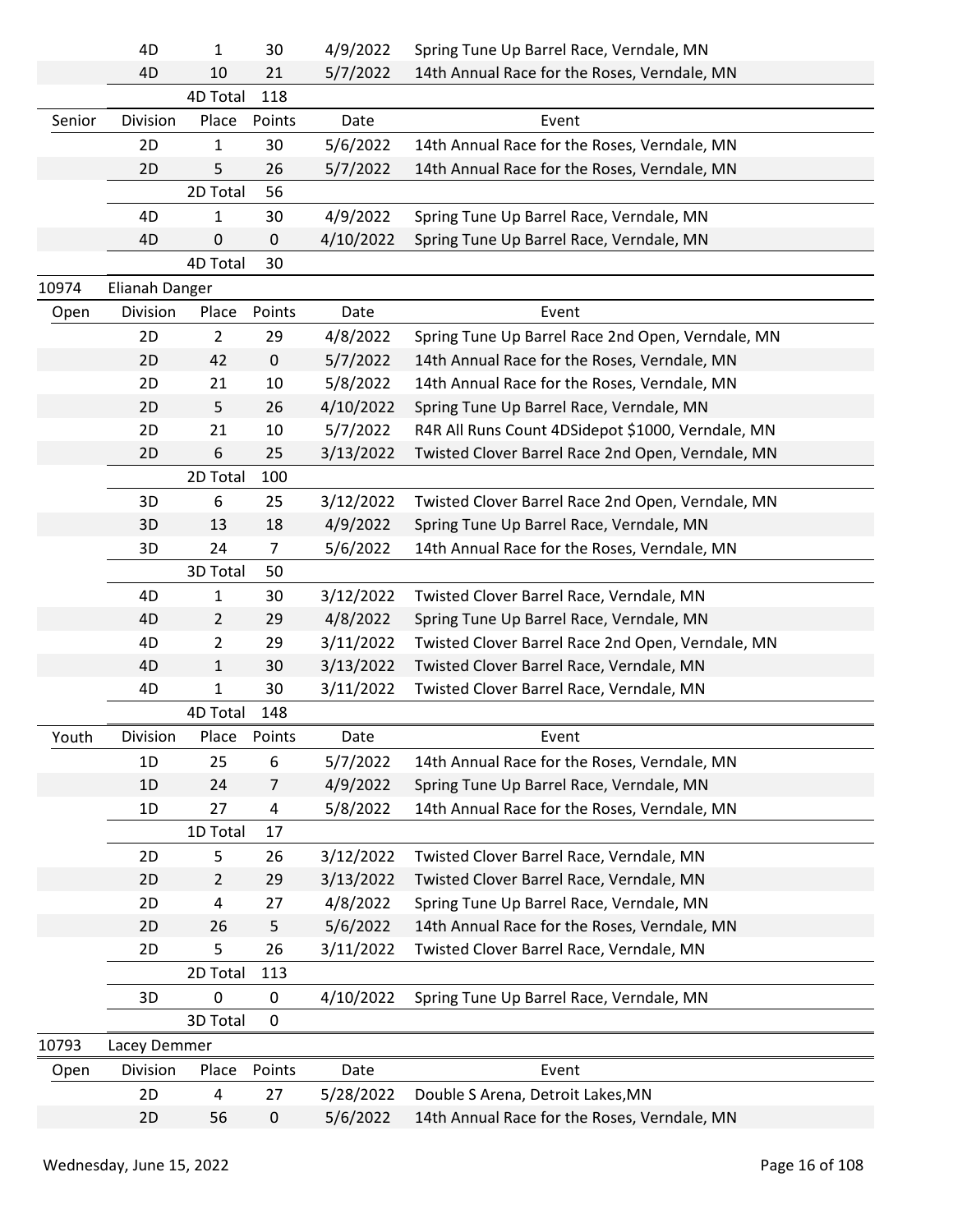| | Division | Place | Points | Date | Event |
|---|---|---|---|---|---|
| | 4D | 1 | 30 | 4/9/2022 | Spring Tune Up Barrel Race, Verndale, MN |
| | 4D | 10 | 21 | 5/7/2022 | 14th Annual Race for the Roses, Verndale, MN |
| | | 4D Total | 118 | | |
| Senior | Division | Place | Points | Date | Event |
| | 2D | 1 | 30 | 5/6/2022 | 14th Annual Race for the Roses, Verndale, MN |
| | 2D | 5 | 26 | 5/7/2022 | 14th Annual Race for the Roses, Verndale, MN |
| | | 2D Total | 56 | | |
| | 4D | 1 | 30 | 4/9/2022 | Spring Tune Up Barrel Race, Verndale, MN |
| | 4D | 0 | 0 | 4/10/2022 | Spring Tune Up Barrel Race, Verndale, MN |
| | | 4D Total | 30 | | |
| 10974 | Elianah Danger | | | | |
| Open | Division | Place | Points | Date | Event |
| | 2D | 2 | 29 | 4/8/2022 | Spring Tune Up Barrel Race 2nd Open, Verndale, MN |
| | 2D | 42 | 0 | 5/7/2022 | 14th Annual Race for the Roses, Verndale, MN |
| | 2D | 21 | 10 | 5/8/2022 | 14th Annual Race for the Roses, Verndale, MN |
| | 2D | 5 | 26 | 4/10/2022 | Spring Tune Up Barrel Race, Verndale, MN |
| | 2D | 21 | 10 | 5/7/2022 | R4R All Runs Count 4DSidepot $1000, Verndale, MN |
| | 2D | 6 | 25 | 3/13/2022 | Twisted Clover Barrel Race 2nd Open, Verndale, MN |
| | | 2D Total | 100 | | |
| | 3D | 6 | 25 | 3/12/2022 | Twisted Clover Barrel Race 2nd Open, Verndale, MN |
| | 3D | 13 | 18 | 4/9/2022 | Spring Tune Up Barrel Race, Verndale, MN |
| | 3D | 24 | 7 | 5/6/2022 | 14th Annual Race for the Roses, Verndale, MN |
| | | 3D Total | 50 | | |
| | 4D | 1 | 30 | 3/12/2022 | Twisted Clover Barrel Race, Verndale, MN |
| | 4D | 2 | 29 | 4/8/2022 | Spring Tune Up Barrel Race, Verndale, MN |
| | 4D | 2 | 29 | 3/11/2022 | Twisted Clover Barrel Race 2nd Open, Verndale, MN |
| | 4D | 1 | 30 | 3/13/2022 | Twisted Clover Barrel Race, Verndale, MN |
| | 4D | 1 | 30 | 3/11/2022 | Twisted Clover Barrel Race, Verndale, MN |
| | | 4D Total | 148 | | |
| Youth | Division | Place | Points | Date | Event |
| | 1D | 25 | 6 | 5/7/2022 | 14th Annual Race for the Roses, Verndale, MN |
| | 1D | 24 | 7 | 4/9/2022 | Spring Tune Up Barrel Race, Verndale, MN |
| | 1D | 27 | 4 | 5/8/2022 | 14th Annual Race for the Roses, Verndale, MN |
| | | 1D Total | 17 | | |
| | 2D | 5 | 26 | 3/12/2022 | Twisted Clover Barrel Race, Verndale, MN |
| | 2D | 2 | 29 | 3/13/2022 | Twisted Clover Barrel Race, Verndale, MN |
| | 2D | 4 | 27 | 4/8/2022 | Spring Tune Up Barrel Race, Verndale, MN |
| | 2D | 26 | 5 | 5/6/2022 | 14th Annual Race for the Roses, Verndale, MN |
| | 2D | 5 | 26 | 3/11/2022 | Twisted Clover Barrel Race, Verndale, MN |
| | | 2D Total | 113 | | |
| | 3D | 0 | 0 | 4/10/2022 | Spring Tune Up Barrel Race, Verndale, MN |
| | | 3D Total | 0 | | |
| 10793 | Lacey Demmer | | | | |
| Open | Division | Place | Points | Date | Event |
| | 2D | 4 | 27 | 5/28/2022 | Double S Arena, Detroit Lakes,MN |
| | 2D | 56 | 0 | 5/6/2022 | 14th Annual Race for the Roses, Verndale, MN |

Wednesday, June 15, 2022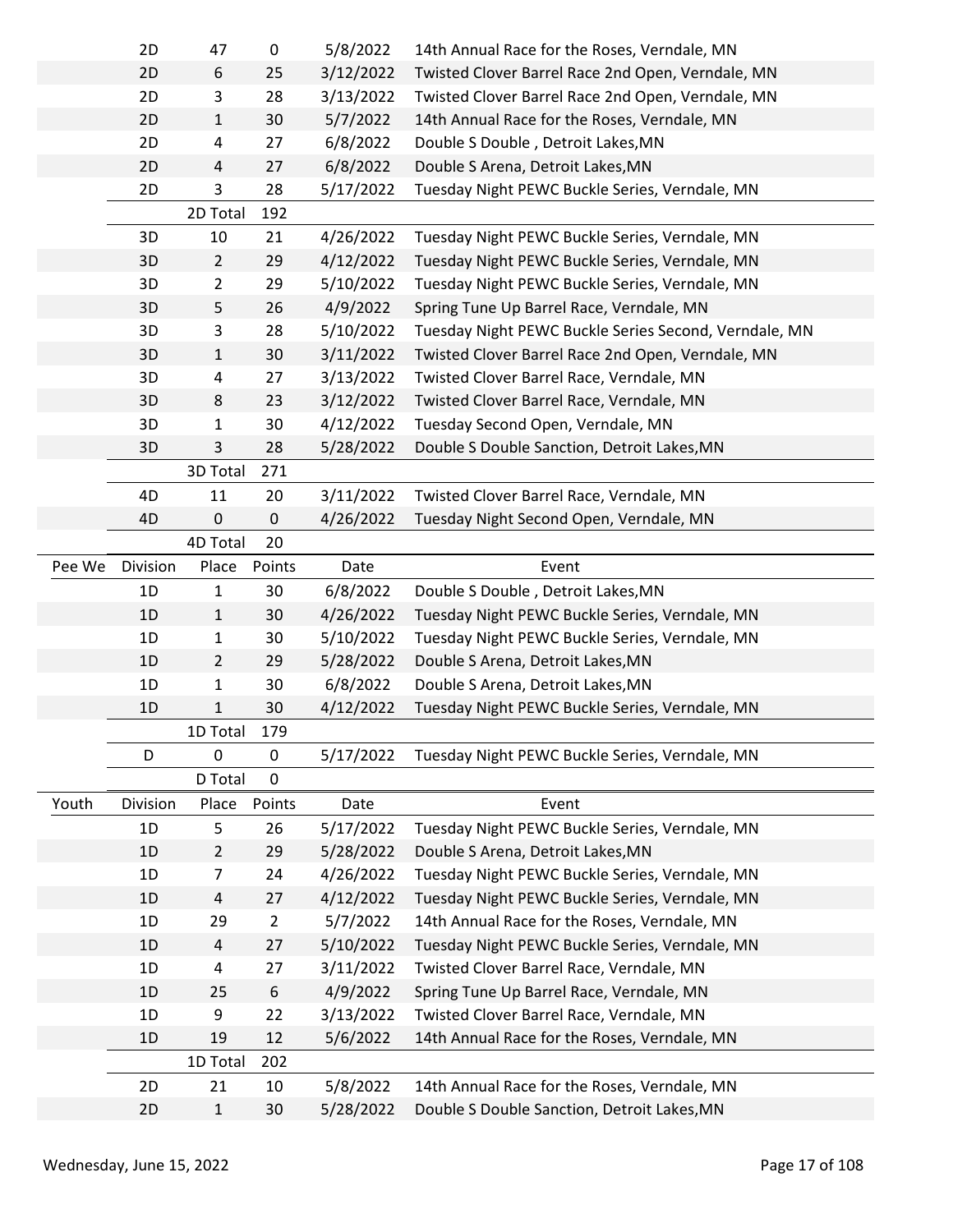| | Division | Place | Points | Date | Event |
|---|---|---|---|---|---|
| | 2D | 47 | 0 | 5/8/2022 | 14th Annual Race for the Roses, Verndale, MN |
| | 2D | 6 | 25 | 3/12/2022 | Twisted Clover Barrel Race 2nd Open, Verndale, MN |
| | 2D | 3 | 28 | 3/13/2022 | Twisted Clover Barrel Race 2nd Open, Verndale, MN |
| | 2D | 1 | 30 | 5/7/2022 | 14th Annual Race for the Roses, Verndale, MN |
| | 2D | 4 | 27 | 6/8/2022 | Double S Double , Detroit Lakes,MN |
| | 2D | 4 | 27 | 6/8/2022 | Double S Arena, Detroit Lakes,MN |
| | 2D | 3 | 28 | 5/17/2022 | Tuesday Night PEWC Buckle Series, Verndale, MN |
| | | 2D Total | 192 | | |
| | 3D | 10 | 21 | 4/26/2022 | Tuesday Night PEWC Buckle Series, Verndale, MN |
| | 3D | 2 | 29 | 4/12/2022 | Tuesday Night PEWC Buckle Series, Verndale, MN |
| | 3D | 2 | 29 | 5/10/2022 | Tuesday Night PEWC Buckle Series, Verndale, MN |
| | 3D | 5 | 26 | 4/9/2022 | Spring Tune Up Barrel Race, Verndale, MN |
| | 3D | 3 | 28 | 5/10/2022 | Tuesday Night PEWC Buckle Series Second, Verndale, MN |
| | 3D | 1 | 30 | 3/11/2022 | Twisted Clover Barrel Race 2nd Open, Verndale, MN |
| | 3D | 4 | 27 | 3/13/2022 | Twisted Clover Barrel Race, Verndale, MN |
| | 3D | 8 | 23 | 3/12/2022 | Twisted Clover Barrel Race, Verndale, MN |
| | 3D | 1 | 30 | 4/12/2022 | Tuesday Second Open, Verndale, MN |
| | 3D | 3 | 28 | 5/28/2022 | Double S Double Sanction, Detroit Lakes,MN |
| | | 3D Total | 271 | | |
| | 4D | 11 | 20 | 3/11/2022 | Twisted Clover Barrel Race, Verndale, MN |
| | 4D | 0 | 0 | 4/26/2022 | Tuesday Night Second Open, Verndale, MN |
| | | 4D Total | 20 | | |

| Pee We | Division | Place | Points | Date | Event |
|---|---|---|---|---|---|
| | 1D | 1 | 30 | 6/8/2022 | Double S Double , Detroit Lakes,MN |
| | 1D | 1 | 30 | 4/26/2022 | Tuesday Night PEWC Buckle Series, Verndale, MN |
| | 1D | 1 | 30 | 5/10/2022 | Tuesday Night PEWC Buckle Series, Verndale, MN |
| | 1D | 2 | 29 | 5/28/2022 | Double S Arena, Detroit Lakes,MN |
| | 1D | 1 | 30 | 6/8/2022 | Double S Arena, Detroit Lakes,MN |
| | 1D | 1 | 30 | 4/12/2022 | Tuesday Night PEWC Buckle Series, Verndale, MN |
| | | 1D Total | 179 | | |
| | D | 0 | 0 | 5/17/2022 | Tuesday Night PEWC Buckle Series, Verndale, MN |
| | | D Total | 0 | | |

| Youth | Division | Place | Points | Date | Event |
|---|---|---|---|---|---|
| | 1D | 5 | 26 | 5/17/2022 | Tuesday Night PEWC Buckle Series, Verndale, MN |
| | 1D | 2 | 29 | 5/28/2022 | Double S Arena, Detroit Lakes,MN |
| | 1D | 7 | 24 | 4/26/2022 | Tuesday Night PEWC Buckle Series, Verndale, MN |
| | 1D | 4 | 27 | 4/12/2022 | Tuesday Night PEWC Buckle Series, Verndale, MN |
| | 1D | 29 | 2 | 5/7/2022 | 14th Annual Race for the Roses, Verndale, MN |
| | 1D | 4 | 27 | 5/10/2022 | Tuesday Night PEWC Buckle Series, Verndale, MN |
| | 1D | 4 | 27 | 3/11/2022 | Twisted Clover Barrel Race, Verndale, MN |
| | 1D | 25 | 6 | 4/9/2022 | Spring Tune Up Barrel Race, Verndale, MN |
| | 1D | 9 | 22 | 3/13/2022 | Twisted Clover Barrel Race, Verndale, MN |
| | 1D | 19 | 12 | 5/6/2022 | 14th Annual Race for the Roses, Verndale, MN |
| | | 1D Total | 202 | | |
| | 2D | 21 | 10 | 5/8/2022 | 14th Annual Race for the Roses, Verndale, MN |
| | 2D | 1 | 30 | 5/28/2022 | Double S Double Sanction, Detroit Lakes,MN |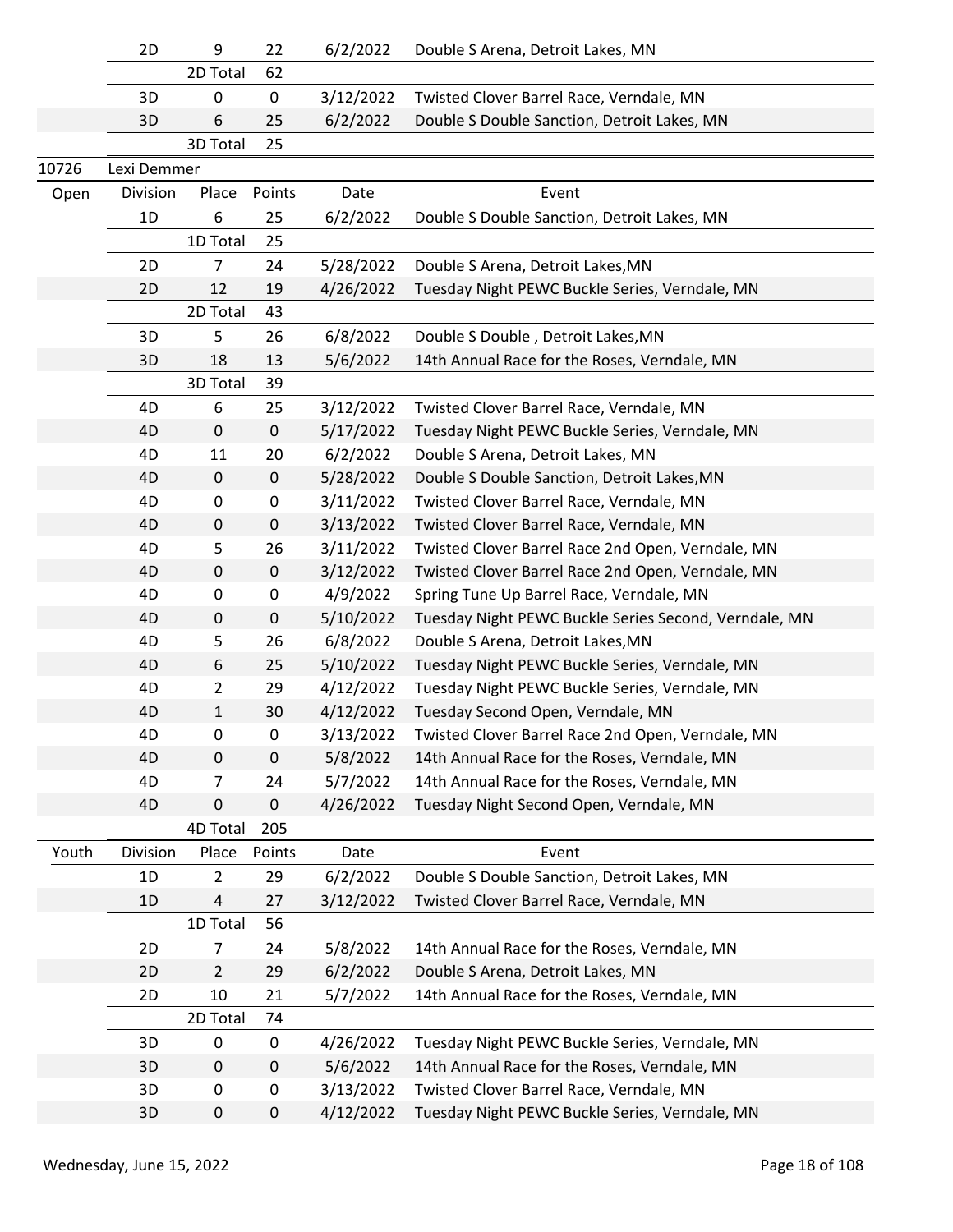| | Division | Place | Points | Date | Event |
|---|---|---|---|---|---|
| | 2D | 9 | 22 | 6/2/2022 | Double S Arena, Detroit Lakes, MN |
| | | 2D Total | 62 | | |
| | 3D | 0 | 0 | 3/12/2022 | Twisted Clover Barrel Race, Verndale, MN |
| | 3D | 6 | 25 | 6/2/2022 | Double S Double Sanction, Detroit Lakes, MN |
| | | 3D Total | 25 | | |

| 10726 | Lexi Demmer | | | | |
|---|---|---|---|---|---|
| Open | Division | Place | Points | Date | Event |
| | 1D | 6 | 25 | 6/2/2022 | Double S Double Sanction, Detroit Lakes, MN |
| | | 1D Total | 25 | | |
| | 2D | 7 | 24 | 5/28/2022 | Double S Arena, Detroit Lakes,MN |
| | 2D | 12 | 19 | 4/26/2022 | Tuesday Night PEWC Buckle Series, Verndale, MN |
| | | 2D Total | 43 | | |
| | 3D | 5 | 26 | 6/8/2022 | Double S Double , Detroit Lakes,MN |
| | 3D | 18 | 13 | 5/6/2022 | 14th Annual Race for the Roses, Verndale, MN |
| | | 3D Total | 39 | | |
| | 4D | 6 | 25 | 3/12/2022 | Twisted Clover Barrel Race, Verndale, MN |
| | 4D | 0 | 0 | 5/17/2022 | Tuesday Night PEWC Buckle Series, Verndale, MN |
| | 4D | 11 | 20 | 6/2/2022 | Double S Arena, Detroit Lakes, MN |
| | 4D | 0 | 0 | 5/28/2022 | Double S Double Sanction, Detroit Lakes,MN |
| | 4D | 0 | 0 | 3/11/2022 | Twisted Clover Barrel Race, Verndale, MN |
| | 4D | 0 | 0 | 3/13/2022 | Twisted Clover Barrel Race, Verndale, MN |
| | 4D | 5 | 26 | 3/11/2022 | Twisted Clover Barrel Race 2nd Open, Verndale, MN |
| | 4D | 0 | 0 | 3/12/2022 | Twisted Clover Barrel Race 2nd Open, Verndale, MN |
| | 4D | 0 | 0 | 4/9/2022 | Spring Tune Up Barrel Race, Verndale, MN |
| | 4D | 0 | 0 | 5/10/2022 | Tuesday Night PEWC Buckle Series Second, Verndale, MN |
| | 4D | 5 | 26 | 6/8/2022 | Double S Arena, Detroit Lakes,MN |
| | 4D | 6 | 25 | 5/10/2022 | Tuesday Night PEWC Buckle Series, Verndale, MN |
| | 4D | 2 | 29 | 4/12/2022 | Tuesday Night PEWC Buckle Series, Verndale, MN |
| | 4D | 1 | 30 | 4/12/2022 | Tuesday Second Open, Verndale, MN |
| | 4D | 0 | 0 | 3/13/2022 | Twisted Clover Barrel Race 2nd Open, Verndale, MN |
| | 4D | 0 | 0 | 5/8/2022 | 14th Annual Race for the Roses, Verndale, MN |
| | 4D | 7 | 24 | 5/7/2022 | 14th Annual Race for the Roses, Verndale, MN |
| | 4D | 0 | 0 | 4/26/2022 | Tuesday Night Second Open, Verndale, MN |
| | | 4D Total | 205 | | |
| Youth | Division | Place | Points | Date | Event |
| | 1D | 2 | 29 | 6/2/2022 | Double S Double Sanction, Detroit Lakes, MN |
| | 1D | 4 | 27 | 3/12/2022 | Twisted Clover Barrel Race, Verndale, MN |
| | | 1D Total | 56 | | |
| | 2D | 7 | 24 | 5/8/2022 | 14th Annual Race for the Roses, Verndale, MN |
| | 2D | 2 | 29 | 6/2/2022 | Double S Arena, Detroit Lakes, MN |
| | 2D | 10 | 21 | 5/7/2022 | 14th Annual Race for the Roses, Verndale, MN |
| | | 2D Total | 74 | | |
| | 3D | 0 | 0 | 4/26/2022 | Tuesday Night PEWC Buckle Series, Verndale, MN |
| | 3D | 0 | 0 | 5/6/2022 | 14th Annual Race for the Roses, Verndale, MN |
| | 3D | 0 | 0 | 3/13/2022 | Twisted Clover Barrel Race, Verndale, MN |
| | 3D | 0 | 0 | 4/12/2022 | Tuesday Night PEWC Buckle Series, Verndale, MN |

Wednesday, June 15, 2022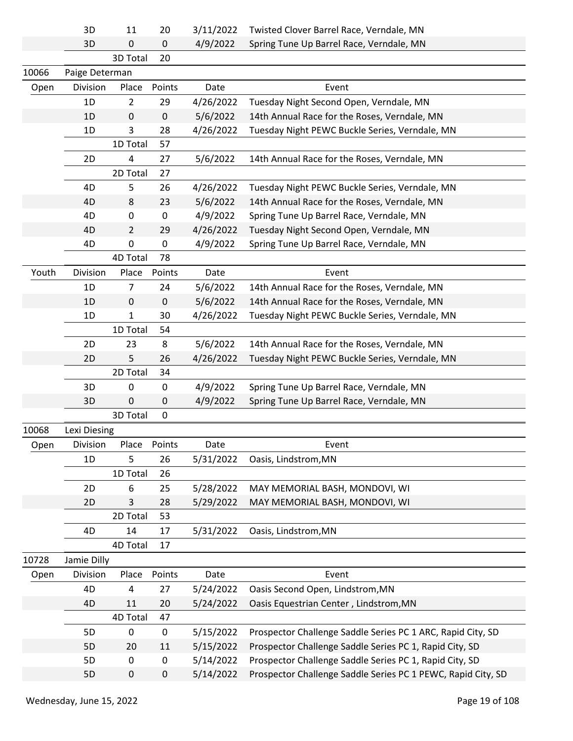| | Division | Place | Points | Date | Event |
|---|---|---|---|---|---|
| | 3D | 11 | 20 | 3/11/2022 | Twisted Clover Barrel Race, Verndale, MN |
| | 3D | 0 | 0 | 4/9/2022 | Spring Tune Up Barrel Race, Verndale, MN |
| | | 3D Total | 20 | | |

| 10066 | Paige Determan | | | | |
|---|---|---|---|---|---|
| Open | Division | Place | Points | Date | Event |
| | 1D | 2 | 29 | 4/26/2022 | Tuesday Night Second Open, Verndale, MN |
| | 1D | 0 | 0 | 5/6/2022 | 14th Annual Race for the Roses, Verndale, MN |
| | 1D | 3 | 28 | 4/26/2022 | Tuesday Night PEWC Buckle Series, Verndale, MN |
| | | 1D Total | 57 | | |
| | 2D | 4 | 27 | 5/6/2022 | 14th Annual Race for the Roses, Verndale, MN |
| | | 2D Total | 27 | | |
| | 4D | 5 | 26 | 4/26/2022 | Tuesday Night PEWC Buckle Series, Verndale, MN |
| | 4D | 8 | 23 | 5/6/2022 | 14th Annual Race for the Roses, Verndale, MN |
| | 4D | 0 | 0 | 4/9/2022 | Spring Tune Up Barrel Race, Verndale, MN |
| | 4D | 2 | 29 | 4/26/2022 | Tuesday Night Second Open, Verndale, MN |
| | 4D | 0 | 0 | 4/9/2022 | Spring Tune Up Barrel Race, Verndale, MN |
| | | 4D Total | 78 | | |
| Youth | Division | Place | Points | Date | Event |
| | 1D | 7 | 24 | 5/6/2022 | 14th Annual Race for the Roses, Verndale, MN |
| | 1D | 0 | 0 | 5/6/2022 | 14th Annual Race for the Roses, Verndale, MN |
| | 1D | 1 | 30 | 4/26/2022 | Tuesday Night PEWC Buckle Series, Verndale, MN |
| | | 1D Total | 54 | | |
| | 2D | 23 | 8 | 5/6/2022 | 14th Annual Race for the Roses, Verndale, MN |
| | 2D | 5 | 26 | 4/26/2022 | Tuesday Night PEWC Buckle Series, Verndale, MN |
| | | 2D Total | 34 | | |
| | 3D | 0 | 0 | 4/9/2022 | Spring Tune Up Barrel Race, Verndale, MN |
| | 3D | 0 | 0 | 4/9/2022 | Spring Tune Up Barrel Race, Verndale, MN |
| | | 3D Total | 0 | | |

| 10068 | Lexi Diesing | | | | |
|---|---|---|---|---|---|
| Open | Division | Place | Points | Date | Event |
| | 1D | 5 | 26 | 5/31/2022 | Oasis, Lindstrom,MN |
| | | 1D Total | 26 | | |
| | 2D | 6 | 25 | 5/28/2022 | MAY MEMORIAL BASH, MONDOVI, WI |
| | 2D | 3 | 28 | 5/29/2022 | MAY MEMORIAL BASH, MONDOVI, WI |
| | | 2D Total | 53 | | |
| | 4D | 14 | 17 | 5/31/2022 | Oasis, Lindstrom,MN |
| | | 4D Total | 17 | | |

| 10728 | Jamie Dilly | | | | |
|---|---|---|---|---|---|
| Open | Division | Place | Points | Date | Event |
| | 4D | 4 | 27 | 5/24/2022 | Oasis Second Open, Lindstrom,MN |
| | 4D | 11 | 20 | 5/24/2022 | Oasis Equestrian Center , Lindstrom,MN |
| | | 4D Total | 47 | | |
| | 5D | 0 | 0 | 5/15/2022 | Prospector Challenge Saddle Series PC 1 ARC, Rapid City, SD |
| | 5D | 20 | 11 | 5/15/2022 | Prospector Challenge Saddle Series PC 1, Rapid City, SD |
| | 5D | 0 | 0 | 5/14/2022 | Prospector Challenge Saddle Series PC 1, Rapid City, SD |
| | 5D | 0 | 0 | 5/14/2022 | Prospector Challenge Saddle Series PC 1 PEWC, Rapid City, SD |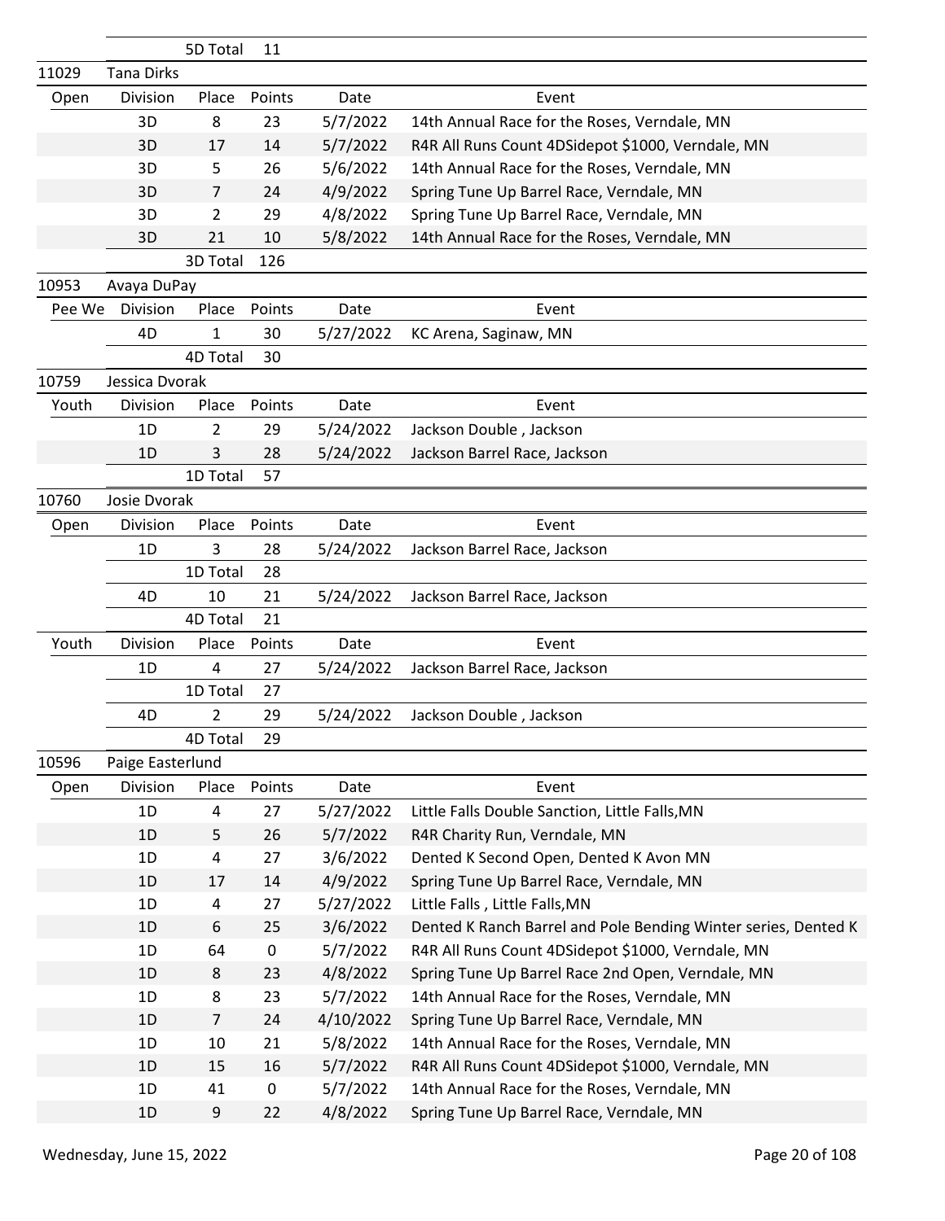| | | 5D Total | 11 | | |
|---|---|---|---|---|---|
| 11029 | Tana Dirks | | | | |
| Open | Division | Place | Points | Date | Event |
| | 3D | 8 | 23 | 5/7/2022 | 14th Annual Race for the Roses, Verndale, MN |
| | 3D | 17 | 14 | 5/7/2022 | R4R All Runs Count 4DSidepot $1000, Verndale, MN |
| | 3D | 5 | 26 | 5/6/2022 | 14th Annual Race for the Roses, Verndale, MN |
| | 3D | 7 | 24 | 4/9/2022 | Spring Tune Up Barrel Race, Verndale, MN |
| | 3D | 2 | 29 | 4/8/2022 | Spring Tune Up Barrel Race, Verndale, MN |
| | 3D | 21 | 10 | 5/8/2022 | 14th Annual Race for the Roses, Verndale, MN |
| | | 3D Total | 126 | | |
| 10953 | Avaya DuPay | | | | |
| Pee We | Division | Place | Points | Date | Event |
| | 4D | 1 | 30 | 5/27/2022 | KC Arena, Saginaw, MN |
| | | 4D Total | 30 | | |
| 10759 | Jessica Dvorak | | | | |
| Youth | Division | Place | Points | Date | Event |
| | 1D | 2 | 29 | 5/24/2022 | Jackson Double , Jackson |
| | 1D | 3 | 28 | 5/24/2022 | Jackson Barrel Race, Jackson |
| | | 1D Total | 57 | | |
| 10760 | Josie Dvorak | | | | |
| Open | Division | Place | Points | Date | Event |
| | 1D | 3 | 28 | 5/24/2022 | Jackson Barrel Race, Jackson |
| | | 1D Total | 28 | | |
| | 4D | 10 | 21 | 5/24/2022 | Jackson Barrel Race, Jackson |
| | | 4D Total | 21 | | |
| Youth | Division | Place | Points | Date | Event |
| | 1D | 4 | 27 | 5/24/2022 | Jackson Barrel Race, Jackson |
| | | 1D Total | 27 | | |
| | 4D | 2 | 29 | 5/24/2022 | Jackson Double , Jackson |
| | | 4D Total | 29 | | |
| 10596 | Paige Easterlund | | | | |
| Open | Division | Place | Points | Date | Event |
| | 1D | 4 | 27 | 5/27/2022 | Little Falls Double Sanction, Little Falls,MN |
| | 1D | 5 | 26 | 5/7/2022 | R4R Charity Run, Verndale, MN |
| | 1D | 4 | 27 | 3/6/2022 | Dented K Second Open, Dented K Avon MN |
| | 1D | 17 | 14 | 4/9/2022 | Spring Tune Up Barrel Race, Verndale, MN |
| | 1D | 4 | 27 | 5/27/2022 | Little Falls , Little Falls,MN |
| | 1D | 6 | 25 | 3/6/2022 | Dented K Ranch Barrel and Pole Bending Winter series, Dented K |
| | 1D | 64 | 0 | 5/7/2022 | R4R All Runs Count 4DSidepot $1000, Verndale, MN |
| | 1D | 8 | 23 | 4/8/2022 | Spring Tune Up Barrel Race 2nd Open, Verndale, MN |
| | 1D | 8 | 23 | 5/7/2022 | 14th Annual Race for the Roses, Verndale, MN |
| | 1D | 7 | 24 | 4/10/2022 | Spring Tune Up Barrel Race, Verndale, MN |
| | 1D | 10 | 21 | 5/8/2022 | 14th Annual Race for the Roses, Verndale, MN |
| | 1D | 15 | 16 | 5/7/2022 | R4R All Runs Count 4DSidepot $1000, Verndale, MN |
| | 1D | 41 | 0 | 5/7/2022 | 14th Annual Race for the Roses, Verndale, MN |
| | 1D | 9 | 22 | 4/8/2022 | Spring Tune Up Barrel Race, Verndale, MN |

Wednesday, June 15, 2022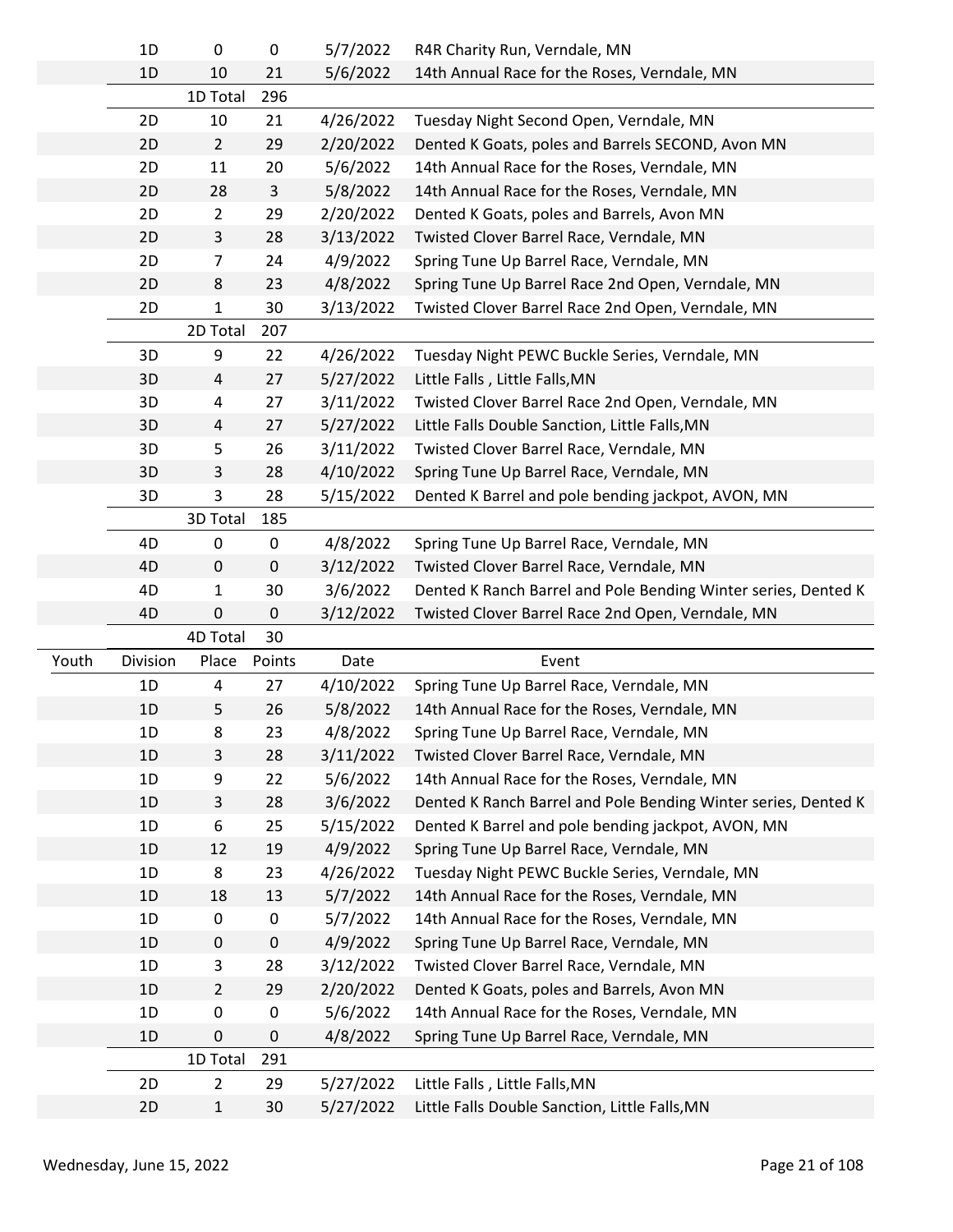| | Division | Place | Points | Date | Event |
|---|---|---|---|---|---|
| | 1D | 0 | 0 | 5/7/2022 | R4R Charity Run, Verndale, MN |
| | 1D | 10 | 21 | 5/6/2022 | 14th Annual Race for the Roses, Verndale, MN |
| | | 1D Total | 296 | | |
| | 2D | 10 | 21 | 4/26/2022 | Tuesday Night Second Open, Verndale, MN |
| | 2D | 2 | 29 | 2/20/2022 | Dented K Goats, poles and Barrels SECOND, Avon MN |
| | 2D | 11 | 20 | 5/6/2022 | 14th Annual Race for the Roses, Verndale, MN |
| | 2D | 28 | 3 | 5/8/2022 | 14th Annual Race for the Roses, Verndale, MN |
| | 2D | 2 | 29 | 2/20/2022 | Dented K Goats, poles and Barrels, Avon MN |
| | 2D | 3 | 28 | 3/13/2022 | Twisted Clover Barrel Race, Verndale, MN |
| | 2D | 7 | 24 | 4/9/2022 | Spring Tune Up Barrel Race, Verndale, MN |
| | 2D | 8 | 23 | 4/8/2022 | Spring Tune Up Barrel Race 2nd Open, Verndale, MN |
| | 2D | 1 | 30 | 3/13/2022 | Twisted Clover Barrel Race 2nd Open, Verndale, MN |
| | | 2D Total | 207 | | |
| | 3D | 9 | 22 | 4/26/2022 | Tuesday Night PEWC Buckle Series, Verndale, MN |
| | 3D | 4 | 27 | 5/27/2022 | Little Falls , Little Falls,MN |
| | 3D | 4 | 27 | 3/11/2022 | Twisted Clover Barrel Race 2nd Open, Verndale, MN |
| | 3D | 4 | 27 | 5/27/2022 | Little Falls Double Sanction, Little Falls,MN |
| | 3D | 5 | 26 | 3/11/2022 | Twisted Clover Barrel Race, Verndale, MN |
| | 3D | 3 | 28 | 4/10/2022 | Spring Tune Up Barrel Race, Verndale, MN |
| | 3D | 3 | 28 | 5/15/2022 | Dented K Barrel and pole bending jackpot, AVON, MN |
| | | 3D Total | 185 | | |
| | 4D | 0 | 0 | 4/8/2022 | Spring Tune Up Barrel Race, Verndale, MN |
| | 4D | 0 | 0 | 3/12/2022 | Twisted Clover Barrel Race, Verndale, MN |
| | 4D | 1 | 30 | 3/6/2022 | Dented K Ranch Barrel and Pole Bending Winter series, Dented K |
| | 4D | 0 | 0 | 3/12/2022 | Twisted Clover Barrel Race 2nd Open, Verndale, MN |
| | | 4D Total | 30 | | |

| Youth | Division | Place | Points | Date | Event |
|---|---|---|---|---|---|
| | 1D | 4 | 27 | 4/10/2022 | Spring Tune Up Barrel Race, Verndale, MN |
| | 1D | 5 | 26 | 5/8/2022 | 14th Annual Race for the Roses, Verndale, MN |
| | 1D | 8 | 23 | 4/8/2022 | Spring Tune Up Barrel Race, Verndale, MN |
| | 1D | 3 | 28 | 3/11/2022 | Twisted Clover Barrel Race, Verndale, MN |
| | 1D | 9 | 22 | 5/6/2022 | 14th Annual Race for the Roses, Verndale, MN |
| | 1D | 3 | 28 | 3/6/2022 | Dented K Ranch Barrel and Pole Bending Winter series, Dented K |
| | 1D | 6 | 25 | 5/15/2022 | Dented K Barrel and pole bending jackpot, AVON, MN |
| | 1D | 12 | 19 | 4/9/2022 | Spring Tune Up Barrel Race, Verndale, MN |
| | 1D | 8 | 23 | 4/26/2022 | Tuesday Night PEWC Buckle Series, Verndale, MN |
| | 1D | 18 | 13 | 5/7/2022 | 14th Annual Race for the Roses, Verndale, MN |
| | 1D | 0 | 0 | 5/7/2022 | 14th Annual Race for the Roses, Verndale, MN |
| | 1D | 0 | 0 | 4/9/2022 | Spring Tune Up Barrel Race, Verndale, MN |
| | 1D | 3 | 28 | 3/12/2022 | Twisted Clover Barrel Race, Verndale, MN |
| | 1D | 2 | 29 | 2/20/2022 | Dented K Goats, poles and Barrels, Avon MN |
| | 1D | 0 | 0 | 5/6/2022 | 14th Annual Race for the Roses, Verndale, MN |
| | 1D | 0 | 0 | 4/8/2022 | Spring Tune Up Barrel Race, Verndale, MN |
| | | 1D Total | 291 | | |
| | 2D | 2 | 29 | 5/27/2022 | Little Falls , Little Falls,MN |
| | 2D | 1 | 30 | 5/27/2022 | Little Falls Double Sanction, Little Falls,MN |

Wednesday, June 15, 2022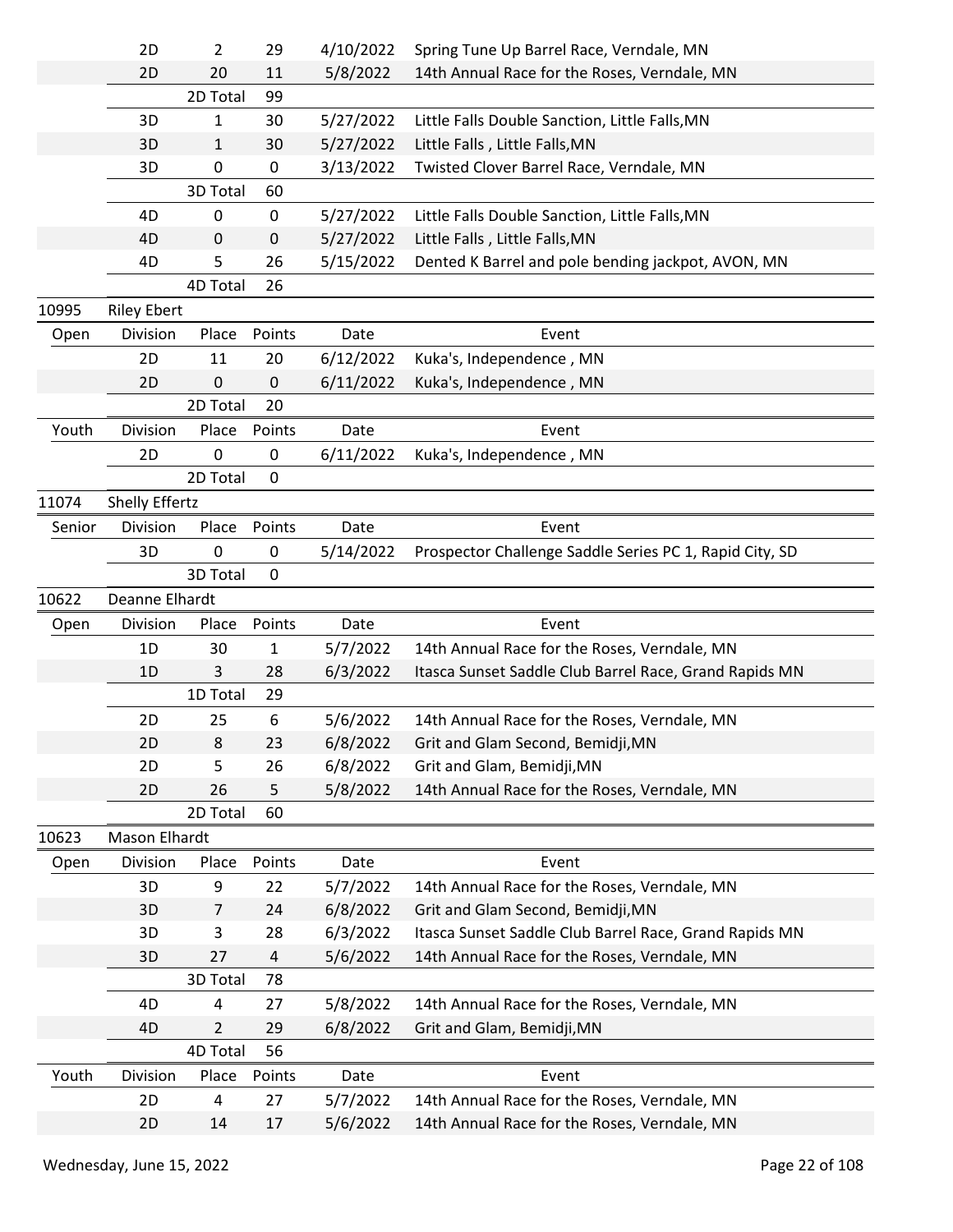| | Division | Place | Points | Date | Event |
|---|---|---|---|---|---|
| | 2D | 2 | 29 | 4/10/2022 | Spring Tune Up Barrel Race, Verndale, MN |
| | 2D | 20 | 11 | 5/8/2022 | 14th Annual Race for the Roses, Verndale, MN |
| | | 2D Total | 99 | | |
| | 3D | 1 | 30 | 5/27/2022 | Little Falls Double Sanction, Little Falls,MN |
| | 3D | 1 | 30 | 5/27/2022 | Little Falls , Little Falls,MN |
| | 3D | 0 | 0 | 3/13/2022 | Twisted Clover Barrel Race, Verndale, MN |
| | | 3D Total | 60 | | |
| | 4D | 0 | 0 | 5/27/2022 | Little Falls Double Sanction, Little Falls,MN |
| | 4D | 0 | 0 | 5/27/2022 | Little Falls , Little Falls,MN |
| | 4D | 5 | 26 | 5/15/2022 | Dented K Barrel and pole bending jackpot, AVON, MN |
| | | 4D Total | 26 | | |
| 10995 | Riley Ebert | | | | |
| Open | Division | Place | Points | Date | Event |
| | 2D | 11 | 20 | 6/12/2022 | Kuka's, Independence , MN |
| | 2D | 0 | 0 | 6/11/2022 | Kuka's, Independence , MN |
| | | 2D Total | 20 | | |
| Youth | Division | Place | Points | Date | Event |
| | 2D | 0 | 0 | 6/11/2022 | Kuka's, Independence , MN |
| | | 2D Total | 0 | | |
| 11074 | Shelly Effertz | | | | |
| Senior | Division | Place | Points | Date | Event |
| | 3D | 0 | 0 | 5/14/2022 | Prospector Challenge Saddle Series PC 1, Rapid City, SD |
| | | 3D Total | 0 | | |
| 10622 | Deanne Elhardt | | | | |
| Open | Division | Place | Points | Date | Event |
| | 1D | 30 | 1 | 5/7/2022 | 14th Annual Race for the Roses, Verndale, MN |
| | 1D | 3 | 28 | 6/3/2022 | Itasca Sunset Saddle Club Barrel Race, Grand Rapids MN |
| | | 1D Total | 29 | | |
| | 2D | 25 | 6 | 5/6/2022 | 14th Annual Race for the Roses, Verndale, MN |
| | 2D | 8 | 23 | 6/8/2022 | Grit and Glam Second, Bemidji,MN |
| | 2D | 5 | 26 | 6/8/2022 | Grit and Glam, Bemidji,MN |
| | 2D | 26 | 5 | 5/8/2022 | 14th Annual Race for the Roses, Verndale, MN |
| | | 2D Total | 60 | | |
| 10623 | Mason Elhardt | | | | |
| Open | Division | Place | Points | Date | Event |
| | 3D | 9 | 22 | 5/7/2022 | 14th Annual Race for the Roses, Verndale, MN |
| | 3D | 7 | 24 | 6/8/2022 | Grit and Glam Second, Bemidji,MN |
| | 3D | 3 | 28 | 6/3/2022 | Itasca Sunset Saddle Club Barrel Race, Grand Rapids MN |
| | 3D | 27 | 4 | 5/6/2022 | 14th Annual Race for the Roses, Verndale, MN |
| | | 3D Total | 78 | | |
| | 4D | 4 | 27 | 5/8/2022 | 14th Annual Race for the Roses, Verndale, MN |
| | 4D | 2 | 29 | 6/8/2022 | Grit and Glam, Bemidji,MN |
| | | 4D Total | 56 | | |
| Youth | Division | Place | Points | Date | Event |
| | 2D | 4 | 27 | 5/7/2022 | 14th Annual Race for the Roses, Verndale, MN |
| | 2D | 14 | 17 | 5/6/2022 | 14th Annual Race for the Roses, Verndale, MN |

Wednesday, June 15, 2022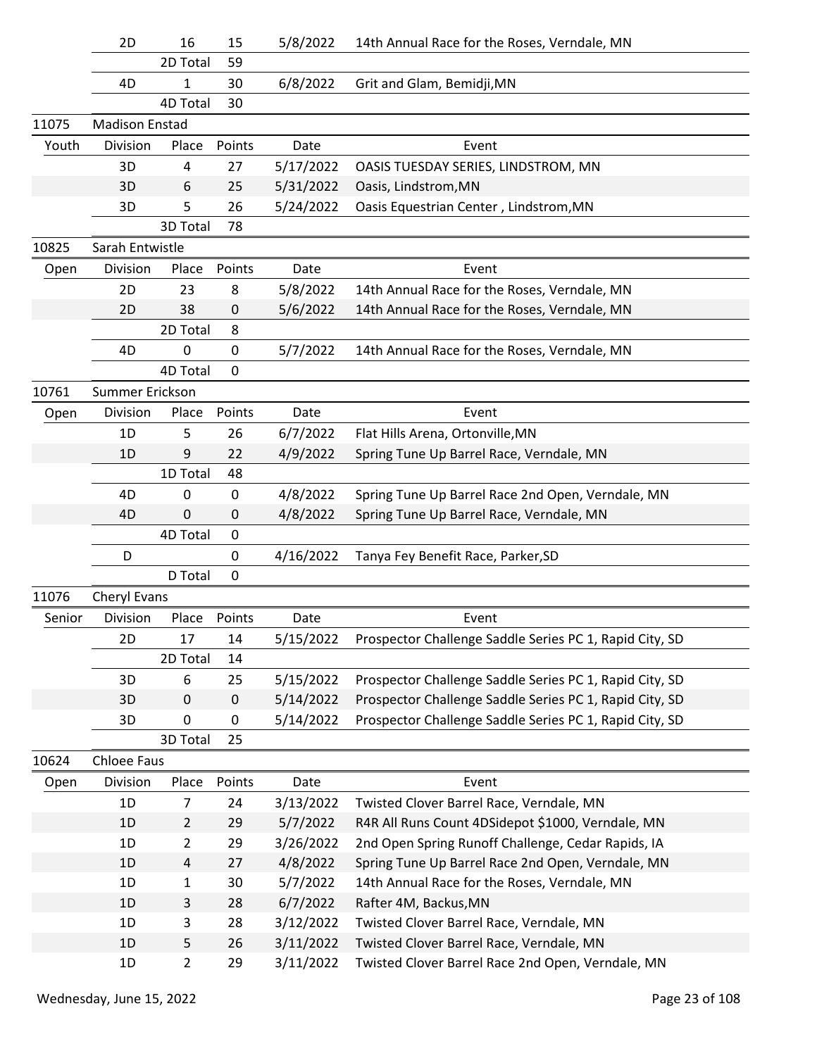| | Division | Place | Points | Date | Event |
|---|---|---|---|---|---|
| | 2D | 16 | 15 | 5/8/2022 | 14th Annual Race for the Roses, Verndale, MN |
| | | 2D Total | 59 | | |
| | 4D | 1 | 30 | 6/8/2022 | Grit and Glam, Bemidji,MN |
| | | 4D Total | 30 | | |

| 11075 | Madison Enstad | | | | |
|---|---|---|---|---|---|
| Youth | Division | Place | Points | Date | Event |
| | 3D | 4 | 27 | 5/17/2022 | OASIS TUESDAY SERIES, LINDSTROM, MN |
| | 3D | 6 | 25 | 5/31/2022 | Oasis, Lindstrom,MN |
| | 3D | 5 | 26 | 5/24/2022 | Oasis Equestrian Center , Lindstrom,MN |
| | | 3D Total | 78 | | |

| 10825 | Sarah Entwistle | | | | |
|---|---|---|---|---|---|
| Open | Division | Place | Points | Date | Event |
| | 2D | 23 | 8 | 5/8/2022 | 14th Annual Race for the Roses, Verndale, MN |
| | 2D | 38 | 0 | 5/6/2022 | 14th Annual Race for the Roses, Verndale, MN |
| | | 2D Total | 8 | | |
| | 4D | 0 | 0 | 5/7/2022 | 14th Annual Race for the Roses, Verndale, MN |
| | | 4D Total | 0 | | |

| 10761 | Summer Erickson | | | | |
|---|---|---|---|---|---|
| Open | Division | Place | Points | Date | Event |
| | 1D | 5 | 26 | 6/7/2022 | Flat Hills Arena, Ortonville,MN |
| | 1D | 9 | 22 | 4/9/2022 | Spring Tune Up Barrel Race, Verndale, MN |
| | | 1D Total | 48 | | |
| | 4D | 0 | 0 | 4/8/2022 | Spring Tune Up Barrel Race 2nd Open, Verndale, MN |
| | 4D | 0 | 0 | 4/8/2022 | Spring Tune Up Barrel Race, Verndale, MN |
| | | 4D Total | 0 | | |
| | D | | 0 | 4/16/2022 | Tanya Fey Benefit Race, Parker,SD |
| | | D Total | 0 | | |

| 11076 | Cheryl Evans | | | | |
|---|---|---|---|---|---|
| Senior | Division | Place | Points | Date | Event |
| | 2D | 17 | 14 | 5/15/2022 | Prospector Challenge Saddle Series PC 1, Rapid City, SD |
| | | 2D Total | 14 | | |
| | 3D | 6 | 25 | 5/15/2022 | Prospector Challenge Saddle Series PC 1, Rapid City, SD |
| | 3D | 0 | 0 | 5/14/2022 | Prospector Challenge Saddle Series PC 1, Rapid City, SD |
| | 3D | 0 | 0 | 5/14/2022 | Prospector Challenge Saddle Series PC 1, Rapid City, SD |
| | | 3D Total | 25 | | |

| 10624 | Chloee Faus | | | | |
|---|---|---|---|---|---|
| Open | Division | Place | Points | Date | Event |
| | 1D | 7 | 24 | 3/13/2022 | Twisted Clover Barrel Race, Verndale, MN |
| | 1D | 2 | 29 | 5/7/2022 | R4R All Runs Count 4DSidepot $1000, Verndale, MN |
| | 1D | 2 | 29 | 3/26/2022 | 2nd Open Spring Runoff Challenge, Cedar Rapids, IA |
| | 1D | 4 | 27 | 4/8/2022 | Spring Tune Up Barrel Race 2nd Open, Verndale, MN |
| | 1D | 1 | 30 | 5/7/2022 | 14th Annual Race for the Roses, Verndale, MN |
| | 1D | 3 | 28 | 6/7/2022 | Rafter 4M, Backus,MN |
| | 1D | 3 | 28 | 3/12/2022 | Twisted Clover Barrel Race, Verndale, MN |
| | 1D | 5 | 26 | 3/11/2022 | Twisted Clover Barrel Race, Verndale, MN |
| | 1D | 2 | 29 | 3/11/2022 | Twisted Clover Barrel Race 2nd Open, Verndale, MN |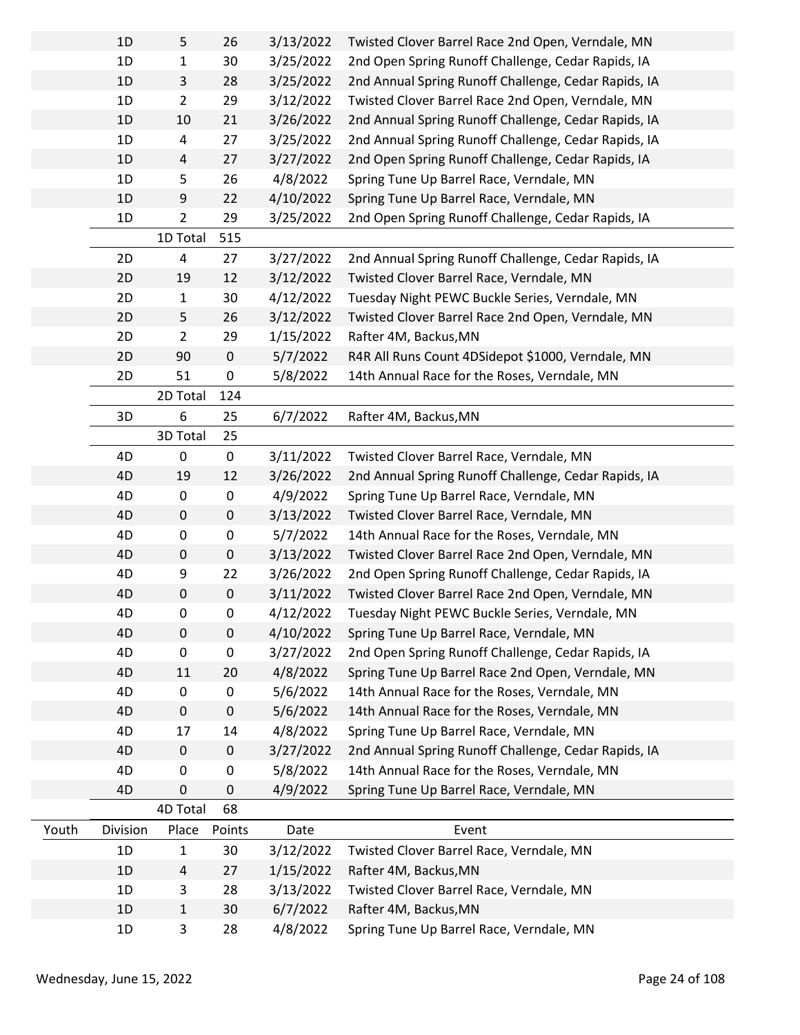| | Division | Place | Points | Date | Event |
|---|---|---|---|---|---|
| | 1D | 5 | 26 | 3/13/2022 | Twisted Clover Barrel Race 2nd Open, Verndale, MN |
| | 1D | 1 | 30 | 3/25/2022 | 2nd Open Spring Runoff Challenge, Cedar Rapids, IA |
| | 1D | 3 | 28 | 3/25/2022 | 2nd Annual Spring Runoff Challenge, Cedar Rapids, IA |
| | 1D | 2 | 29 | 3/12/2022 | Twisted Clover Barrel Race 2nd Open, Verndale, MN |
| | 1D | 10 | 21 | 3/26/2022 | 2nd Annual Spring Runoff Challenge, Cedar Rapids, IA |
| | 1D | 4 | 27 | 3/25/2022 | 2nd Annual Spring Runoff Challenge, Cedar Rapids, IA |
| | 1D | 4 | 27 | 3/27/2022 | 2nd Open Spring Runoff Challenge, Cedar Rapids, IA |
| | 1D | 5 | 26 | 4/8/2022 | Spring Tune Up Barrel Race, Verndale, MN |
| | 1D | 9 | 22 | 4/10/2022 | Spring Tune Up Barrel Race, Verndale, MN |
| | 1D | 2 | 29 | 3/25/2022 | 2nd Open Spring Runoff Challenge, Cedar Rapids, IA |
| | | 1D Total | 515 | | |
| | 2D | 4 | 27 | 3/27/2022 | 2nd Annual Spring Runoff Challenge, Cedar Rapids, IA |
| | 2D | 19 | 12 | 3/12/2022 | Twisted Clover Barrel Race, Verndale, MN |
| | 2D | 1 | 30 | 4/12/2022 | Tuesday Night PEWC Buckle Series, Verndale, MN |
| | 2D | 5 | 26 | 3/12/2022 | Twisted Clover Barrel Race 2nd Open, Verndale, MN |
| | 2D | 2 | 29 | 1/15/2022 | Rafter 4M, Backus,MN |
| | 2D | 90 | 0 | 5/7/2022 | R4R All Runs Count 4DSidepot $1000, Verndale, MN |
| | 2D | 51 | 0 | 5/8/2022 | 14th Annual Race for the Roses, Verndale, MN |
| | | 2D Total | 124 | | |
| | 3D | 6 | 25 | 6/7/2022 | Rafter 4M, Backus,MN |
| | | 3D Total | 25 | | |
| | 4D | 0 | 0 | 3/11/2022 | Twisted Clover Barrel Race, Verndale, MN |
| | 4D | 19 | 12 | 3/26/2022 | 2nd Annual Spring Runoff Challenge, Cedar Rapids, IA |
| | 4D | 0 | 0 | 4/9/2022 | Spring Tune Up Barrel Race, Verndale, MN |
| | 4D | 0 | 0 | 3/13/2022 | Twisted Clover Barrel Race, Verndale, MN |
| | 4D | 0 | 0 | 5/7/2022 | 14th Annual Race for the Roses, Verndale, MN |
| | 4D | 0 | 0 | 3/13/2022 | Twisted Clover Barrel Race 2nd Open, Verndale, MN |
| | 4D | 9 | 22 | 3/26/2022 | 2nd Open Spring Runoff Challenge, Cedar Rapids, IA |
| | 4D | 0 | 0 | 3/11/2022 | Twisted Clover Barrel Race 2nd Open, Verndale, MN |
| | 4D | 0 | 0 | 4/12/2022 | Tuesday Night PEWC Buckle Series, Verndale, MN |
| | 4D | 0 | 0 | 4/10/2022 | Spring Tune Up Barrel Race, Verndale, MN |
| | 4D | 0 | 0 | 3/27/2022 | 2nd Open Spring Runoff Challenge, Cedar Rapids, IA |
| | 4D | 11 | 20 | 4/8/2022 | Spring Tune Up Barrel Race 2nd Open, Verndale, MN |
| | 4D | 0 | 0 | 5/6/2022 | 14th Annual Race for the Roses, Verndale, MN |
| | 4D | 0 | 0 | 5/6/2022 | 14th Annual Race for the Roses, Verndale, MN |
| | 4D | 17 | 14 | 4/8/2022 | Spring Tune Up Barrel Race, Verndale, MN |
| | 4D | 0 | 0 | 3/27/2022 | 2nd Annual Spring Runoff Challenge, Cedar Rapids, IA |
| | 4D | 0 | 0 | 5/8/2022 | 14th Annual Race for the Roses, Verndale, MN |
| | 4D | 0 | 0 | 4/9/2022 | Spring Tune Up Barrel Race, Verndale, MN |
| | | 4D Total | 68 | | |

| Youth | Division | Place | Points | Date | Event |
|---|---|---|---|---|---|
| | 1D | 1 | 30 | 3/12/2022 | Twisted Clover Barrel Race, Verndale, MN |
| | 1D | 4 | 27 | 1/15/2022 | Rafter 4M, Backus,MN |
| | 1D | 3 | 28 | 3/13/2022 | Twisted Clover Barrel Race, Verndale, MN |
| | 1D | 1 | 30 | 6/7/2022 | Rafter 4M, Backus,MN |
| | 1D | 3 | 28 | 4/8/2022 | Spring Tune Up Barrel Race, Verndale, MN |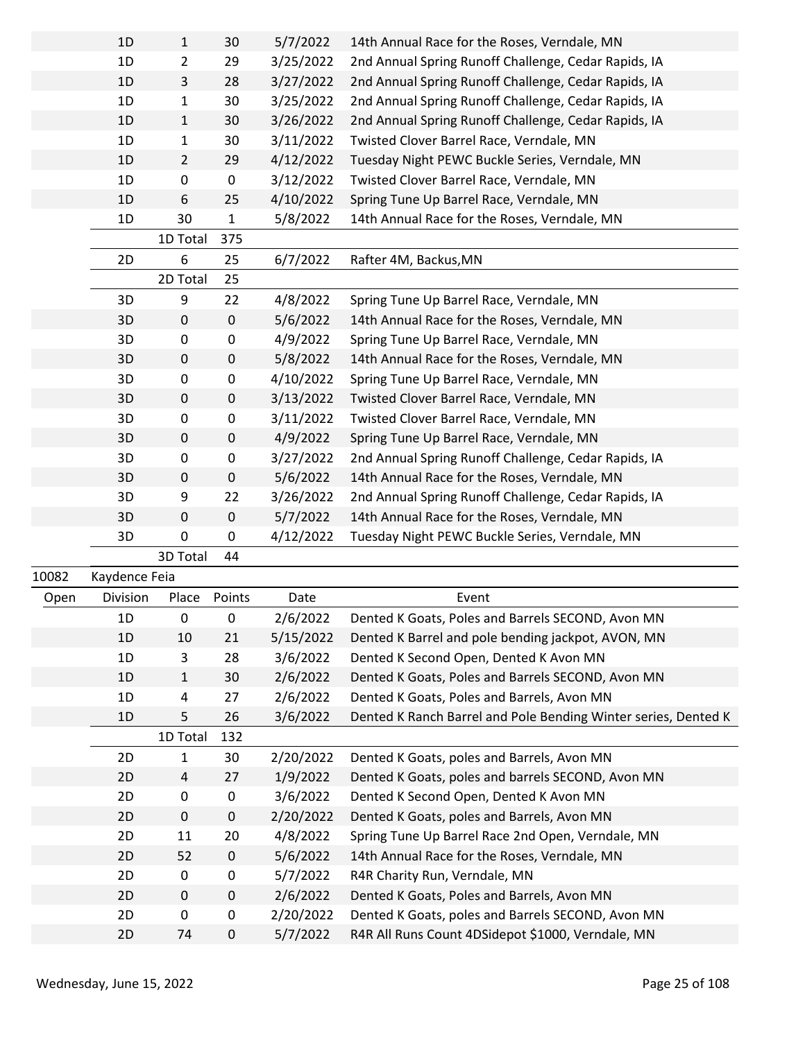| | Division | Place | Points | Date | Event |
|---|---|---|---|---|---|
| | 1D | 1 | 30 | 5/7/2022 | 14th Annual Race for the Roses, Verndale, MN |
| | 1D | 2 | 29 | 3/25/2022 | 2nd Annual Spring Runoff Challenge, Cedar Rapids, IA |
| | 1D | 3 | 28 | 3/27/2022 | 2nd Annual Spring Runoff Challenge, Cedar Rapids, IA |
| | 1D | 1 | 30 | 3/25/2022 | 2nd Annual Spring Runoff Challenge, Cedar Rapids, IA |
| | 1D | 1 | 30 | 3/26/2022 | 2nd Annual Spring Runoff Challenge, Cedar Rapids, IA |
| | 1D | 1 | 30 | 3/11/2022 | Twisted Clover Barrel Race, Verndale, MN |
| | 1D | 2 | 29 | 4/12/2022 | Tuesday Night PEWC Buckle Series, Verndale, MN |
| | 1D | 0 | 0 | 3/12/2022 | Twisted Clover Barrel Race, Verndale, MN |
| | 1D | 6 | 25 | 4/10/2022 | Spring Tune Up Barrel Race, Verndale, MN |
| | 1D | 30 | 1 | 5/8/2022 | 14th Annual Race for the Roses, Verndale, MN |
| | | 1D Total | 375 | | |
| | 2D | 6 | 25 | 6/7/2022 | Rafter 4M, Backus,MN |
| | | 2D Total | 25 | | |
| | 3D | 9 | 22 | 4/8/2022 | Spring Tune Up Barrel Race, Verndale, MN |
| | 3D | 0 | 0 | 5/6/2022 | 14th Annual Race for the Roses, Verndale, MN |
| | 3D | 0 | 0 | 4/9/2022 | Spring Tune Up Barrel Race, Verndale, MN |
| | 3D | 0 | 0 | 5/8/2022 | 14th Annual Race for the Roses, Verndale, MN |
| | 3D | 0 | 0 | 4/10/2022 | Spring Tune Up Barrel Race, Verndale, MN |
| | 3D | 0 | 0 | 3/13/2022 | Twisted Clover Barrel Race, Verndale, MN |
| | 3D | 0 | 0 | 3/11/2022 | Twisted Clover Barrel Race, Verndale, MN |
| | 3D | 0 | 0 | 4/9/2022 | Spring Tune Up Barrel Race, Verndale, MN |
| | 3D | 0 | 0 | 3/27/2022 | 2nd Annual Spring Runoff Challenge, Cedar Rapids, IA |
| | 3D | 0 | 0 | 5/6/2022 | 14th Annual Race for the Roses, Verndale, MN |
| | 3D | 9 | 22 | 3/26/2022 | 2nd Annual Spring Runoff Challenge, Cedar Rapids, IA |
| | 3D | 0 | 0 | 5/7/2022 | 14th Annual Race for the Roses, Verndale, MN |
| | 3D | 0 | 0 | 4/12/2022 | Tuesday Night PEWC Buckle Series, Verndale, MN |
| | | 3D Total | 44 | | |
| 10082 | Kaydence Feia | | | | |
| Open | Division | Place | Points | Date | Event |
| | 1D | 0 | 0 | 2/6/2022 | Dented K Goats, Poles and Barrels SECOND, Avon MN |
| | 1D | 10 | 21 | 5/15/2022 | Dented K Barrel and pole bending jackpot, AVON, MN |
| | 1D | 3 | 28 | 3/6/2022 | Dented K Second Open, Dented K Avon MN |
| | 1D | 1 | 30 | 2/6/2022 | Dented K Goats, Poles and Barrels SECOND, Avon MN |
| | 1D | 4 | 27 | 2/6/2022 | Dented K Goats, Poles and Barrels, Avon MN |
| | 1D | 5 | 26 | 3/6/2022 | Dented K Ranch Barrel and Pole Bending Winter series, Dented K |
| | | 1D Total | 132 | | |
| | 2D | 1 | 30 | 2/20/2022 | Dented K Goats, poles and Barrels, Avon MN |
| | 2D | 4 | 27 | 1/9/2022 | Dented K Goats, poles and barrels SECOND, Avon MN |
| | 2D | 0 | 0 | 3/6/2022 | Dented K Second Open, Dented K Avon MN |
| | 2D | 0 | 0 | 2/20/2022 | Dented K Goats, poles and Barrels, Avon MN |
| | 2D | 11 | 20 | 4/8/2022 | Spring Tune Up Barrel Race 2nd Open, Verndale, MN |
| | 2D | 52 | 0 | 5/6/2022 | 14th Annual Race for the Roses, Verndale, MN |
| | 2D | 0 | 0 | 5/7/2022 | R4R Charity Run, Verndale, MN |
| | 2D | 0 | 0 | 2/6/2022 | Dented K Goats, Poles and Barrels, Avon MN |
| | 2D | 0 | 0 | 2/20/2022 | Dented K Goats, poles and Barrels SECOND, Avon MN |
| | 2D | 74 | 0 | 5/7/2022 | R4R All Runs Count 4DSidepot $1000, Verndale, MN |

Wednesday, June 15, 2022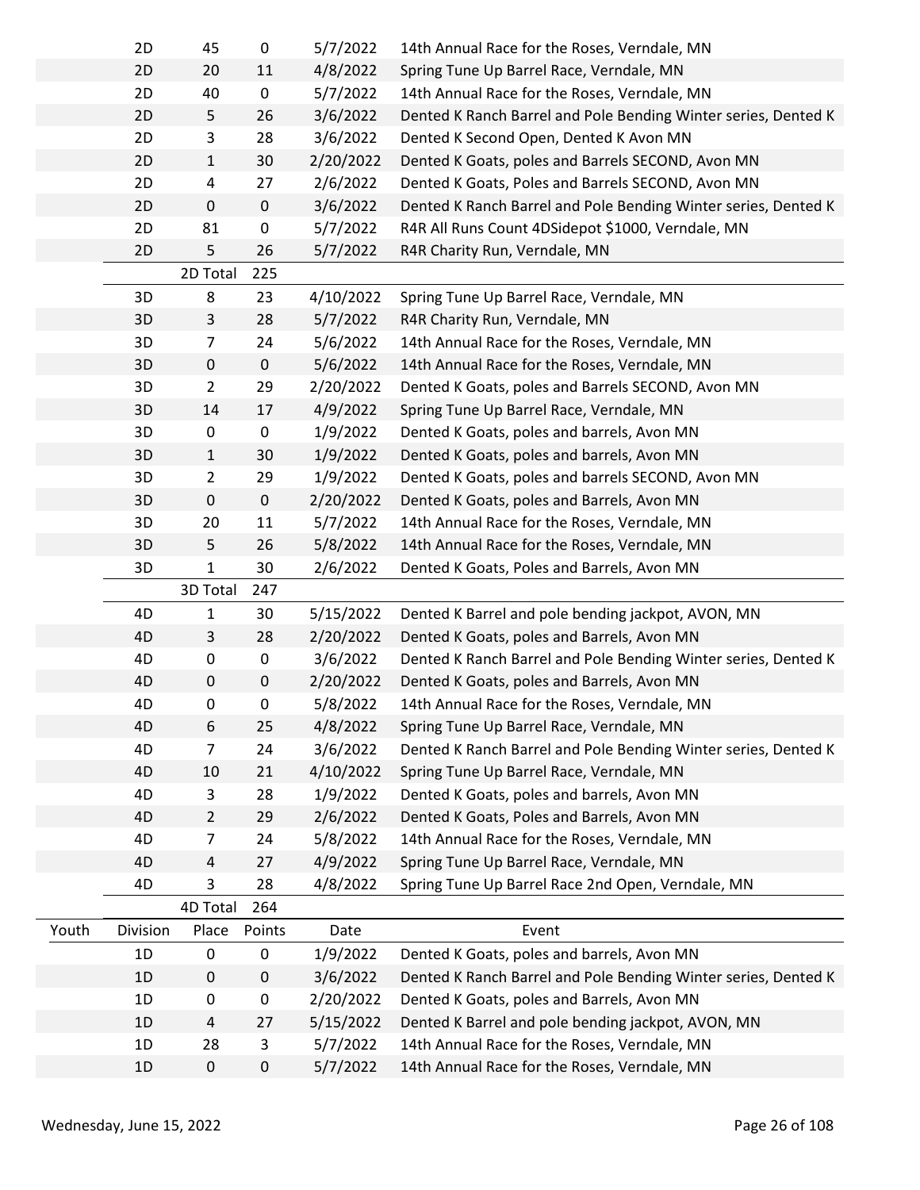| | Division | Place | Points | Date | Event |
|---|---|---|---|---|---|
| | 2D | 45 | 0 | 5/7/2022 | 14th Annual Race for the Roses, Verndale, MN |
| | 2D | 20 | 11 | 4/8/2022 | Spring Tune Up Barrel Race, Verndale, MN |
| | 2D | 40 | 0 | 5/7/2022 | 14th Annual Race for the Roses, Verndale, MN |
| | 2D | 5 | 26 | 3/6/2022 | Dented K Ranch Barrel and Pole Bending Winter series, Dented K |
| | 2D | 3 | 28 | 3/6/2022 | Dented K Second Open, Dented K Avon MN |
| | 2D | 1 | 30 | 2/20/2022 | Dented K Goats, poles and Barrels SECOND, Avon MN |
| | 2D | 4 | 27 | 2/6/2022 | Dented K Goats, Poles and Barrels SECOND, Avon MN |
| | 2D | 0 | 0 | 3/6/2022 | Dented K Ranch Barrel and Pole Bending Winter series, Dented K |
| | 2D | 81 | 0 | 5/7/2022 | R4R All Runs Count 4DSidepot $1000, Verndale, MN |
| | 2D | 5 | 26 | 5/7/2022 | R4R Charity Run, Verndale, MN |
| | | 2D Total | 225 | | |
| | 3D | 8 | 23 | 4/10/2022 | Spring Tune Up Barrel Race, Verndale, MN |
| | 3D | 3 | 28 | 5/7/2022 | R4R Charity Run, Verndale, MN |
| | 3D | 7 | 24 | 5/6/2022 | 14th Annual Race for the Roses, Verndale, MN |
| | 3D | 0 | 0 | 5/6/2022 | 14th Annual Race for the Roses, Verndale, MN |
| | 3D | 2 | 29 | 2/20/2022 | Dented K Goats, poles and Barrels SECOND, Avon MN |
| | 3D | 14 | 17 | 4/9/2022 | Spring Tune Up Barrel Race, Verndale, MN |
| | 3D | 0 | 0 | 1/9/2022 | Dented K Goats, poles and barrels, Avon MN |
| | 3D | 1 | 30 | 1/9/2022 | Dented K Goats, poles and barrels, Avon MN |
| | 3D | 2 | 29 | 1/9/2022 | Dented K Goats, poles and barrels SECOND, Avon MN |
| | 3D | 0 | 0 | 2/20/2022 | Dented K Goats, poles and Barrels, Avon MN |
| | 3D | 20 | 11 | 5/7/2022 | 14th Annual Race for the Roses, Verndale, MN |
| | 3D | 5 | 26 | 5/8/2022 | 14th Annual Race for the Roses, Verndale, MN |
| | 3D | 1 | 30 | 2/6/2022 | Dented K Goats, Poles and Barrels, Avon MN |
| | | 3D Total | 247 | | |
| | 4D | 1 | 30 | 5/15/2022 | Dented K Barrel and pole bending jackpot, AVON, MN |
| | 4D | 3 | 28 | 2/20/2022 | Dented K Goats, poles and Barrels, Avon MN |
| | 4D | 0 | 0 | 3/6/2022 | Dented K Ranch Barrel and Pole Bending Winter series, Dented K |
| | 4D | 0 | 0 | 2/20/2022 | Dented K Goats, poles and Barrels, Avon MN |
| | 4D | 0 | 0 | 5/8/2022 | 14th Annual Race for the Roses, Verndale, MN |
| | 4D | 6 | 25 | 4/8/2022 | Spring Tune Up Barrel Race, Verndale, MN |
| | 4D | 7 | 24 | 3/6/2022 | Dented K Ranch Barrel and Pole Bending Winter series, Dented K |
| | 4D | 10 | 21 | 4/10/2022 | Spring Tune Up Barrel Race, Verndale, MN |
| | 4D | 3 | 28 | 1/9/2022 | Dented K Goats, poles and barrels, Avon MN |
| | 4D | 2 | 29 | 2/6/2022 | Dented K Goats, Poles and Barrels, Avon MN |
| | 4D | 7 | 24 | 5/8/2022 | 14th Annual Race for the Roses, Verndale, MN |
| | 4D | 4 | 27 | 4/9/2022 | Spring Tune Up Barrel Race, Verndale, MN |
| | 4D | 3 | 28 | 4/8/2022 | Spring Tune Up Barrel Race 2nd Open, Verndale, MN |
| | | 4D Total | 264 | | |

| Youth | Division | Place | Points | Date | Event |
|---|---|---|---|---|---|
| | 1D | 0 | 0 | 1/9/2022 | Dented K Goats, poles and barrels, Avon MN |
| | 1D | 0 | 0 | 3/6/2022 | Dented K Ranch Barrel and Pole Bending Winter series, Dented K |
| | 1D | 0 | 0 | 2/20/2022 | Dented K Goats, poles and Barrels, Avon MN |
| | 1D | 4 | 27 | 5/15/2022 | Dented K Barrel and pole bending jackpot, AVON, MN |
| | 1D | 28 | 3 | 5/7/2022 | 14th Annual Race for the Roses, Verndale, MN |
| | 1D | 0 | 0 | 5/7/2022 | 14th Annual Race for the Roses, Verndale, MN |

Wednesday, June 15, 2022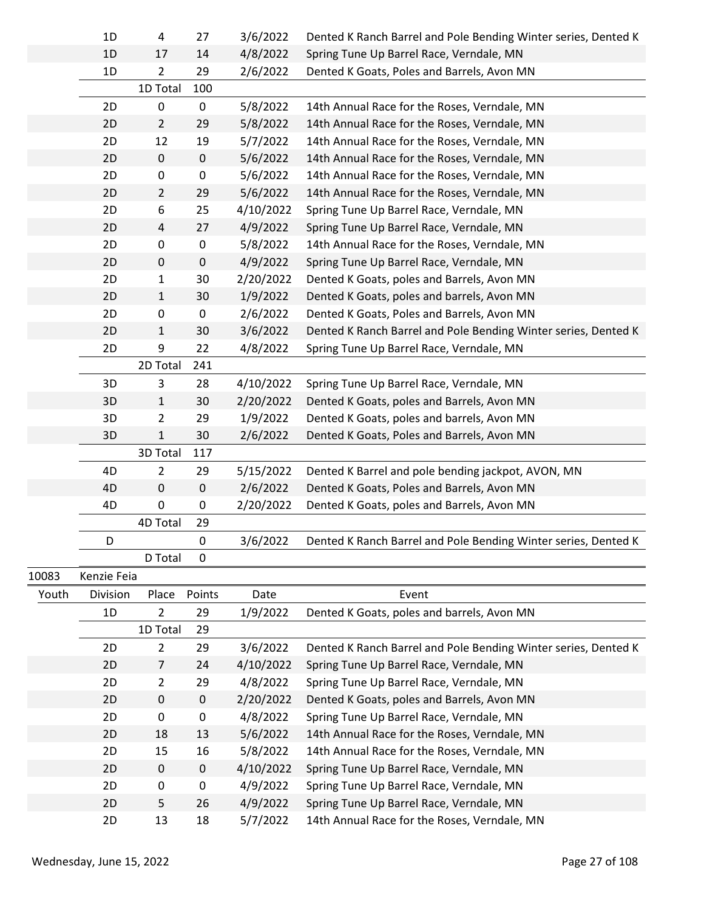| | Division | Place | Points | Date | Event |
|---|---|---|---|---|---|
| | 1D | 4 | 27 | 3/6/2022 | Dented K Ranch Barrel and Pole Bending Winter series, Dented K |
| | 1D | 17 | 14 | 4/8/2022 | Spring Tune Up Barrel Race, Verndale, MN |
| | 1D | 2 | 29 | 2/6/2022 | Dented K Goats, Poles and Barrels, Avon MN |
| | | 1D Total | 100 | | |
| | 2D | 0 | 0 | 5/8/2022 | 14th Annual Race for the Roses, Verndale, MN |
| | 2D | 2 | 29 | 5/8/2022 | 14th Annual Race for the Roses, Verndale, MN |
| | 2D | 12 | 19 | 5/7/2022 | 14th Annual Race for the Roses, Verndale, MN |
| | 2D | 0 | 0 | 5/6/2022 | 14th Annual Race for the Roses, Verndale, MN |
| | 2D | 0 | 0 | 5/6/2022 | 14th Annual Race for the Roses, Verndale, MN |
| | 2D | 2 | 29 | 5/6/2022 | 14th Annual Race for the Roses, Verndale, MN |
| | 2D | 6 | 25 | 4/10/2022 | Spring Tune Up Barrel Race, Verndale, MN |
| | 2D | 4 | 27 | 4/9/2022 | Spring Tune Up Barrel Race, Verndale, MN |
| | 2D | 0 | 0 | 5/8/2022 | 14th Annual Race for the Roses, Verndale, MN |
| | 2D | 0 | 0 | 4/9/2022 | Spring Tune Up Barrel Race, Verndale, MN |
| | 2D | 1 | 30 | 2/20/2022 | Dented K Goats, poles and Barrels, Avon MN |
| | 2D | 1 | 30 | 1/9/2022 | Dented K Goats, poles and barrels, Avon MN |
| | 2D | 0 | 0 | 2/6/2022 | Dented K Goats, Poles and Barrels, Avon MN |
| | 2D | 1 | 30 | 3/6/2022 | Dented K Ranch Barrel and Pole Bending Winter series, Dented K |
| | 2D | 9 | 22 | 4/8/2022 | Spring Tune Up Barrel Race, Verndale, MN |
| | | 2D Total | 241 | | |
| | 3D | 3 | 28 | 4/10/2022 | Spring Tune Up Barrel Race, Verndale, MN |
| | 3D | 1 | 30 | 2/20/2022 | Dented K Goats, poles and Barrels, Avon MN |
| | 3D | 2 | 29 | 1/9/2022 | Dented K Goats, poles and barrels, Avon MN |
| | 3D | 1 | 30 | 2/6/2022 | Dented K Goats, Poles and Barrels, Avon MN |
| | | 3D Total | 117 | | |
| | 4D | 2 | 29 | 5/15/2022 | Dented K Barrel and pole bending jackpot, AVON, MN |
| | 4D | 0 | 0 | 2/6/2022 | Dented K Goats, Poles and Barrels, Avon MN |
| | 4D | 0 | 0 | 2/20/2022 | Dented K Goats, poles and Barrels, Avon MN |
| | | 4D Total | 29 | | |
| | D | | 0 | 3/6/2022 | Dented K Ranch Barrel and Pole Bending Winter series, Dented K |
| | | D Total | 0 | | |

10083 Kenzie Feia

| Youth | Division | Place | Points | Date | Event |
|---|---|---|---|---|---|
| | 1D | 2 | 29 | 1/9/2022 | Dented K Goats, poles and barrels, Avon MN |
| | | 1D Total | 29 | | |
| | 2D | 2 | 29 | 3/6/2022 | Dented K Ranch Barrel and Pole Bending Winter series, Dented K |
| | 2D | 7 | 24 | 4/10/2022 | Spring Tune Up Barrel Race, Verndale, MN |
| | 2D | 2 | 29 | 4/8/2022 | Spring Tune Up Barrel Race, Verndale, MN |
| | 2D | 0 | 0 | 2/20/2022 | Dented K Goats, poles and Barrels, Avon MN |
| | 2D | 0 | 0 | 4/8/2022 | Spring Tune Up Barrel Race, Verndale, MN |
| | 2D | 18 | 13 | 5/6/2022 | 14th Annual Race for the Roses, Verndale, MN |
| | 2D | 15 | 16 | 5/8/2022 | 14th Annual Race for the Roses, Verndale, MN |
| | 2D | 0 | 0 | 4/10/2022 | Spring Tune Up Barrel Race, Verndale, MN |
| | 2D | 0 | 0 | 4/9/2022 | Spring Tune Up Barrel Race, Verndale, MN |
| | 2D | 5 | 26 | 4/9/2022 | Spring Tune Up Barrel Race, Verndale, MN |
| | 2D | 13 | 18 | 5/7/2022 | 14th Annual Race for the Roses, Verndale, MN |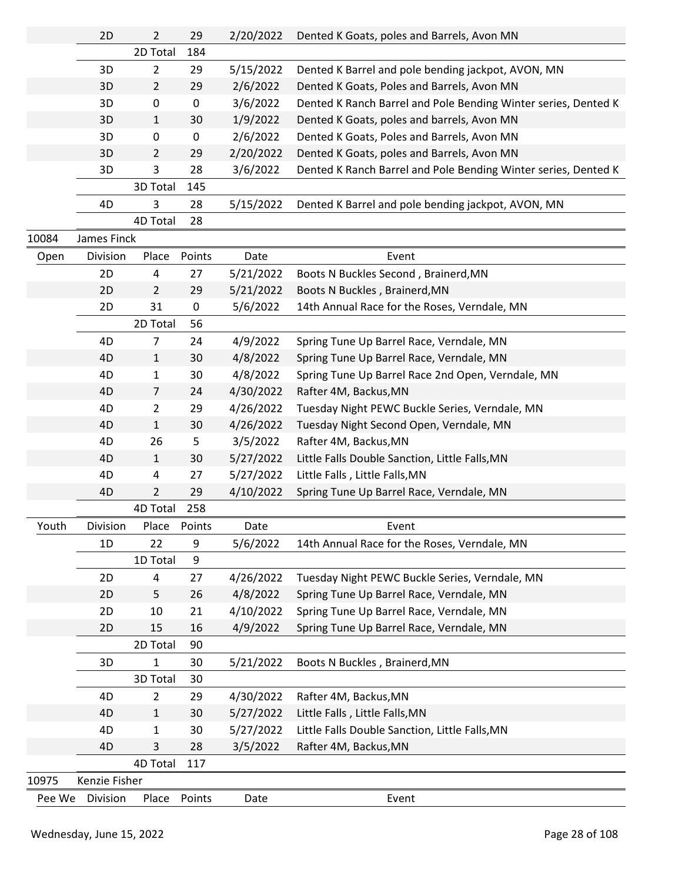| | Division | Place | Points | Date | Event |
|---|---|---|---|---|---|
| | 2D | 2 | 29 | 2/20/2022 | Dented K Goats, poles and Barrels, Avon MN |
| | | 2D Total | 184 | | |
| | 3D | 2 | 29 | 5/15/2022 | Dented K Barrel and pole bending jackpot, AVON, MN |
| | 3D | 2 | 29 | 2/6/2022 | Dented K Goats, Poles and Barrels, Avon MN |
| | 3D | 0 | 0 | 3/6/2022 | Dented K Ranch Barrel and Pole Bending Winter series, Dented K |
| | 3D | 1 | 30 | 1/9/2022 | Dented K Goats, poles and barrels, Avon MN |
| | 3D | 0 | 0 | 2/6/2022 | Dented K Goats, Poles and Barrels, Avon MN |
| | 3D | 2 | 29 | 2/20/2022 | Dented K Goats, poles and Barrels, Avon MN |
| | 3D | 3 | 28 | 3/6/2022 | Dented K Ranch Barrel and Pole Bending Winter series, Dented K |
| | | 3D Total | 145 | | |
| | 4D | 3 | 28 | 5/15/2022 | Dented K Barrel and pole bending jackpot, AVON, MN |
| | | 4D Total | 28 | | |

**10084 James Finck**

| Open | Division | Place | Points | Date | Event |
|---|---|---|---|---|---|
| | 2D | 4 | 27 | 5/21/2022 | Boots N Buckles Second , Brainerd,MN |
| | 2D | 2 | 29 | 5/21/2022 | Boots N Buckles , Brainerd,MN |
| | 2D | 31 | 0 | 5/6/2022 | 14th Annual Race for the Roses, Verndale, MN |
| | | 2D Total | 56 | | |
| | 4D | 7 | 24 | 4/9/2022 | Spring Tune Up Barrel Race, Verndale, MN |
| | 4D | 1 | 30 | 4/8/2022 | Spring Tune Up Barrel Race, Verndale, MN |
| | 4D | 1 | 30 | 4/8/2022 | Spring Tune Up Barrel Race 2nd Open, Verndale, MN |
| | 4D | 7 | 24 | 4/30/2022 | Rafter 4M, Backus,MN |
| | 4D | 2 | 29 | 4/26/2022 | Tuesday Night PEWC Buckle Series, Verndale, MN |
| | 4D | 1 | 30 | 4/26/2022 | Tuesday Night Second Open, Verndale, MN |
| | 4D | 26 | 5 | 3/5/2022 | Rafter 4M, Backus,MN |
| | 4D | 1 | 30 | 5/27/2022 | Little Falls Double Sanction, Little Falls,MN |
| | 4D | 4 | 27 | 5/27/2022 | Little Falls , Little Falls,MN |
| | 4D | 2 | 29 | 4/10/2022 | Spring Tune Up Barrel Race, Verndale, MN |
| | | 4D Total | 258 | | |

| Youth | Division | Place | Points | Date | Event |
|---|---|---|---|---|---|
| | 1D | 22 | 9 | 5/6/2022 | 14th Annual Race for the Roses, Verndale, MN |
| | | 1D Total | 9 | | |
| | 2D | 4 | 27 | 4/26/2022 | Tuesday Night PEWC Buckle Series, Verndale, MN |
| | 2D | 5 | 26 | 4/8/2022 | Spring Tune Up Barrel Race, Verndale, MN |
| | 2D | 10 | 21 | 4/10/2022 | Spring Tune Up Barrel Race, Verndale, MN |
| | 2D | 15 | 16 | 4/9/2022 | Spring Tune Up Barrel Race, Verndale, MN |
| | | 2D Total | 90 | | |
| | 3D | 1 | 30 | 5/21/2022 | Boots N Buckles , Brainerd,MN |
| | | 3D Total | 30 | | |
| | 4D | 2 | 29 | 4/30/2022 | Rafter 4M, Backus,MN |
| | 4D | 1 | 30 | 5/27/2022 | Little Falls , Little Falls,MN |
| | 4D | 1 | 30 | 5/27/2022 | Little Falls Double Sanction, Little Falls,MN |
| | 4D | 3 | 28 | 3/5/2022 | Rafter 4M, Backus,MN |
| | | 4D Total | 117 | | |

**10975 Kenzie Fisher**

| Pee We | Division | Place | Points | Date | Event |
|---|---|---|---|---|---|

Wednesday, June 15, 2022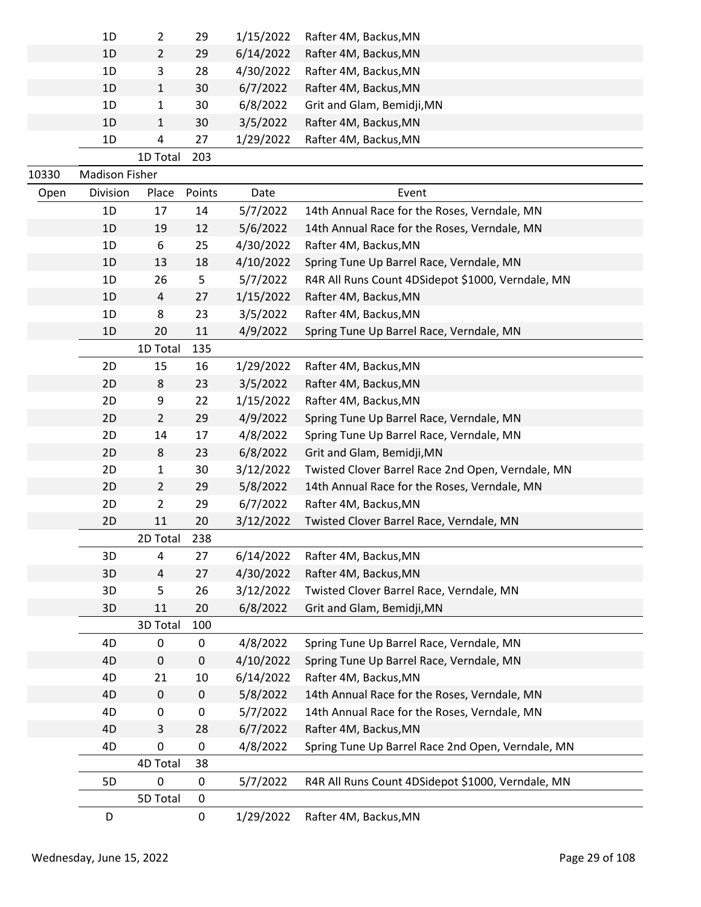| | Division | Place | Points | Date | Event |
|---|---|---|---|---|---|
| | 1D | 2 | 29 | 1/15/2022 | Rafter 4M, Backus,MN |
| | 1D | 2 | 29 | 6/14/2022 | Rafter 4M, Backus,MN |
| | 1D | 3 | 28 | 4/30/2022 | Rafter 4M, Backus,MN |
| | 1D | 1 | 30 | 6/7/2022 | Rafter 4M, Backus,MN |
| | 1D | 1 | 30 | 6/8/2022 | Grit and Glam, Bemidji,MN |
| | 1D | 1 | 30 | 3/5/2022 | Rafter 4M, Backus,MN |
| | 1D | 4 | 27 | 1/29/2022 | Rafter 4M, Backus,MN |
| | | 1D Total | 203 | | |

10330 Madison Fisher

| Open | Division | Place | Points | Date | Event |
|---|---|---|---|---|---|
| | 1D | 17 | 14 | 5/7/2022 | 14th Annual Race for the Roses, Verndale, MN |
| | 1D | 19 | 12 | 5/6/2022 | 14th Annual Race for the Roses, Verndale, MN |
| | 1D | 6 | 25 | 4/30/2022 | Rafter 4M, Backus,MN |
| | 1D | 13 | 18 | 4/10/2022 | Spring Tune Up Barrel Race, Verndale, MN |
| | 1D | 26 | 5 | 5/7/2022 | R4R All Runs Count 4DSidepot $1000, Verndale, MN |
| | 1D | 4 | 27 | 1/15/2022 | Rafter 4M, Backus,MN |
| | 1D | 8 | 23 | 3/5/2022 | Rafter 4M, Backus,MN |
| | 1D | 20 | 11 | 4/9/2022 | Spring Tune Up Barrel Race, Verndale, MN |
| | | 1D Total | 135 | | |
| | 2D | 15 | 16 | 1/29/2022 | Rafter 4M, Backus,MN |
| | 2D | 8 | 23 | 3/5/2022 | Rafter 4M, Backus,MN |
| | 2D | 9 | 22 | 1/15/2022 | Rafter 4M, Backus,MN |
| | 2D | 2 | 29 | 4/9/2022 | Spring Tune Up Barrel Race, Verndale, MN |
| | 2D | 14 | 17 | 4/8/2022 | Spring Tune Up Barrel Race, Verndale, MN |
| | 2D | 8 | 23 | 6/8/2022 | Grit and Glam, Bemidji,MN |
| | 2D | 1 | 30 | 3/12/2022 | Twisted Clover Barrel Race 2nd Open, Verndale, MN |
| | 2D | 2 | 29 | 5/8/2022 | 14th Annual Race for the Roses, Verndale, MN |
| | 2D | 2 | 29 | 6/7/2022 | Rafter 4M, Backus,MN |
| | 2D | 11 | 20 | 3/12/2022 | Twisted Clover Barrel Race, Verndale, MN |
| | | 2D Total | 238 | | |
| | 3D | 4 | 27 | 6/14/2022 | Rafter 4M, Backus,MN |
| | 3D | 4 | 27 | 4/30/2022 | Rafter 4M, Backus,MN |
| | 3D | 5 | 26 | 3/12/2022 | Twisted Clover Barrel Race, Verndale, MN |
| | 3D | 11 | 20 | 6/8/2022 | Grit and Glam, Bemidji,MN |
| | | 3D Total | 100 | | |
| | 4D | 0 | 0 | 4/8/2022 | Spring Tune Up Barrel Race, Verndale, MN |
| | 4D | 0 | 0 | 4/10/2022 | Spring Tune Up Barrel Race, Verndale, MN |
| | 4D | 21 | 10 | 6/14/2022 | Rafter 4M, Backus,MN |
| | 4D | 0 | 0 | 5/8/2022 | 14th Annual Race for the Roses, Verndale, MN |
| | 4D | 0 | 0 | 5/7/2022 | 14th Annual Race for the Roses, Verndale, MN |
| | 4D | 3 | 28 | 6/7/2022 | Rafter 4M, Backus,MN |
| | 4D | 0 | 0 | 4/8/2022 | Spring Tune Up Barrel Race 2nd Open, Verndale, MN |
| | | 4D Total | 38 | | |
| | 5D | 0 | 0 | 5/7/2022 | R4R All Runs Count 4DSidepot $1000, Verndale, MN |
| | | 5D Total | 0 | | |
| | D | | 0 | 1/29/2022 | Rafter 4M, Backus,MN |

Wednesday, June 15, 2022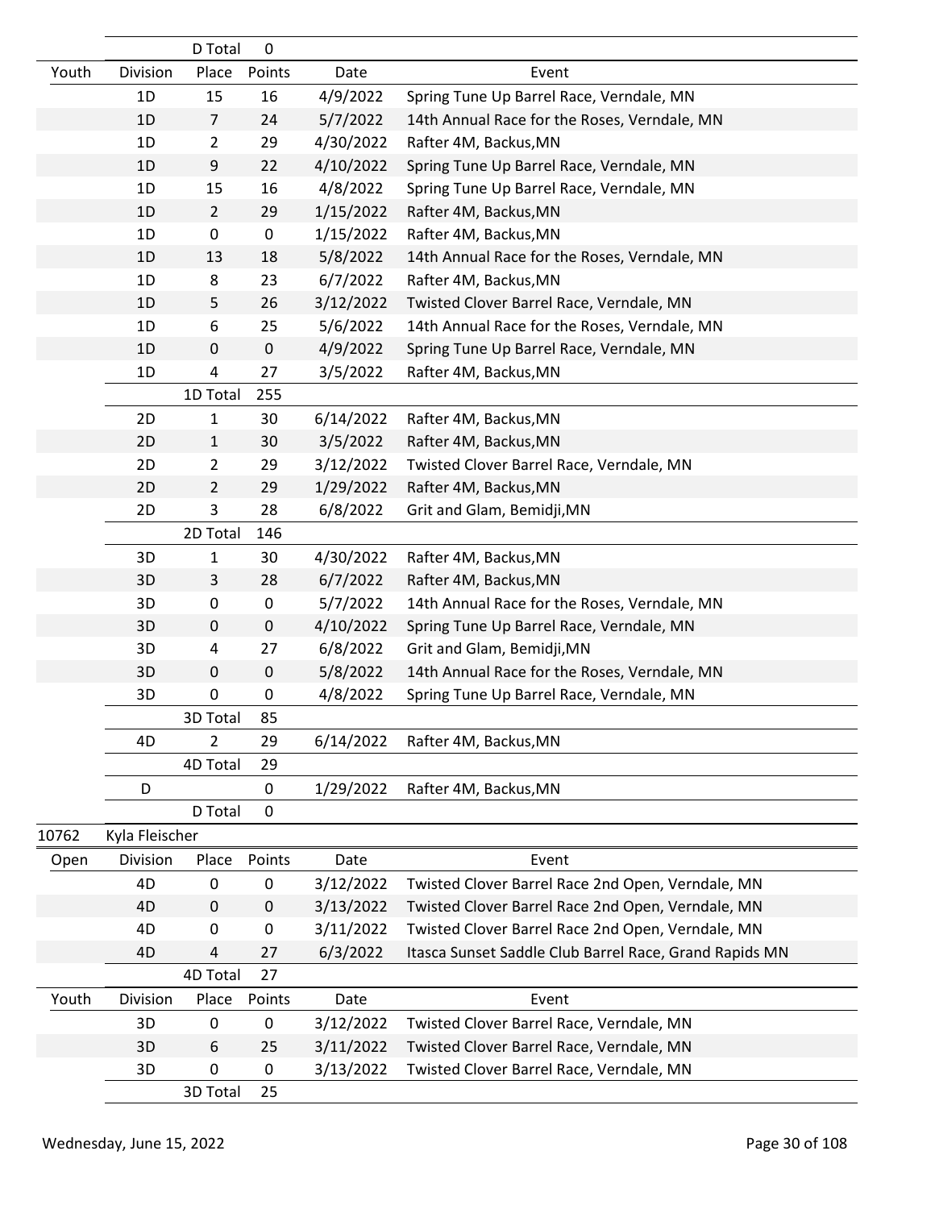| | | D Total | 0 | | |
|---|---|---|---|---|---|
| Youth | Division | Place | Points | Date | Event |
| | 1D | 15 | 16 | 4/9/2022 | Spring Tune Up Barrel Race, Verndale, MN |
| | 1D | 7 | 24 | 5/7/2022 | 14th Annual Race for the Roses, Verndale, MN |
| | 1D | 2 | 29 | 4/30/2022 | Rafter 4M, Backus,MN |
| | 1D | 9 | 22 | 4/10/2022 | Spring Tune Up Barrel Race, Verndale, MN |
| | 1D | 15 | 16 | 4/8/2022 | Spring Tune Up Barrel Race, Verndale, MN |
| | 1D | 2 | 29 | 1/15/2022 | Rafter 4M, Backus,MN |
| | 1D | 0 | 0 | 1/15/2022 | Rafter 4M, Backus,MN |
| | 1D | 13 | 18 | 5/8/2022 | 14th Annual Race for the Roses, Verndale, MN |
| | 1D | 8 | 23 | 6/7/2022 | Rafter 4M, Backus,MN |
| | 1D | 5 | 26 | 3/12/2022 | Twisted Clover Barrel Race, Verndale, MN |
| | 1D | 6 | 25 | 5/6/2022 | 14th Annual Race for the Roses, Verndale, MN |
| | 1D | 0 | 0 | 4/9/2022 | Spring Tune Up Barrel Race, Verndale, MN |
| | 1D | 4 | 27 | 3/5/2022 | Rafter 4M, Backus,MN |
| | | 1D Total | 255 | | |
| | 2D | 1 | 30 | 6/14/2022 | Rafter 4M, Backus,MN |
| | 2D | 1 | 30 | 3/5/2022 | Rafter 4M, Backus,MN |
| | 2D | 2 | 29 | 3/12/2022 | Twisted Clover Barrel Race, Verndale, MN |
| | 2D | 2 | 29 | 1/29/2022 | Rafter 4M, Backus,MN |
| | 2D | 3 | 28 | 6/8/2022 | Grit and Glam, Bemidji,MN |
| | | 2D Total | 146 | | |
| | 3D | 1 | 30 | 4/30/2022 | Rafter 4M, Backus,MN |
| | 3D | 3 | 28 | 6/7/2022 | Rafter 4M, Backus,MN |
| | 3D | 0 | 0 | 5/7/2022 | 14th Annual Race for the Roses, Verndale, MN |
| | 3D | 0 | 0 | 4/10/2022 | Spring Tune Up Barrel Race, Verndale, MN |
| | 3D | 4 | 27 | 6/8/2022 | Grit and Glam, Bemidji,MN |
| | 3D | 0 | 0 | 5/8/2022 | 14th Annual Race for the Roses, Verndale, MN |
| | 3D | 0 | 0 | 4/8/2022 | Spring Tune Up Barrel Race, Verndale, MN |
| | | 3D Total | 85 | | |
| | 4D | 2 | 29 | 6/14/2022 | Rafter 4M, Backus,MN |
| | | 4D Total | 29 | | |
| | D | | 0 | 1/29/2022 | Rafter 4M, Backus,MN |
| | | D Total | 0 | | |
| 10762 | Kyla Fleischer | | | | |
| Open | Division | Place | Points | Date | Event |
| | 4D | 0 | 0 | 3/12/2022 | Twisted Clover Barrel Race 2nd Open, Verndale, MN |
| | 4D | 0 | 0 | 3/13/2022 | Twisted Clover Barrel Race 2nd Open, Verndale, MN |
| | 4D | 0 | 0 | 3/11/2022 | Twisted Clover Barrel Race 2nd Open, Verndale, MN |
| | 4D | 4 | 27 | 6/3/2022 | Itasca Sunset Saddle Club Barrel Race, Grand Rapids MN |
| | | 4D Total | 27 | | |
| Youth | Division | Place | Points | Date | Event |
| | 3D | 0 | 0 | 3/12/2022 | Twisted Clover Barrel Race, Verndale, MN |
| | 3D | 6 | 25 | 3/11/2022 | Twisted Clover Barrel Race, Verndale, MN |
| | 3D | 0 | 0 | 3/13/2022 | Twisted Clover Barrel Race, Verndale, MN |
| | | 3D Total | 25 | | |

Wednesday, June 15, 2022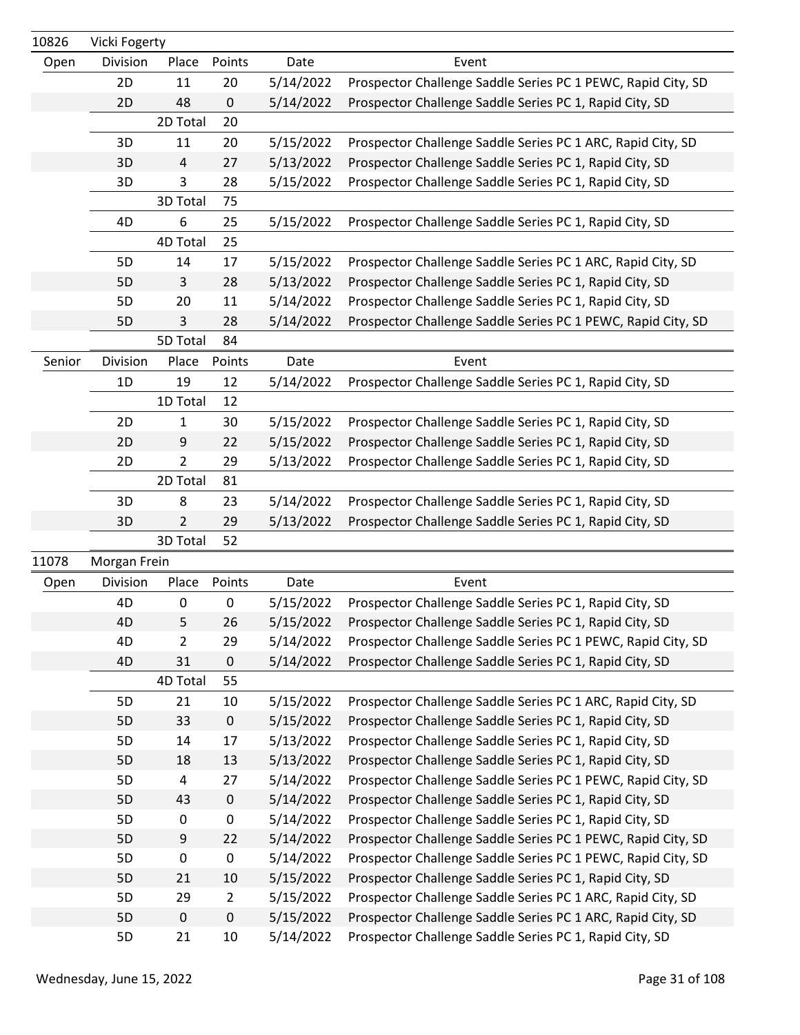| 10826 | Vicki Fogerty | | | | |
|---|---|---|---|---|---|
| Open | Division | Place | Points | Date | Event |
| | 2D | 11 | 20 | 5/14/2022 | Prospector Challenge Saddle Series PC 1 PEWC, Rapid City, SD |
| | 2D | 48 | 0 | 5/14/2022 | Prospector Challenge Saddle Series PC 1, Rapid City, SD |
| | | 2D Total | 20 | | |
| | 3D | 11 | 20 | 5/15/2022 | Prospector Challenge Saddle Series PC 1 ARC, Rapid City, SD |
| | 3D | 4 | 27 | 5/13/2022 | Prospector Challenge Saddle Series PC 1, Rapid City, SD |
| | 3D | 3 | 28 | 5/15/2022 | Prospector Challenge Saddle Series PC 1, Rapid City, SD |
| | | 3D Total | 75 | | |
| | 4D | 6 | 25 | 5/15/2022 | Prospector Challenge Saddle Series PC 1, Rapid City, SD |
| | | 4D Total | 25 | | |
| | 5D | 14 | 17 | 5/15/2022 | Prospector Challenge Saddle Series PC 1 ARC, Rapid City, SD |
| | 5D | 3 | 28 | 5/13/2022 | Prospector Challenge Saddle Series PC 1, Rapid City, SD |
| | 5D | 20 | 11 | 5/14/2022 | Prospector Challenge Saddle Series PC 1, Rapid City, SD |
| | 5D | 3 | 28 | 5/14/2022 | Prospector Challenge Saddle Series PC 1 PEWC, Rapid City, SD |
| | | 5D Total | 84 | | |
| Senior | Division | Place | Points | Date | Event |
| | 1D | 19 | 12 | 5/14/2022 | Prospector Challenge Saddle Series PC 1, Rapid City, SD |
| | | 1D Total | 12 | | |
| | 2D | 1 | 30 | 5/15/2022 | Prospector Challenge Saddle Series PC 1, Rapid City, SD |
| | 2D | 9 | 22 | 5/15/2022 | Prospector Challenge Saddle Series PC 1, Rapid City, SD |
| | 2D | 2 | 29 | 5/13/2022 | Prospector Challenge Saddle Series PC 1, Rapid City, SD |
| | | 2D Total | 81 | | |
| | 3D | 8 | 23 | 5/14/2022 | Prospector Challenge Saddle Series PC 1, Rapid City, SD |
| | 3D | 2 | 29 | 5/13/2022 | Prospector Challenge Saddle Series PC 1, Rapid City, SD |
| | | 3D Total | 52 | | |

| 11078 | Morgan Frein | | | | |
|---|---|---|---|---|---|
| Open | Division | Place | Points | Date | Event |
| | 4D | 0 | 0 | 5/15/2022 | Prospector Challenge Saddle Series PC 1, Rapid City, SD |
| | 4D | 5 | 26 | 5/15/2022 | Prospector Challenge Saddle Series PC 1, Rapid City, SD |
| | 4D | 2 | 29 | 5/14/2022 | Prospector Challenge Saddle Series PC 1 PEWC, Rapid City, SD |
| | 4D | 31 | 0 | 5/14/2022 | Prospector Challenge Saddle Series PC 1, Rapid City, SD |
| | | 4D Total | 55 | | |
| | 5D | 21 | 10 | 5/15/2022 | Prospector Challenge Saddle Series PC 1 ARC, Rapid City, SD |
| | 5D | 33 | 0 | 5/15/2022 | Prospector Challenge Saddle Series PC 1, Rapid City, SD |
| | 5D | 14 | 17 | 5/13/2022 | Prospector Challenge Saddle Series PC 1, Rapid City, SD |
| | 5D | 18 | 13 | 5/13/2022 | Prospector Challenge Saddle Series PC 1, Rapid City, SD |
| | 5D | 4 | 27 | 5/14/2022 | Prospector Challenge Saddle Series PC 1 PEWC, Rapid City, SD |
| | 5D | 43 | 0 | 5/14/2022 | Prospector Challenge Saddle Series PC 1, Rapid City, SD |
| | 5D | 0 | 0 | 5/14/2022 | Prospector Challenge Saddle Series PC 1, Rapid City, SD |
| | 5D | 9 | 22 | 5/14/2022 | Prospector Challenge Saddle Series PC 1 PEWC, Rapid City, SD |
| | 5D | 0 | 0 | 5/14/2022 | Prospector Challenge Saddle Series PC 1 PEWC, Rapid City, SD |
| | 5D | 21 | 10 | 5/15/2022 | Prospector Challenge Saddle Series PC 1, Rapid City, SD |
| | 5D | 29 | 2 | 5/15/2022 | Prospector Challenge Saddle Series PC 1 ARC, Rapid City, SD |
| | 5D | 0 | 0 | 5/15/2022 | Prospector Challenge Saddle Series PC 1 ARC, Rapid City, SD |
| | 5D | 21 | 10 | 5/14/2022 | Prospector Challenge Saddle Series PC 1, Rapid City, SD |

Wednesday, June 15, 2022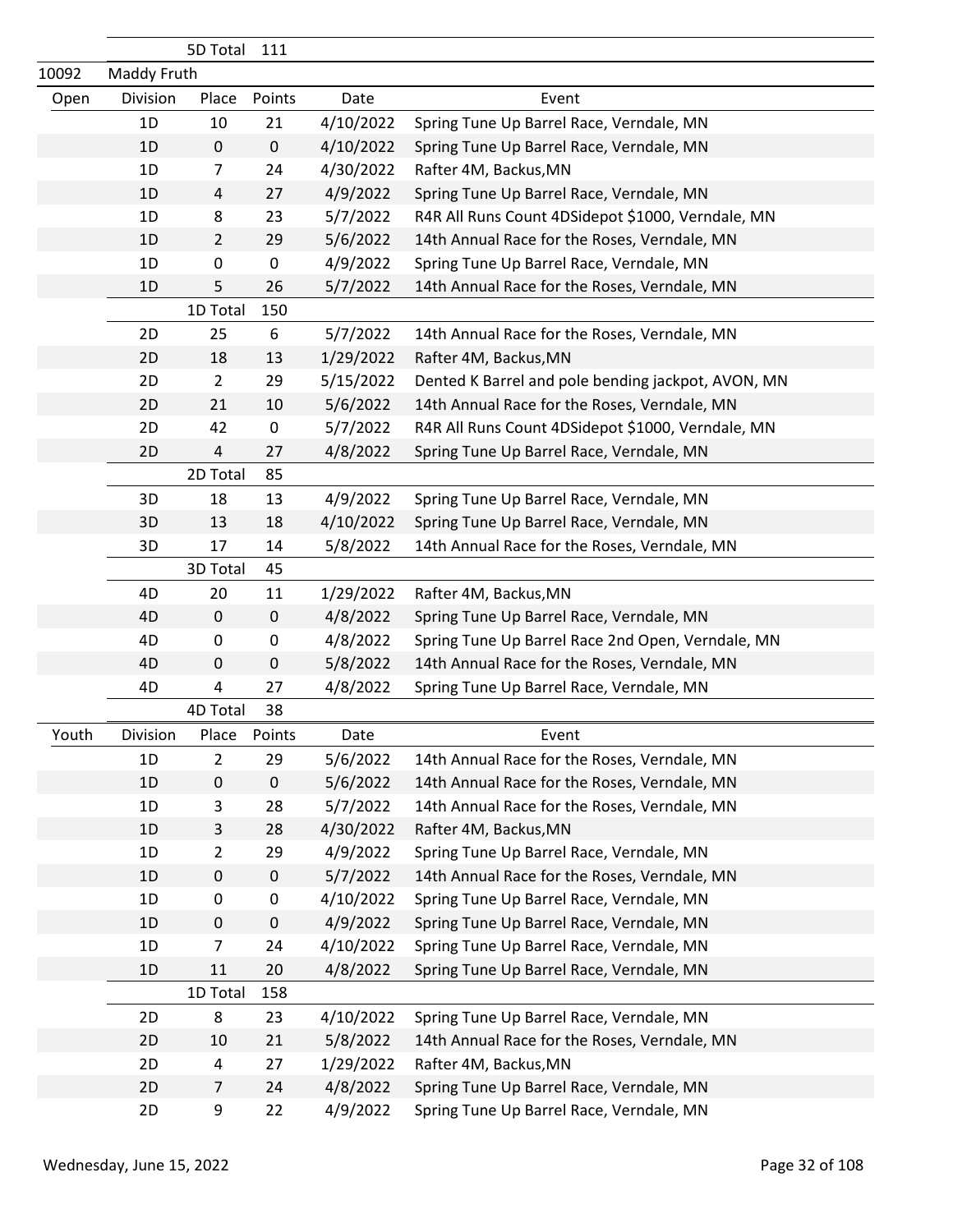| | | 5D Total | 111 | | |
|---|---|---|---|---|---|
| 10092 | Maddy Fruth | | | | |
| Open | Division | Place | Points | Date | Event |
| | 1D | 10 | 21 | 4/10/2022 | Spring Tune Up Barrel Race, Verndale, MN |
| | 1D | 0 | 0 | 4/10/2022 | Spring Tune Up Barrel Race, Verndale, MN |
| | 1D | 7 | 24 | 4/30/2022 | Rafter 4M, Backus,MN |
| | 1D | 4 | 27 | 4/9/2022 | Spring Tune Up Barrel Race, Verndale, MN |
| | 1D | 8 | 23 | 5/7/2022 | R4R All Runs Count 4DSidepot $1000, Verndale, MN |
| | 1D | 2 | 29 | 5/6/2022 | 14th Annual Race for the Roses, Verndale, MN |
| | 1D | 0 | 0 | 4/9/2022 | Spring Tune Up Barrel Race, Verndale, MN |
| | 1D | 5 | 26 | 5/7/2022 | 14th Annual Race for the Roses, Verndale, MN |
| | | 1D Total | 150 | | |
| | 2D | 25 | 6 | 5/7/2022 | 14th Annual Race for the Roses, Verndale, MN |
| | 2D | 18 | 13 | 1/29/2022 | Rafter 4M, Backus,MN |
| | 2D | 2 | 29 | 5/15/2022 | Dented K Barrel and pole bending jackpot, AVON, MN |
| | 2D | 21 | 10 | 5/6/2022 | 14th Annual Race for the Roses, Verndale, MN |
| | 2D | 42 | 0 | 5/7/2022 | R4R All Runs Count 4DSidepot $1000, Verndale, MN |
| | 2D | 4 | 27 | 4/8/2022 | Spring Tune Up Barrel Race, Verndale, MN |
| | | 2D Total | 85 | | |
| | 3D | 18 | 13 | 4/9/2022 | Spring Tune Up Barrel Race, Verndale, MN |
| | 3D | 13 | 18 | 4/10/2022 | Spring Tune Up Barrel Race, Verndale, MN |
| | 3D | 17 | 14 | 5/8/2022 | 14th Annual Race for the Roses, Verndale, MN |
| | | 3D Total | 45 | | |
| | 4D | 20 | 11 | 1/29/2022 | Rafter 4M, Backus,MN |
| | 4D | 0 | 0 | 4/8/2022 | Spring Tune Up Barrel Race, Verndale, MN |
| | 4D | 0 | 0 | 4/8/2022 | Spring Tune Up Barrel Race 2nd Open, Verndale, MN |
| | 4D | 0 | 0 | 5/8/2022 | 14th Annual Race for the Roses, Verndale, MN |
| | 4D | 4 | 27 | 4/8/2022 | Spring Tune Up Barrel Race, Verndale, MN |
| | | 4D Total | 38 | | |
| Youth | Division | Place | Points | Date | Event |
| | 1D | 2 | 29 | 5/6/2022 | 14th Annual Race for the Roses, Verndale, MN |
| | 1D | 0 | 0 | 5/6/2022 | 14th Annual Race for the Roses, Verndale, MN |
| | 1D | 3 | 28 | 5/7/2022 | 14th Annual Race for the Roses, Verndale, MN |
| | 1D | 3 | 28 | 4/30/2022 | Rafter 4M, Backus,MN |
| | 1D | 2 | 29 | 4/9/2022 | Spring Tune Up Barrel Race, Verndale, MN |
| | 1D | 0 | 0 | 5/7/2022 | 14th Annual Race for the Roses, Verndale, MN |
| | 1D | 0 | 0 | 4/10/2022 | Spring Tune Up Barrel Race, Verndale, MN |
| | 1D | 0 | 0 | 4/9/2022 | Spring Tune Up Barrel Race, Verndale, MN |
| | 1D | 7 | 24 | 4/10/2022 | Spring Tune Up Barrel Race, Verndale, MN |
| | 1D | 11 | 20 | 4/8/2022 | Spring Tune Up Barrel Race, Verndale, MN |
| | | 1D Total | 158 | | |
| | 2D | 8 | 23 | 4/10/2022 | Spring Tune Up Barrel Race, Verndale, MN |
| | 2D | 10 | 21 | 5/8/2022 | 14th Annual Race for the Roses, Verndale, MN |
| | 2D | 4 | 27 | 1/29/2022 | Rafter 4M, Backus,MN |
| | 2D | 7 | 24 | 4/8/2022 | Spring Tune Up Barrel Race, Verndale, MN |
| | 2D | 9 | 22 | 4/9/2022 | Spring Tune Up Barrel Race, Verndale, MN |

Wednesday, June 15, 2022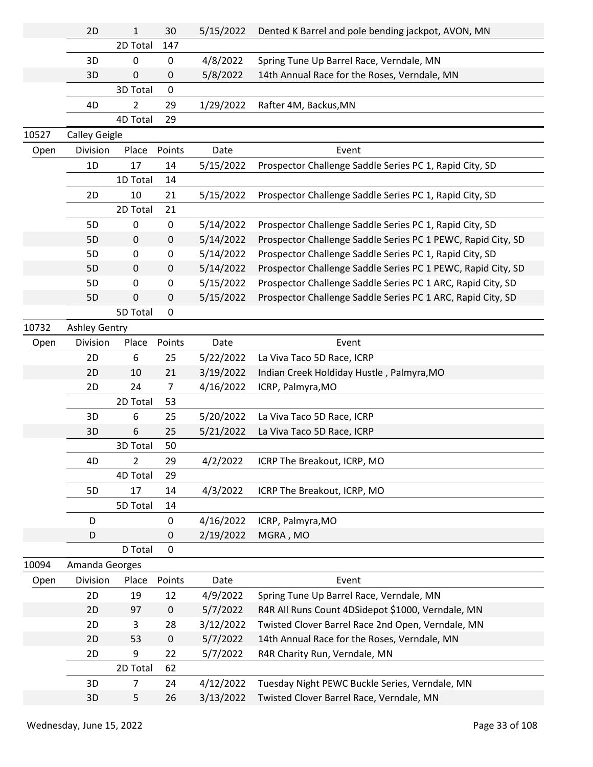| | Division | Place | Points | Date | Event |
|---|---|---|---|---|---|
| | 2D | 1 | 30 | 5/15/2022 | Dented K Barrel and pole bending jackpot, AVON, MN |
| | | 2D Total | 147 | | |
| | 3D | 0 | 0 | 4/8/2022 | Spring Tune Up Barrel Race, Verndale, MN |
| | 3D | 0 | 0 | 5/8/2022 | 14th Annual Race for the Roses, Verndale, MN |
| | | 3D Total | 0 | | |
| | 4D | 2 | 29 | 1/29/2022 | Rafter 4M, Backus,MN |
| | | 4D Total | 29 | | |

**10527 Calley Geigle**

| Open | Division | Place | Points | Date | Event |
|---|---|---|---|---|---|
| | 1D | 17 | 14 | 5/15/2022 | Prospector Challenge Saddle Series PC 1, Rapid City, SD |
| | | 1D Total | 14 | | |
| | 2D | 10 | 21 | 5/15/2022 | Prospector Challenge Saddle Series PC 1, Rapid City, SD |
| | | 2D Total | 21 | | |
| | 5D | 0 | 0 | 5/14/2022 | Prospector Challenge Saddle Series PC 1, Rapid City, SD |
| | 5D | 0 | 0 | 5/14/2022 | Prospector Challenge Saddle Series PC 1 PEWC, Rapid City, SD |
| | 5D | 0 | 0 | 5/14/2022 | Prospector Challenge Saddle Series PC 1, Rapid City, SD |
| | 5D | 0 | 0 | 5/14/2022 | Prospector Challenge Saddle Series PC 1 PEWC, Rapid City, SD |
| | 5D | 0 | 0 | 5/15/2022 | Prospector Challenge Saddle Series PC 1 ARC, Rapid City, SD |
| | 5D | 0 | 0 | 5/15/2022 | Prospector Challenge Saddle Series PC 1 ARC, Rapid City, SD |
| | | 5D Total | 0 | | |

**10732 Ashley Gentry**

| Open | Division | Place | Points | Date | Event |
|---|---|---|---|---|---|
| | 2D | 6 | 25 | 5/22/2022 | La Viva Taco 5D Race, ICRP |
| | 2D | 10 | 21 | 3/19/2022 | Indian Creek Holdiday Hustle , Palmyra,MO |
| | 2D | 24 | 7 | 4/16/2022 | ICRP, Palmyra,MO |
| | | 2D Total | 53 | | |
| | 3D | 6 | 25 | 5/20/2022 | La Viva Taco 5D Race, ICRP |
| | 3D | 6 | 25 | 5/21/2022 | La Viva Taco 5D Race, ICRP |
| | | 3D Total | 50 | | |
| | 4D | 2 | 29 | 4/2/2022 | ICRP The Breakout, ICRP, MO |
| | | 4D Total | 29 | | |
| | 5D | 17 | 14 | 4/3/2022 | ICRP The Breakout, ICRP, MO |
| | | 5D Total | 14 | | |
| | D | | 0 | 4/16/2022 | ICRP, Palmyra,MO |
| | D | | 0 | 2/19/2022 | MGRA , MO |
| | | D Total | 0 | | |

**10094 Amanda Georges**

| Open | Division | Place | Points | Date | Event |
|---|---|---|---|---|---|
| | 2D | 19 | 12 | 4/9/2022 | Spring Tune Up Barrel Race, Verndale, MN |
| | 2D | 97 | 0 | 5/7/2022 | R4R All Runs Count 4DSidepot $1000, Verndale, MN |
| | 2D | 3 | 28 | 3/12/2022 | Twisted Clover Barrel Race 2nd Open, Verndale, MN |
| | 2D | 53 | 0 | 5/7/2022 | 14th Annual Race for the Roses, Verndale, MN |
| | 2D | 9 | 22 | 5/7/2022 | R4R Charity Run, Verndale, MN |
| | | 2D Total | 62 | | |
| | 3D | 7 | 24 | 4/12/2022 | Tuesday Night PEWC Buckle Series, Verndale, MN |
| | 3D | 5 | 26 | 3/13/2022 | Twisted Clover Barrel Race, Verndale, MN |

Wednesday, June 15, 2022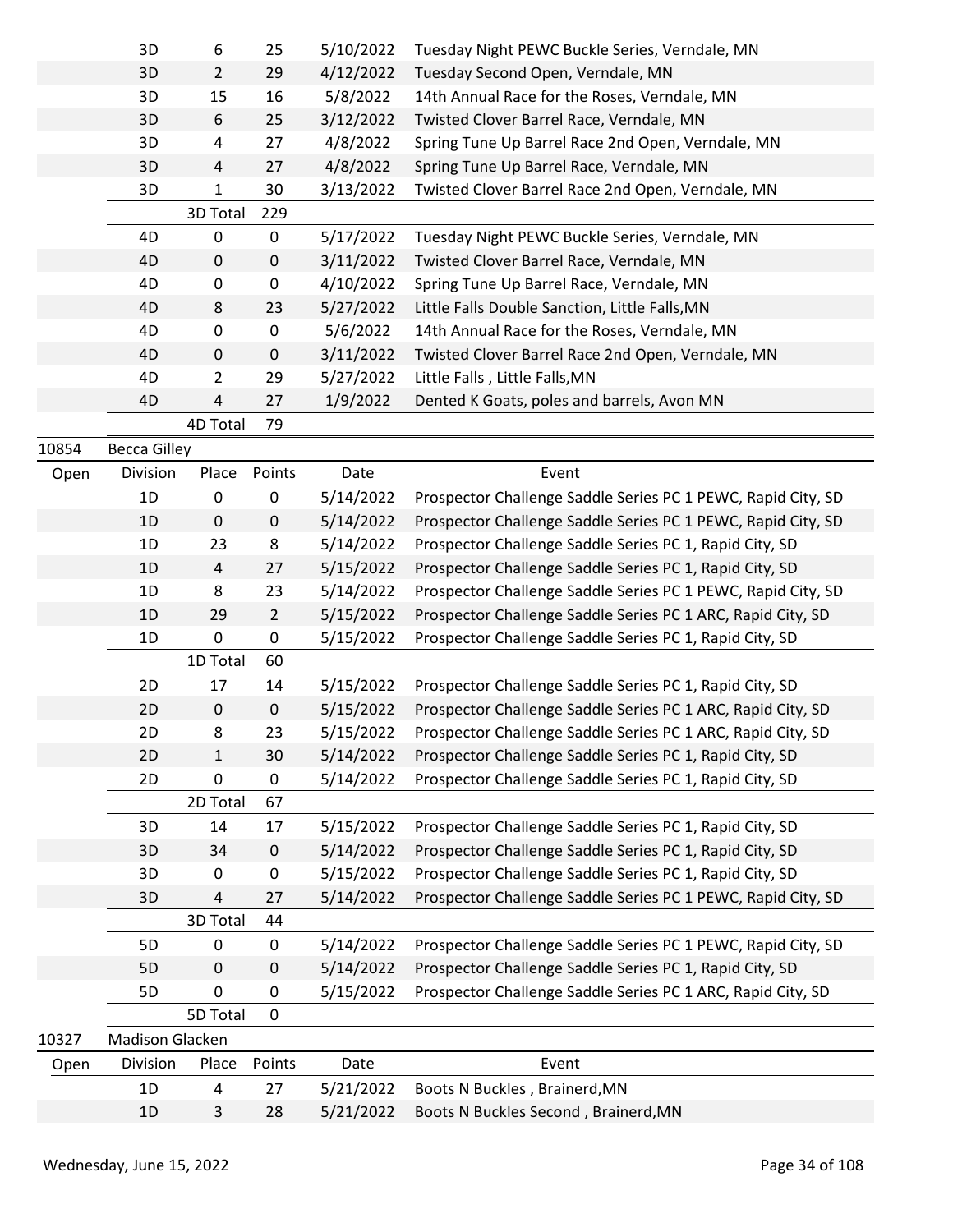| | Division | Place | Points | Date | Event |
|---|---|---|---|---|---|
| | 3D | 6 | 25 | 5/10/2022 | Tuesday Night PEWC Buckle Series, Verndale, MN |
| | 3D | 2 | 29 | 4/12/2022 | Tuesday Second Open, Verndale, MN |
| | 3D | 15 | 16 | 5/8/2022 | 14th Annual Race for the Roses, Verndale, MN |
| | 3D | 6 | 25 | 3/12/2022 | Twisted Clover Barrel Race, Verndale, MN |
| | 3D | 4 | 27 | 4/8/2022 | Spring Tune Up Barrel Race 2nd Open, Verndale, MN |
| | 3D | 4 | 27 | 4/8/2022 | Spring Tune Up Barrel Race, Verndale, MN |
| | 3D | 1 | 30 | 3/13/2022 | Twisted Clover Barrel Race 2nd Open, Verndale, MN |
| | | 3D Total | 229 | | |
| | 4D | 0 | 0 | 5/17/2022 | Tuesday Night PEWC Buckle Series, Verndale, MN |
| | 4D | 0 | 0 | 3/11/2022 | Twisted Clover Barrel Race, Verndale, MN |
| | 4D | 0 | 0 | 4/10/2022 | Spring Tune Up Barrel Race, Verndale, MN |
| | 4D | 8 | 23 | 5/27/2022 | Little Falls Double Sanction, Little Falls,MN |
| | 4D | 0 | 0 | 5/6/2022 | 14th Annual Race for the Roses, Verndale, MN |
| | 4D | 0 | 0 | 3/11/2022 | Twisted Clover Barrel Race 2nd Open, Verndale, MN |
| | 4D | 2 | 29 | 5/27/2022 | Little Falls , Little Falls,MN |
| | 4D | 4 | 27 | 1/9/2022 | Dented K Goats, poles and barrels, Avon MN |
| | | 4D Total | 79 | | |

**10854 Becca Gilley**

| Open | Division | Place | Points | Date | Event |
|---|---|---|---|---|---|
| | 1D | 0 | 0 | 5/14/2022 | Prospector Challenge Saddle Series PC 1 PEWC, Rapid City, SD |
| | 1D | 0 | 0 | 5/14/2022 | Prospector Challenge Saddle Series PC 1 PEWC, Rapid City, SD |
| | 1D | 23 | 8 | 5/14/2022 | Prospector Challenge Saddle Series PC 1, Rapid City, SD |
| | 1D | 4 | 27 | 5/15/2022 | Prospector Challenge Saddle Series PC 1, Rapid City, SD |
| | 1D | 8 | 23 | 5/14/2022 | Prospector Challenge Saddle Series PC 1 PEWC, Rapid City, SD |
| | 1D | 29 | 2 | 5/15/2022 | Prospector Challenge Saddle Series PC 1 ARC, Rapid City, SD |
| | 1D | 0 | 0 | 5/15/2022 | Prospector Challenge Saddle Series PC 1, Rapid City, SD |
| | | 1D Total | 60 | | |
| | 2D | 17 | 14 | 5/15/2022 | Prospector Challenge Saddle Series PC 1, Rapid City, SD |
| | 2D | 0 | 0 | 5/15/2022 | Prospector Challenge Saddle Series PC 1 ARC, Rapid City, SD |
| | 2D | 8 | 23 | 5/15/2022 | Prospector Challenge Saddle Series PC 1 ARC, Rapid City, SD |
| | 2D | 1 | 30 | 5/14/2022 | Prospector Challenge Saddle Series PC 1, Rapid City, SD |
| | 2D | 0 | 0 | 5/14/2022 | Prospector Challenge Saddle Series PC 1, Rapid City, SD |
| | | 2D Total | 67 | | |
| | 3D | 14 | 17 | 5/15/2022 | Prospector Challenge Saddle Series PC 1, Rapid City, SD |
| | 3D | 34 | 0 | 5/14/2022 | Prospector Challenge Saddle Series PC 1, Rapid City, SD |
| | 3D | 0 | 0 | 5/15/2022 | Prospector Challenge Saddle Series PC 1, Rapid City, SD |
| | 3D | 4 | 27 | 5/14/2022 | Prospector Challenge Saddle Series PC 1 PEWC, Rapid City, SD |
| | | 3D Total | 44 | | |
| | 5D | 0 | 0 | 5/14/2022 | Prospector Challenge Saddle Series PC 1 PEWC, Rapid City, SD |
| | 5D | 0 | 0 | 5/14/2022 | Prospector Challenge Saddle Series PC 1, Rapid City, SD |
| | 5D | 0 | 0 | 5/15/2022 | Prospector Challenge Saddle Series PC 1 ARC, Rapid City, SD |
| | | 5D Total | 0 | | |

**10327 Madison Glacken**

| Open | Division | Place | Points | Date | Event |
|---|---|---|---|---|---|
| | 1D | 4 | 27 | 5/21/2022 | Boots N Buckles , Brainerd,MN |
| | 1D | 3 | 28 | 5/21/2022 | Boots N Buckles Second , Brainerd,MN |

Wednesday, June 15, 2022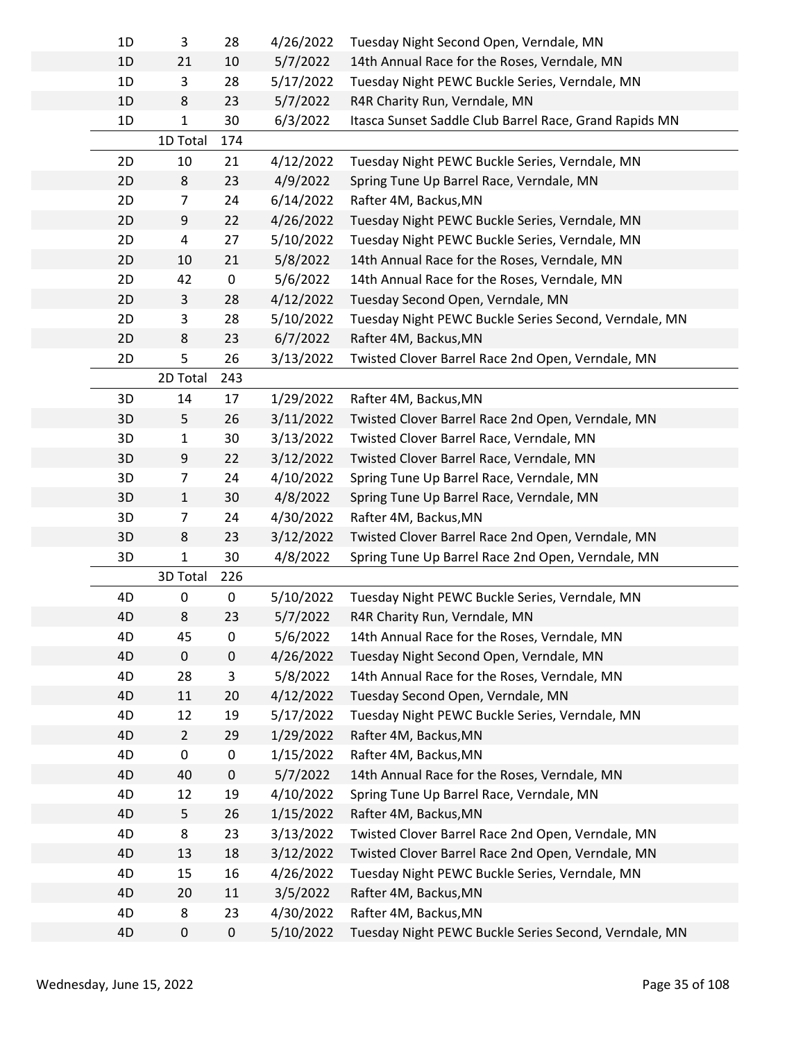| | | | | |
|---|---|---|---|---|
| 1D | 3 | 28 | 4/26/2022 | Tuesday Night Second Open, Verndale, MN |
| 1D | 21 | 10 | 5/7/2022 | 14th Annual Race for the Roses, Verndale, MN |
| 1D | 3 | 28 | 5/17/2022 | Tuesday Night PEWC Buckle Series, Verndale, MN |
| 1D | 8 | 23 | 5/7/2022 | R4R Charity Run, Verndale, MN |
| 1D | 1 | 30 | 6/3/2022 | Itasca Sunset Saddle Club Barrel Race, Grand Rapids MN |
| | 1D Total | 174 | | |
| 2D | 10 | 21 | 4/12/2022 | Tuesday Night PEWC Buckle Series, Verndale, MN |
| 2D | 8 | 23 | 4/9/2022 | Spring Tune Up Barrel Race, Verndale, MN |
| 2D | 7 | 24 | 6/14/2022 | Rafter 4M, Backus,MN |
| 2D | 9 | 22 | 4/26/2022 | Tuesday Night PEWC Buckle Series, Verndale, MN |
| 2D | 4 | 27 | 5/10/2022 | Tuesday Night PEWC Buckle Series, Verndale, MN |
| 2D | 10 | 21 | 5/8/2022 | 14th Annual Race for the Roses, Verndale, MN |
| 2D | 42 | 0 | 5/6/2022 | 14th Annual Race for the Roses, Verndale, MN |
| 2D | 3 | 28 | 4/12/2022 | Tuesday Second Open, Verndale, MN |
| 2D | 3 | 28 | 5/10/2022 | Tuesday Night PEWC Buckle Series Second, Verndale, MN |
| 2D | 8 | 23 | 6/7/2022 | Rafter 4M, Backus,MN |
| 2D | 5 | 26 | 3/13/2022 | Twisted Clover Barrel Race 2nd Open, Verndale, MN |
| | 2D Total | 243 | | |
| 3D | 14 | 17 | 1/29/2022 | Rafter 4M, Backus,MN |
| 3D | 5 | 26 | 3/11/2022 | Twisted Clover Barrel Race 2nd Open, Verndale, MN |
| 3D | 1 | 30 | 3/13/2022 | Twisted Clover Barrel Race, Verndale, MN |
| 3D | 9 | 22 | 3/12/2022 | Twisted Clover Barrel Race, Verndale, MN |
| 3D | 7 | 24 | 4/10/2022 | Spring Tune Up Barrel Race, Verndale, MN |
| 3D | 1 | 30 | 4/8/2022 | Spring Tune Up Barrel Race, Verndale, MN |
| 3D | 7 | 24 | 4/30/2022 | Rafter 4M, Backus,MN |
| 3D | 8 | 23 | 3/12/2022 | Twisted Clover Barrel Race 2nd Open, Verndale, MN |
| 3D | 1 | 30 | 4/8/2022 | Spring Tune Up Barrel Race 2nd Open, Verndale, MN |
| | 3D Total | 226 | | |
| 4D | 0 | 0 | 5/10/2022 | Tuesday Night PEWC Buckle Series, Verndale, MN |
| 4D | 8 | 23 | 5/7/2022 | R4R Charity Run, Verndale, MN |
| 4D | 45 | 0 | 5/6/2022 | 14th Annual Race for the Roses, Verndale, MN |
| 4D | 0 | 0 | 4/26/2022 | Tuesday Night Second Open, Verndale, MN |
| 4D | 28 | 3 | 5/8/2022 | 14th Annual Race for the Roses, Verndale, MN |
| 4D | 11 | 20 | 4/12/2022 | Tuesday Second Open, Verndale, MN |
| 4D | 12 | 19 | 5/17/2022 | Tuesday Night PEWC Buckle Series, Verndale, MN |
| 4D | 2 | 29 | 1/29/2022 | Rafter 4M, Backus,MN |
| 4D | 0 | 0 | 1/15/2022 | Rafter 4M, Backus,MN |
| 4D | 40 | 0 | 5/7/2022 | 14th Annual Race for the Roses, Verndale, MN |
| 4D | 12 | 19 | 4/10/2022 | Spring Tune Up Barrel Race, Verndale, MN |
| 4D | 5 | 26 | 1/15/2022 | Rafter 4M, Backus,MN |
| 4D | 8 | 23 | 3/13/2022 | Twisted Clover Barrel Race 2nd Open, Verndale, MN |
| 4D | 13 | 18 | 3/12/2022 | Twisted Clover Barrel Race 2nd Open, Verndale, MN |
| 4D | 15 | 16 | 4/26/2022 | Tuesday Night PEWC Buckle Series, Verndale, MN |
| 4D | 20 | 11 | 3/5/2022 | Rafter 4M, Backus,MN |
| 4D | 8 | 23 | 4/30/2022 | Rafter 4M, Backus,MN |
| 4D | 0 | 0 | 5/10/2022 | Tuesday Night PEWC Buckle Series Second, Verndale, MN |

Wednesday, June 15, 2022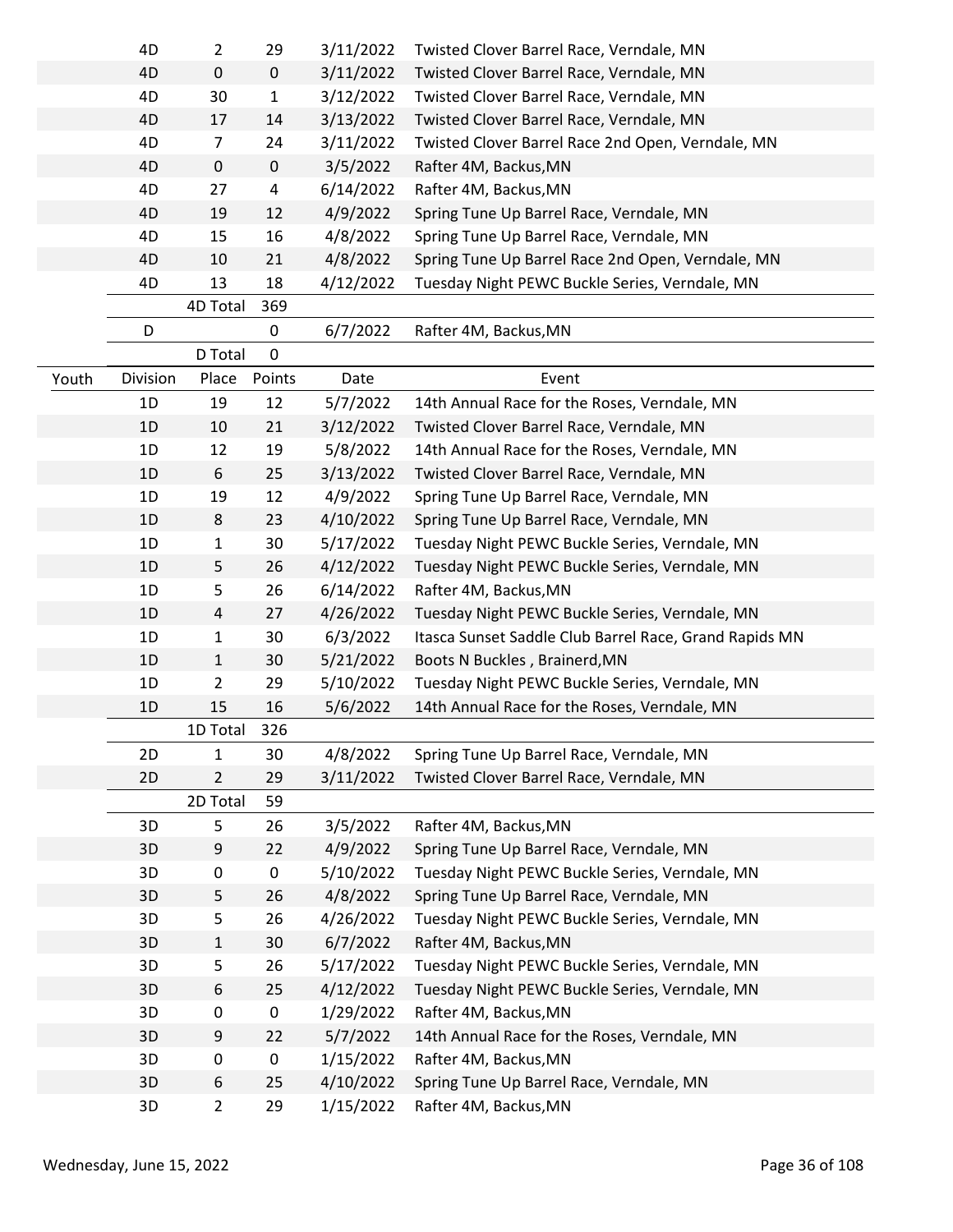| | Division | Place | Points | Date | Event |
|---|---|---|---|---|---|
| | 4D | 2 | 29 | 3/11/2022 | Twisted Clover Barrel Race, Verndale, MN |
| | 4D | 0 | 0 | 3/11/2022 | Twisted Clover Barrel Race, Verndale, MN |
| | 4D | 30 | 1 | 3/12/2022 | Twisted Clover Barrel Race, Verndale, MN |
| | 4D | 17 | 14 | 3/13/2022 | Twisted Clover Barrel Race, Verndale, MN |
| | 4D | 7 | 24 | 3/11/2022 | Twisted Clover Barrel Race 2nd Open, Verndale, MN |
| | 4D | 0 | 0 | 3/5/2022 | Rafter 4M, Backus,MN |
| | 4D | 27 | 4 | 6/14/2022 | Rafter 4M, Backus,MN |
| | 4D | 19 | 12 | 4/9/2022 | Spring Tune Up Barrel Race, Verndale, MN |
| | 4D | 15 | 16 | 4/8/2022 | Spring Tune Up Barrel Race, Verndale, MN |
| | 4D | 10 | 21 | 4/8/2022 | Spring Tune Up Barrel Race 2nd Open, Verndale, MN |
| | 4D | 13 | 18 | 4/12/2022 | Tuesday Night PEWC Buckle Series, Verndale, MN |
| | | 4D Total | 369 | | |
| | D | | 0 | 6/7/2022 | Rafter 4M, Backus,MN |
| | | D Total | 0 | | |
| Youth | Division | Place | Points | Date | Event |
| | 1D | 19 | 12 | 5/7/2022 | 14th Annual Race for the Roses, Verndale, MN |
| | 1D | 10 | 21 | 3/12/2022 | Twisted Clover Barrel Race, Verndale, MN |
| | 1D | 12 | 19 | 5/8/2022 | 14th Annual Race for the Roses, Verndale, MN |
| | 1D | 6 | 25 | 3/13/2022 | Twisted Clover Barrel Race, Verndale, MN |
| | 1D | 19 | 12 | 4/9/2022 | Spring Tune Up Barrel Race, Verndale, MN |
| | 1D | 8 | 23 | 4/10/2022 | Spring Tune Up Barrel Race, Verndale, MN |
| | 1D | 1 | 30 | 5/17/2022 | Tuesday Night PEWC Buckle Series, Verndale, MN |
| | 1D | 5 | 26 | 4/12/2022 | Tuesday Night PEWC Buckle Series, Verndale, MN |
| | 1D | 5 | 26 | 6/14/2022 | Rafter 4M, Backus,MN |
| | 1D | 4 | 27 | 4/26/2022 | Tuesday Night PEWC Buckle Series, Verndale, MN |
| | 1D | 1 | 30 | 6/3/2022 | Itasca Sunset Saddle Club Barrel Race, Grand Rapids MN |
| | 1D | 1 | 30 | 5/21/2022 | Boots N Buckles , Brainerd,MN |
| | 1D | 2 | 29 | 5/10/2022 | Tuesday Night PEWC Buckle Series, Verndale, MN |
| | 1D | 15 | 16 | 5/6/2022 | 14th Annual Race for the Roses, Verndale, MN |
| | | 1D Total | 326 | | |
| | 2D | 1 | 30 | 4/8/2022 | Spring Tune Up Barrel Race, Verndale, MN |
| | 2D | 2 | 29 | 3/11/2022 | Twisted Clover Barrel Race, Verndale, MN |
| | | 2D Total | 59 | | |
| | 3D | 5 | 26 | 3/5/2022 | Rafter 4M, Backus,MN |
| | 3D | 9 | 22 | 4/9/2022 | Spring Tune Up Barrel Race, Verndale, MN |
| | 3D | 0 | 0 | 5/10/2022 | Tuesday Night PEWC Buckle Series, Verndale, MN |
| | 3D | 5 | 26 | 4/8/2022 | Spring Tune Up Barrel Race, Verndale, MN |
| | 3D | 5 | 26 | 4/26/2022 | Tuesday Night PEWC Buckle Series, Verndale, MN |
| | 3D | 1 | 30 | 6/7/2022 | Rafter 4M, Backus,MN |
| | 3D | 5 | 26 | 5/17/2022 | Tuesday Night PEWC Buckle Series, Verndale, MN |
| | 3D | 6 | 25 | 4/12/2022 | Tuesday Night PEWC Buckle Series, Verndale, MN |
| | 3D | 0 | 0 | 1/29/2022 | Rafter 4M, Backus,MN |
| | 3D | 9 | 22 | 5/7/2022 | 14th Annual Race for the Roses, Verndale, MN |
| | 3D | 0 | 0 | 1/15/2022 | Rafter 4M, Backus,MN |
| | 3D | 6 | 25 | 4/10/2022 | Spring Tune Up Barrel Race, Verndale, MN |
| | 3D | 2 | 29 | 1/15/2022 | Rafter 4M, Backus,MN |

Wednesday, June 15, 2022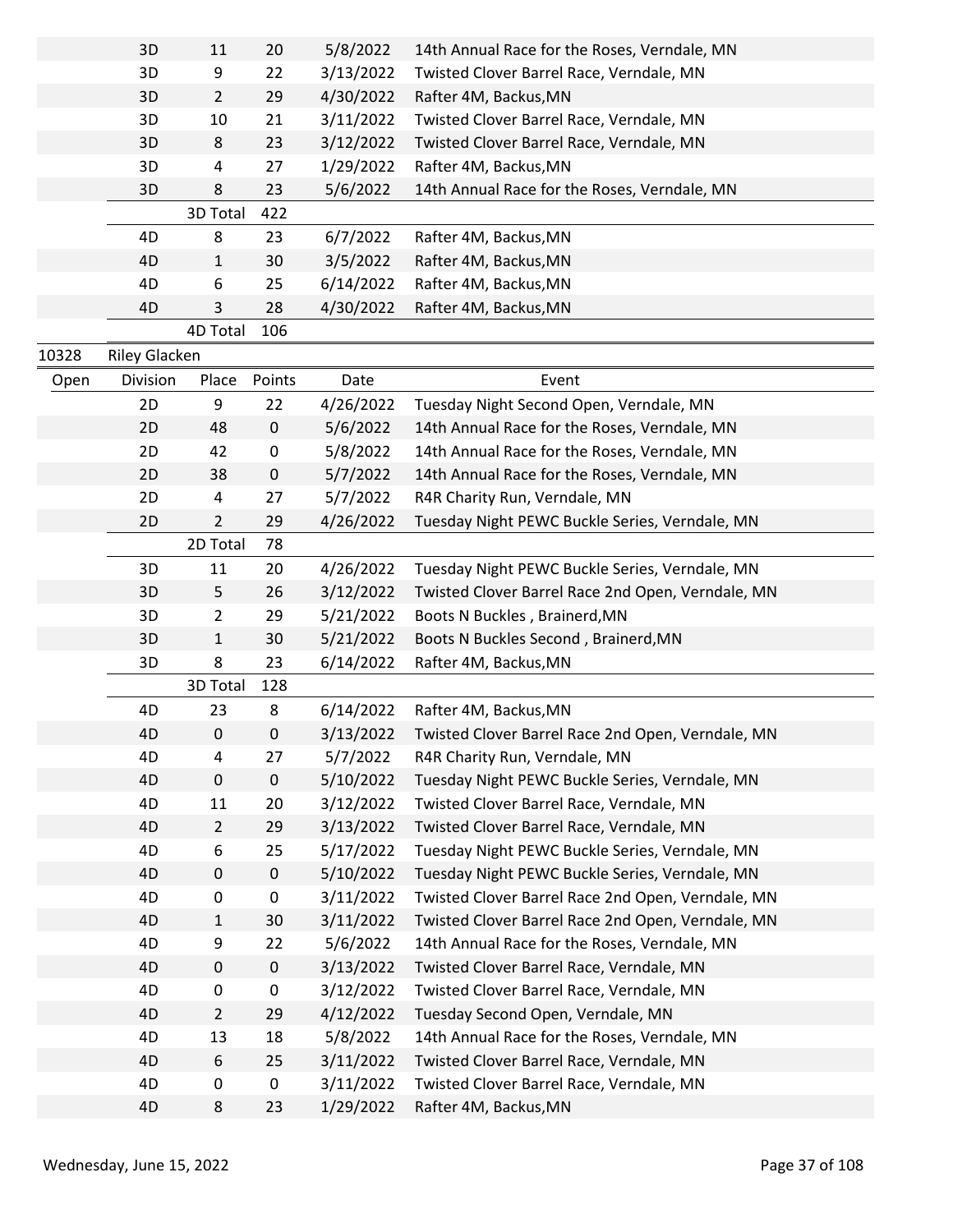| | Division | Place | Points | Date | Event |
|---|---|---|---|---|---|
| | 3D | 11 | 20 | 5/8/2022 | 14th Annual Race for the Roses, Verndale, MN |
| | 3D | 9 | 22 | 3/13/2022 | Twisted Clover Barrel Race, Verndale, MN |
| | 3D | 2 | 29 | 4/30/2022 | Rafter 4M, Backus,MN |
| | 3D | 10 | 21 | 3/11/2022 | Twisted Clover Barrel Race, Verndale, MN |
| | 3D | 8 | 23 | 3/12/2022 | Twisted Clover Barrel Race, Verndale, MN |
| | 3D | 4 | 27 | 1/29/2022 | Rafter 4M, Backus,MN |
| | 3D | 8 | 23 | 5/6/2022 | 14th Annual Race for the Roses, Verndale, MN |
| | | 3D Total | 422 | | |
| | 4D | 8 | 23 | 6/7/2022 | Rafter 4M, Backus,MN |
| | 4D | 1 | 30 | 3/5/2022 | Rafter 4M, Backus,MN |
| | 4D | 6 | 25 | 6/14/2022 | Rafter 4M, Backus,MN |
| | 4D | 3 | 28 | 4/30/2022 | Rafter 4M, Backus,MN |
| | | 4D Total | 106 | | |

**10328 Riley Glacken**

| Open | Division | Place | Points | Date | Event |
|---|---|---|---|---|---|
| | 2D | 9 | 22 | 4/26/2022 | Tuesday Night Second Open, Verndale, MN |
| | 2D | 48 | 0 | 5/6/2022 | 14th Annual Race for the Roses, Verndale, MN |
| | 2D | 42 | 0 | 5/8/2022 | 14th Annual Race for the Roses, Verndale, MN |
| | 2D | 38 | 0 | 5/7/2022 | 14th Annual Race for the Roses, Verndale, MN |
| | 2D | 4 | 27 | 5/7/2022 | R4R Charity Run, Verndale, MN |
| | 2D | 2 | 29 | 4/26/2022 | Tuesday Night PEWC Buckle Series, Verndale, MN |
| | | 2D Total | 78 | | |
| | 3D | 11 | 20 | 4/26/2022 | Tuesday Night PEWC Buckle Series, Verndale, MN |
| | 3D | 5 | 26 | 3/12/2022 | Twisted Clover Barrel Race 2nd Open, Verndale, MN |
| | 3D | 2 | 29 | 5/21/2022 | Boots N Buckles , Brainerd,MN |
| | 3D | 1 | 30 | 5/21/2022 | Boots N Buckles Second , Brainerd,MN |
| | 3D | 8 | 23 | 6/14/2022 | Rafter 4M, Backus,MN |
| | | 3D Total | 128 | | |
| | 4D | 23 | 8 | 6/14/2022 | Rafter 4M, Backus,MN |
| | 4D | 0 | 0 | 3/13/2022 | Twisted Clover Barrel Race 2nd Open, Verndale, MN |
| | 4D | 4 | 27 | 5/7/2022 | R4R Charity Run, Verndale, MN |
| | 4D | 0 | 0 | 5/10/2022 | Tuesday Night PEWC Buckle Series, Verndale, MN |
| | 4D | 11 | 20 | 3/12/2022 | Twisted Clover Barrel Race, Verndale, MN |
| | 4D | 2 | 29 | 3/13/2022 | Twisted Clover Barrel Race, Verndale, MN |
| | 4D | 6 | 25 | 5/17/2022 | Tuesday Night PEWC Buckle Series, Verndale, MN |
| | 4D | 0 | 0 | 5/10/2022 | Tuesday Night PEWC Buckle Series, Verndale, MN |
| | 4D | 0 | 0 | 3/11/2022 | Twisted Clover Barrel Race 2nd Open, Verndale, MN |
| | 4D | 1 | 30 | 3/11/2022 | Twisted Clover Barrel Race 2nd Open, Verndale, MN |
| | 4D | 9 | 22 | 5/6/2022 | 14th Annual Race for the Roses, Verndale, MN |
| | 4D | 0 | 0 | 3/13/2022 | Twisted Clover Barrel Race, Verndale, MN |
| | 4D | 0 | 0 | 3/12/2022 | Twisted Clover Barrel Race, Verndale, MN |
| | 4D | 2 | 29 | 4/12/2022 | Tuesday Second Open, Verndale, MN |
| | 4D | 13 | 18 | 5/8/2022 | 14th Annual Race for the Roses, Verndale, MN |
| | 4D | 6 | 25 | 3/11/2022 | Twisted Clover Barrel Race, Verndale, MN |
| | 4D | 0 | 0 | 3/11/2022 | Twisted Clover Barrel Race, Verndale, MN |
| | 4D | 8 | 23 | 1/29/2022 | Rafter 4M, Backus,MN |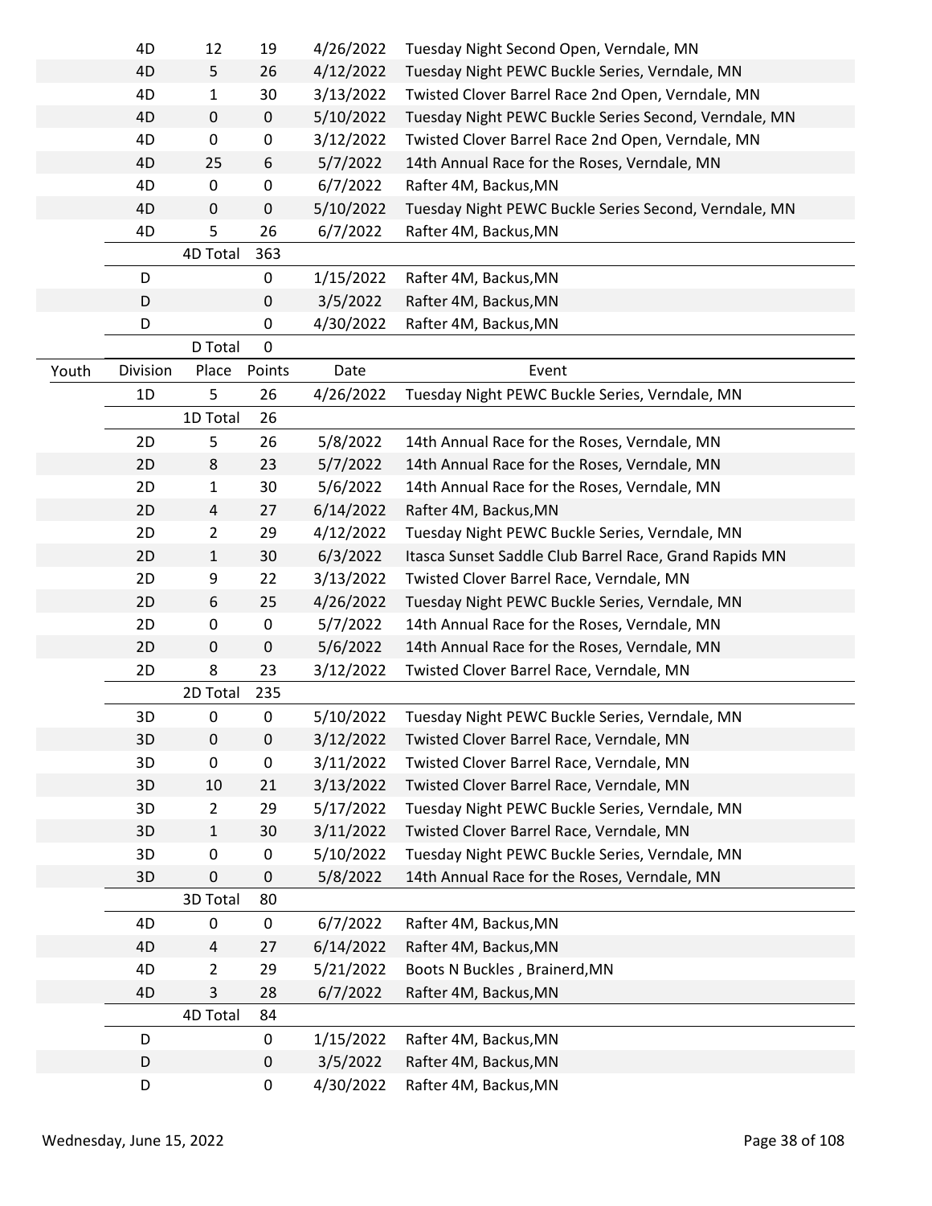| | Division | Place | Points | Date | Event |
|---|---|---|---|---|---|
| | 4D | 12 | 19 | 4/26/2022 | Tuesday Night Second Open, Verndale, MN |
| | 4D | 5 | 26 | 4/12/2022 | Tuesday Night PEWC Buckle Series, Verndale, MN |
| | 4D | 1 | 30 | 3/13/2022 | Twisted Clover Barrel Race 2nd Open, Verndale, MN |
| | 4D | 0 | 0 | 5/10/2022 | Tuesday Night PEWC Buckle Series Second, Verndale, MN |
| | 4D | 0 | 0 | 3/12/2022 | Twisted Clover Barrel Race 2nd Open, Verndale, MN |
| | 4D | 25 | 6 | 5/7/2022 | 14th Annual Race for the Roses, Verndale, MN |
| | 4D | 0 | 0 | 6/7/2022 | Rafter 4M, Backus,MN |
| | 4D | 0 | 0 | 5/10/2022 | Tuesday Night PEWC Buckle Series Second, Verndale, MN |
| | 4D | 5 | 26 | 6/7/2022 | Rafter 4M, Backus,MN |
| | | 4D Total | 363 | | |
| | D | | 0 | 1/15/2022 | Rafter 4M, Backus,MN |
| | D | | 0 | 3/5/2022 | Rafter 4M, Backus,MN |
| | D | | 0 | 4/30/2022 | Rafter 4M, Backus,MN |
| | | D Total | 0 | | |
| Youth | Division | Place | Points | Date | Event |
| | 1D | 5 | 26 | 4/26/2022 | Tuesday Night PEWC Buckle Series, Verndale, MN |
| | | 1D Total | 26 | | |
| | 2D | 5 | 26 | 5/8/2022 | 14th Annual Race for the Roses, Verndale, MN |
| | 2D | 8 | 23 | 5/7/2022 | 14th Annual Race for the Roses, Verndale, MN |
| | 2D | 1 | 30 | 5/6/2022 | 14th Annual Race for the Roses, Verndale, MN |
| | 2D | 4 | 27 | 6/14/2022 | Rafter 4M, Backus,MN |
| | 2D | 2 | 29 | 4/12/2022 | Tuesday Night PEWC Buckle Series, Verndale, MN |
| | 2D | 1 | 30 | 6/3/2022 | Itasca Sunset Saddle Club Barrel Race, Grand Rapids MN |
| | 2D | 9 | 22 | 3/13/2022 | Twisted Clover Barrel Race, Verndale, MN |
| | 2D | 6 | 25 | 4/26/2022 | Tuesday Night PEWC Buckle Series, Verndale, MN |
| | 2D | 0 | 0 | 5/7/2022 | 14th Annual Race for the Roses, Verndale, MN |
| | 2D | 0 | 0 | 5/6/2022 | 14th Annual Race for the Roses, Verndale, MN |
| | 2D | 8 | 23 | 3/12/2022 | Twisted Clover Barrel Race, Verndale, MN |
| | | 2D Total | 235 | | |
| | 3D | 0 | 0 | 5/10/2022 | Tuesday Night PEWC Buckle Series, Verndale, MN |
| | 3D | 0 | 0 | 3/12/2022 | Twisted Clover Barrel Race, Verndale, MN |
| | 3D | 0 | 0 | 3/11/2022 | Twisted Clover Barrel Race, Verndale, MN |
| | 3D | 10 | 21 | 3/13/2022 | Twisted Clover Barrel Race, Verndale, MN |
| | 3D | 2 | 29 | 5/17/2022 | Tuesday Night PEWC Buckle Series, Verndale, MN |
| | 3D | 1 | 30 | 3/11/2022 | Twisted Clover Barrel Race, Verndale, MN |
| | 3D | 0 | 0 | 5/10/2022 | Tuesday Night PEWC Buckle Series, Verndale, MN |
| | 3D | 0 | 0 | 5/8/2022 | 14th Annual Race for the Roses, Verndale, MN |
| | | 3D Total | 80 | | |
| | 4D | 0 | 0 | 6/7/2022 | Rafter 4M, Backus,MN |
| | 4D | 4 | 27 | 6/14/2022 | Rafter 4M, Backus,MN |
| | 4D | 2 | 29 | 5/21/2022 | Boots N Buckles , Brainerd,MN |
| | 4D | 3 | 28 | 6/7/2022 | Rafter 4M, Backus,MN |
| | | 4D Total | 84 | | |
| | D | | 0 | 1/15/2022 | Rafter 4M, Backus,MN |
| | D | | 0 | 3/5/2022 | Rafter 4M, Backus,MN |
| | D | | 0 | 4/30/2022 | Rafter 4M, Backus,MN |

Wednesday, June 15, 2022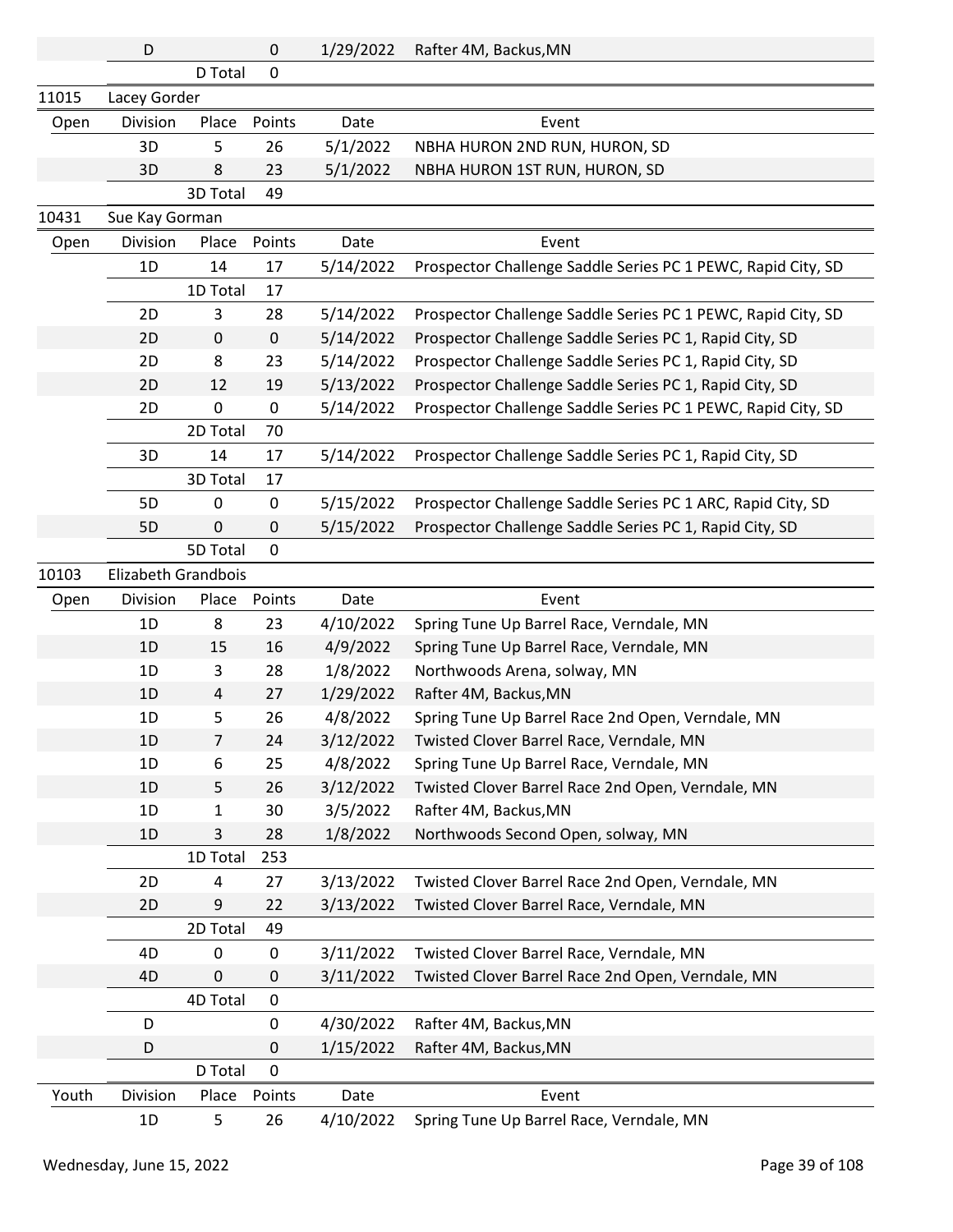| | Division | Place | Points | Date | Event |
|---|---|---|---|---|---|
| | D | | 0 | 1/29/2022 | Rafter 4M, Backus,MN |
| | | D Total | 0 | | |
| 11015 | Lacey Gorder | | | | |
| Open | Division | Place | Points | Date | Event |
| | 3D | 5 | 26 | 5/1/2022 | NBHA HURON 2ND RUN, HURON, SD |
| | 3D | 8 | 23 | 5/1/2022 | NBHA HURON 1ST RUN, HURON, SD |
| | | 3D Total | 49 | | |
| 10431 | Sue Kay Gorman | | | | |
| Open | Division | Place | Points | Date | Event |
| | 1D | 14 | 17 | 5/14/2022 | Prospector Challenge Saddle Series PC 1 PEWC, Rapid City, SD |
| | | 1D Total | 17 | | |
| | 2D | 3 | 28 | 5/14/2022 | Prospector Challenge Saddle Series PC 1 PEWC, Rapid City, SD |
| | 2D | 0 | 0 | 5/14/2022 | Prospector Challenge Saddle Series PC 1, Rapid City, SD |
| | 2D | 8 | 23 | 5/14/2022 | Prospector Challenge Saddle Series PC 1, Rapid City, SD |
| | 2D | 12 | 19 | 5/13/2022 | Prospector Challenge Saddle Series PC 1, Rapid City, SD |
| | 2D | 0 | 0 | 5/14/2022 | Prospector Challenge Saddle Series PC 1 PEWC, Rapid City, SD |
| | | 2D Total | 70 | | |
| | 3D | 14 | 17 | 5/14/2022 | Prospector Challenge Saddle Series PC 1, Rapid City, SD |
| | | 3D Total | 17 | | |
| | 5D | 0 | 0 | 5/15/2022 | Prospector Challenge Saddle Series PC 1 ARC, Rapid City, SD |
| | 5D | 0 | 0 | 5/15/2022 | Prospector Challenge Saddle Series PC 1, Rapid City, SD |
| | | 5D Total | 0 | | |
| 10103 | Elizabeth Grandbois | | | | |
| Open | Division | Place | Points | Date | Event |
| | 1D | 8 | 23 | 4/10/2022 | Spring Tune Up Barrel Race, Verndale, MN |
| | 1D | 15 | 16 | 4/9/2022 | Spring Tune Up Barrel Race, Verndale, MN |
| | 1D | 3 | 28 | 1/8/2022 | Northwoods Arena, solway, MN |
| | 1D | 4 | 27 | 1/29/2022 | Rafter 4M, Backus,MN |
| | 1D | 5 | 26 | 4/8/2022 | Spring Tune Up Barrel Race 2nd Open, Verndale, MN |
| | 1D | 7 | 24 | 3/12/2022 | Twisted Clover Barrel Race, Verndale, MN |
| | 1D | 6 | 25 | 4/8/2022 | Spring Tune Up Barrel Race, Verndale, MN |
| | 1D | 5 | 26 | 3/12/2022 | Twisted Clover Barrel Race 2nd Open, Verndale, MN |
| | 1D | 1 | 30 | 3/5/2022 | Rafter 4M, Backus,MN |
| | 1D | 3 | 28 | 1/8/2022 | Northwoods Second Open, solway, MN |
| | | 1D Total | 253 | | |
| | 2D | 4 | 27 | 3/13/2022 | Twisted Clover Barrel Race 2nd Open, Verndale, MN |
| | 2D | 9 | 22 | 3/13/2022 | Twisted Clover Barrel Race, Verndale, MN |
| | | 2D Total | 49 | | |
| | 4D | 0 | 0 | 3/11/2022 | Twisted Clover Barrel Race, Verndale, MN |
| | 4D | 0 | 0 | 3/11/2022 | Twisted Clover Barrel Race 2nd Open, Verndale, MN |
| | | 4D Total | 0 | | |
| | D | | 0 | 4/30/2022 | Rafter 4M, Backus,MN |
| | D | | 0 | 1/15/2022 | Rafter 4M, Backus,MN |
| | | D Total | 0 | | |
| Youth | Division | Place | Points | Date | Event |
| | 1D | 5 | 26 | 4/10/2022 | Spring Tune Up Barrel Race, Verndale, MN |

Wednesday, June 15, 2022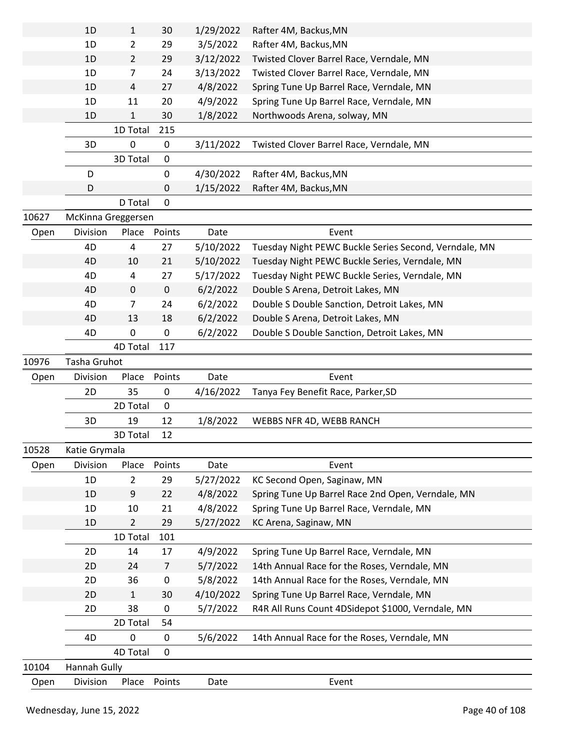| Open | Division | Place | Points | Date | Event |
|---|---|---|---|---|---|
| | 1D | 1 | 30 | 1/29/2022 | Rafter 4M, Backus,MN |
| | 1D | 2 | 29 | 3/5/2022 | Rafter 4M, Backus,MN |
| | 1D | 2 | 29 | 3/12/2022 | Twisted Clover Barrel Race, Verndale, MN |
| | 1D | 7 | 24 | 3/13/2022 | Twisted Clover Barrel Race, Verndale, MN |
| | 1D | 4 | 27 | 4/8/2022 | Spring Tune Up Barrel Race, Verndale, MN |
| | 1D | 11 | 20 | 4/9/2022 | Spring Tune Up Barrel Race, Verndale, MN |
| | 1D | 1 | 30 | 1/8/2022 | Northwoods Arena, solway, MN |
| | | 1D Total | 215 | | |
| | 3D | 0 | 0 | 3/11/2022 | Twisted Clover Barrel Race, Verndale, MN |
| | | 3D Total | 0 | | |
| | D | | 0 | 4/30/2022 | Rafter 4M, Backus,MN |
| | D | | 0 | 1/15/2022 | Rafter 4M, Backus,MN |
| | | D Total | 0 | | |

**10627 McKinna Greggersen**

| Open | Division | Place | Points | Date | Event |
|---|---|---|---|---|---|
| | 4D | 4 | 27 | 5/10/2022 | Tuesday Night PEWC Buckle Series Second, Verndale, MN |
| | 4D | 10 | 21 | 5/10/2022 | Tuesday Night PEWC Buckle Series, Verndale, MN |
| | 4D | 4 | 27 | 5/17/2022 | Tuesday Night PEWC Buckle Series, Verndale, MN |
| | 4D | 0 | 0 | 6/2/2022 | Double S Arena, Detroit Lakes, MN |
| | 4D | 7 | 24 | 6/2/2022 | Double S Double Sanction, Detroit Lakes, MN |
| | 4D | 13 | 18 | 6/2/2022 | Double S Arena, Detroit Lakes, MN |
| | 4D | 0 | 0 | 6/2/2022 | Double S Double Sanction, Detroit Lakes, MN |
| | | 4D Total | 117 | | |

**10976 Tasha Gruhot**

| Open | Division | Place | Points | Date | Event |
|---|---|---|---|---|---|
| | 2D | 35 | 0 | 4/16/2022 | Tanya Fey Benefit Race, Parker,SD |
| | | 2D Total | 0 | | |
| | 3D | 19 | 12 | 1/8/2022 | WEBBS NFR 4D, WEBB RANCH |
| | | 3D Total | 12 | | |

**10528 Katie Grymala**

| Open | Division | Place | Points | Date | Event |
|---|---|---|---|---|---|
| | 1D | 2 | 29 | 5/27/2022 | KC Second Open, Saginaw, MN |
| | 1D | 9 | 22 | 4/8/2022 | Spring Tune Up Barrel Race 2nd Open, Verndale, MN |
| | 1D | 10 | 21 | 4/8/2022 | Spring Tune Up Barrel Race, Verndale, MN |
| | 1D | 2 | 29 | 5/27/2022 | KC Arena, Saginaw, MN |
| | | 1D Total | 101 | | |
| | 2D | 14 | 17 | 4/9/2022 | Spring Tune Up Barrel Race, Verndale, MN |
| | 2D | 24 | 7 | 5/7/2022 | 14th Annual Race for the Roses, Verndale, MN |
| | 2D | 36 | 0 | 5/8/2022 | 14th Annual Race for the Roses, Verndale, MN |
| | 2D | 1 | 30 | 4/10/2022 | Spring Tune Up Barrel Race, Verndale, MN |
| | 2D | 38 | 0 | 5/7/2022 | R4R All Runs Count 4DSidepot $1000, Verndale, MN |
| | | 2D Total | 54 | | |
| | 4D | 0 | 0 | 5/6/2022 | 14th Annual Race for the Roses, Verndale, MN |
| | | 4D Total | 0 | | |

**10104 Hannah Gully**

| Open | Division | Place | Points | Date | Event |
|---|---|---|---|---|---|

Wednesday, June 15, 2022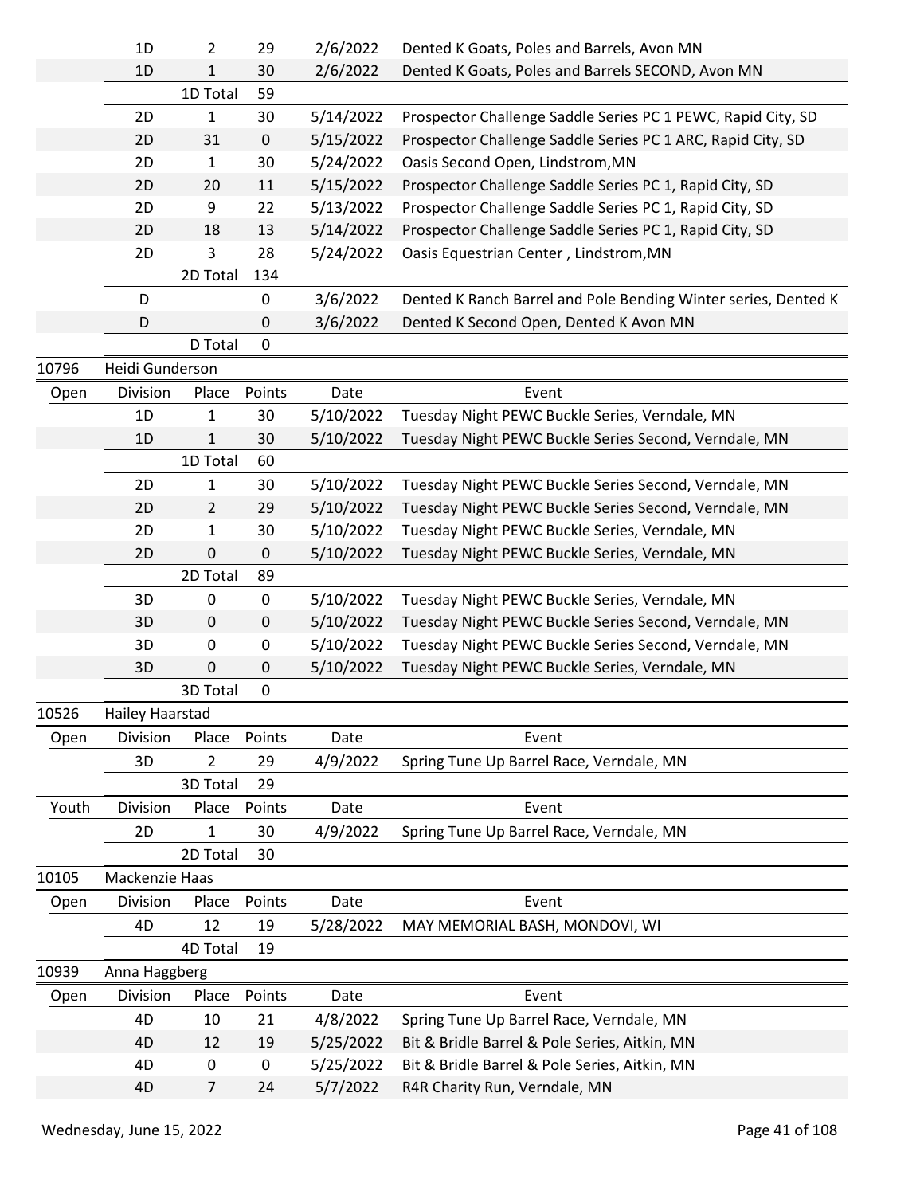| | Division | Place | Points | Date | Event |
|---|---|---|---|---|---|
| | 1D | 2 | 29 | 2/6/2022 | Dented K Goats, Poles and Barrels, Avon MN |
| | 1D | 1 | 30 | 2/6/2022 | Dented K Goats, Poles and Barrels SECOND, Avon MN |
| | | 1D Total | 59 | | |
| | 2D | 1 | 30 | 5/14/2022 | Prospector Challenge Saddle Series PC 1 PEWC, Rapid City, SD |
| | 2D | 31 | 0 | 5/15/2022 | Prospector Challenge Saddle Series PC 1 ARC, Rapid City, SD |
| | 2D | 1 | 30 | 5/24/2022 | Oasis Second Open, Lindstrom,MN |
| | 2D | 20 | 11 | 5/15/2022 | Prospector Challenge Saddle Series PC 1, Rapid City, SD |
| | 2D | 9 | 22 | 5/13/2022 | Prospector Challenge Saddle Series PC 1, Rapid City, SD |
| | 2D | 18 | 13 | 5/14/2022 | Prospector Challenge Saddle Series PC 1, Rapid City, SD |
| | 2D | 3 | 28 | 5/24/2022 | Oasis Equestrian Center , Lindstrom,MN |
| | | 2D Total | 134 | | |
| | D | | 0 | 3/6/2022 | Dented K Ranch Barrel and Pole Bending Winter series, Dented K |
| | D | | 0 | 3/6/2022 | Dented K Second Open, Dented K Avon MN |
| | | D Total | 0 | | |

**10796 Heidi Gunderson**

| Open | Division | Place | Points | Date | Event |
|---|---|---|---|---|---|
| | 1D | 1 | 30 | 5/10/2022 | Tuesday Night PEWC Buckle Series, Verndale, MN |
| | 1D | 1 | 30 | 5/10/2022 | Tuesday Night PEWC Buckle Series Second, Verndale, MN |
| | | 1D Total | 60 | | |
| | 2D | 1 | 30 | 5/10/2022 | Tuesday Night PEWC Buckle Series Second, Verndale, MN |
| | 2D | 2 | 29 | 5/10/2022 | Tuesday Night PEWC Buckle Series Second, Verndale, MN |
| | 2D | 1 | 30 | 5/10/2022 | Tuesday Night PEWC Buckle Series, Verndale, MN |
| | 2D | 0 | 0 | 5/10/2022 | Tuesday Night PEWC Buckle Series, Verndale, MN |
| | | 2D Total | 89 | | |
| | 3D | 0 | 0 | 5/10/2022 | Tuesday Night PEWC Buckle Series, Verndale, MN |
| | 3D | 0 | 0 | 5/10/2022 | Tuesday Night PEWC Buckle Series Second, Verndale, MN |
| | 3D | 0 | 0 | 5/10/2022 | Tuesday Night PEWC Buckle Series Second, Verndale, MN |
| | 3D | 0 | 0 | 5/10/2022 | Tuesday Night PEWC Buckle Series, Verndale, MN |
| | | 3D Total | 0 | | |

**10526 Hailey Haarstad**

| Open | Division | Place | Points | Date | Event |
|---|---|---|---|---|---|
| | 3D | 2 | 29 | 4/9/2022 | Spring Tune Up Barrel Race, Verndale, MN |
| | | 3D Total | 29 | | |

| Youth | Division | Place | Points | Date | Event |
|---|---|---|---|---|---|
| | 2D | 1 | 30 | 4/9/2022 | Spring Tune Up Barrel Race, Verndale, MN |
| | | 2D Total | 30 | | |

**10105 Mackenzie Haas**

| Open | Division | Place | Points | Date | Event |
|---|---|---|---|---|---|
| | 4D | 12 | 19 | 5/28/2022 | MAY MEMORIAL BASH, MONDOVI, WI |
| | | 4D Total | 19 | | |

**10939 Anna Haggberg**

| Open | Division | Place | Points | Date | Event |
|---|---|---|---|---|---|
| | 4D | 10 | 21 | 4/8/2022 | Spring Tune Up Barrel Race, Verndale, MN |
| | 4D | 12 | 19 | 5/25/2022 | Bit & Bridle Barrel & Pole Series, Aitkin, MN |
| | 4D | 0 | 0 | 5/25/2022 | Bit & Bridle Barrel & Pole Series, Aitkin, MN |
| | 4D | 7 | 24 | 5/7/2022 | R4R Charity Run, Verndale, MN |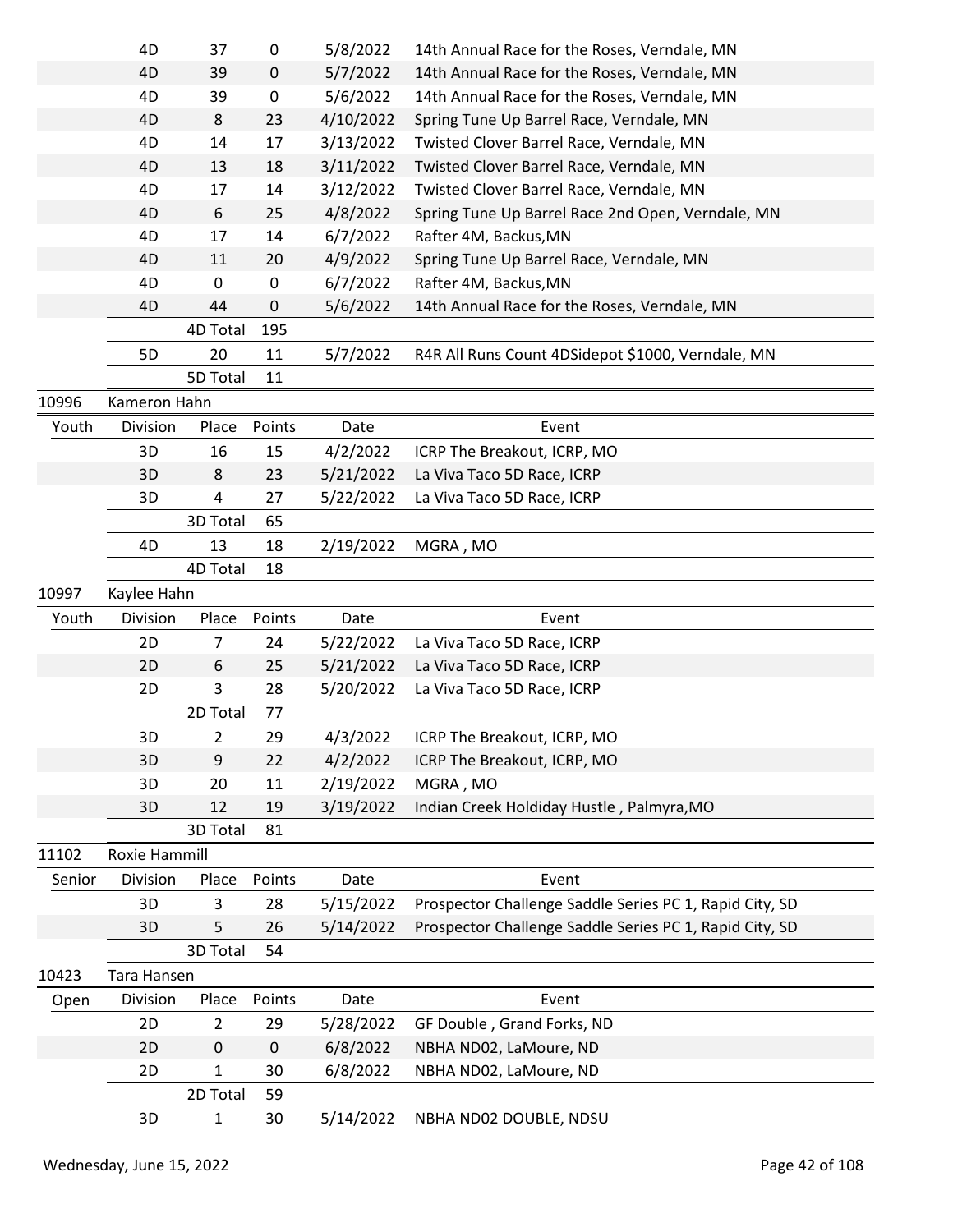| ID | Name/Class | Division | Place | Points | Date | Event |
|---|---|---|---|---|---|---|
| | | 4D | 37 | 0 | 5/8/2022 | 14th Annual Race for the Roses, Verndale, MN |
| | | 4D | 39 | 0 | 5/7/2022 | 14th Annual Race for the Roses, Verndale, MN |
| | | 4D | 39 | 0 | 5/6/2022 | 14th Annual Race for the Roses, Verndale, MN |
| | | 4D | 8 | 23 | 4/10/2022 | Spring Tune Up Barrel Race, Verndale, MN |
| | | 4D | 14 | 17 | 3/13/2022 | Twisted Clover Barrel Race, Verndale, MN |
| | | 4D | 13 | 18 | 3/11/2022 | Twisted Clover Barrel Race, Verndale, MN |
| | | 4D | 17 | 14 | 3/12/2022 | Twisted Clover Barrel Race, Verndale, MN |
| | | 4D | 6 | 25 | 4/8/2022 | Spring Tune Up Barrel Race 2nd Open, Verndale, MN |
| | | 4D | 17 | 14 | 6/7/2022 | Rafter 4M, Backus,MN |
| | | 4D | 11 | 20 | 4/9/2022 | Spring Tune Up Barrel Race, Verndale, MN |
| | | 4D | 0 | 0 | 6/7/2022 | Rafter 4M, Backus,MN |
| | | 4D | 44 | 0 | 5/6/2022 | 14th Annual Race for the Roses, Verndale, MN |
| | | | 4D Total | 195 | | |
| | | 5D | 20 | 11 | 5/7/2022 | R4R All Runs Count 4DSidepot $1000, Verndale, MN |
| | | | 5D Total | 11 | | |
| 10996 | Kameron Hahn | | | | | |
| | Youth | Division | Place | Points | Date | Event |
| | | 3D | 16 | 15 | 4/2/2022 | ICRP The Breakout, ICRP, MO |
| | | 3D | 8 | 23 | 5/21/2022 | La Viva Taco 5D Race, ICRP |
| | | 3D | 4 | 27 | 5/22/2022 | La Viva Taco 5D Race, ICRP |
| | | | 3D Total | 65 | | |
| | | 4D | 13 | 18 | 2/19/2022 | MGRA , MO |
| | | | 4D Total | 18 | | |
| 10997 | Kaylee Hahn | | | | | |
| | Youth | Division | Place | Points | Date | Event |
| | | 2D | 7 | 24 | 5/22/2022 | La Viva Taco 5D Race, ICRP |
| | | 2D | 6 | 25 | 5/21/2022 | La Viva Taco 5D Race, ICRP |
| | | 2D | 3 | 28 | 5/20/2022 | La Viva Taco 5D Race, ICRP |
| | | | 2D Total | 77 | | |
| | | 3D | 2 | 29 | 4/3/2022 | ICRP The Breakout, ICRP, MO |
| | | 3D | 9 | 22 | 4/2/2022 | ICRP The Breakout, ICRP, MO |
| | | 3D | 20 | 11 | 2/19/2022 | MGRA , MO |
| | | 3D | 12 | 19 | 3/19/2022 | Indian Creek Holdiday Hustle , Palmyra,MO |
| | | | 3D Total | 81 | | |
| 11102 | Roxie Hammill | | | | | |
| | Senior | Division | Place | Points | Date | Event |
| | | 3D | 3 | 28 | 5/15/2022 | Prospector Challenge Saddle Series PC 1, Rapid City, SD |
| | | 3D | 5 | 26 | 5/14/2022 | Prospector Challenge Saddle Series PC 1, Rapid City, SD |
| | | | 3D Total | 54 | | |
| 10423 | Tara Hansen | | | | | |
| | Open | Division | Place | Points | Date | Event |
| | | 2D | 2 | 29 | 5/28/2022 | GF Double , Grand Forks, ND |
| | | 2D | 0 | 0 | 6/8/2022 | NBHA ND02, LaMoure, ND |
| | | 2D | 1 | 30 | 6/8/2022 | NBHA ND02, LaMoure, ND |
| | | | 2D Total | 59 | | |
| | | 3D | 1 | 30 | 5/14/2022 | NBHA ND02 DOUBLE, NDSU |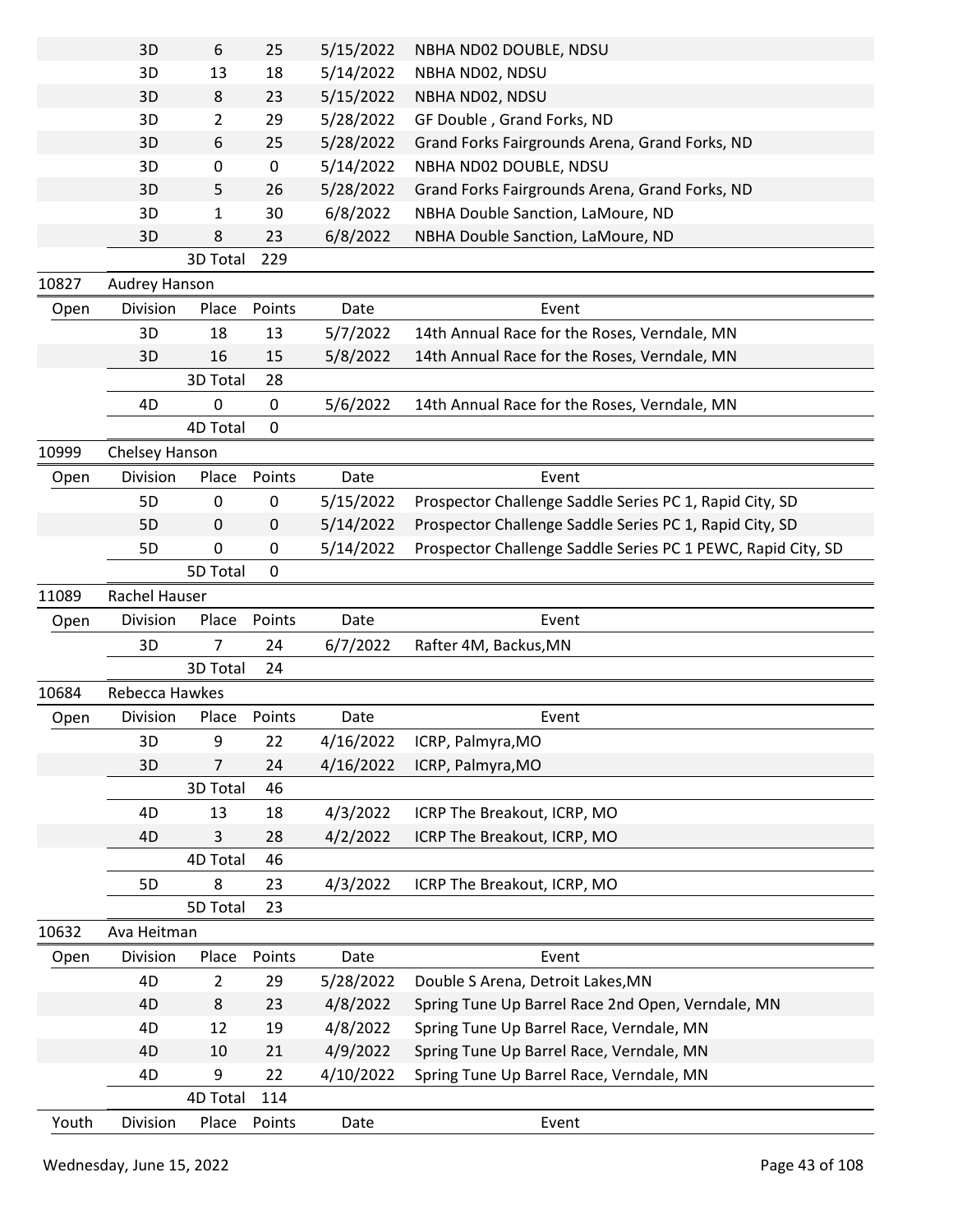| | Division | Place | Points | Date | Event |
|---|---|---|---|---|---|
| | 3D | 6 | 25 | 5/15/2022 | NBHA ND02 DOUBLE, NDSU |
| | 3D | 13 | 18 | 5/14/2022 | NBHA ND02, NDSU |
| | 3D | 8 | 23 | 5/15/2022 | NBHA ND02, NDSU |
| | 3D | 2 | 29 | 5/28/2022 | GF Double , Grand Forks, ND |
| | 3D | 6 | 25 | 5/28/2022 | Grand Forks Fairgrounds Arena, Grand Forks, ND |
| | 3D | 0 | 0 | 5/14/2022 | NBHA ND02 DOUBLE, NDSU |
| | 3D | 5 | 26 | 5/28/2022 | Grand Forks Fairgrounds Arena, Grand Forks, ND |
| | 3D | 1 | 30 | 6/8/2022 | NBHA Double Sanction, LaMoure, ND |
| | 3D | 8 | 23 | 6/8/2022 | NBHA Double Sanction, LaMoure, ND |
| | | 3D Total | 229 | | |

**10827 Audrey Hanson**

| Open | Division | Place | Points | Date | Event |
|---|---|---|---|---|---|
| | 3D | 18 | 13 | 5/7/2022 | 14th Annual Race for the Roses, Verndale, MN |
| | 3D | 16 | 15 | 5/8/2022 | 14th Annual Race for the Roses, Verndale, MN |
| | | 3D Total | 28 | | |
| | 4D | 0 | 0 | 5/6/2022 | 14th Annual Race for the Roses, Verndale, MN |
| | | 4D Total | 0 | | |

**10999 Chelsey Hanson**

| Open | Division | Place | Points | Date | Event |
|---|---|---|---|---|---|
| | 5D | 0 | 0 | 5/15/2022 | Prospector Challenge Saddle Series PC 1, Rapid City, SD |
| | 5D | 0 | 0 | 5/14/2022 | Prospector Challenge Saddle Series PC 1, Rapid City, SD |
| | 5D | 0 | 0 | 5/14/2022 | Prospector Challenge Saddle Series PC 1 PEWC, Rapid City, SD |
| | | 5D Total | 0 | | |

**11089 Rachel Hauser**

| Open | Division | Place | Points | Date | Event |
|---|---|---|---|---|---|
| | 3D | 7 | 24 | 6/7/2022 | Rafter 4M, Backus,MN |
| | | 3D Total | 24 | | |

**10684 Rebecca Hawkes**

| Open | Division | Place | Points | Date | Event |
|---|---|---|---|---|---|
| | 3D | 9 | 22 | 4/16/2022 | ICRP, Palmyra,MO |
| | 3D | 7 | 24 | 4/16/2022 | ICRP, Palmyra,MO |
| | | 3D Total | 46 | | |
| | 4D | 13 | 18 | 4/3/2022 | ICRP The Breakout, ICRP, MO |
| | 4D | 3 | 28 | 4/2/2022 | ICRP The Breakout, ICRP, MO |
| | | 4D Total | 46 | | |
| | 5D | 8 | 23 | 4/3/2022 | ICRP The Breakout, ICRP, MO |
| | | 5D Total | 23 | | |

**10632 Ava Heitman**

| Open | Division | Place | Points | Date | Event |
|---|---|---|---|---|---|
| | 4D | 2 | 29 | 5/28/2022 | Double S Arena, Detroit Lakes,MN |
| | 4D | 8 | 23 | 4/8/2022 | Spring Tune Up Barrel Race 2nd Open, Verndale, MN |
| | 4D | 12 | 19 | 4/8/2022 | Spring Tune Up Barrel Race, Verndale, MN |
| | 4D | 10 | 21 | 4/9/2022 | Spring Tune Up Barrel Race, Verndale, MN |
| | 4D | 9 | 22 | 4/10/2022 | Spring Tune Up Barrel Race, Verndale, MN |
| | | 4D Total | 114 | | |

| Youth | Division | Place | Points | Date | Event |
|---|---|---|---|---|---|

Wednesday, June 15, 2022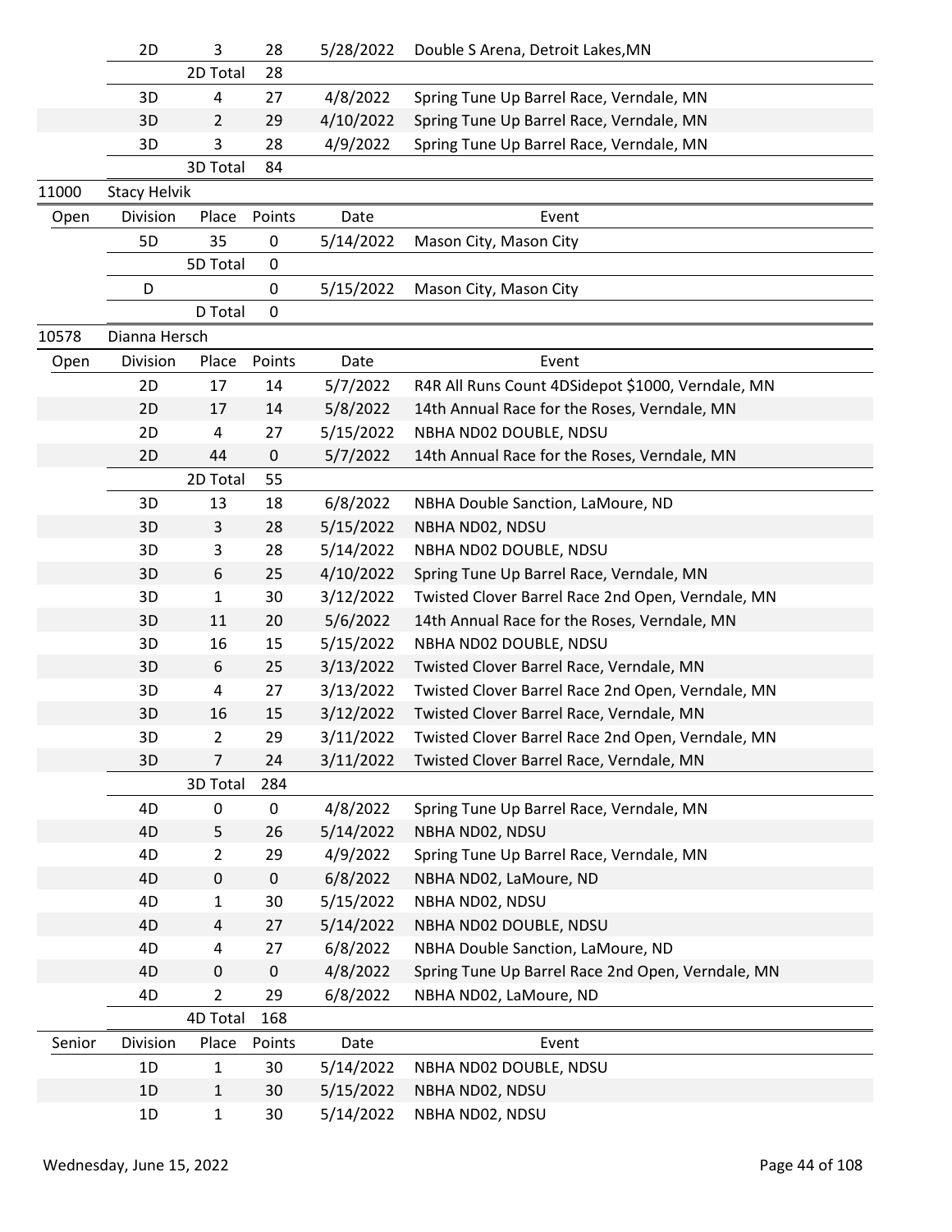| | Division | Place | Points | Date | Event |
|---|---|---|---|---|---|
| | 2D | 3 | 28 | 5/28/2022 | Double S Arena, Detroit Lakes,MN |
| | | 2D Total | 28 | | |
| | 3D | 4 | 27 | 4/8/2022 | Spring Tune Up Barrel Race, Verndale, MN |
| | 3D | 2 | 29 | 4/10/2022 | Spring Tune Up Barrel Race, Verndale, MN |
| | 3D | 3 | 28 | 4/9/2022 | Spring Tune Up Barrel Race, Verndale, MN |
| | | 3D Total | 84 | | |

**11000 Stacy Helvik**

| Open | Division | Place | Points | Date | Event |
|---|---|---|---|---|---|
| | 5D | 35 | 0 | 5/14/2022 | Mason City, Mason City |
| | | 5D Total | 0 | | |
| | D | | 0 | 5/15/2022 | Mason City, Mason City |
| | | D Total | 0 | | |

**10578 Dianna Hersch**

| Open | Division | Place | Points | Date | Event |
|---|---|---|---|---|---|
| | 2D | 17 | 14 | 5/7/2022 | R4R All Runs Count 4DSidepot $1000, Verndale, MN |
| | 2D | 17 | 14 | 5/8/2022 | 14th Annual Race for the Roses, Verndale, MN |
| | 2D | 4 | 27 | 5/15/2022 | NBHA ND02 DOUBLE, NDSU |
| | 2D | 44 | 0 | 5/7/2022 | 14th Annual Race for the Roses, Verndale, MN |
| | | 2D Total | 55 | | |
| | 3D | 13 | 18 | 6/8/2022 | NBHA Double Sanction, LaMoure, ND |
| | 3D | 3 | 28 | 5/15/2022 | NBHA ND02, NDSU |
| | 3D | 3 | 28 | 5/14/2022 | NBHA ND02 DOUBLE, NDSU |
| | 3D | 6 | 25 | 4/10/2022 | Spring Tune Up Barrel Race, Verndale, MN |
| | 3D | 1 | 30 | 3/12/2022 | Twisted Clover Barrel Race 2nd Open, Verndale, MN |
| | 3D | 11 | 20 | 5/6/2022 | 14th Annual Race for the Roses, Verndale, MN |
| | 3D | 16 | 15 | 5/15/2022 | NBHA ND02 DOUBLE, NDSU |
| | 3D | 6 | 25 | 3/13/2022 | Twisted Clover Barrel Race, Verndale, MN |
| | 3D | 4 | 27 | 3/13/2022 | Twisted Clover Barrel Race 2nd Open, Verndale, MN |
| | 3D | 16 | 15 | 3/12/2022 | Twisted Clover Barrel Race, Verndale, MN |
| | 3D | 2 | 29 | 3/11/2022 | Twisted Clover Barrel Race 2nd Open, Verndale, MN |
| | 3D | 7 | 24 | 3/11/2022 | Twisted Clover Barrel Race, Verndale, MN |
| | | 3D Total | 284 | | |
| | 4D | 0 | 0 | 4/8/2022 | Spring Tune Up Barrel Race, Verndale, MN |
| | 4D | 5 | 26 | 5/14/2022 | NBHA ND02, NDSU |
| | 4D | 2 | 29 | 4/9/2022 | Spring Tune Up Barrel Race, Verndale, MN |
| | 4D | 0 | 0 | 6/8/2022 | NBHA ND02, LaMoure, ND |
| | 4D | 1 | 30 | 5/15/2022 | NBHA ND02, NDSU |
| | 4D | 4 | 27 | 5/14/2022 | NBHA ND02 DOUBLE, NDSU |
| | 4D | 4 | 27 | 6/8/2022 | NBHA Double Sanction, LaMoure, ND |
| | 4D | 0 | 0 | 4/8/2022 | Spring Tune Up Barrel Race 2nd Open, Verndale, MN |
| | 4D | 2 | 29 | 6/8/2022 | NBHA ND02, LaMoure, ND |
| | | 4D Total | 168 | | |

| Senior | Division | Place | Points | Date | Event |
|---|---|---|---|---|---|
| | 1D | 1 | 30 | 5/14/2022 | NBHA ND02 DOUBLE, NDSU |
| | 1D | 1 | 30 | 5/15/2022 | NBHA ND02, NDSU |
| | 1D | 1 | 30 | 5/14/2022 | NBHA ND02, NDSU |

Wednesday, June 15, 2022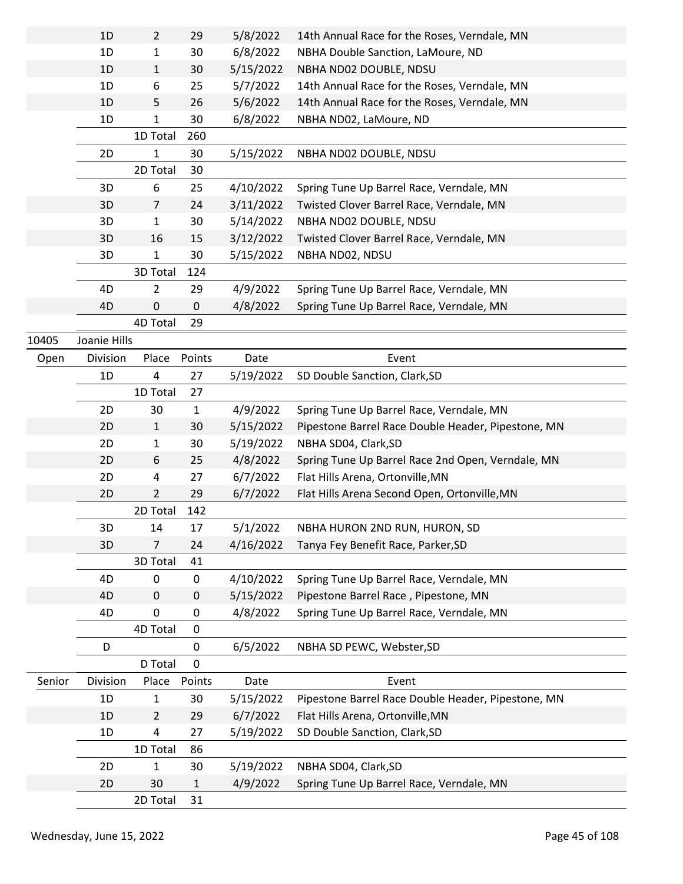| | Division | Place | Points | Date | Event |
|---|---|---|---|---|---|
| | 1D | 2 | 29 | 5/8/2022 | 14th Annual Race for the Roses, Verndale, MN |
| | 1D | 1 | 30 | 6/8/2022 | NBHA Double Sanction, LaMoure, ND |
| | 1D | 1 | 30 | 5/15/2022 | NBHA ND02 DOUBLE, NDSU |
| | 1D | 6 | 25 | 5/7/2022 | 14th Annual Race for the Roses, Verndale, MN |
| | 1D | 5 | 26 | 5/6/2022 | 14th Annual Race for the Roses, Verndale, MN |
| | 1D | 1 | 30 | 6/8/2022 | NBHA ND02, LaMoure, ND |
| | | 1D Total | 260 | | |
| | 2D | 1 | 30 | 5/15/2022 | NBHA ND02 DOUBLE, NDSU |
| | | 2D Total | 30 | | |
| | 3D | 6 | 25 | 4/10/2022 | Spring Tune Up Barrel Race, Verndale, MN |
| | 3D | 7 | 24 | 3/11/2022 | Twisted Clover Barrel Race, Verndale, MN |
| | 3D | 1 | 30 | 5/14/2022 | NBHA ND02 DOUBLE, NDSU |
| | 3D | 16 | 15 | 3/12/2022 | Twisted Clover Barrel Race, Verndale, MN |
| | 3D | 1 | 30 | 5/15/2022 | NBHA ND02, NDSU |
| | | 3D Total | 124 | | |
| | 4D | 2 | 29 | 4/9/2022 | Spring Tune Up Barrel Race, Verndale, MN |
| | 4D | 0 | 0 | 4/8/2022 | Spring Tune Up Barrel Race, Verndale, MN |
| | | 4D Total | 29 | | |

**10405 Joanie Hills**

| Open | Division | Place | Points | Date | Event |
|---|---|---|---|---|---|
| | 1D | 4 | 27 | 5/19/2022 | SD Double Sanction, Clark,SD |
| | | 1D Total | 27 | | |
| | 2D | 30 | 1 | 4/9/2022 | Spring Tune Up Barrel Race, Verndale, MN |
| | 2D | 1 | 30 | 5/15/2022 | Pipestone Barrel Race Double Header, Pipestone, MN |
| | 2D | 1 | 30 | 5/19/2022 | NBHA SD04, Clark,SD |
| | 2D | 6 | 25 | 4/8/2022 | Spring Tune Up Barrel Race 2nd Open, Verndale, MN |
| | 2D | 4 | 27 | 6/7/2022 | Flat Hills Arena, Ortonville,MN |
| | 2D | 2 | 29 | 6/7/2022 | Flat Hills Arena Second Open, Ortonville,MN |
| | | 2D Total | 142 | | |
| | 3D | 14 | 17 | 5/1/2022 | NBHA HURON 2ND RUN, HURON, SD |
| | 3D | 7 | 24 | 4/16/2022 | Tanya Fey Benefit Race, Parker,SD |
| | | 3D Total | 41 | | |
| | 4D | 0 | 0 | 4/10/2022 | Spring Tune Up Barrel Race, Verndale, MN |
| | 4D | 0 | 0 | 5/15/2022 | Pipestone Barrel Race , Pipestone, MN |
| | 4D | 0 | 0 | 4/8/2022 | Spring Tune Up Barrel Race, Verndale, MN |
| | | 4D Total | 0 | | |
| | D | | 0 | 6/5/2022 | NBHA SD PEWC, Webster,SD |
| | | D Total | 0 | | |

| Senior | Division | Place | Points | Date | Event |
|---|---|---|---|---|---|
| | 1D | 1 | 30 | 5/15/2022 | Pipestone Barrel Race Double Header, Pipestone, MN |
| | 1D | 2 | 29 | 6/7/2022 | Flat Hills Arena, Ortonville,MN |
| | 1D | 4 | 27 | 5/19/2022 | SD Double Sanction, Clark,SD |
| | | 1D Total | 86 | | |
| | 2D | 1 | 30 | 5/19/2022 | NBHA SD04, Clark,SD |
| | 2D | 30 | 1 | 4/9/2022 | Spring Tune Up Barrel Race, Verndale, MN |
| | | 2D Total | 31 | | |

Wednesday, June 15, 2022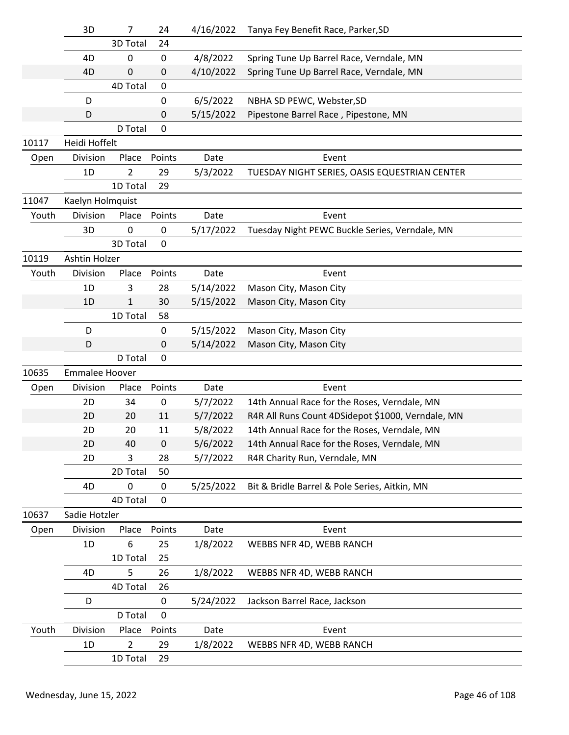| | Division | Place | Points | Date | Event |
|---|---|---|---|---|---|
| | 3D | 7 | 24 | 4/16/2022 | Tanya Fey Benefit Race, Parker,SD |
| | | 3D Total | 24 | | |
| | 4D | 0 | 0 | 4/8/2022 | Spring Tune Up Barrel Race, Verndale, MN |
| | 4D | 0 | 0 | 4/10/2022 | Spring Tune Up Barrel Race, Verndale, MN |
| | | 4D Total | 0 | | |
| | D | | 0 | 6/5/2022 | NBHA SD PEWC, Webster,SD |
| | D | | 0 | 5/15/2022 | Pipestone Barrel Race , Pipestone, MN |
| | | D Total | 0 | | |
| 10117 | Heidi Hoffelt | | | | |
| Open | Division | Place | Points | Date | Event |
| | 1D | 2 | 29 | 5/3/2022 | TUESDAY NIGHT SERIES, OASIS EQUESTRIAN CENTER |
| | | 1D Total | 29 | | |
| 11047 | Kaelyn Holmquist | | | | |
| Youth | Division | Place | Points | Date | Event |
| | 3D | 0 | 0 | 5/17/2022 | Tuesday Night PEWC Buckle Series, Verndale, MN |
| | | 3D Total | 0 | | |
| 10119 | Ashtin Holzer | | | | |
| Youth | Division | Place | Points | Date | Event |
| | 1D | 3 | 28 | 5/14/2022 | Mason City, Mason City |
| | 1D | 1 | 30 | 5/15/2022 | Mason City, Mason City |
| | | 1D Total | 58 | | |
| | D | | 0 | 5/15/2022 | Mason City, Mason City |
| | D | | 0 | 5/14/2022 | Mason City, Mason City |
| | | D Total | 0 | | |
| 10635 | Emmalee Hoover | | | | |
| Open | Division | Place | Points | Date | Event |
| | 2D | 34 | 0 | 5/7/2022 | 14th Annual Race for the Roses, Verndale, MN |
| | 2D | 20 | 11 | 5/7/2022 | R4R All Runs Count 4DSidepot $1000, Verndale, MN |
| | 2D | 20 | 11 | 5/8/2022 | 14th Annual Race for the Roses, Verndale, MN |
| | 2D | 40 | 0 | 5/6/2022 | 14th Annual Race for the Roses, Verndale, MN |
| | 2D | 3 | 28 | 5/7/2022 | R4R Charity Run, Verndale, MN |
| | | 2D Total | 50 | | |
| | 4D | 0 | 0 | 5/25/2022 | Bit & Bridle Barrel & Pole Series, Aitkin, MN |
| | | 4D Total | 0 | | |
| 10637 | Sadie Hotzler | | | | |
| Open | Division | Place | Points | Date | Event |
| | 1D | 6 | 25 | 1/8/2022 | WEBBS NFR 4D, WEBB RANCH |
| | | 1D Total | 25 | | |
| | 4D | 5 | 26 | 1/8/2022 | WEBBS NFR 4D, WEBB RANCH |
| | | 4D Total | 26 | | |
| | D | | 0 | 5/24/2022 | Jackson Barrel Race, Jackson |
| | | D Total | 0 | | |
| Youth | Division | Place | Points | Date | Event |
| | 1D | 2 | 29 | 1/8/2022 | WEBBS NFR 4D, WEBB RANCH |
| | | 1D Total | 29 | | |

Wednesday, June 15, 2022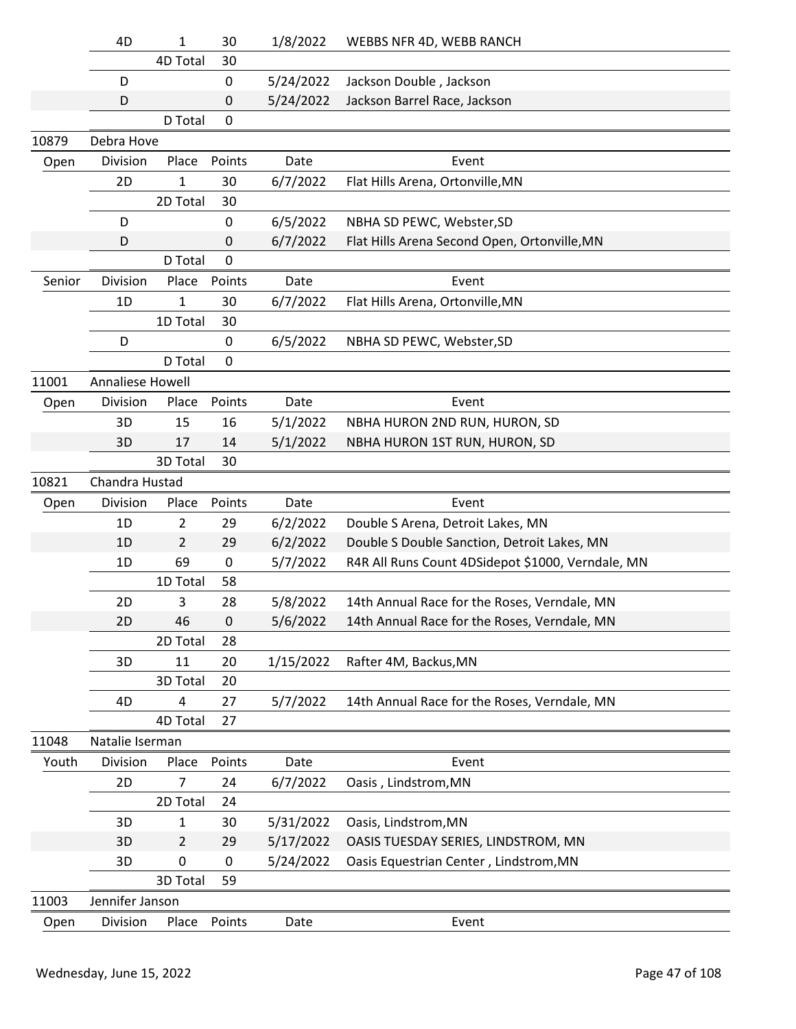| | Division | Place | Points | Date | Event |
|---|---|---|---|---|---|
| | 4D | 1 | 30 | 1/8/2022 | WEBBS NFR 4D, WEBB RANCH |
| | | 4D Total | 30 | | |
| | D | | 0 | 5/24/2022 | Jackson Double , Jackson |
| | D | | 0 | 5/24/2022 | Jackson Barrel Race, Jackson |
| | | D Total | 0 | | |
| 10879 | Debra Hove | | | | |
| Open | Division | Place | Points | Date | Event |
| | 2D | 1 | 30 | 6/7/2022 | Flat Hills Arena, Ortonville,MN |
| | | 2D Total | 30 | | |
| | D | | 0 | 6/5/2022 | NBHA SD PEWC, Webster,SD |
| | D | | 0 | 6/7/2022 | Flat Hills Arena Second Open, Ortonville,MN |
| | | D Total | 0 | | |
| Senior | Division | Place | Points | Date | Event |
| | 1D | 1 | 30 | 6/7/2022 | Flat Hills Arena, Ortonville,MN |
| | | 1D Total | 30 | | |
| | D | | 0 | 6/5/2022 | NBHA SD PEWC, Webster,SD |
| | | D Total | 0 | | |
| 11001 | Annaliese Howell | | | | |
| Open | Division | Place | Points | Date | Event |
| | 3D | 15 | 16 | 5/1/2022 | NBHA HURON 2ND RUN, HURON, SD |
| | 3D | 17 | 14 | 5/1/2022 | NBHA HURON 1ST RUN, HURON, SD |
| | | 3D Total | 30 | | |
| 10821 | Chandra Hustad | | | | |
| Open | Division | Place | Points | Date | Event |
| | 1D | 2 | 29 | 6/2/2022 | Double S Arena, Detroit Lakes, MN |
| | 1D | 2 | 29 | 6/2/2022 | Double S Double Sanction, Detroit Lakes, MN |
| | 1D | 69 | 0 | 5/7/2022 | R4R All Runs Count 4DSidepot $1000, Verndale, MN |
| | | 1D Total | 58 | | |
| | 2D | 3 | 28 | 5/8/2022 | 14th Annual Race for the Roses, Verndale, MN |
| | 2D | 46 | 0 | 5/6/2022 | 14th Annual Race for the Roses, Verndale, MN |
| | | 2D Total | 28 | | |
| | 3D | 11 | 20 | 1/15/2022 | Rafter 4M, Backus,MN |
| | | 3D Total | 20 | | |
| | 4D | 4 | 27 | 5/7/2022 | 14th Annual Race for the Roses, Verndale, MN |
| | | 4D Total | 27 | | |
| 11048 | Natalie Iserman | | | | |
| Youth | Division | Place | Points | Date | Event |
| | 2D | 7 | 24 | 6/7/2022 | Oasis , Lindstrom,MN |
| | | 2D Total | 24 | | |
| | 3D | 1 | 30 | 5/31/2022 | Oasis, Lindstrom,MN |
| | 3D | 2 | 29 | 5/17/2022 | OASIS TUESDAY SERIES, LINDSTROM, MN |
| | 3D | 0 | 0 | 5/24/2022 | Oasis Equestrian Center , Lindstrom,MN |
| | | 3D Total | 59 | | |
| 11003 | Jennifer Janson | | | | |
| Open | Division | Place | Points | Date | Event |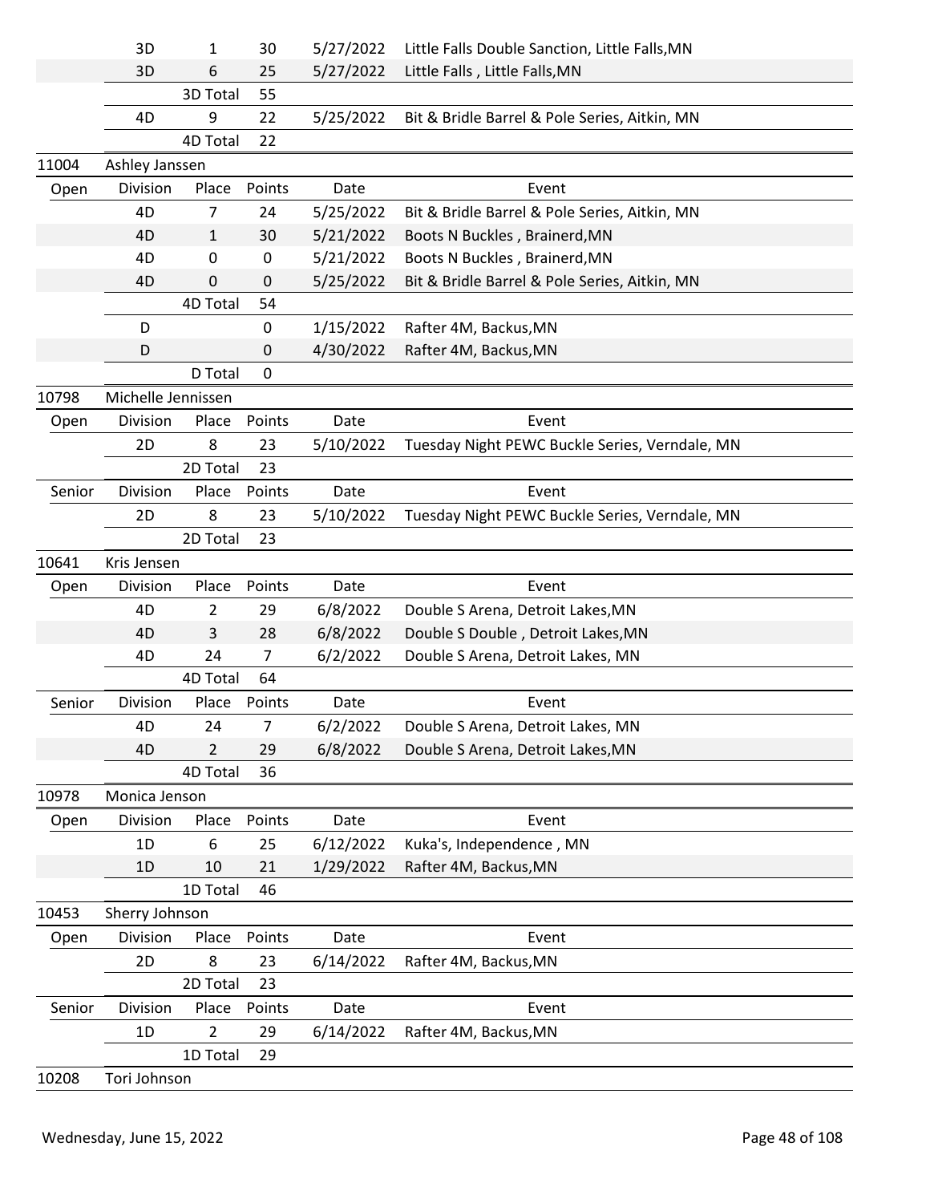| | Division | Place | Points | Date | Event |
|---|---|---|---|---|---|
| | 3D | 1 | 30 | 5/27/2022 | Little Falls Double Sanction, Little Falls,MN |
| | 3D | 6 | 25 | 5/27/2022 | Little Falls , Little Falls,MN |
| | | 3D Total | 55 | | |
| | 4D | 9 | 22 | 5/25/2022 | Bit & Bridle Barrel & Pole Series, Aitkin, MN |
| | | 4D Total | 22 | | |
| 11004 | Ashley Janssen | | | | |
| Open | Division | Place | Points | Date | Event |
| | 4D | 7 | 24 | 5/25/2022 | Bit & Bridle Barrel & Pole Series, Aitkin, MN |
| | 4D | 1 | 30 | 5/21/2022 | Boots N Buckles , Brainerd,MN |
| | 4D | 0 | 0 | 5/21/2022 | Boots N Buckles , Brainerd,MN |
| | 4D | 0 | 0 | 5/25/2022 | Bit & Bridle Barrel & Pole Series, Aitkin, MN |
| | | 4D Total | 54 | | |
| | D | | 0 | 1/15/2022 | Rafter 4M, Backus,MN |
| | D | | 0 | 4/30/2022 | Rafter 4M, Backus,MN |
| | | D Total | 0 | | |
| 10798 | Michelle Jennissen | | | | |
| Open | Division | Place | Points | Date | Event |
| | 2D | 8 | 23 | 5/10/2022 | Tuesday Night PEWC Buckle Series, Verndale, MN |
| | | 2D Total | 23 | | |
| Senior | Division | Place | Points | Date | Event |
| | 2D | 8 | 23 | 5/10/2022 | Tuesday Night PEWC Buckle Series, Verndale, MN |
| | | 2D Total | 23 | | |
| 10641 | Kris Jensen | | | | |
| Open | Division | Place | Points | Date | Event |
| | 4D | 2 | 29 | 6/8/2022 | Double S Arena, Detroit Lakes,MN |
| | 4D | 3 | 28 | 6/8/2022 | Double S Double , Detroit Lakes,MN |
| | 4D | 24 | 7 | 6/2/2022 | Double S Arena, Detroit Lakes, MN |
| | | 4D Total | 64 | | |
| Senior | Division | Place | Points | Date | Event |
| | 4D | 24 | 7 | 6/2/2022 | Double S Arena, Detroit Lakes, MN |
| | 4D | 2 | 29 | 6/8/2022 | Double S Arena, Detroit Lakes,MN |
| | | 4D Total | 36 | | |
| 10978 | Monica Jenson | | | | |
| Open | Division | Place | Points | Date | Event |
| | 1D | 6 | 25 | 6/12/2022 | Kuka's, Independence , MN |
| | 1D | 10 | 21 | 1/29/2022 | Rafter 4M, Backus,MN |
| | | 1D Total | 46 | | |
| 10453 | Sherry Johnson | | | | |
| Open | Division | Place | Points | Date | Event |
| | 2D | 8 | 23 | 6/14/2022 | Rafter 4M, Backus,MN |
| | | 2D Total | 23 | | |
| Senior | Division | Place | Points | Date | Event |
| | 1D | 2 | 29 | 6/14/2022 | Rafter 4M, Backus,MN |
| | | 1D Total | 29 | | |
| 10208 | Tori Johnson | | | | |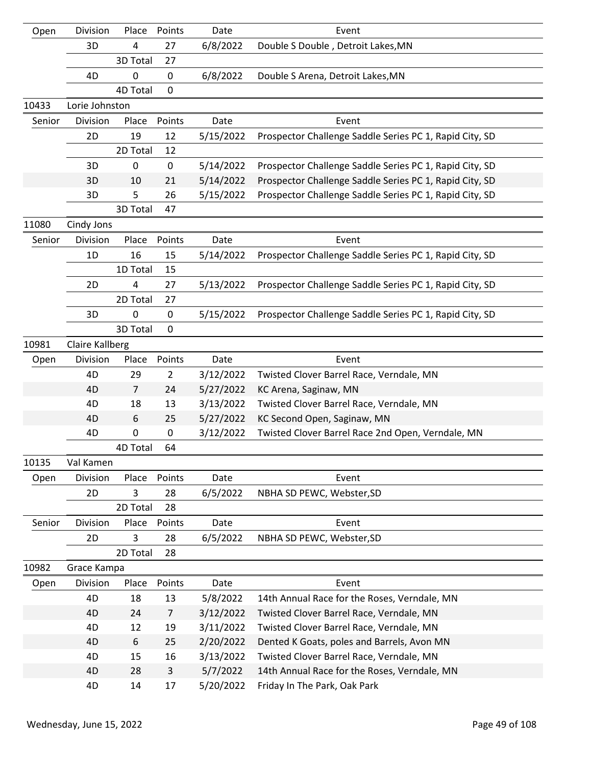| Open | Division | Place | Points | Date | Event |
|---|---|---|---|---|---|
| | 3D | 4 | 27 | 6/8/2022 | Double S Double , Detroit Lakes,MN |
| | | 3D Total | 27 | | |
| | 4D | 0 | 0 | 6/8/2022 | Double S Arena, Detroit Lakes,MN |
| | | 4D Total | 0 | | |
| 10433 | Lorie Johnston | | | | |
| Senior | Division | Place | Points | Date | Event |
| | 2D | 19 | 12 | 5/15/2022 | Prospector Challenge Saddle Series PC 1, Rapid City, SD |
| | | 2D Total | 12 | | |
| | 3D | 0 | 0 | 5/14/2022 | Prospector Challenge Saddle Series PC 1, Rapid City, SD |
| | 3D | 10 | 21 | 5/14/2022 | Prospector Challenge Saddle Series PC 1, Rapid City, SD |
| | 3D | 5 | 26 | 5/15/2022 | Prospector Challenge Saddle Series PC 1, Rapid City, SD |
| | | 3D Total | 47 | | |
| 11080 | Cindy Jons | | | | |
| Senior | Division | Place | Points | Date | Event |
| | 1D | 16 | 15 | 5/14/2022 | Prospector Challenge Saddle Series PC 1, Rapid City, SD |
| | | 1D Total | 15 | | |
| | 2D | 4 | 27 | 5/13/2022 | Prospector Challenge Saddle Series PC 1, Rapid City, SD |
| | | 2D Total | 27 | | |
| | 3D | 0 | 0 | 5/15/2022 | Prospector Challenge Saddle Series PC 1, Rapid City, SD |
| | | 3D Total | 0 | | |
| 10981 | Claire Kallberg | | | | |
| Open | Division | Place | Points | Date | Event |
| | 4D | 29 | 2 | 3/12/2022 | Twisted Clover Barrel Race, Verndale, MN |
| | 4D | 7 | 24 | 5/27/2022 | KC Arena, Saginaw, MN |
| | 4D | 18 | 13 | 3/13/2022 | Twisted Clover Barrel Race, Verndale, MN |
| | 4D | 6 | 25 | 5/27/2022 | KC Second Open, Saginaw, MN |
| | 4D | 0 | 0 | 3/12/2022 | Twisted Clover Barrel Race 2nd Open, Verndale, MN |
| | | 4D Total | 64 | | |
| 10135 | Val Kamen | | | | |
| Open | Division | Place | Points | Date | Event |
| | 2D | 3 | 28 | 6/5/2022 | NBHA SD PEWC, Webster,SD |
| | | 2D Total | 28 | | |
| Senior | Division | Place | Points | Date | Event |
| | 2D | 3 | 28 | 6/5/2022 | NBHA SD PEWC, Webster,SD |
| | | 2D Total | 28 | | |
| 10982 | Grace Kampa | | | | |
| Open | Division | Place | Points | Date | Event |
| | 4D | 18 | 13 | 5/8/2022 | 14th Annual Race for the Roses, Verndale, MN |
| | 4D | 24 | 7 | 3/12/2022 | Twisted Clover Barrel Race, Verndale, MN |
| | 4D | 12 | 19 | 3/11/2022 | Twisted Clover Barrel Race, Verndale, MN |
| | 4D | 6 | 25 | 2/20/2022 | Dented K Goats, poles and Barrels, Avon MN |
| | 4D | 15 | 16 | 3/13/2022 | Twisted Clover Barrel Race, Verndale, MN |
| | 4D | 28 | 3 | 5/7/2022 | 14th Annual Race for the Roses, Verndale, MN |
| | 4D | 14 | 17 | 5/20/2022 | Friday In The Park, Oak Park |

Wednesday, June 15, 2022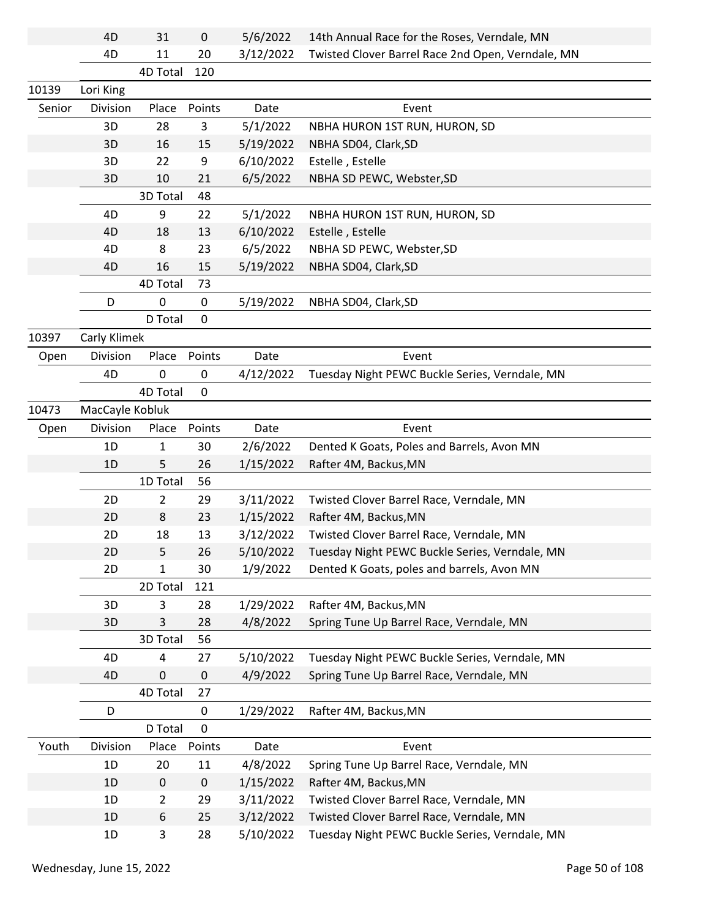| | Division | Place | Points | Date | Event |
|---|---|---|---|---|---|
| | 4D | 31 | 0 | 5/6/2022 | 14th Annual Race for the Roses, Verndale, MN |
| | 4D | 11 | 20 | 3/12/2022 | Twisted Clover Barrel Race 2nd Open, Verndale, MN |
| | | 4D Total | 120 | | |
| 10139 | Lori King | | | | |
| Senior | Division | Place | Points | Date | Event |
| | 3D | 28 | 3 | 5/1/2022 | NBHA HURON 1ST RUN, HURON, SD |
| | 3D | 16 | 15 | 5/19/2022 | NBHA SD04, Clark,SD |
| | 3D | 22 | 9 | 6/10/2022 | Estelle , Estelle |
| | 3D | 10 | 21 | 6/5/2022 | NBHA SD PEWC, Webster,SD |
| | | 3D Total | 48 | | |
| | 4D | 9 | 22 | 5/1/2022 | NBHA HURON 1ST RUN, HURON, SD |
| | 4D | 18 | 13 | 6/10/2022 | Estelle , Estelle |
| | 4D | 8 | 23 | 6/5/2022 | NBHA SD PEWC, Webster,SD |
| | 4D | 16 | 15 | 5/19/2022 | NBHA SD04, Clark,SD |
| | | 4D Total | 73 | | |
| | D | 0 | 0 | 5/19/2022 | NBHA SD04, Clark,SD |
| | | D Total | 0 | | |
| 10397 | Carly Klimek | | | | |
| Open | Division | Place | Points | Date | Event |
| | 4D | 0 | 0 | 4/12/2022 | Tuesday Night PEWC Buckle Series, Verndale, MN |
| | | 4D Total | 0 | | |
| 10473 | MacCayle Kobluk | | | | |
| Open | Division | Place | Points | Date | Event |
| | 1D | 1 | 30 | 2/6/2022 | Dented K Goats, Poles and Barrels, Avon MN |
| | 1D | 5 | 26 | 1/15/2022 | Rafter 4M, Backus,MN |
| | | 1D Total | 56 | | |
| | 2D | 2 | 29 | 3/11/2022 | Twisted Clover Barrel Race, Verndale, MN |
| | 2D | 8 | 23 | 1/15/2022 | Rafter 4M, Backus,MN |
| | 2D | 18 | 13 | 3/12/2022 | Twisted Clover Barrel Race, Verndale, MN |
| | 2D | 5 | 26 | 5/10/2022 | Tuesday Night PEWC Buckle Series, Verndale, MN |
| | 2D | 1 | 30 | 1/9/2022 | Dented K Goats, poles and barrels, Avon MN |
| | | 2D Total | 121 | | |
| | 3D | 3 | 28 | 1/29/2022 | Rafter 4M, Backus,MN |
| | 3D | 3 | 28 | 4/8/2022 | Spring Tune Up Barrel Race, Verndale, MN |
| | | 3D Total | 56 | | |
| | 4D | 4 | 27 | 5/10/2022 | Tuesday Night PEWC Buckle Series, Verndale, MN |
| | 4D | 0 | 0 | 4/9/2022 | Spring Tune Up Barrel Race, Verndale, MN |
| | | 4D Total | 27 | | |
| | D | | 0 | 1/29/2022 | Rafter 4M, Backus,MN |
| | | D Total | 0 | | |
| Youth | Division | Place | Points | Date | Event |
| | 1D | 20 | 11 | 4/8/2022 | Spring Tune Up Barrel Race, Verndale, MN |
| | 1D | 0 | 0 | 1/15/2022 | Rafter 4M, Backus,MN |
| | 1D | 2 | 29 | 3/11/2022 | Twisted Clover Barrel Race, Verndale, MN |
| | 1D | 6 | 25 | 3/12/2022 | Twisted Clover Barrel Race, Verndale, MN |
| | 1D | 3 | 28 | 5/10/2022 | Tuesday Night PEWC Buckle Series, Verndale, MN |

Wednesday, June 15, 2022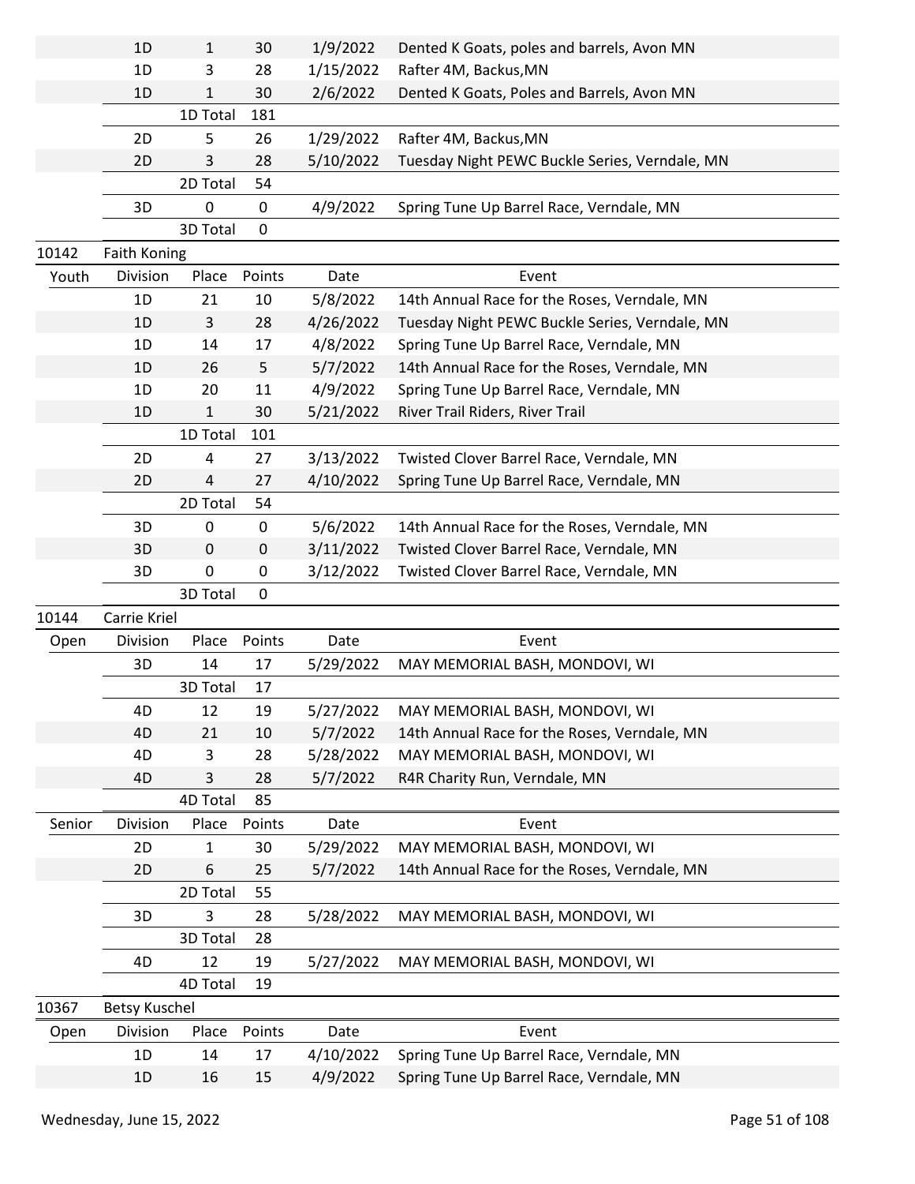| | Division | Place | Points | Date | Event |
|---|---|---|---|---|---|
| | 1D | 1 | 30 | 1/9/2022 | Dented K Goats, poles and barrels, Avon MN |
| | 1D | 3 | 28 | 1/15/2022 | Rafter 4M, Backus,MN |
| | 1D | 1 | 30 | 2/6/2022 | Dented K Goats, Poles and Barrels, Avon MN |
| | | 1D Total | 181 | | |
| | 2D | 5 | 26 | 1/29/2022 | Rafter 4M, Backus,MN |
| | 2D | 3 | 28 | 5/10/2022 | Tuesday Night PEWC Buckle Series, Verndale, MN |
| | | 2D Total | 54 | | |
| | 3D | 0 | 0 | 4/9/2022 | Spring Tune Up Barrel Race, Verndale, MN |
| | | 3D Total | 0 | | |

**10142 Faith Koning**

| Youth | Division | Place | Points | Date | Event |
|---|---|---|---|---|---|
| | 1D | 21 | 10 | 5/8/2022 | 14th Annual Race for the Roses, Verndale, MN |
| | 1D | 3 | 28 | 4/26/2022 | Tuesday Night PEWC Buckle Series, Verndale, MN |
| | 1D | 14 | 17 | 4/8/2022 | Spring Tune Up Barrel Race, Verndale, MN |
| | 1D | 26 | 5 | 5/7/2022 | 14th Annual Race for the Roses, Verndale, MN |
| | 1D | 20 | 11 | 4/9/2022 | Spring Tune Up Barrel Race, Verndale, MN |
| | 1D | 1 | 30 | 5/21/2022 | River Trail Riders, River Trail |
| | | 1D Total | 101 | | |
| | 2D | 4 | 27 | 3/13/2022 | Twisted Clover Barrel Race, Verndale, MN |
| | 2D | 4 | 27 | 4/10/2022 | Spring Tune Up Barrel Race, Verndale, MN |
| | | 2D Total | 54 | | |
| | 3D | 0 | 0 | 5/6/2022 | 14th Annual Race for the Roses, Verndale, MN |
| | 3D | 0 | 0 | 3/11/2022 | Twisted Clover Barrel Race, Verndale, MN |
| | 3D | 0 | 0 | 3/12/2022 | Twisted Clover Barrel Race, Verndale, MN |
| | | 3D Total | 0 | | |

**10144 Carrie Kriel**

| Open | Division | Place | Points | Date | Event |
|---|---|---|---|---|---|
| | 3D | 14 | 17 | 5/29/2022 | MAY MEMORIAL BASH, MONDOVI, WI |
| | | 3D Total | 17 | | |
| | 4D | 12 | 19 | 5/27/2022 | MAY MEMORIAL BASH, MONDOVI, WI |
| | 4D | 21 | 10 | 5/7/2022 | 14th Annual Race for the Roses, Verndale, MN |
| | 4D | 3 | 28 | 5/28/2022 | MAY MEMORIAL BASH, MONDOVI, WI |
| | 4D | 3 | 28 | 5/7/2022 | R4R Charity Run, Verndale, MN |
| | | 4D Total | 85 | | |

| Senior | Division | Place | Points | Date | Event |
|---|---|---|---|---|---|
| | 2D | 1 | 30 | 5/29/2022 | MAY MEMORIAL BASH, MONDOVI, WI |
| | 2D | 6 | 25 | 5/7/2022 | 14th Annual Race for the Roses, Verndale, MN |
| | | 2D Total | 55 | | |
| | 3D | 3 | 28 | 5/28/2022 | MAY MEMORIAL BASH, MONDOVI, WI |
| | | 3D Total | 28 | | |
| | 4D | 12 | 19 | 5/27/2022 | MAY MEMORIAL BASH, MONDOVI, WI |
| | | 4D Total | 19 | | |

**10367 Betsy Kuschel**

| Open | Division | Place | Points | Date | Event |
|---|---|---|---|---|---|
| | 1D | 14 | 17 | 4/10/2022 | Spring Tune Up Barrel Race, Verndale, MN |
| | 1D | 16 | 15 | 4/9/2022 | Spring Tune Up Barrel Race, Verndale, MN |

Wednesday, June 15, 2022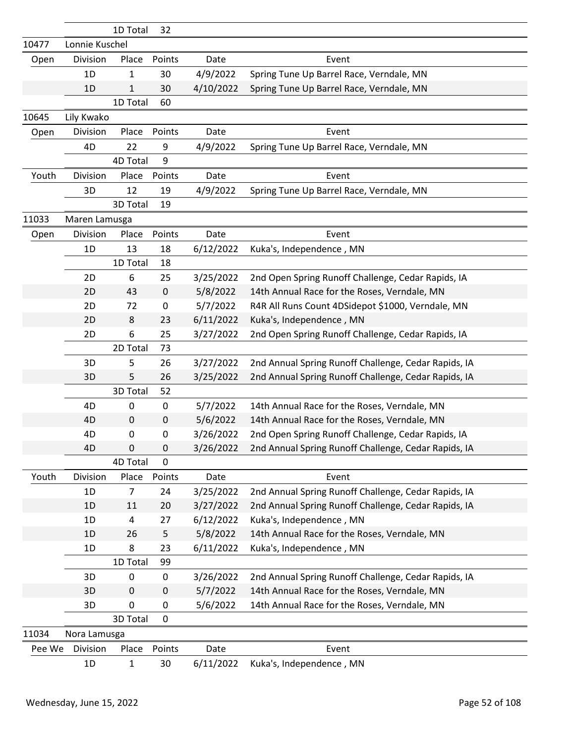| | | 1D Total | 32 | | |
|---|---|---|---|---|---|
| 10477 | Lonnie Kuschel | | | | |
| Open | Division | Place | Points | Date | Event |
| | 1D | 1 | 30 | 4/9/2022 | Spring Tune Up Barrel Race, Verndale, MN |
| | 1D | 1 | 30 | 4/10/2022 | Spring Tune Up Barrel Race, Verndale, MN |
| | | 1D Total | 60 | | |
| 10645 | Lily Kwako | | | | |
| Open | Division | Place | Points | Date | Event |
| | 4D | 22 | 9 | 4/9/2022 | Spring Tune Up Barrel Race, Verndale, MN |
| | | 4D Total | 9 | | |
| Youth | Division | Place | Points | Date | Event |
| | 3D | 12 | 19 | 4/9/2022 | Spring Tune Up Barrel Race, Verndale, MN |
| | | 3D Total | 19 | | |
| 11033 | Maren Lamusga | | | | |
| Open | Division | Place | Points | Date | Event |
| | 1D | 13 | 18 | 6/12/2022 | Kuka's, Independence , MN |
| | | 1D Total | 18 | | |
| | 2D | 6 | 25 | 3/25/2022 | 2nd Open Spring Runoff Challenge, Cedar Rapids, IA |
| | 2D | 43 | 0 | 5/8/2022 | 14th Annual Race for the Roses, Verndale, MN |
| | 2D | 72 | 0 | 5/7/2022 | R4R All Runs Count 4DSidepot $1000, Verndale, MN |
| | 2D | 8 | 23 | 6/11/2022 | Kuka's, Independence , MN |
| | 2D | 6 | 25 | 3/27/2022 | 2nd Open Spring Runoff Challenge, Cedar Rapids, IA |
| | | 2D Total | 73 | | |
| | 3D | 5 | 26 | 3/27/2022 | 2nd Annual Spring Runoff Challenge, Cedar Rapids, IA |
| | 3D | 5 | 26 | 3/25/2022 | 2nd Annual Spring Runoff Challenge, Cedar Rapids, IA |
| | | 3D Total | 52 | | |
| | 4D | 0 | 0 | 5/7/2022 | 14th Annual Race for the Roses, Verndale, MN |
| | 4D | 0 | 0 | 5/6/2022 | 14th Annual Race for the Roses, Verndale, MN |
| | 4D | 0 | 0 | 3/26/2022 | 2nd Open Spring Runoff Challenge, Cedar Rapids, IA |
| | 4D | 0 | 0 | 3/26/2022 | 2nd Annual Spring Runoff Challenge, Cedar Rapids, IA |
| | | 4D Total | 0 | | |
| Youth | Division | Place | Points | Date | Event |
| | 1D | 7 | 24 | 3/25/2022 | 2nd Annual Spring Runoff Challenge, Cedar Rapids, IA |
| | 1D | 11 | 20 | 3/27/2022 | 2nd Annual Spring Runoff Challenge, Cedar Rapids, IA |
| | 1D | 4 | 27 | 6/12/2022 | Kuka's, Independence , MN |
| | 1D | 26 | 5 | 5/8/2022 | 14th Annual Race for the Roses, Verndale, MN |
| | 1D | 8 | 23 | 6/11/2022 | Kuka's, Independence , MN |
| | | 1D Total | 99 | | |
| | 3D | 0 | 0 | 3/26/2022 | 2nd Annual Spring Runoff Challenge, Cedar Rapids, IA |
| | 3D | 0 | 0 | 5/7/2022 | 14th Annual Race for the Roses, Verndale, MN |
| | 3D | 0 | 0 | 5/6/2022 | 14th Annual Race for the Roses, Verndale, MN |
| | | 3D Total | 0 | | |
| 11034 | Nora Lamusga | | | | |
| Pee We | Division | Place | Points | Date | Event |
| | 1D | 1 | 30 | 6/11/2022 | Kuka's, Independence , MN |

Wednesday, June 15, 2022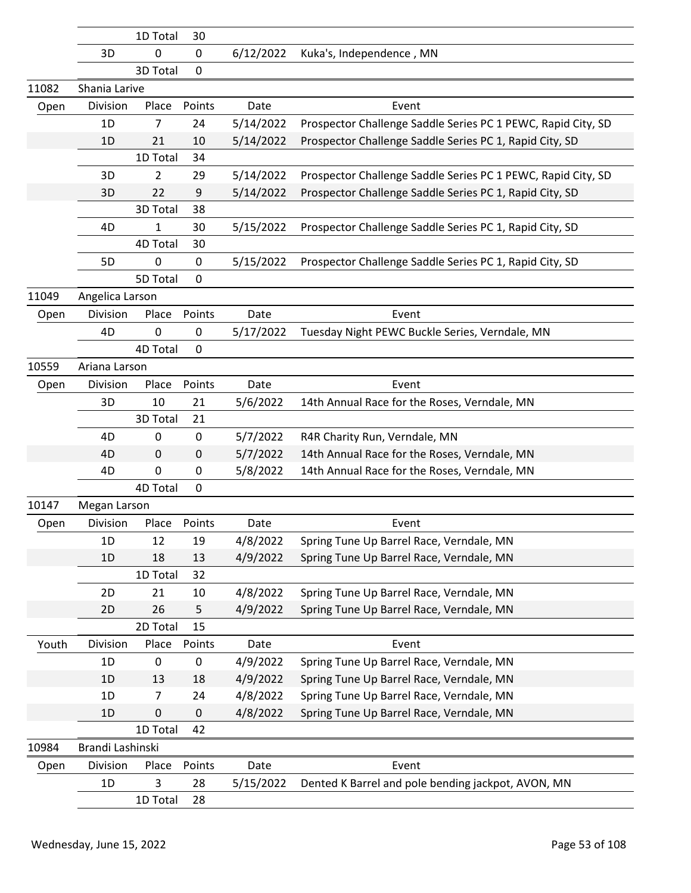| | Division | Place | Points | Date | Event |
|---|---|---|---|---|---|
| | | 1D Total | 30 | | |
| | 3D | 0 | 0 | 6/12/2022 | Kuka's, Independence , MN |
| | | 3D Total | 0 | | |
| 11082 | Shania Larive | | | | |
| Open | Division | Place | Points | Date | Event |
| | 1D | 7 | 24 | 5/14/2022 | Prospector Challenge Saddle Series PC 1 PEWC, Rapid City, SD |
| | 1D | 21 | 10 | 5/14/2022 | Prospector Challenge Saddle Series PC 1, Rapid City, SD |
| | | 1D Total | 34 | | |
| | 3D | 2 | 29 | 5/14/2022 | Prospector Challenge Saddle Series PC 1 PEWC, Rapid City, SD |
| | 3D | 22 | 9 | 5/14/2022 | Prospector Challenge Saddle Series PC 1, Rapid City, SD |
| | | 3D Total | 38 | | |
| | 4D | 1 | 30 | 5/15/2022 | Prospector Challenge Saddle Series PC 1, Rapid City, SD |
| | | 4D Total | 30 | | |
| | 5D | 0 | 0 | 5/15/2022 | Prospector Challenge Saddle Series PC 1, Rapid City, SD |
| | | 5D Total | 0 | | |
| 11049 | Angelica Larson | | | | |
| Open | Division | Place | Points | Date | Event |
| | 4D | 0 | 0 | 5/17/2022 | Tuesday Night PEWC Buckle Series, Verndale, MN |
| | | 4D Total | 0 | | |
| 10559 | Ariana Larson | | | | |
| Open | Division | Place | Points | Date | Event |
| | 3D | 10 | 21 | 5/6/2022 | 14th Annual Race for the Roses, Verndale, MN |
| | | 3D Total | 21 | | |
| | 4D | 0 | 0 | 5/7/2022 | R4R Charity Run, Verndale, MN |
| | 4D | 0 | 0 | 5/7/2022 | 14th Annual Race for the Roses, Verndale, MN |
| | 4D | 0 | 0 | 5/8/2022 | 14th Annual Race for the Roses, Verndale, MN |
| | | 4D Total | 0 | | |
| 10147 | Megan Larson | | | | |
| Open | Division | Place | Points | Date | Event |
| | 1D | 12 | 19 | 4/8/2022 | Spring Tune Up Barrel Race, Verndale, MN |
| | 1D | 18 | 13 | 4/9/2022 | Spring Tune Up Barrel Race, Verndale, MN |
| | | 1D Total | 32 | | |
| | 2D | 21 | 10 | 4/8/2022 | Spring Tune Up Barrel Race, Verndale, MN |
| | 2D | 26 | 5 | 4/9/2022 | Spring Tune Up Barrel Race, Verndale, MN |
| | | 2D Total | 15 | | |
| Youth | Division | Place | Points | Date | Event |
| | 1D | 0 | 0 | 4/9/2022 | Spring Tune Up Barrel Race, Verndale, MN |
| | 1D | 13 | 18 | 4/9/2022 | Spring Tune Up Barrel Race, Verndale, MN |
| | 1D | 7 | 24 | 4/8/2022 | Spring Tune Up Barrel Race, Verndale, MN |
| | 1D | 0 | 0 | 4/8/2022 | Spring Tune Up Barrel Race, Verndale, MN |
| | | 1D Total | 42 | | |
| 10984 | Brandi Lashinski | | | | |
| Open | Division | Place | Points | Date | Event |
| | 1D | 3 | 28 | 5/15/2022 | Dented K Barrel and pole bending jackpot, AVON, MN |
| | | 1D Total | 28 | | |

Wednesday, June 15, 2022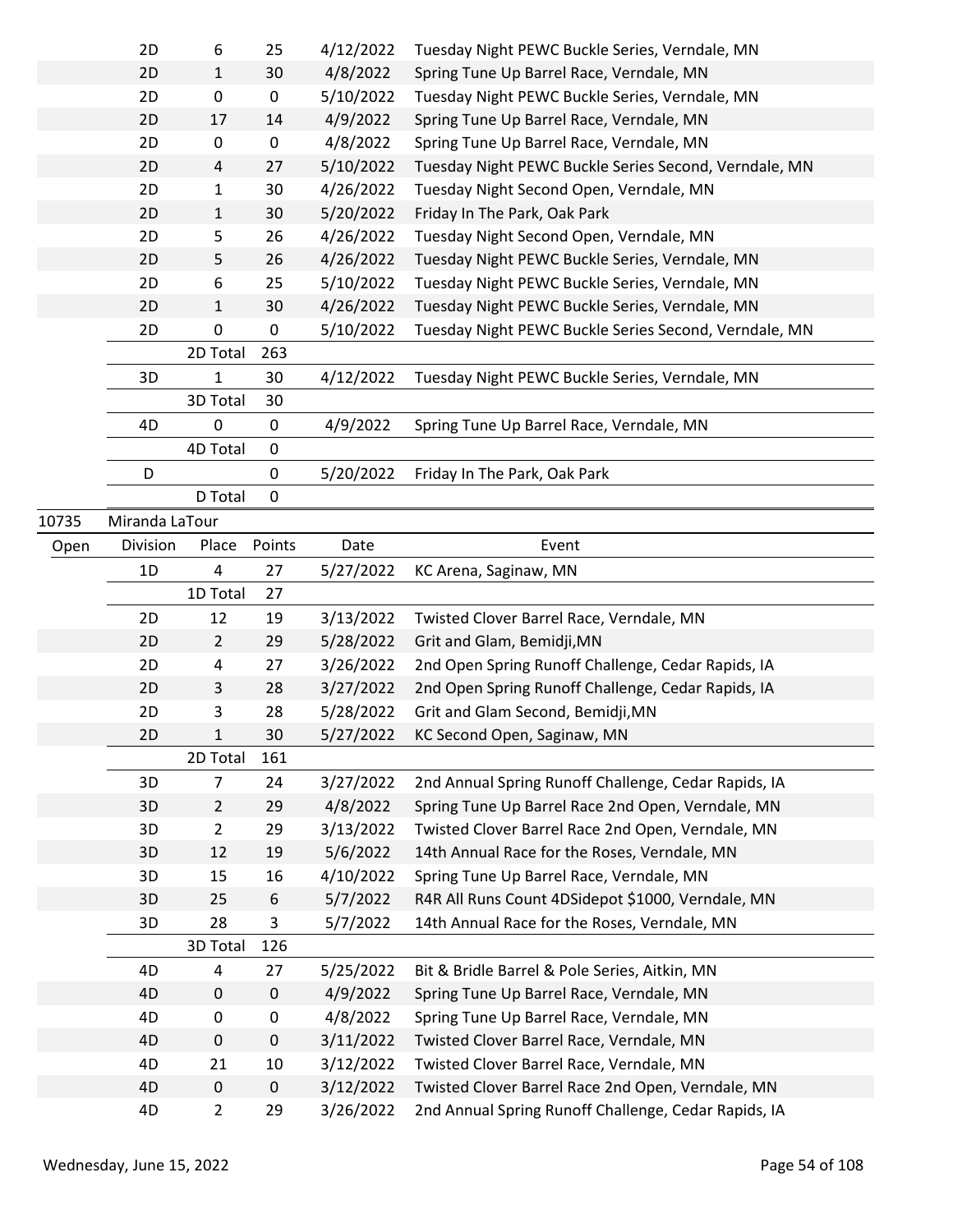| | Division | Place | Points | Date | Event |
|---|---|---|---|---|---|
| | 2D | 6 | 25 | 4/12/2022 | Tuesday Night PEWC Buckle Series, Verndale, MN |
| | 2D | 1 | 30 | 4/8/2022 | Spring Tune Up Barrel Race, Verndale, MN |
| | 2D | 0 | 0 | 5/10/2022 | Tuesday Night PEWC Buckle Series, Verndale, MN |
| | 2D | 17 | 14 | 4/9/2022 | Spring Tune Up Barrel Race, Verndale, MN |
| | 2D | 0 | 0 | 4/8/2022 | Spring Tune Up Barrel Race, Verndale, MN |
| | 2D | 4 | 27 | 5/10/2022 | Tuesday Night PEWC Buckle Series Second, Verndale, MN |
| | 2D | 1 | 30 | 4/26/2022 | Tuesday Night Second Open, Verndale, MN |
| | 2D | 1 | 30 | 5/20/2022 | Friday In The Park, Oak Park |
| | 2D | 5 | 26 | 4/26/2022 | Tuesday Night Second Open, Verndale, MN |
| | 2D | 5 | 26 | 4/26/2022 | Tuesday Night PEWC Buckle Series, Verndale, MN |
| | 2D | 6 | 25 | 5/10/2022 | Tuesday Night PEWC Buckle Series, Verndale, MN |
| | 2D | 1 | 30 | 4/26/2022 | Tuesday Night PEWC Buckle Series, Verndale, MN |
| | 2D | 0 | 0 | 5/10/2022 | Tuesday Night PEWC Buckle Series Second, Verndale, MN |
| | | 2D Total | 263 | | |
| | 3D | 1 | 30 | 4/12/2022 | Tuesday Night PEWC Buckle Series, Verndale, MN |
| | | 3D Total | 30 | | |
| | 4D | 0 | 0 | 4/9/2022 | Spring Tune Up Barrel Race, Verndale, MN |
| | | 4D Total | 0 | | |
| | D | | 0 | 5/20/2022 | Friday In The Park, Oak Park |
| | | D Total | 0 | | |

**10735 Miranda LaTour**

| Open | Division | Place | Points | Date | Event |
|---|---|---|---|---|---|
| | 1D | 4 | 27 | 5/27/2022 | KC Arena, Saginaw, MN |
| | | 1D Total | 27 | | |
| | 2D | 12 | 19 | 3/13/2022 | Twisted Clover Barrel Race, Verndale, MN |
| | 2D | 2 | 29 | 5/28/2022 | Grit and Glam, Bemidji,MN |
| | 2D | 4 | 27 | 3/26/2022 | 2nd Open Spring Runoff Challenge, Cedar Rapids, IA |
| | 2D | 3 | 28 | 3/27/2022 | 2nd Open Spring Runoff Challenge, Cedar Rapids, IA |
| | 2D | 3 | 28 | 5/28/2022 | Grit and Glam Second, Bemidji,MN |
| | 2D | 1 | 30 | 5/27/2022 | KC Second Open, Saginaw, MN |
| | | 2D Total | 161 | | |
| | 3D | 7 | 24 | 3/27/2022 | 2nd Annual Spring Runoff Challenge, Cedar Rapids, IA |
| | 3D | 2 | 29 | 4/8/2022 | Spring Tune Up Barrel Race 2nd Open, Verndale, MN |
| | 3D | 2 | 29 | 3/13/2022 | Twisted Clover Barrel Race 2nd Open, Verndale, MN |
| | 3D | 12 | 19 | 5/6/2022 | 14th Annual Race for the Roses, Verndale, MN |
| | 3D | 15 | 16 | 4/10/2022 | Spring Tune Up Barrel Race, Verndale, MN |
| | 3D | 25 | 6 | 5/7/2022 | R4R All Runs Count 4DSidepot $1000, Verndale, MN |
| | 3D | 28 | 3 | 5/7/2022 | 14th Annual Race for the Roses, Verndale, MN |
| | | 3D Total | 126 | | |
| | 4D | 4 | 27 | 5/25/2022 | Bit & Bridle Barrel & Pole Series, Aitkin, MN |
| | 4D | 0 | 0 | 4/9/2022 | Spring Tune Up Barrel Race, Verndale, MN |
| | 4D | 0 | 0 | 4/8/2022 | Spring Tune Up Barrel Race, Verndale, MN |
| | 4D | 0 | 0 | 3/11/2022 | Twisted Clover Barrel Race, Verndale, MN |
| | 4D | 21 | 10 | 3/12/2022 | Twisted Clover Barrel Race, Verndale, MN |
| | 4D | 0 | 0 | 3/12/2022 | Twisted Clover Barrel Race 2nd Open, Verndale, MN |
| | 4D | 2 | 29 | 3/26/2022 | 2nd Annual Spring Runoff Challenge, Cedar Rapids, IA |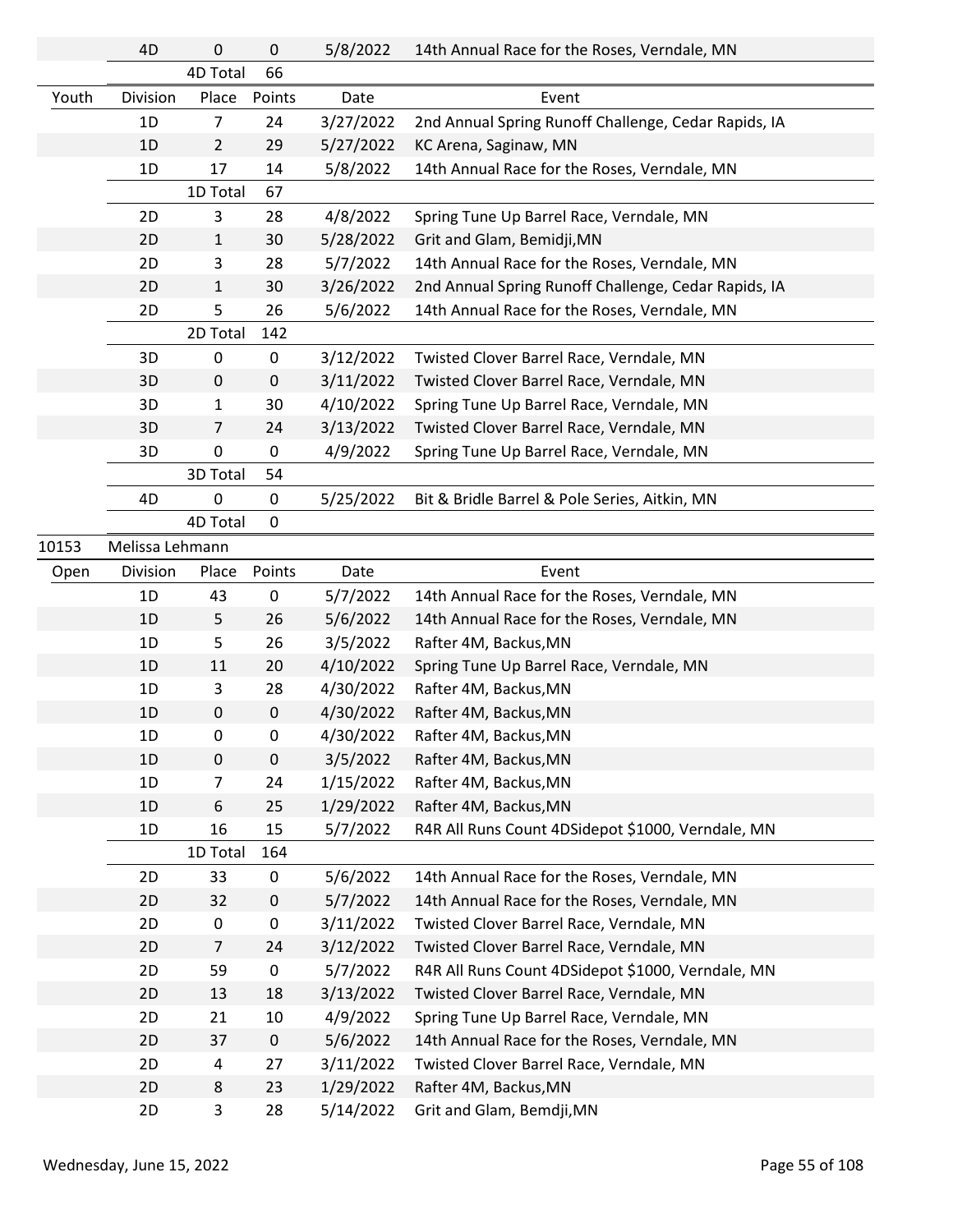| | Division | Place | Points | Date | Event |
|---|---|---|---|---|---|
| | 4D | 0 | 0 | 5/8/2022 | 14th Annual Race for the Roses, Verndale, MN |
| | | 4D Total | 66 | | |
| Youth | Division | Place | Points | Date | Event |
| | 1D | 7 | 24 | 3/27/2022 | 2nd Annual Spring Runoff Challenge, Cedar Rapids, IA |
| | 1D | 2 | 29 | 5/27/2022 | KC Arena, Saginaw, MN |
| | 1D | 17 | 14 | 5/8/2022 | 14th Annual Race for the Roses, Verndale, MN |
| | | 1D Total | 67 | | |
| | 2D | 3 | 28 | 4/8/2022 | Spring Tune Up Barrel Race, Verndale, MN |
| | 2D | 1 | 30 | 5/28/2022 | Grit and Glam, Bemidji,MN |
| | 2D | 3 | 28 | 5/7/2022 | 14th Annual Race for the Roses, Verndale, MN |
| | 2D | 1 | 30 | 3/26/2022 | 2nd Annual Spring Runoff Challenge, Cedar Rapids, IA |
| | 2D | 5 | 26 | 5/6/2022 | 14th Annual Race for the Roses, Verndale, MN |
| | | 2D Total | 142 | | |
| | 3D | 0 | 0 | 3/12/2022 | Twisted Clover Barrel Race, Verndale, MN |
| | 3D | 0 | 0 | 3/11/2022 | Twisted Clover Barrel Race, Verndale, MN |
| | 3D | 1 | 30 | 4/10/2022 | Spring Tune Up Barrel Race, Verndale, MN |
| | 3D | 7 | 24 | 3/13/2022 | Twisted Clover Barrel Race, Verndale, MN |
| | 3D | 0 | 0 | 4/9/2022 | Spring Tune Up Barrel Race, Verndale, MN |
| | | 3D Total | 54 | | |
| | 4D | 0 | 0 | 5/25/2022 | Bit & Bridle Barrel & Pole Series, Aitkin, MN |
| | | 4D Total | 0 | | |
| 10153 | Melissa Lehmann | | | | |
| Open | Division | Place | Points | Date | Event |
| | 1D | 43 | 0 | 5/7/2022 | 14th Annual Race for the Roses, Verndale, MN |
| | 1D | 5 | 26 | 5/6/2022 | 14th Annual Race for the Roses, Verndale, MN |
| | 1D | 5 | 26 | 3/5/2022 | Rafter 4M, Backus,MN |
| | 1D | 11 | 20 | 4/10/2022 | Spring Tune Up Barrel Race, Verndale, MN |
| | 1D | 3 | 28 | 4/30/2022 | Rafter 4M, Backus,MN |
| | 1D | 0 | 0 | 4/30/2022 | Rafter 4M, Backus,MN |
| | 1D | 0 | 0 | 4/30/2022 | Rafter 4M, Backus,MN |
| | 1D | 0 | 0 | 3/5/2022 | Rafter 4M, Backus,MN |
| | 1D | 7 | 24 | 1/15/2022 | Rafter 4M, Backus,MN |
| | 1D | 6 | 25 | 1/29/2022 | Rafter 4M, Backus,MN |
| | 1D | 16 | 15 | 5/7/2022 | R4R All Runs Count 4DSidepot $1000, Verndale, MN |
| | | 1D Total | 164 | | |
| | 2D | 33 | 0 | 5/6/2022 | 14th Annual Race for the Roses, Verndale, MN |
| | 2D | 32 | 0 | 5/7/2022 | 14th Annual Race for the Roses, Verndale, MN |
| | 2D | 0 | 0 | 3/11/2022 | Twisted Clover Barrel Race, Verndale, MN |
| | 2D | 7 | 24 | 3/12/2022 | Twisted Clover Barrel Race, Verndale, MN |
| | 2D | 59 | 0 | 5/7/2022 | R4R All Runs Count 4DSidepot $1000, Verndale, MN |
| | 2D | 13 | 18 | 3/13/2022 | Twisted Clover Barrel Race, Verndale, MN |
| | 2D | 21 | 10 | 4/9/2022 | Spring Tune Up Barrel Race, Verndale, MN |
| | 2D | 37 | 0 | 5/6/2022 | 14th Annual Race for the Roses, Verndale, MN |
| | 2D | 4 | 27 | 3/11/2022 | Twisted Clover Barrel Race, Verndale, MN |
| | 2D | 8 | 23 | 1/29/2022 | Rafter 4M, Backus,MN |
| | 2D | 3 | 28 | 5/14/2022 | Grit and Glam, Bemdji,MN |

Wednesday, June 15, 2022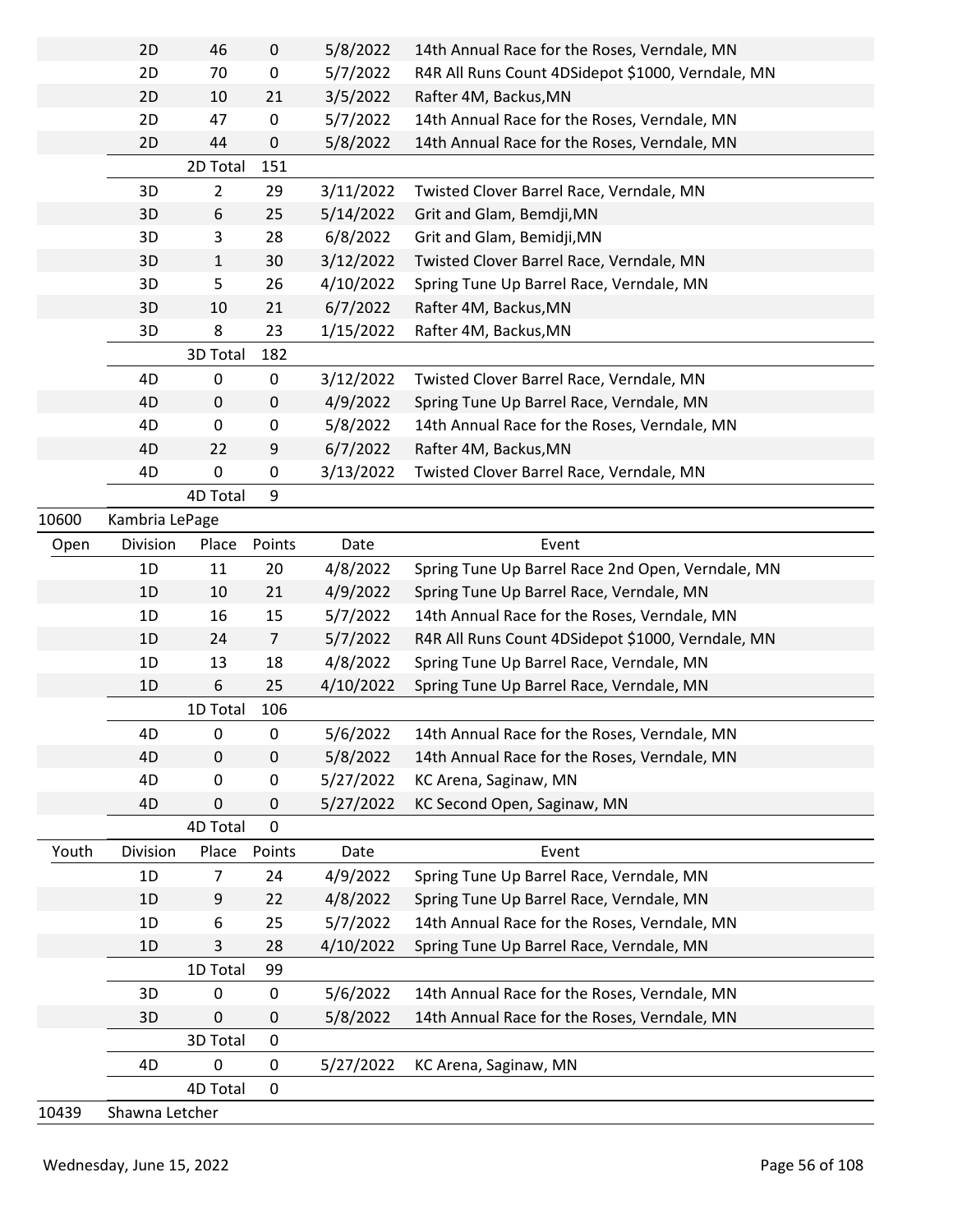| | Division | Place | Points | Date | Event |
|---|---|---|---|---|---|
| | 2D | 46 | 0 | 5/8/2022 | 14th Annual Race for the Roses, Verndale, MN |
| | 2D | 70 | 0 | 5/7/2022 | R4R All Runs Count 4DSidepot $1000, Verndale, MN |
| | 2D | 10 | 21 | 3/5/2022 | Rafter 4M, Backus,MN |
| | 2D | 47 | 0 | 5/7/2022 | 14th Annual Race for the Roses, Verndale, MN |
| | 2D | 44 | 0 | 5/8/2022 | 14th Annual Race for the Roses, Verndale, MN |
| | | 2D Total | 151 | | |
| | 3D | 2 | 29 | 3/11/2022 | Twisted Clover Barrel Race, Verndale, MN |
| | 3D | 6 | 25 | 5/14/2022 | Grit and Glam, Bemdji,MN |
| | 3D | 3 | 28 | 6/8/2022 | Grit and Glam, Bemidji,MN |
| | 3D | 1 | 30 | 3/12/2022 | Twisted Clover Barrel Race, Verndale, MN |
| | 3D | 5 | 26 | 4/10/2022 | Spring Tune Up Barrel Race, Verndale, MN |
| | 3D | 10 | 21 | 6/7/2022 | Rafter 4M, Backus,MN |
| | 3D | 8 | 23 | 1/15/2022 | Rafter 4M, Backus,MN |
| | | 3D Total | 182 | | |
| | 4D | 0 | 0 | 3/12/2022 | Twisted Clover Barrel Race, Verndale, MN |
| | 4D | 0 | 0 | 4/9/2022 | Spring Tune Up Barrel Race, Verndale, MN |
| | 4D | 0 | 0 | 5/8/2022 | 14th Annual Race for the Roses, Verndale, MN |
| | 4D | 22 | 9 | 6/7/2022 | Rafter 4M, Backus,MN |
| | 4D | 0 | 0 | 3/13/2022 | Twisted Clover Barrel Race, Verndale, MN |
| | | 4D Total | 9 | | |

**10600 Kambria LePage**

| Open | Division | Place | Points | Date | Event |
|---|---|---|---|---|---|
| | 1D | 11 | 20 | 4/8/2022 | Spring Tune Up Barrel Race 2nd Open, Verndale, MN |
| | 1D | 10 | 21 | 4/9/2022 | Spring Tune Up Barrel Race, Verndale, MN |
| | 1D | 16 | 15 | 5/7/2022 | 14th Annual Race for the Roses, Verndale, MN |
| | 1D | 24 | 7 | 5/7/2022 | R4R All Runs Count 4DSidepot $1000, Verndale, MN |
| | 1D | 13 | 18 | 4/8/2022 | Spring Tune Up Barrel Race, Verndale, MN |
| | 1D | 6 | 25 | 4/10/2022 | Spring Tune Up Barrel Race, Verndale, MN |
| | | 1D Total | 106 | | |
| | 4D | 0 | 0 | 5/6/2022 | 14th Annual Race for the Roses, Verndale, MN |
| | 4D | 0 | 0 | 5/8/2022 | 14th Annual Race for the Roses, Verndale, MN |
| | 4D | 0 | 0 | 5/27/2022 | KC Arena, Saginaw, MN |
| | 4D | 0 | 0 | 5/27/2022 | KC Second Open, Saginaw, MN |
| | | 4D Total | 0 | | |

| Youth | Division | Place | Points | Date | Event |
|---|---|---|---|---|---|
| | 1D | 7 | 24 | 4/9/2022 | Spring Tune Up Barrel Race, Verndale, MN |
| | 1D | 9 | 22 | 4/8/2022 | Spring Tune Up Barrel Race, Verndale, MN |
| | 1D | 6 | 25 | 5/7/2022 | 14th Annual Race for the Roses, Verndale, MN |
| | 1D | 3 | 28 | 4/10/2022 | Spring Tune Up Barrel Race, Verndale, MN |
| | | 1D Total | 99 | | |
| | 3D | 0 | 0 | 5/6/2022 | 14th Annual Race for the Roses, Verndale, MN |
| | 3D | 0 | 0 | 5/8/2022 | 14th Annual Race for the Roses, Verndale, MN |
| | | 3D Total | 0 | | |
| | 4D | 0 | 0 | 5/27/2022 | KC Arena, Saginaw, MN |
| | | 4D Total | 0 | | |

**10439 Shawna Letcher**

Wednesday, June 15, 2022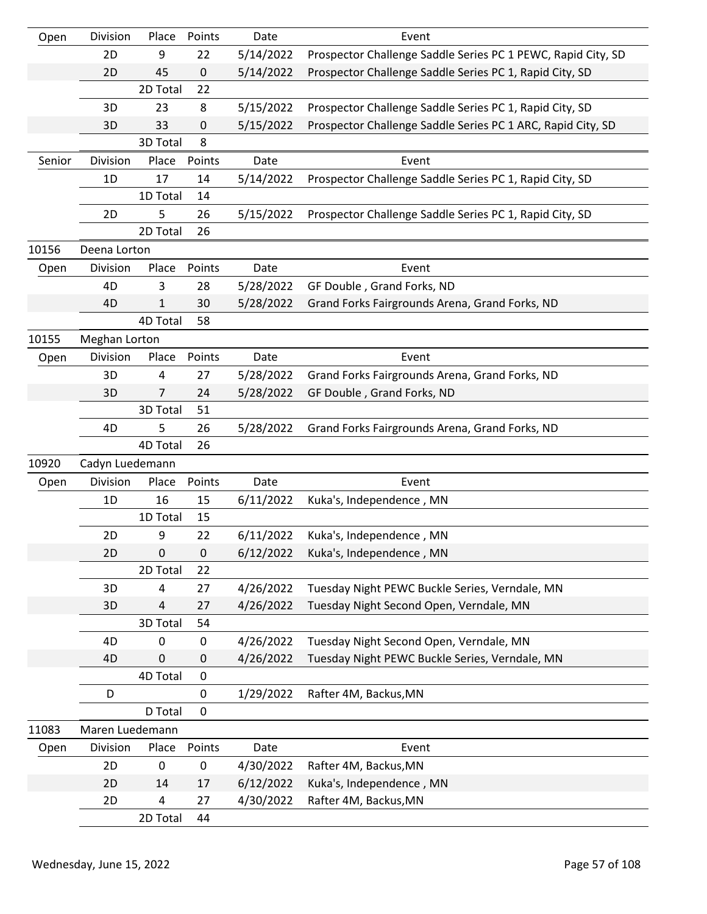| Open | Division | Place | Points | Date | Event |
|---|---|---|---|---|---|
| | 2D | 9 | 22 | 5/14/2022 | Prospector Challenge Saddle Series PC 1 PEWC, Rapid City, SD |
| | 2D | 45 | 0 | 5/14/2022 | Prospector Challenge Saddle Series PC 1, Rapid City, SD |
| | | 2D Total | 22 | | |
| | 3D | 23 | 8 | 5/15/2022 | Prospector Challenge Saddle Series PC 1, Rapid City, SD |
| | 3D | 33 | 0 | 5/15/2022 | Prospector Challenge Saddle Series PC 1 ARC, Rapid City, SD |
| | | 3D Total | 8 | | |

| Senior | Division | Place | Points | Date | Event |
|---|---|---|---|---|---|
| | 1D | 17 | 14 | 5/14/2022 | Prospector Challenge Saddle Series PC 1, Rapid City, SD |
| | | 1D Total | 14 | | |
| | 2D | 5 | 26 | 5/15/2022 | Prospector Challenge Saddle Series PC 1, Rapid City, SD |
| | | 2D Total | 26 | | |

10156 Deena Lorton

| Open | Division | Place | Points | Date | Event |
|---|---|---|---|---|---|
| | 4D | 3 | 28 | 5/28/2022 | GF Double , Grand Forks, ND |
| | 4D | 1 | 30 | 5/28/2022 | Grand Forks Fairgrounds Arena, Grand Forks, ND |
| | | 4D Total | 58 | | |

10155 Meghan Lorton

| Open | Division | Place | Points | Date | Event |
|---|---|---|---|---|---|
| | 3D | 4 | 27 | 5/28/2022 | Grand Forks Fairgrounds Arena, Grand Forks, ND |
| | 3D | 7 | 24 | 5/28/2022 | GF Double , Grand Forks, ND |
| | | 3D Total | 51 | | |
| | 4D | 5 | 26 | 5/28/2022 | Grand Forks Fairgrounds Arena, Grand Forks, ND |
| | | 4D Total | 26 | | |

10920 Cadyn Luedemann

| Open | Division | Place | Points | Date | Event |
|---|---|---|---|---|---|
| | 1D | 16 | 15 | 6/11/2022 | Kuka's, Independence , MN |
| | | 1D Total | 15 | | |
| | 2D | 9 | 22 | 6/11/2022 | Kuka's, Independence , MN |
| | 2D | 0 | 0 | 6/12/2022 | Kuka's, Independence , MN |
| | | 2D Total | 22 | | |
| | 3D | 4 | 27 | 4/26/2022 | Tuesday Night PEWC Buckle Series, Verndale, MN |
| | 3D | 4 | 27 | 4/26/2022 | Tuesday Night Second Open, Verndale, MN |
| | | 3D Total | 54 | | |
| | 4D | 0 | 0 | 4/26/2022 | Tuesday Night Second Open, Verndale, MN |
| | 4D | 0 | 0 | 4/26/2022 | Tuesday Night PEWC Buckle Series, Verndale, MN |
| | | 4D Total | 0 | | |
| | D | | 0 | 1/29/2022 | Rafter 4M, Backus,MN |
| | | D Total | 0 | | |

11083 Maren Luedemann

| Open | Division | Place | Points | Date | Event |
|---|---|---|---|---|---|
| | 2D | 0 | 0 | 4/30/2022 | Rafter 4M, Backus,MN |
| | 2D | 14 | 17 | 6/12/2022 | Kuka's, Independence , MN |
| | 2D | 4 | 27 | 4/30/2022 | Rafter 4M, Backus,MN |
| | | 2D Total | 44 | | |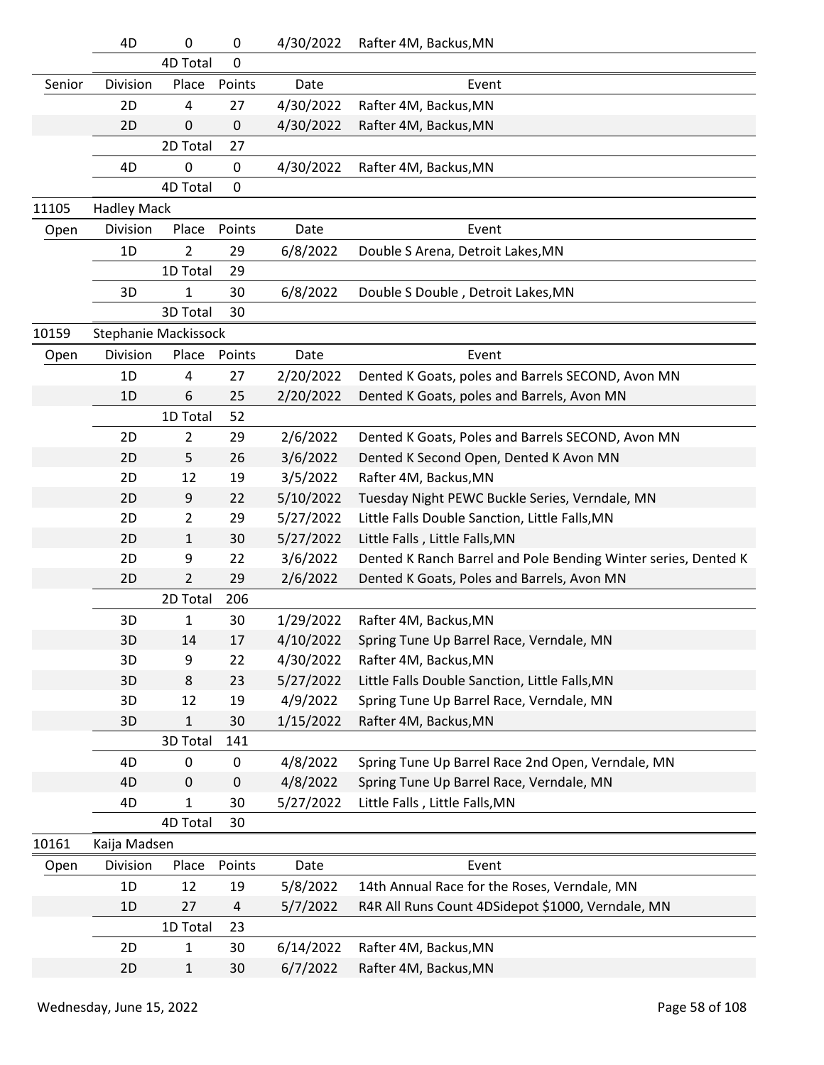| | Division | Place | Points | Date | Event |
|---|---|---|---|---|---|
| | 4D | 0 | 0 | 4/30/2022 | Rafter 4M, Backus,MN |
| | | 4D Total | 0 | | |
| Senior | Division | Place | Points | Date | Event |
| | 2D | 4 | 27 | 4/30/2022 | Rafter 4M, Backus,MN |
| | 2D | 0 | 0 | 4/30/2022 | Rafter 4M, Backus,MN |
| | | 2D Total | 27 | | |
| | 4D | 0 | 0 | 4/30/2022 | Rafter 4M, Backus,MN |
| | | 4D Total | 0 | | |
| 11105 | Hadley Mack | | | | |
| Open | Division | Place | Points | Date | Event |
| | 1D | 2 | 29 | 6/8/2022 | Double S Arena, Detroit Lakes,MN |
| | | 1D Total | 29 | | |
| | 3D | 1 | 30 | 6/8/2022 | Double S Double , Detroit Lakes,MN |
| | | 3D Total | 30 | | |
| 10159 | Stephanie Mackissock | | | | |
| Open | Division | Place | Points | Date | Event |
| | 1D | 4 | 27 | 2/20/2022 | Dented K Goats, poles and Barrels SECOND, Avon MN |
| | 1D | 6 | 25 | 2/20/2022 | Dented K Goats, poles and Barrels, Avon MN |
| | | 1D Total | 52 | | |
| | 2D | 2 | 29 | 2/6/2022 | Dented K Goats, Poles and Barrels SECOND, Avon MN |
| | 2D | 5 | 26 | 3/6/2022 | Dented K Second Open, Dented K Avon MN |
| | 2D | 12 | 19 | 3/5/2022 | Rafter 4M, Backus,MN |
| | 2D | 9 | 22 | 5/10/2022 | Tuesday Night PEWC Buckle Series, Verndale, MN |
| | 2D | 2 | 29 | 5/27/2022 | Little Falls Double Sanction, Little Falls,MN |
| | 2D | 1 | 30 | 5/27/2022 | Little Falls , Little Falls,MN |
| | 2D | 9 | 22 | 3/6/2022 | Dented K Ranch Barrel and Pole Bending Winter series, Dented K |
| | 2D | 2 | 29 | 2/6/2022 | Dented K Goats, Poles and Barrels, Avon MN |
| | | 2D Total | 206 | | |
| | 3D | 1 | 30 | 1/29/2022 | Rafter 4M, Backus,MN |
| | 3D | 14 | 17 | 4/10/2022 | Spring Tune Up Barrel Race, Verndale, MN |
| | 3D | 9 | 22 | 4/30/2022 | Rafter 4M, Backus,MN |
| | 3D | 8 | 23 | 5/27/2022 | Little Falls Double Sanction, Little Falls,MN |
| | 3D | 12 | 19 | 4/9/2022 | Spring Tune Up Barrel Race, Verndale, MN |
| | 3D | 1 | 30 | 1/15/2022 | Rafter 4M, Backus,MN |
| | | 3D Total | 141 | | |
| | 4D | 0 | 0 | 4/8/2022 | Spring Tune Up Barrel Race 2nd Open, Verndale, MN |
| | 4D | 0 | 0 | 4/8/2022 | Spring Tune Up Barrel Race, Verndale, MN |
| | 4D | 1 | 30 | 5/27/2022 | Little Falls , Little Falls,MN |
| | | 4D Total | 30 | | |
| 10161 | Kaija Madsen | | | | |
| Open | Division | Place | Points | Date | Event |
| | 1D | 12 | 19 | 5/8/2022 | 14th Annual Race for the Roses, Verndale, MN |
| | 1D | 27 | 4 | 5/7/2022 | R4R All Runs Count 4DSidepot $1000, Verndale, MN |
| | | 1D Total | 23 | | |
| | 2D | 1 | 30 | 6/14/2022 | Rafter 4M, Backus,MN |
| | 2D | 1 | 30 | 6/7/2022 | Rafter 4M, Backus,MN |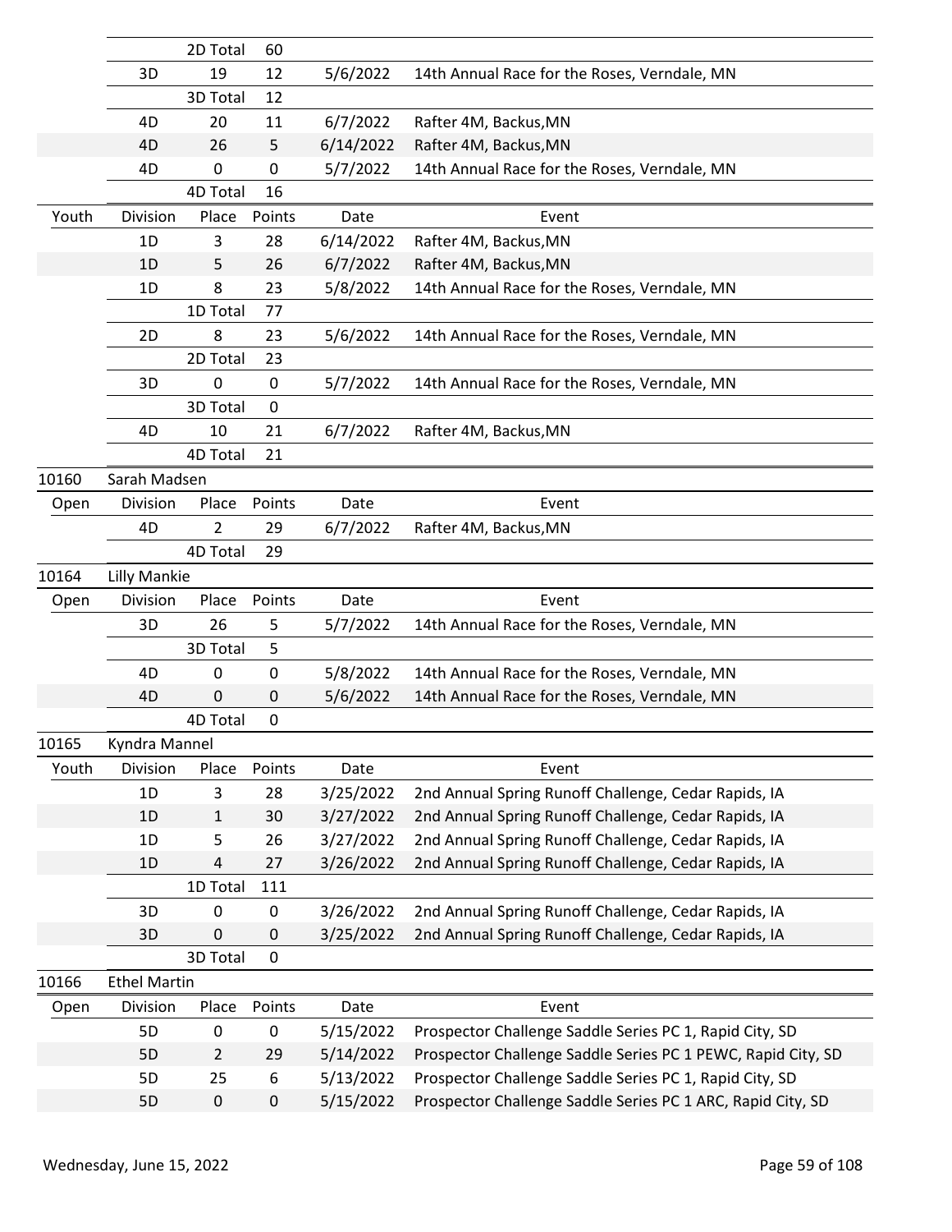| | | | | | |
|---|---|---|---|---|---|
| | | 2D Total | 60 | | |
| | 3D | 19 | 12 | 5/6/2022 | 14th Annual Race for the Roses, Verndale, MN |
| | | 3D Total | 12 | | |
| | 4D | 20 | 11 | 6/7/2022 | Rafter 4M, Backus,MN |
| | 4D | 26 | 5 | 6/14/2022 | Rafter 4M, Backus,MN |
| | 4D | 0 | 0 | 5/7/2022 | 14th Annual Race for the Roses, Verndale, MN |
| | | 4D Total | 16 | | |
| Youth | Division | Place | Points | Date | Event |
| | 1D | 3 | 28 | 6/14/2022 | Rafter 4M, Backus,MN |
| | 1D | 5 | 26 | 6/7/2022 | Rafter 4M, Backus,MN |
| | 1D | 8 | 23 | 5/8/2022 | 14th Annual Race for the Roses, Verndale, MN |
| | | 1D Total | 77 | | |
| | 2D | 8 | 23 | 5/6/2022 | 14th Annual Race for the Roses, Verndale, MN |
| | | 2D Total | 23 | | |
| | 3D | 0 | 0 | 5/7/2022 | 14th Annual Race for the Roses, Verndale, MN |
| | | 3D Total | 0 | | |
| | 4D | 10 | 21 | 6/7/2022 | Rafter 4M, Backus,MN |
| | | 4D Total | 21 | | |
| 10160 | Sarah Madsen | | | | |
| Open | Division | Place | Points | Date | Event |
| | 4D | 2 | 29 | 6/7/2022 | Rafter 4M, Backus,MN |
| | | 4D Total | 29 | | |
| 10164 | Lilly Mankie | | | | |
| Open | Division | Place | Points | Date | Event |
| | 3D | 26 | 5 | 5/7/2022 | 14th Annual Race for the Roses, Verndale, MN |
| | | 3D Total | 5 | | |
| | 4D | 0 | 0 | 5/8/2022 | 14th Annual Race for the Roses, Verndale, MN |
| | 4D | 0 | 0 | 5/6/2022 | 14th Annual Race for the Roses, Verndale, MN |
| | | 4D Total | 0 | | |
| 10165 | Kyndra Mannel | | | | |
| Youth | Division | Place | Points | Date | Event |
| | 1D | 3 | 28 | 3/25/2022 | 2nd Annual Spring Runoff Challenge, Cedar Rapids, IA |
| | 1D | 1 | 30 | 3/27/2022 | 2nd Annual Spring Runoff Challenge, Cedar Rapids, IA |
| | 1D | 5 | 26 | 3/27/2022 | 2nd Annual Spring Runoff Challenge, Cedar Rapids, IA |
| | 1D | 4 | 27 | 3/26/2022 | 2nd Annual Spring Runoff Challenge, Cedar Rapids, IA |
| | | 1D Total | 111 | | |
| | 3D | 0 | 0 | 3/26/2022 | 2nd Annual Spring Runoff Challenge, Cedar Rapids, IA |
| | 3D | 0 | 0 | 3/25/2022 | 2nd Annual Spring Runoff Challenge, Cedar Rapids, IA |
| | | 3D Total | 0 | | |
| 10166 | Ethel Martin | | | | |
| Open | Division | Place | Points | Date | Event |
| | 5D | 0 | 0 | 5/15/2022 | Prospector Challenge Saddle Series PC 1, Rapid City, SD |
| | 5D | 2 | 29 | 5/14/2022 | Prospector Challenge Saddle Series PC 1 PEWC, Rapid City, SD |
| | 5D | 25 | 6 | 5/13/2022 | Prospector Challenge Saddle Series PC 1, Rapid City, SD |
| | 5D | 0 | 0 | 5/15/2022 | Prospector Challenge Saddle Series PC 1 ARC, Rapid City, SD |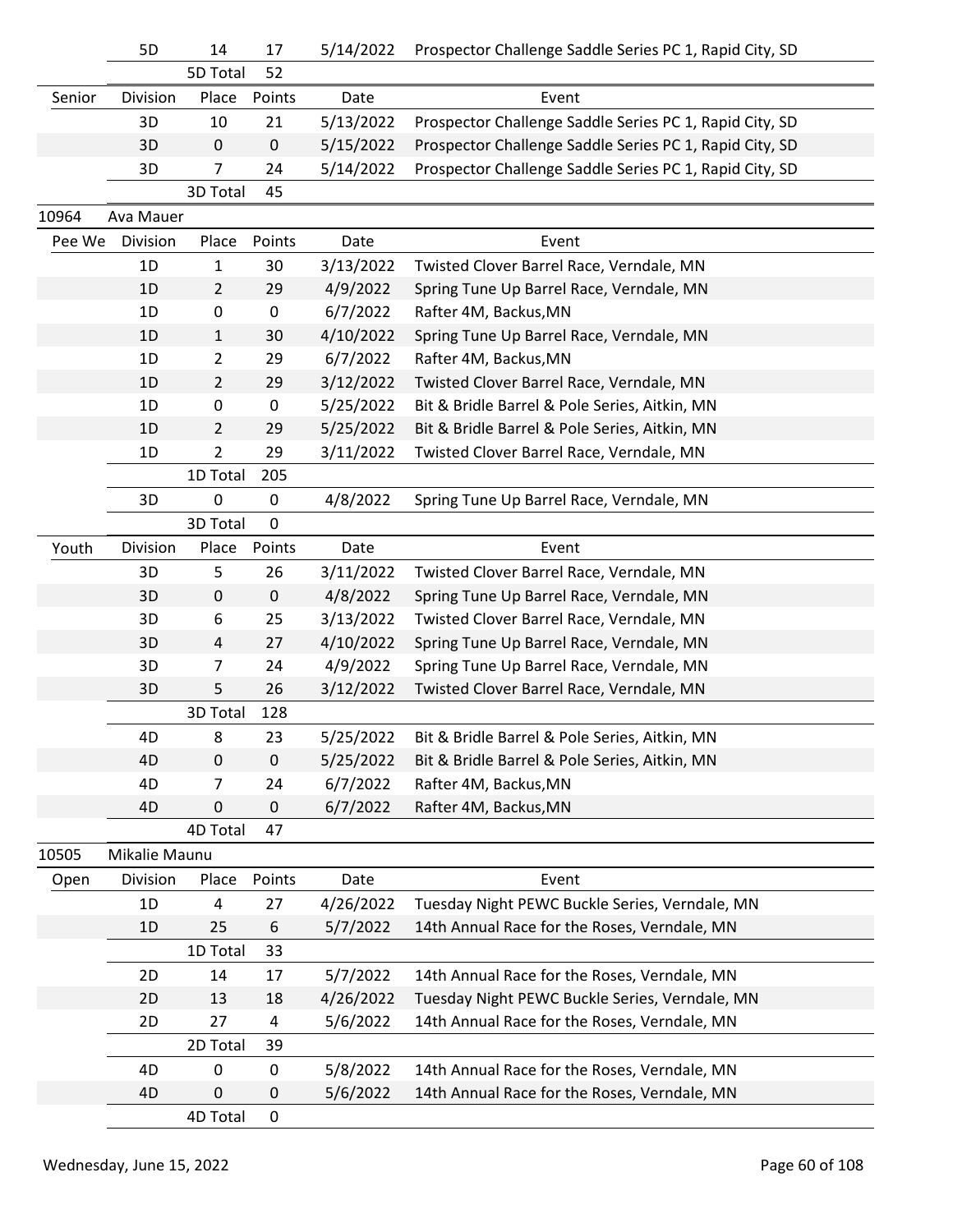| | Division | Place | Points | Date | Event |
|---|---|---|---|---|---|
| | 5D | 14 | 17 | 5/14/2022 | Prospector Challenge Saddle Series PC 1, Rapid City, SD |
| | | 5D Total | 52 | | |
| Senior | Division | Place | Points | Date | Event |
| | 3D | 10 | 21 | 5/13/2022 | Prospector Challenge Saddle Series PC 1, Rapid City, SD |
| | 3D | 0 | 0 | 5/15/2022 | Prospector Challenge Saddle Series PC 1, Rapid City, SD |
| | 3D | 7 | 24 | 5/14/2022 | Prospector Challenge Saddle Series PC 1, Rapid City, SD |
| | | 3D Total | 45 | | |
| 10964 | Ava Mauer | | | | |
| Pee We | Division | Place | Points | Date | Event |
| | 1D | 1 | 30 | 3/13/2022 | Twisted Clover Barrel Race, Verndale, MN |
| | 1D | 2 | 29 | 4/9/2022 | Spring Tune Up Barrel Race, Verndale, MN |
| | 1D | 0 | 0 | 6/7/2022 | Rafter 4M, Backus,MN |
| | 1D | 1 | 30 | 4/10/2022 | Spring Tune Up Barrel Race, Verndale, MN |
| | 1D | 2 | 29 | 6/7/2022 | Rafter 4M, Backus,MN |
| | 1D | 2 | 29 | 3/12/2022 | Twisted Clover Barrel Race, Verndale, MN |
| | 1D | 0 | 0 | 5/25/2022 | Bit & Bridle Barrel & Pole Series, Aitkin, MN |
| | 1D | 2 | 29 | 5/25/2022 | Bit & Bridle Barrel & Pole Series, Aitkin, MN |
| | 1D | 2 | 29 | 3/11/2022 | Twisted Clover Barrel Race, Verndale, MN |
| | | 1D Total | 205 | | |
| | 3D | 0 | 0 | 4/8/2022 | Spring Tune Up Barrel Race, Verndale, MN |
| | | 3D Total | 0 | | |
| Youth | Division | Place | Points | Date | Event |
| | 3D | 5 | 26 | 3/11/2022 | Twisted Clover Barrel Race, Verndale, MN |
| | 3D | 0 | 0 | 4/8/2022 | Spring Tune Up Barrel Race, Verndale, MN |
| | 3D | 6 | 25 | 3/13/2022 | Twisted Clover Barrel Race, Verndale, MN |
| | 3D | 4 | 27 | 4/10/2022 | Spring Tune Up Barrel Race, Verndale, MN |
| | 3D | 7 | 24 | 4/9/2022 | Spring Tune Up Barrel Race, Verndale, MN |
| | 3D | 5 | 26 | 3/12/2022 | Twisted Clover Barrel Race, Verndale, MN |
| | | 3D Total | 128 | | |
| | 4D | 8 | 23 | 5/25/2022 | Bit & Bridle Barrel & Pole Series, Aitkin, MN |
| | 4D | 0 | 0 | 5/25/2022 | Bit & Bridle Barrel & Pole Series, Aitkin, MN |
| | 4D | 7 | 24 | 6/7/2022 | Rafter 4M, Backus,MN |
| | 4D | 0 | 0 | 6/7/2022 | Rafter 4M, Backus,MN |
| | | 4D Total | 47 | | |
| 10505 | Mikalie Maunu | | | | |
| Open | Division | Place | Points | Date | Event |
| | 1D | 4 | 27 | 4/26/2022 | Tuesday Night PEWC Buckle Series, Verndale, MN |
| | 1D | 25 | 6 | 5/7/2022 | 14th Annual Race for the Roses, Verndale, MN |
| | | 1D Total | 33 | | |
| | 2D | 14 | 17 | 5/7/2022 | 14th Annual Race for the Roses, Verndale, MN |
| | 2D | 13 | 18 | 4/26/2022 | Tuesday Night PEWC Buckle Series, Verndale, MN |
| | 2D | 27 | 4 | 5/6/2022 | 14th Annual Race for the Roses, Verndale, MN |
| | | 2D Total | 39 | | |
| | 4D | 0 | 0 | 5/8/2022 | 14th Annual Race for the Roses, Verndale, MN |
| | 4D | 0 | 0 | 5/6/2022 | 14th Annual Race for the Roses, Verndale, MN |
| | | 4D Total | 0 | | |

Wednesday, June 15, 2022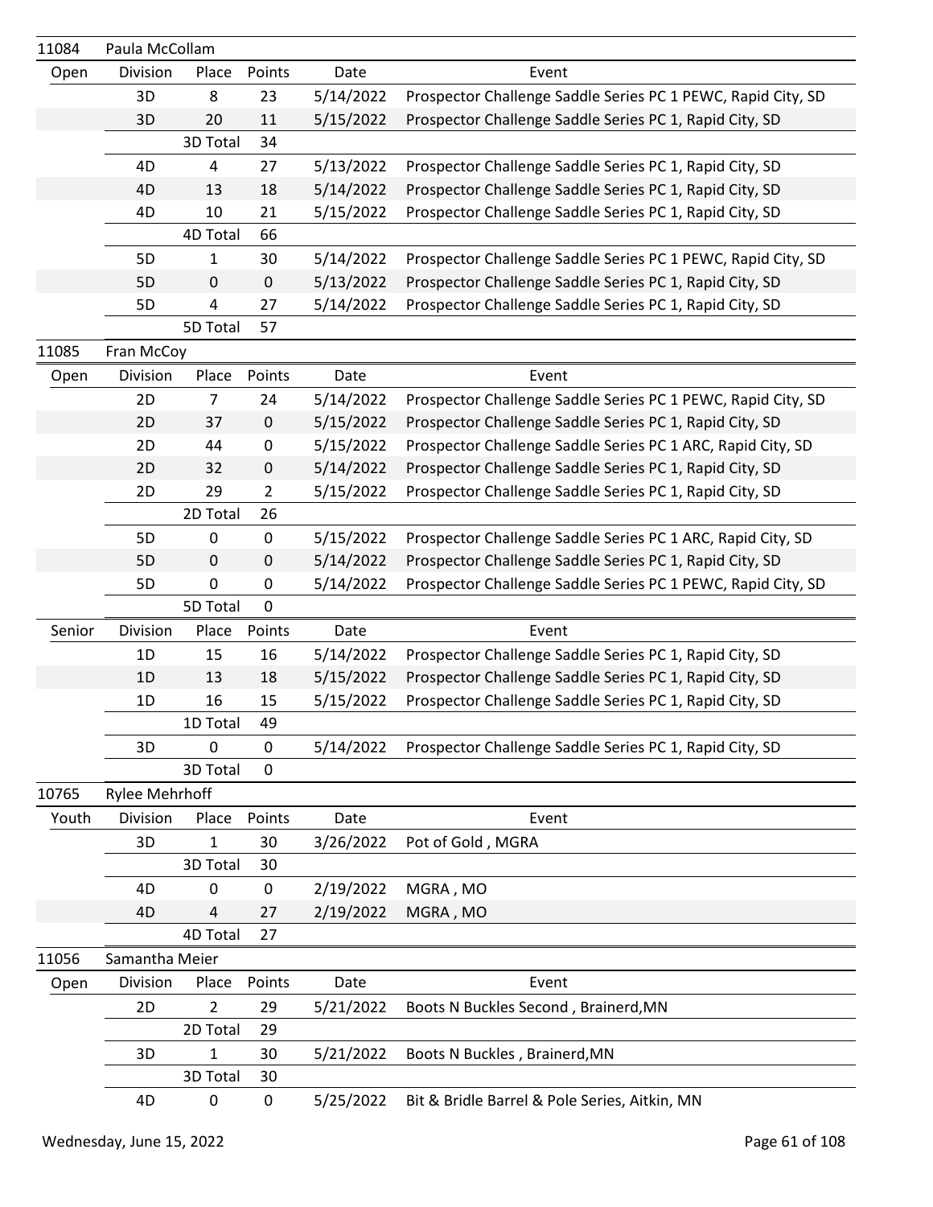| 11084 | Paula McCollam | | | | |
|---|---|---|---|---|---|
| Open | Division | Place | Points | Date | Event |
| | 3D | 8 | 23 | 5/14/2022 | Prospector Challenge Saddle Series PC 1 PEWC, Rapid City, SD |
| | 3D | 20 | 11 | 5/15/2022 | Prospector Challenge Saddle Series PC 1, Rapid City, SD |
| | | 3D Total | 34 | | |
| | 4D | 4 | 27 | 5/13/2022 | Prospector Challenge Saddle Series PC 1, Rapid City, SD |
| | 4D | 13 | 18 | 5/14/2022 | Prospector Challenge Saddle Series PC 1, Rapid City, SD |
| | 4D | 10 | 21 | 5/15/2022 | Prospector Challenge Saddle Series PC 1, Rapid City, SD |
| | | 4D Total | 66 | | |
| | 5D | 1 | 30 | 5/14/2022 | Prospector Challenge Saddle Series PC 1 PEWC, Rapid City, SD |
| | 5D | 0 | 0 | 5/13/2022 | Prospector Challenge Saddle Series PC 1, Rapid City, SD |
| | 5D | 4 | 27 | 5/14/2022 | Prospector Challenge Saddle Series PC 1, Rapid City, SD |
| | | 5D Total | 57 | | |

| 11085 | Fran McCoy | | | | |
|---|---|---|---|---|---|
| Open | Division | Place | Points | Date | Event |
| | 2D | 7 | 24 | 5/14/2022 | Prospector Challenge Saddle Series PC 1 PEWC, Rapid City, SD |
| | 2D | 37 | 0 | 5/15/2022 | Prospector Challenge Saddle Series PC 1, Rapid City, SD |
| | 2D | 44 | 0 | 5/15/2022 | Prospector Challenge Saddle Series PC 1 ARC, Rapid City, SD |
| | 2D | 32 | 0 | 5/14/2022 | Prospector Challenge Saddle Series PC 1, Rapid City, SD |
| | 2D | 29 | 2 | 5/15/2022 | Prospector Challenge Saddle Series PC 1, Rapid City, SD |
| | | 2D Total | 26 | | |
| | 5D | 0 | 0 | 5/15/2022 | Prospector Challenge Saddle Series PC 1 ARC, Rapid City, SD |
| | 5D | 0 | 0 | 5/14/2022 | Prospector Challenge Saddle Series PC 1, Rapid City, SD |
| | 5D | 0 | 0 | 5/14/2022 | Prospector Challenge Saddle Series PC 1 PEWC, Rapid City, SD |
| | | 5D Total | 0 | | |
| Senior | Division | Place | Points | Date | Event |
| | 1D | 15 | 16 | 5/14/2022 | Prospector Challenge Saddle Series PC 1, Rapid City, SD |
| | 1D | 13 | 18 | 5/15/2022 | Prospector Challenge Saddle Series PC 1, Rapid City, SD |
| | 1D | 16 | 15 | 5/15/2022 | Prospector Challenge Saddle Series PC 1, Rapid City, SD |
| | | 1D Total | 49 | | |
| | 3D | 0 | 0 | 5/14/2022 | Prospector Challenge Saddle Series PC 1, Rapid City, SD |
| | | 3D Total | 0 | | |

| 10765 | Rylee Mehrhoff | | | | |
|---|---|---|---|---|---|
| Youth | Division | Place | Points | Date | Event |
| | 3D | 1 | 30 | 3/26/2022 | Pot of Gold , MGRA |
| | | 3D Total | 30 | | |
| | 4D | 0 | 0 | 2/19/2022 | MGRA , MO |
| | 4D | 4 | 27 | 2/19/2022 | MGRA , MO |
| | | 4D Total | 27 | | |

| 11056 | Samantha Meier | | | | |
|---|---|---|---|---|---|
| Open | Division | Place | Points | Date | Event |
| | 2D | 2 | 29 | 5/21/2022 | Boots N Buckles Second , Brainerd,MN |
| | | 2D Total | 29 | | |
| | 3D | 1 | 30 | 5/21/2022 | Boots N Buckles , Brainerd,MN |
| | | 3D Total | 30 | | |
| | 4D | 0 | 0 | 5/25/2022 | Bit & Bridle Barrel & Pole Series, Aitkin, MN |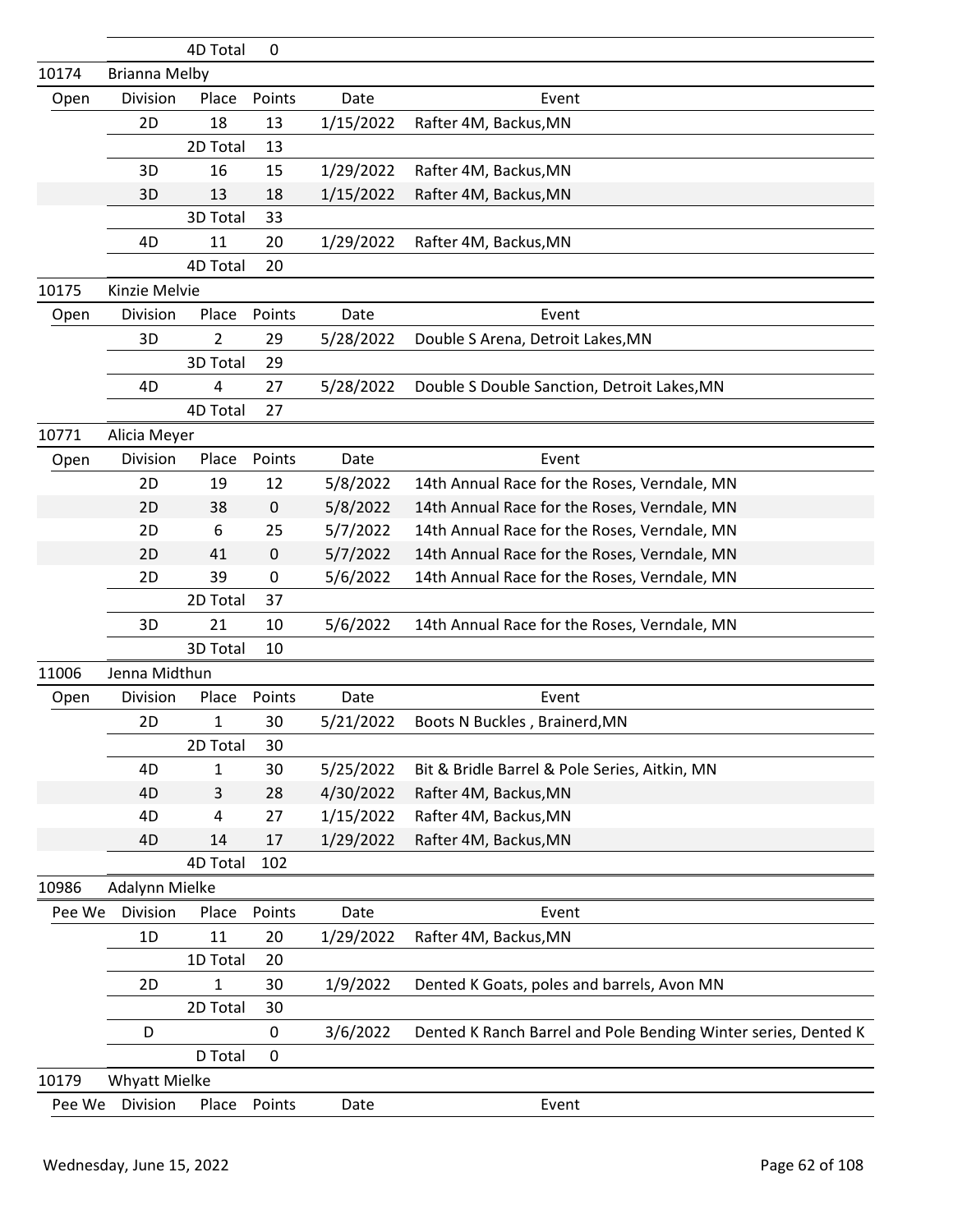| | | 4D Total | 0 | | |
|---|---|---|---|---|---|
| 10174 | Brianna Melby | | | | |
| Open | Division | Place | Points | Date | Event |
| | 2D | 18 | 13 | 1/15/2022 | Rafter 4M, Backus,MN |
| | | 2D Total | 13 | | |
| | 3D | 16 | 15 | 1/29/2022 | Rafter 4M, Backus,MN |
| | 3D | 13 | 18 | 1/15/2022 | Rafter 4M, Backus,MN |
| | | 3D Total | 33 | | |
| | 4D | 11 | 20 | 1/29/2022 | Rafter 4M, Backus,MN |
| | | 4D Total | 20 | | |
| 10175 | Kinzie Melvie | | | | |
| Open | Division | Place | Points | Date | Event |
| | 3D | 2 | 29 | 5/28/2022 | Double S Arena, Detroit Lakes,MN |
| | | 3D Total | 29 | | |
| | 4D | 4 | 27 | 5/28/2022 | Double S Double Sanction, Detroit Lakes,MN |
| | | 4D Total | 27 | | |
| 10771 | Alicia Meyer | | | | |
| Open | Division | Place | Points | Date | Event |
| | 2D | 19 | 12 | 5/8/2022 | 14th Annual Race for the Roses, Verndale, MN |
| | 2D | 38 | 0 | 5/8/2022 | 14th Annual Race for the Roses, Verndale, MN |
| | 2D | 6 | 25 | 5/7/2022 | 14th Annual Race for the Roses, Verndale, MN |
| | 2D | 41 | 0 | 5/7/2022 | 14th Annual Race for the Roses, Verndale, MN |
| | 2D | 39 | 0 | 5/6/2022 | 14th Annual Race for the Roses, Verndale, MN |
| | | 2D Total | 37 | | |
| | 3D | 21 | 10 | 5/6/2022 | 14th Annual Race for the Roses, Verndale, MN |
| | | 3D Total | 10 | | |
| 11006 | Jenna Midthun | | | | |
| Open | Division | Place | Points | Date | Event |
| | 2D | 1 | 30 | 5/21/2022 | Boots N Buckles , Brainerd,MN |
| | | 2D Total | 30 | | |
| | 4D | 1 | 30 | 5/25/2022 | Bit & Bridle Barrel & Pole Series, Aitkin, MN |
| | 4D | 3 | 28 | 4/30/2022 | Rafter 4M, Backus,MN |
| | 4D | 4 | 27 | 1/15/2022 | Rafter 4M, Backus,MN |
| | 4D | 14 | 17 | 1/29/2022 | Rafter 4M, Backus,MN |
| | | 4D Total | 102 | | |
| 10986 | Adalynn Mielke | | | | |
| Pee We | Division | Place | Points | Date | Event |
| | 1D | 11 | 20 | 1/29/2022 | Rafter 4M, Backus,MN |
| | | 1D Total | 20 | | |
| | 2D | 1 | 30 | 1/9/2022 | Dented K Goats, poles and barrels, Avon MN |
| | | 2D Total | 30 | | |
| | D | | 0 | 3/6/2022 | Dented K Ranch Barrel and Pole Bending Winter series, Dented K |
| | | D Total | 0 | | |
| 10179 | Whyatt Mielke | | | | |
| Pee We | Division | Place | Points | Date | Event |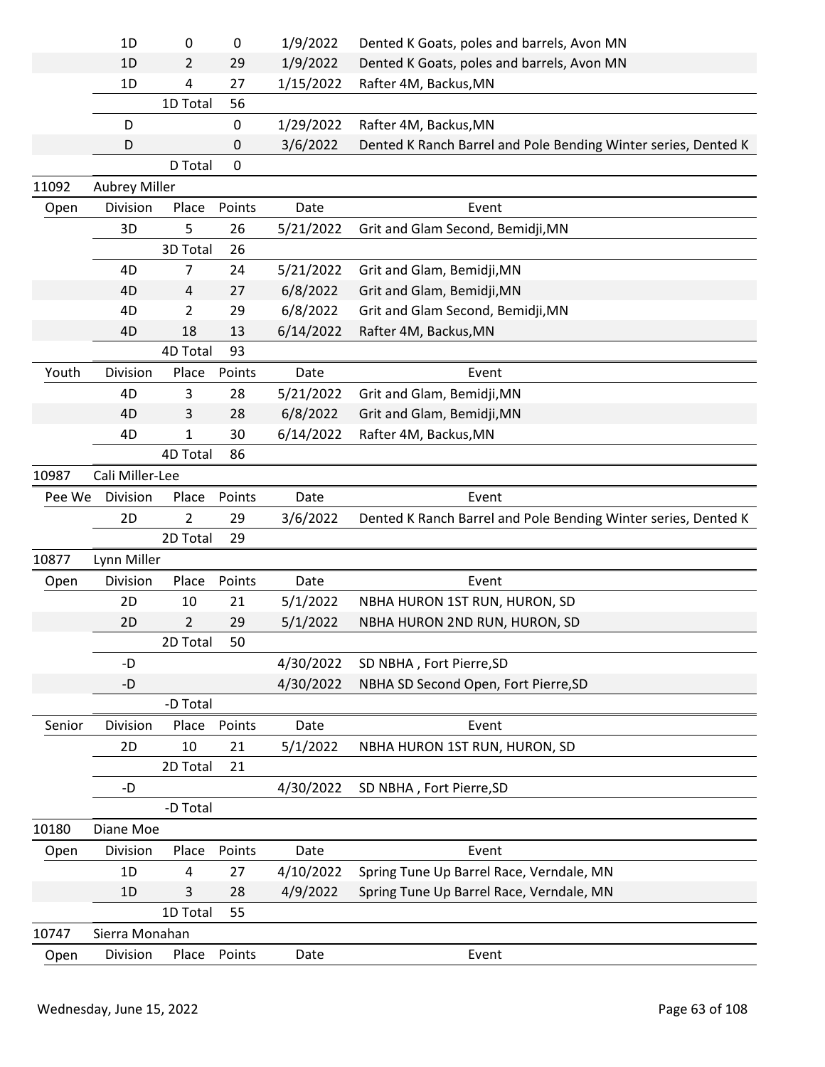| | Division | Place | Points | Date | Event |
|---|---|---|---|---|---|
| | 1D | 0 | 0 | 1/9/2022 | Dented K Goats, poles and barrels, Avon MN |
| | 1D | 2 | 29 | 1/9/2022 | Dented K Goats, poles and barrels, Avon MN |
| | 1D | 4 | 27 | 1/15/2022 | Rafter 4M, Backus,MN |
| | | 1D Total | 56 | | |
| | D | | 0 | 1/29/2022 | Rafter 4M, Backus,MN |
| | D | | 0 | 3/6/2022 | Dented K Ranch Barrel and Pole Bending Winter series, Dented K |
| | | D Total | 0 | | |
| 11092 | Aubrey Miller | | | | |
| Open | Division | Place | Points | Date | Event |
| | 3D | 5 | 26 | 5/21/2022 | Grit and Glam Second, Bemidji,MN |
| | | 3D Total | 26 | | |
| | 4D | 7 | 24 | 5/21/2022 | Grit and Glam, Bemidji,MN |
| | 4D | 4 | 27 | 6/8/2022 | Grit and Glam, Bemidji,MN |
| | 4D | 2 | 29 | 6/8/2022 | Grit and Glam Second, Bemidji,MN |
| | 4D | 18 | 13 | 6/14/2022 | Rafter 4M, Backus,MN |
| | | 4D Total | 93 | | |
| Youth | Division | Place | Points | Date | Event |
| | 4D | 3 | 28 | 5/21/2022 | Grit and Glam, Bemidji,MN |
| | 4D | 3 | 28 | 6/8/2022 | Grit and Glam, Bemidji,MN |
| | 4D | 1 | 30 | 6/14/2022 | Rafter 4M, Backus,MN |
| | | 4D Total | 86 | | |
| 10987 | Cali Miller-Lee | | | | |
| Pee We | Division | Place | Points | Date | Event |
| | 2D | 2 | 29 | 3/6/2022 | Dented K Ranch Barrel and Pole Bending Winter series, Dented K |
| | | 2D Total | 29 | | |
| 10877 | Lynn Miller | | | | |
| Open | Division | Place | Points | Date | Event |
| | 2D | 10 | 21 | 5/1/2022 | NBHA HURON 1ST RUN, HURON, SD |
| | 2D | 2 | 29 | 5/1/2022 | NBHA HURON 2ND RUN, HURON, SD |
| | | 2D Total | 50 | | |
| | -D | | | 4/30/2022 | SD NBHA , Fort Pierre,SD |
| | -D | | | 4/30/2022 | NBHA SD Second Open, Fort Pierre,SD |
| | | -D Total | | | |
| Senior | Division | Place | Points | Date | Event |
| | 2D | 10 | 21 | 5/1/2022 | NBHA HURON 1ST RUN, HURON, SD |
| | | 2D Total | 21 | | |
| | -D | | | 4/30/2022 | SD NBHA , Fort Pierre,SD |
| | | -D Total | | | |
| 10180 | Diane Moe | | | | |
| Open | Division | Place | Points | Date | Event |
| | 1D | 4 | 27 | 4/10/2022 | Spring Tune Up Barrel Race, Verndale, MN |
| | 1D | 3 | 28 | 4/9/2022 | Spring Tune Up Barrel Race, Verndale, MN |
| | | 1D Total | 55 | | |
| 10747 | Sierra Monahan | | | | |
| Open | Division | Place | Points | Date | Event |

Wednesday, June 15, 2022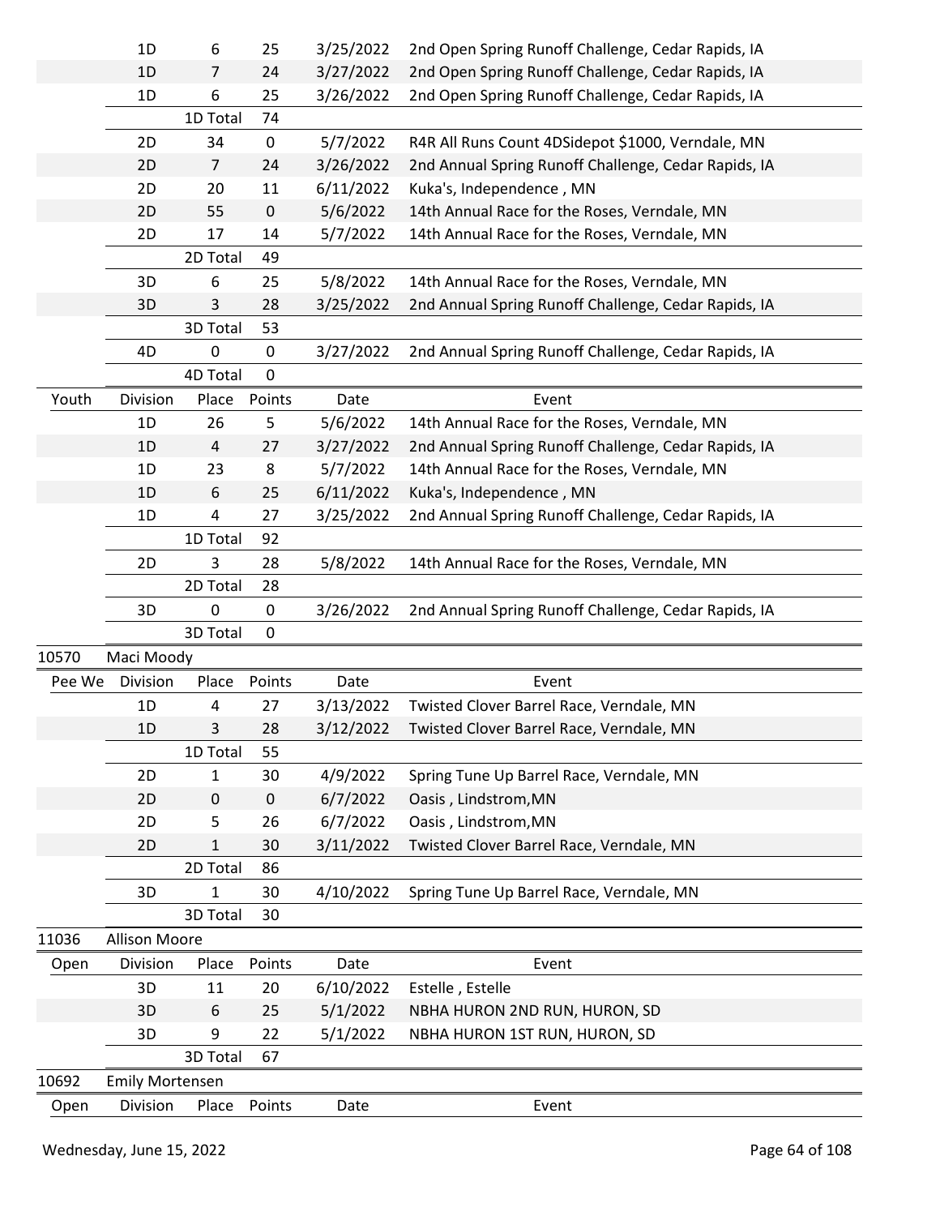| | Division | Place | Points | Date | Event |
|---|---|---|---|---|---|
| | 1D | 6 | 25 | 3/25/2022 | 2nd Open Spring Runoff Challenge, Cedar Rapids, IA |
| | 1D | 7 | 24 | 3/27/2022 | 2nd Open Spring Runoff Challenge, Cedar Rapids, IA |
| | 1D | 6 | 25 | 3/26/2022 | 2nd Open Spring Runoff Challenge, Cedar Rapids, IA |
| | | 1D Total | 74 | | |
| | 2D | 34 | 0 | 5/7/2022 | R4R All Runs Count 4DSidepot $1000, Verndale, MN |
| | 2D | 7 | 24 | 3/26/2022 | 2nd Annual Spring Runoff Challenge, Cedar Rapids, IA |
| | 2D | 20 | 11 | 6/11/2022 | Kuka's, Independence , MN |
| | 2D | 55 | 0 | 5/6/2022 | 14th Annual Race for the Roses, Verndale, MN |
| | 2D | 17 | 14 | 5/7/2022 | 14th Annual Race for the Roses, Verndale, MN |
| | | 2D Total | 49 | | |
| | 3D | 6 | 25 | 5/8/2022 | 14th Annual Race for the Roses, Verndale, MN |
| | 3D | 3 | 28 | 3/25/2022 | 2nd Annual Spring Runoff Challenge, Cedar Rapids, IA |
| | | 3D Total | 53 | | |
| | 4D | 0 | 0 | 3/27/2022 | 2nd Annual Spring Runoff Challenge, Cedar Rapids, IA |
| | | 4D Total | 0 | | |
| Youth | Division | Place | Points | Date | Event |
| | 1D | 26 | 5 | 5/6/2022 | 14th Annual Race for the Roses, Verndale, MN |
| | 1D | 4 | 27 | 3/27/2022 | 2nd Annual Spring Runoff Challenge, Cedar Rapids, IA |
| | 1D | 23 | 8 | 5/7/2022 | 14th Annual Race for the Roses, Verndale, MN |
| | 1D | 6 | 25 | 6/11/2022 | Kuka's, Independence , MN |
| | 1D | 4 | 27 | 3/25/2022 | 2nd Annual Spring Runoff Challenge, Cedar Rapids, IA |
| | | 1D Total | 92 | | |
| | 2D | 3 | 28 | 5/8/2022 | 14th Annual Race for the Roses, Verndale, MN |
| | | 2D Total | 28 | | |
| | 3D | 0 | 0 | 3/26/2022 | 2nd Annual Spring Runoff Challenge, Cedar Rapids, IA |
| | | 3D Total | 0 | | |
| 10570 | Maci Moody | | | | |
| Pee We | Division | Place | Points | Date | Event |
| | 1D | 4 | 27 | 3/13/2022 | Twisted Clover Barrel Race, Verndale, MN |
| | 1D | 3 | 28 | 3/12/2022 | Twisted Clover Barrel Race, Verndale, MN |
| | | 1D Total | 55 | | |
| | 2D | 1 | 30 | 4/9/2022 | Spring Tune Up Barrel Race, Verndale, MN |
| | 2D | 0 | 0 | 6/7/2022 | Oasis , Lindstrom,MN |
| | 2D | 5 | 26 | 6/7/2022 | Oasis , Lindstrom,MN |
| | 2D | 1 | 30 | 3/11/2022 | Twisted Clover Barrel Race, Verndale, MN |
| | | 2D Total | 86 | | |
| | 3D | 1 | 30 | 4/10/2022 | Spring Tune Up Barrel Race, Verndale, MN |
| | | 3D Total | 30 | | |
| 11036 | Allison Moore | | | | |
| Open | Division | Place | Points | Date | Event |
| | 3D | 11 | 20 | 6/10/2022 | Estelle , Estelle |
| | 3D | 6 | 25 | 5/1/2022 | NBHA HURON 2ND RUN, HURON, SD |
| | 3D | 9 | 22 | 5/1/2022 | NBHA HURON 1ST RUN, HURON, SD |
| | | 3D Total | 67 | | |
| 10692 | Emily Mortensen | | | | |
| Open | Division | Place | Points | Date | Event |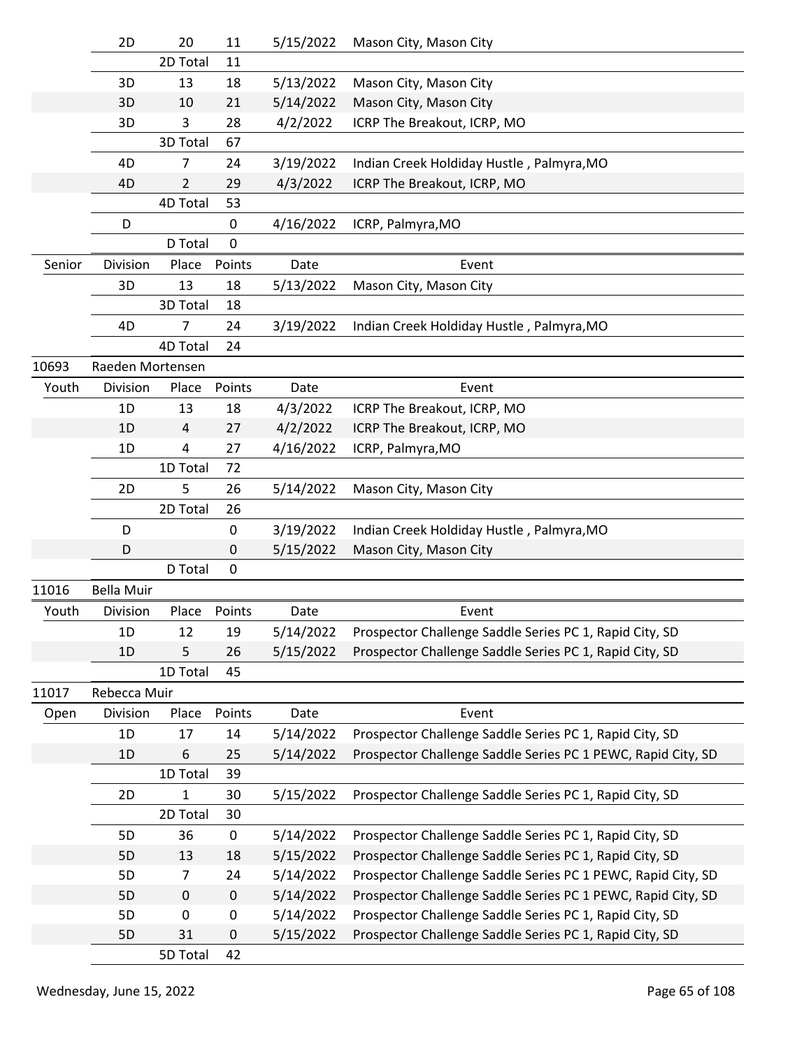| | Division | Place | Points | Date | Event |
|---|---|---|---|---|---|
| | 2D | 20 | 11 | 5/15/2022 | Mason City, Mason City |
| | | 2D Total | 11 | | |
| | 3D | 13 | 18 | 5/13/2022 | Mason City, Mason City |
| | 3D | 10 | 21 | 5/14/2022 | Mason City, Mason City |
| | 3D | 3 | 28 | 4/2/2022 | ICRP The Breakout, ICRP, MO |
| | | 3D Total | 67 | | |
| | 4D | 7 | 24 | 3/19/2022 | Indian Creek Holdiday Hustle , Palmyra,MO |
| | 4D | 2 | 29 | 4/3/2022 | ICRP The Breakout, ICRP, MO |
| | | 4D Total | 53 | | |
| | D | | 0 | 4/16/2022 | ICRP, Palmyra,MO |
| | | D Total | 0 | | |
| Senior | Division | Place | Points | Date | Event |
| | 3D | 13 | 18 | 5/13/2022 | Mason City, Mason City |
| | | 3D Total | 18 | | |
| | 4D | 7 | 24 | 3/19/2022 | Indian Creek Holdiday Hustle , Palmyra,MO |
| | | 4D Total | 24 | | |
| 10693 | Raeden Mortensen | | | | |
| Youth | Division | Place | Points | Date | Event |
| | 1D | 13 | 18 | 4/3/2022 | ICRP The Breakout, ICRP, MO |
| | 1D | 4 | 27 | 4/2/2022 | ICRP The Breakout, ICRP, MO |
| | 1D | 4 | 27 | 4/16/2022 | ICRP, Palmyra,MO |
| | | 1D Total | 72 | | |
| | 2D | 5 | 26 | 5/14/2022 | Mason City, Mason City |
| | | 2D Total | 26 | | |
| | D | | 0 | 3/19/2022 | Indian Creek Holdiday Hustle , Palmyra,MO |
| | D | | 0 | 5/15/2022 | Mason City, Mason City |
| | | D Total | 0 | | |
| 11016 | Bella Muir | | | | |
| Youth | Division | Place | Points | Date | Event |
| | 1D | 12 | 19 | 5/14/2022 | Prospector Challenge Saddle Series PC 1, Rapid City, SD |
| | 1D | 5 | 26 | 5/15/2022 | Prospector Challenge Saddle Series PC 1, Rapid City, SD |
| | | 1D Total | 45 | | |
| 11017 | Rebecca Muir | | | | |
| Open | Division | Place | Points | Date | Event |
| | 1D | 17 | 14 | 5/14/2022 | Prospector Challenge Saddle Series PC 1, Rapid City, SD |
| | 1D | 6 | 25 | 5/14/2022 | Prospector Challenge Saddle Series PC 1 PEWC, Rapid City, SD |
| | | 1D Total | 39 | | |
| | 2D | 1 | 30 | 5/15/2022 | Prospector Challenge Saddle Series PC 1, Rapid City, SD |
| | | 2D Total | 30 | | |
| | 5D | 36 | 0 | 5/14/2022 | Prospector Challenge Saddle Series PC 1, Rapid City, SD |
| | 5D | 13 | 18 | 5/15/2022 | Prospector Challenge Saddle Series PC 1, Rapid City, SD |
| | 5D | 7 | 24 | 5/14/2022 | Prospector Challenge Saddle Series PC 1 PEWC, Rapid City, SD |
| | 5D | 0 | 0 | 5/14/2022 | Prospector Challenge Saddle Series PC 1 PEWC, Rapid City, SD |
| | 5D | 0 | 0 | 5/14/2022 | Prospector Challenge Saddle Series PC 1, Rapid City, SD |
| | 5D | 31 | 0 | 5/15/2022 | Prospector Challenge Saddle Series PC 1, Rapid City, SD |
| | | 5D Total | 42 | | |

Wednesday, June 15, 2022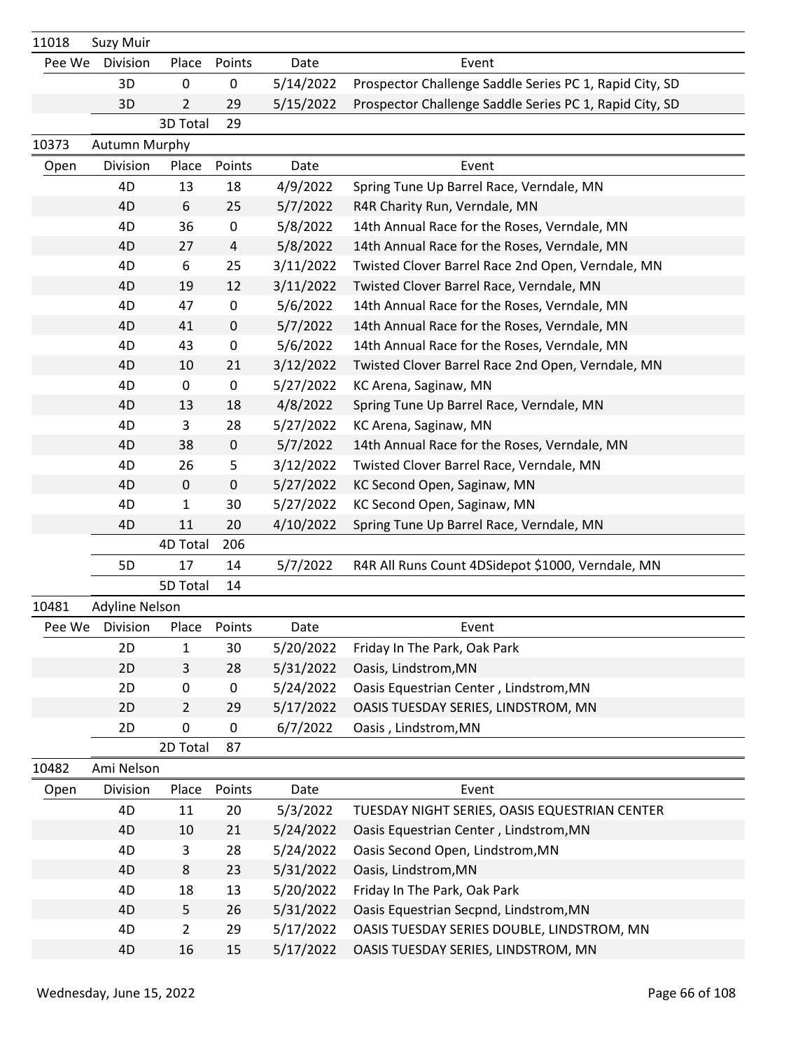| 11018 | Suzy Muir | | | | |
|---|---|---|---|---|---|
| Pee We | Division | Place | Points | Date | Event |
| | 3D | 0 | 0 | 5/14/2022 | Prospector Challenge Saddle Series PC 1, Rapid City, SD |
| | 3D | 2 | 29 | 5/15/2022 | Prospector Challenge Saddle Series PC 1, Rapid City, SD |
| | | 3D Total | 29 | | |

| 10373 | Autumn Murphy | | | | |
|---|---|---|---|---|---|
| Open | Division | Place | Points | Date | Event |
| | 4D | 13 | 18 | 4/9/2022 | Spring Tune Up Barrel Race, Verndale, MN |
| | 4D | 6 | 25 | 5/7/2022 | R4R Charity Run, Verndale, MN |
| | 4D | 36 | 0 | 5/8/2022 | 14th Annual Race for the Roses, Verndale, MN |
| | 4D | 27 | 4 | 5/8/2022 | 14th Annual Race for the Roses, Verndale, MN |
| | 4D | 6 | 25 | 3/11/2022 | Twisted Clover Barrel Race 2nd Open, Verndale, MN |
| | 4D | 19 | 12 | 3/11/2022 | Twisted Clover Barrel Race, Verndale, MN |
| | 4D | 47 | 0 | 5/6/2022 | 14th Annual Race for the Roses, Verndale, MN |
| | 4D | 41 | 0 | 5/7/2022 | 14th Annual Race for the Roses, Verndale, MN |
| | 4D | 43 | 0 | 5/6/2022 | 14th Annual Race for the Roses, Verndale, MN |
| | 4D | 10 | 21 | 3/12/2022 | Twisted Clover Barrel Race 2nd Open, Verndale, MN |
| | 4D | 0 | 0 | 5/27/2022 | KC Arena, Saginaw, MN |
| | 4D | 13 | 18 | 4/8/2022 | Spring Tune Up Barrel Race, Verndale, MN |
| | 4D | 3 | 28 | 5/27/2022 | KC Arena, Saginaw, MN |
| | 4D | 38 | 0 | 5/7/2022 | 14th Annual Race for the Roses, Verndale, MN |
| | 4D | 26 | 5 | 3/12/2022 | Twisted Clover Barrel Race, Verndale, MN |
| | 4D | 0 | 0 | 5/27/2022 | KC Second Open, Saginaw, MN |
| | 4D | 1 | 30 | 5/27/2022 | KC Second Open, Saginaw, MN |
| | 4D | 11 | 20 | 4/10/2022 | Spring Tune Up Barrel Race, Verndale, MN |
| | | 4D Total | 206 | | |
| | 5D | 17 | 14 | 5/7/2022 | R4R All Runs Count 4DSidepot $1000, Verndale, MN |
| | | 5D Total | 14 | | |

| 10481 | Adyline Nelson | | | | |
|---|---|---|---|---|---|
| Pee We | Division | Place | Points | Date | Event |
| | 2D | 1 | 30 | 5/20/2022 | Friday In The Park, Oak Park |
| | 2D | 3 | 28 | 5/31/2022 | Oasis, Lindstrom,MN |
| | 2D | 0 | 0 | 5/24/2022 | Oasis Equestrian Center , Lindstrom,MN |
| | 2D | 2 | 29 | 5/17/2022 | OASIS TUESDAY SERIES, LINDSTROM, MN |
| | 2D | 0 | 0 | 6/7/2022 | Oasis , Lindstrom,MN |
| | | 2D Total | 87 | | |

| 10482 | Ami Nelson | | | | |
|---|---|---|---|---|---|
| Open | Division | Place | Points | Date | Event |
| | 4D | 11 | 20 | 5/3/2022 | TUESDAY NIGHT SERIES, OASIS EQUESTRIAN CENTER |
| | 4D | 10 | 21 | 5/24/2022 | Oasis Equestrian Center , Lindstrom,MN |
| | 4D | 3 | 28 | 5/24/2022 | Oasis Second Open, Lindstrom,MN |
| | 4D | 8 | 23 | 5/31/2022 | Oasis, Lindstrom,MN |
| | 4D | 18 | 13 | 5/20/2022 | Friday In The Park, Oak Park |
| | 4D | 5 | 26 | 5/31/2022 | Oasis Equestrian Secpnd, Lindstrom,MN |
| | 4D | 2 | 29 | 5/17/2022 | OASIS TUESDAY SERIES DOUBLE, LINDSTROM, MN |
| | 4D | 16 | 15 | 5/17/2022 | OASIS TUESDAY SERIES, LINDSTROM, MN |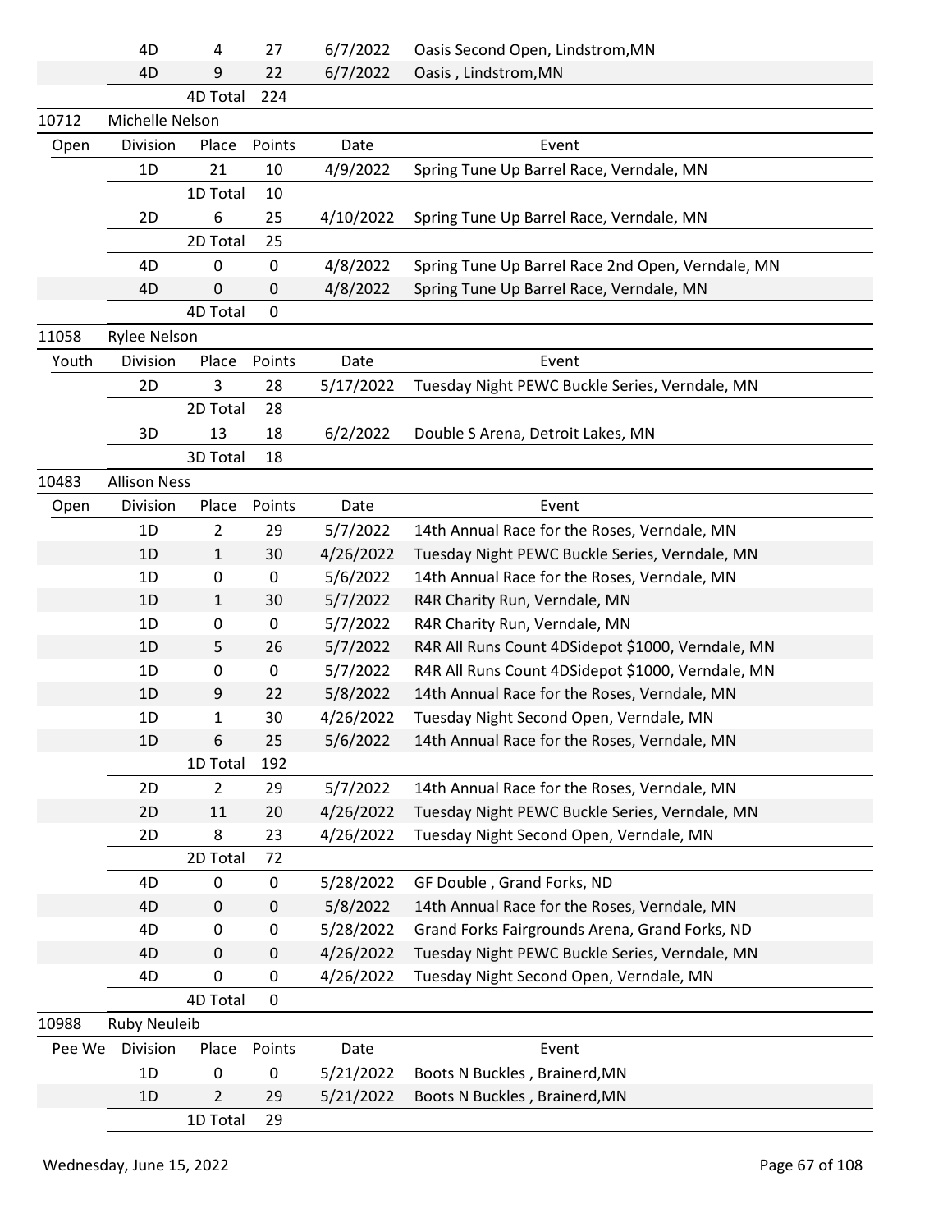| | Division | Place | Points | Date | Event |
|---|---|---|---|---|---|
| | 4D | 4 | 27 | 6/7/2022 | Oasis Second Open, Lindstrom,MN |
| | 4D | 9 | 22 | 6/7/2022 | Oasis , Lindstrom,MN |
| | | 4D Total | 224 | | |
| 10712 | Michelle Nelson | | | | |
| Open | Division | Place | Points | Date | Event |
| | 1D | 21 | 10 | 4/9/2022 | Spring Tune Up Barrel Race, Verndale, MN |
| | | 1D Total | 10 | | |
| | 2D | 6 | 25 | 4/10/2022 | Spring Tune Up Barrel Race, Verndale, MN |
| | | 2D Total | 25 | | |
| | 4D | 0 | 0 | 4/8/2022 | Spring Tune Up Barrel Race 2nd Open, Verndale, MN |
| | 4D | 0 | 0 | 4/8/2022 | Spring Tune Up Barrel Race, Verndale, MN |
| | | 4D Total | 0 | | |
| 11058 | Rylee Nelson | | | | |
| Youth | Division | Place | Points | Date | Event |
| | 2D | 3 | 28 | 5/17/2022 | Tuesday Night PEWC Buckle Series, Verndale, MN |
| | | 2D Total | 28 | | |
| | 3D | 13 | 18 | 6/2/2022 | Double S Arena, Detroit Lakes, MN |
| | | 3D Total | 18 | | |
| 10483 | Allison Ness | | | | |
| Open | Division | Place | Points | Date | Event |
| | 1D | 2 | 29 | 5/7/2022 | 14th Annual Race for the Roses, Verndale, MN |
| | 1D | 1 | 30 | 4/26/2022 | Tuesday Night PEWC Buckle Series, Verndale, MN |
| | 1D | 0 | 0 | 5/6/2022 | 14th Annual Race for the Roses, Verndale, MN |
| | 1D | 1 | 30 | 5/7/2022 | R4R Charity Run, Verndale, MN |
| | 1D | 0 | 0 | 5/7/2022 | R4R Charity Run, Verndale, MN |
| | 1D | 5 | 26 | 5/7/2022 | R4R All Runs Count 4DSidepot $1000, Verndale, MN |
| | 1D | 0 | 0 | 5/7/2022 | R4R All Runs Count 4DSidepot $1000, Verndale, MN |
| | 1D | 9 | 22 | 5/8/2022 | 14th Annual Race for the Roses, Verndale, MN |
| | 1D | 1 | 30 | 4/26/2022 | Tuesday Night Second Open, Verndale, MN |
| | 1D | 6 | 25 | 5/6/2022 | 14th Annual Race for the Roses, Verndale, MN |
| | | 1D Total | 192 | | |
| | 2D | 2 | 29 | 5/7/2022 | 14th Annual Race for the Roses, Verndale, MN |
| | 2D | 11 | 20 | 4/26/2022 | Tuesday Night PEWC Buckle Series, Verndale, MN |
| | 2D | 8 | 23 | 4/26/2022 | Tuesday Night Second Open, Verndale, MN |
| | | 2D Total | 72 | | |
| | 4D | 0 | 0 | 5/28/2022 | GF Double , Grand Forks, ND |
| | 4D | 0 | 0 | 5/8/2022 | 14th Annual Race for the Roses, Verndale, MN |
| | 4D | 0 | 0 | 5/28/2022 | Grand Forks Fairgrounds Arena, Grand Forks, ND |
| | 4D | 0 | 0 | 4/26/2022 | Tuesday Night PEWC Buckle Series, Verndale, MN |
| | 4D | 0 | 0 | 4/26/2022 | Tuesday Night Second Open, Verndale, MN |
| | | 4D Total | 0 | | |
| 10988 | Ruby Neuleib | | | | |
| Pee We | Division | Place | Points | Date | Event |
| | 1D | 0 | 0 | 5/21/2022 | Boots N Buckles , Brainerd,MN |
| | 1D | 2 | 29 | 5/21/2022 | Boots N Buckles , Brainerd,MN |
| | | 1D Total | 29 | | |

Wednesday, June 15, 2022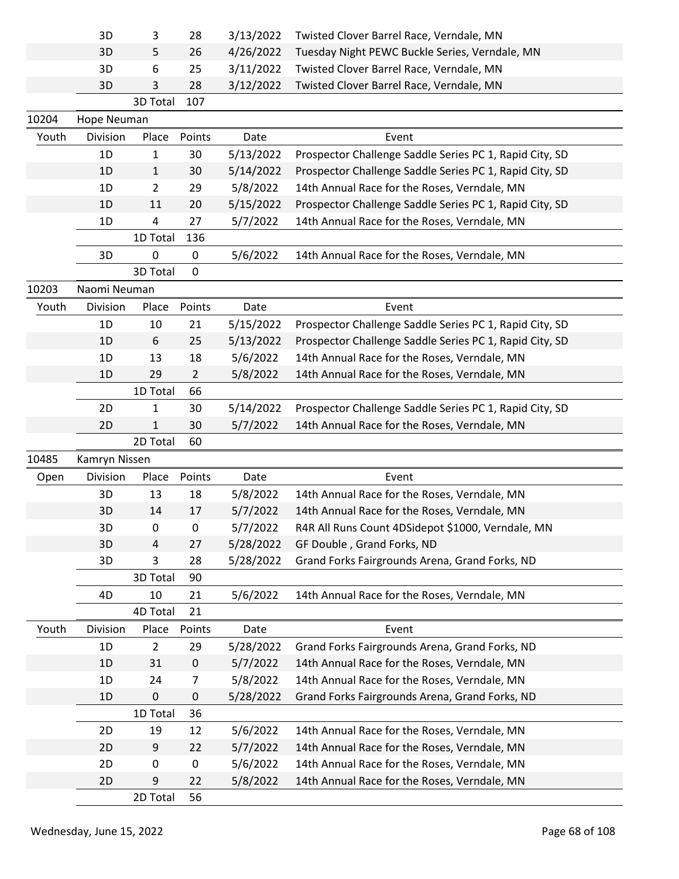| | Division | Place | Points | Date | Event |
|---|---|---|---|---|---|
| | 3D | 3 | 28 | 3/13/2022 | Twisted Clover Barrel Race, Verndale, MN |
| | 3D | 5 | 26 | 4/26/2022 | Tuesday Night PEWC Buckle Series, Verndale, MN |
| | 3D | 6 | 25 | 3/11/2022 | Twisted Clover Barrel Race, Verndale, MN |
| | 3D | 3 | 28 | 3/12/2022 | Twisted Clover Barrel Race, Verndale, MN |
| | | 3D Total | 107 | | |

10204 Hope Neuman

| Youth | Division | Place | Points | Date | Event |
|---|---|---|---|---|---|
| | 1D | 1 | 30 | 5/13/2022 | Prospector Challenge Saddle Series PC 1, Rapid City, SD |
| | 1D | 1 | 30 | 5/14/2022 | Prospector Challenge Saddle Series PC 1, Rapid City, SD |
| | 1D | 2 | 29 | 5/8/2022 | 14th Annual Race for the Roses, Verndale, MN |
| | 1D | 11 | 20 | 5/15/2022 | Prospector Challenge Saddle Series PC 1, Rapid City, SD |
| | 1D | 4 | 27 | 5/7/2022 | 14th Annual Race for the Roses, Verndale, MN |
| | | 1D Total | 136 | | |
| | 3D | 0 | 0 | 5/6/2022 | 14th Annual Race for the Roses, Verndale, MN |
| | | 3D Total | 0 | | |

10203 Naomi Neuman

| Youth | Division | Place | Points | Date | Event |
|---|---|---|---|---|---|
| | 1D | 10 | 21 | 5/15/2022 | Prospector Challenge Saddle Series PC 1, Rapid City, SD |
| | 1D | 6 | 25 | 5/13/2022 | Prospector Challenge Saddle Series PC 1, Rapid City, SD |
| | 1D | 13 | 18 | 5/6/2022 | 14th Annual Race for the Roses, Verndale, MN |
| | 1D | 29 | 2 | 5/8/2022 | 14th Annual Race for the Roses, Verndale, MN |
| | | 1D Total | 66 | | |
| | 2D | 1 | 30 | 5/14/2022 | Prospector Challenge Saddle Series PC 1, Rapid City, SD |
| | 2D | 1 | 30 | 5/7/2022 | 14th Annual Race for the Roses, Verndale, MN |
| | | 2D Total | 60 | | |

10485 Kamryn Nissen

| Open | Division | Place | Points | Date | Event |
|---|---|---|---|---|---|
| | 3D | 13 | 18 | 5/8/2022 | 14th Annual Race for the Roses, Verndale, MN |
| | 3D | 14 | 17 | 5/7/2022 | 14th Annual Race for the Roses, Verndale, MN |
| | 3D | 0 | 0 | 5/7/2022 | R4R All Runs Count 4DSidepot $1000, Verndale, MN |
| | 3D | 4 | 27 | 5/28/2022 | GF Double , Grand Forks, ND |
| | 3D | 3 | 28 | 5/28/2022 | Grand Forks Fairgrounds Arena, Grand Forks, ND |
| | | 3D Total | 90 | | |
| | 4D | 10 | 21 | 5/6/2022 | 14th Annual Race for the Roses, Verndale, MN |
| | | 4D Total | 21 | | |

| Youth | Division | Place | Points | Date | Event |
|---|---|---|---|---|---|
| | 1D | 2 | 29 | 5/28/2022 | Grand Forks Fairgrounds Arena, Grand Forks, ND |
| | 1D | 31 | 0 | 5/7/2022 | 14th Annual Race for the Roses, Verndale, MN |
| | 1D | 24 | 7 | 5/8/2022 | 14th Annual Race for the Roses, Verndale, MN |
| | 1D | 0 | 0 | 5/28/2022 | Grand Forks Fairgrounds Arena, Grand Forks, ND |
| | | 1D Total | 36 | | |
| | 2D | 19 | 12 | 5/6/2022 | 14th Annual Race for the Roses, Verndale, MN |
| | 2D | 9 | 22 | 5/7/2022 | 14th Annual Race for the Roses, Verndale, MN |
| | 2D | 0 | 0 | 5/6/2022 | 14th Annual Race for the Roses, Verndale, MN |
| | 2D | 9 | 22 | 5/8/2022 | 14th Annual Race for the Roses, Verndale, MN |
| | | 2D Total | 56 | | |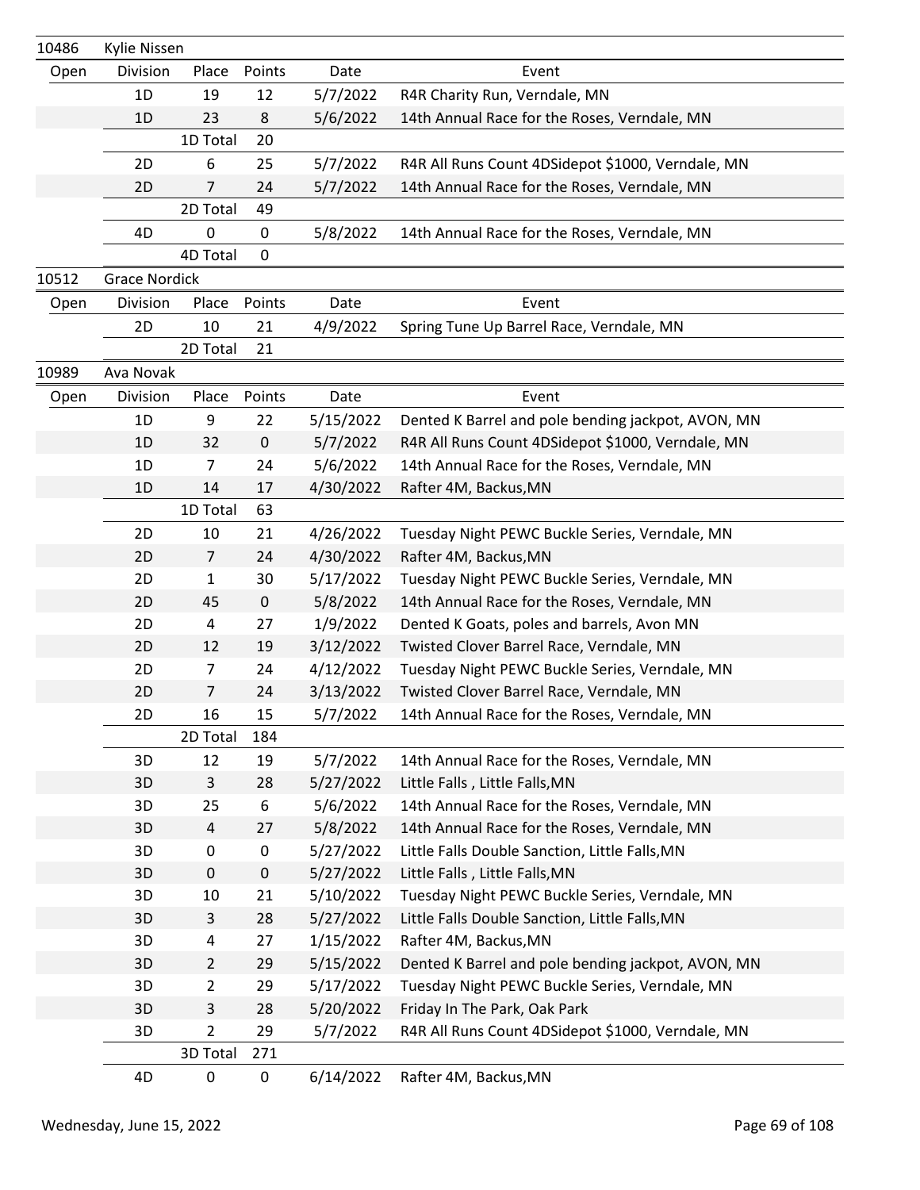| 10486 | Kylie Nissen | | | | |
|---|---|---|---|---|---|
| Open | Division | Place | Points | Date | Event |
| | 1D | 19 | 12 | 5/7/2022 | R4R Charity Run, Verndale, MN |
| | 1D | 23 | 8 | 5/6/2022 | 14th Annual Race for the Roses, Verndale, MN |
| | | 1D Total | 20 | | |
| | 2D | 6 | 25 | 5/7/2022 | R4R All Runs Count 4DSidepot $1000, Verndale, MN |
| | 2D | 7 | 24 | 5/7/2022 | 14th Annual Race for the Roses, Verndale, MN |
| | | 2D Total | 49 | | |
| | 4D | 0 | 0 | 5/8/2022 | 14th Annual Race for the Roses, Verndale, MN |
| | | 4D Total | 0 | | |

| 10512 | Grace Nordick | | | | |
|---|---|---|---|---|---|
| Open | Division | Place | Points | Date | Event |
| | 2D | 10 | 21 | 4/9/2022 | Spring Tune Up Barrel Race, Verndale, MN |
| | | 2D Total | 21 | | |

| 10989 | Ava Novak | | | | |
|---|---|---|---|---|---|
| Open | Division | Place | Points | Date | Event |
| | 1D | 9 | 22 | 5/15/2022 | Dented K Barrel and pole bending jackpot, AVON, MN |
| | 1D | 32 | 0 | 5/7/2022 | R4R All Runs Count 4DSidepot $1000, Verndale, MN |
| | 1D | 7 | 24 | 5/6/2022 | 14th Annual Race for the Roses, Verndale, MN |
| | 1D | 14 | 17 | 4/30/2022 | Rafter 4M, Backus,MN |
| | | 1D Total | 63 | | |
| | 2D | 10 | 21 | 4/26/2022 | Tuesday Night PEWC Buckle Series, Verndale, MN |
| | 2D | 7 | 24 | 4/30/2022 | Rafter 4M, Backus,MN |
| | 2D | 1 | 30 | 5/17/2022 | Tuesday Night PEWC Buckle Series, Verndale, MN |
| | 2D | 45 | 0 | 5/8/2022 | 14th Annual Race for the Roses, Verndale, MN |
| | 2D | 4 | 27 | 1/9/2022 | Dented K Goats, poles and barrels, Avon MN |
| | 2D | 12 | 19 | 3/12/2022 | Twisted Clover Barrel Race, Verndale, MN |
| | 2D | 7 | 24 | 4/12/2022 | Tuesday Night PEWC Buckle Series, Verndale, MN |
| | 2D | 7 | 24 | 3/13/2022 | Twisted Clover Barrel Race, Verndale, MN |
| | 2D | 16 | 15 | 5/7/2022 | 14th Annual Race for the Roses, Verndale, MN |
| | | 2D Total | 184 | | |
| | 3D | 12 | 19 | 5/7/2022 | 14th Annual Race for the Roses, Verndale, MN |
| | 3D | 3 | 28 | 5/27/2022 | Little Falls , Little Falls,MN |
| | 3D | 25 | 6 | 5/6/2022 | 14th Annual Race for the Roses, Verndale, MN |
| | 3D | 4 | 27 | 5/8/2022 | 14th Annual Race for the Roses, Verndale, MN |
| | 3D | 0 | 0 | 5/27/2022 | Little Falls Double Sanction, Little Falls,MN |
| | 3D | 0 | 0 | 5/27/2022 | Little Falls , Little Falls,MN |
| | 3D | 10 | 21 | 5/10/2022 | Tuesday Night PEWC Buckle Series, Verndale, MN |
| | 3D | 3 | 28 | 5/27/2022 | Little Falls Double Sanction, Little Falls,MN |
| | 3D | 4 | 27 | 1/15/2022 | Rafter 4M, Backus,MN |
| | 3D | 2 | 29 | 5/15/2022 | Dented K Barrel and pole bending jackpot, AVON, MN |
| | 3D | 2 | 29 | 5/17/2022 | Tuesday Night PEWC Buckle Series, Verndale, MN |
| | 3D | 3 | 28 | 5/20/2022 | Friday In The Park, Oak Park |
| | 3D | 2 | 29 | 5/7/2022 | R4R All Runs Count 4DSidepot $1000, Verndale, MN |
| | | 3D Total | 271 | | |
| | 4D | 0 | 0 | 6/14/2022 | Rafter 4M, Backus,MN |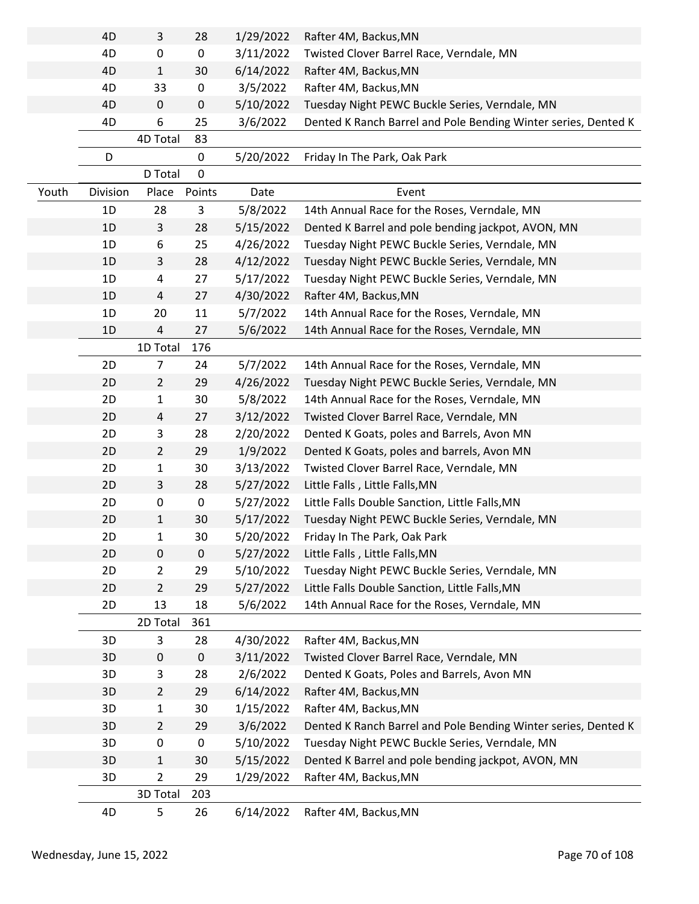| | Division | Place | Points | Date | Event |
|---|---|---|---|---|---|
| | 4D | 3 | 28 | 1/29/2022 | Rafter 4M, Backus,MN |
| | 4D | 0 | 0 | 3/11/2022 | Twisted Clover Barrel Race, Verndale, MN |
| | 4D | 1 | 30 | 6/14/2022 | Rafter 4M, Backus,MN |
| | 4D | 33 | 0 | 3/5/2022 | Rafter 4M, Backus,MN |
| | 4D | 0 | 0 | 5/10/2022 | Tuesday Night PEWC Buckle Series, Verndale, MN |
| | 4D | 6 | 25 | 3/6/2022 | Dented K Ranch Barrel and Pole Bending Winter series, Dented K |
| | | 4D Total | 83 | | |
| | D | | 0 | 5/20/2022 | Friday In The Park, Oak Park |
| | | D Total | 0 | | |
| Youth | Division | Place | Points | Date | Event |
| | 1D | 28 | 3 | 5/8/2022 | 14th Annual Race for the Roses, Verndale, MN |
| | 1D | 3 | 28 | 5/15/2022 | Dented K Barrel and pole bending jackpot, AVON, MN |
| | 1D | 6 | 25 | 4/26/2022 | Tuesday Night PEWC Buckle Series, Verndale, MN |
| | 1D | 3 | 28 | 4/12/2022 | Tuesday Night PEWC Buckle Series, Verndale, MN |
| | 1D | 4 | 27 | 5/17/2022 | Tuesday Night PEWC Buckle Series, Verndale, MN |
| | 1D | 4 | 27 | 4/30/2022 | Rafter 4M, Backus,MN |
| | 1D | 20 | 11 | 5/7/2022 | 14th Annual Race for the Roses, Verndale, MN |
| | 1D | 4 | 27 | 5/6/2022 | 14th Annual Race for the Roses, Verndale, MN |
| | | 1D Total | 176 | | |
| | 2D | 7 | 24 | 5/7/2022 | 14th Annual Race for the Roses, Verndale, MN |
| | 2D | 2 | 29 | 4/26/2022 | Tuesday Night PEWC Buckle Series, Verndale, MN |
| | 2D | 1 | 30 | 5/8/2022 | 14th Annual Race for the Roses, Verndale, MN |
| | 2D | 4 | 27 | 3/12/2022 | Twisted Clover Barrel Race, Verndale, MN |
| | 2D | 3 | 28 | 2/20/2022 | Dented K Goats, poles and Barrels, Avon MN |
| | 2D | 2 | 29 | 1/9/2022 | Dented K Goats, poles and barrels, Avon MN |
| | 2D | 1 | 30 | 3/13/2022 | Twisted Clover Barrel Race, Verndale, MN |
| | 2D | 3 | 28 | 5/27/2022 | Little Falls , Little Falls,MN |
| | 2D | 0 | 0 | 5/27/2022 | Little Falls Double Sanction, Little Falls,MN |
| | 2D | 1 | 30 | 5/17/2022 | Tuesday Night PEWC Buckle Series, Verndale, MN |
| | 2D | 1 | 30 | 5/20/2022 | Friday In The Park, Oak Park |
| | 2D | 0 | 0 | 5/27/2022 | Little Falls , Little Falls,MN |
| | 2D | 2 | 29 | 5/10/2022 | Tuesday Night PEWC Buckle Series, Verndale, MN |
| | 2D | 2 | 29 | 5/27/2022 | Little Falls Double Sanction, Little Falls,MN |
| | 2D | 13 | 18 | 5/6/2022 | 14th Annual Race for the Roses, Verndale, MN |
| | | 2D Total | 361 | | |
| | 3D | 3 | 28 | 4/30/2022 | Rafter 4M, Backus,MN |
| | 3D | 0 | 0 | 3/11/2022 | Twisted Clover Barrel Race, Verndale, MN |
| | 3D | 3 | 28 | 2/6/2022 | Dented K Goats, Poles and Barrels, Avon MN |
| | 3D | 2 | 29 | 6/14/2022 | Rafter 4M, Backus,MN |
| | 3D | 1 | 30 | 1/15/2022 | Rafter 4M, Backus,MN |
| | 3D | 2 | 29 | 3/6/2022 | Dented K Ranch Barrel and Pole Bending Winter series, Dented K |
| | 3D | 0 | 0 | 5/10/2022 | Tuesday Night PEWC Buckle Series, Verndale, MN |
| | 3D | 1 | 30 | 5/15/2022 | Dented K Barrel and pole bending jackpot, AVON, MN |
| | 3D | 2 | 29 | 1/29/2022 | Rafter 4M, Backus,MN |
| | | 3D Total | 203 | | |
| | 4D | 5 | 26 | 6/14/2022 | Rafter 4M, Backus,MN |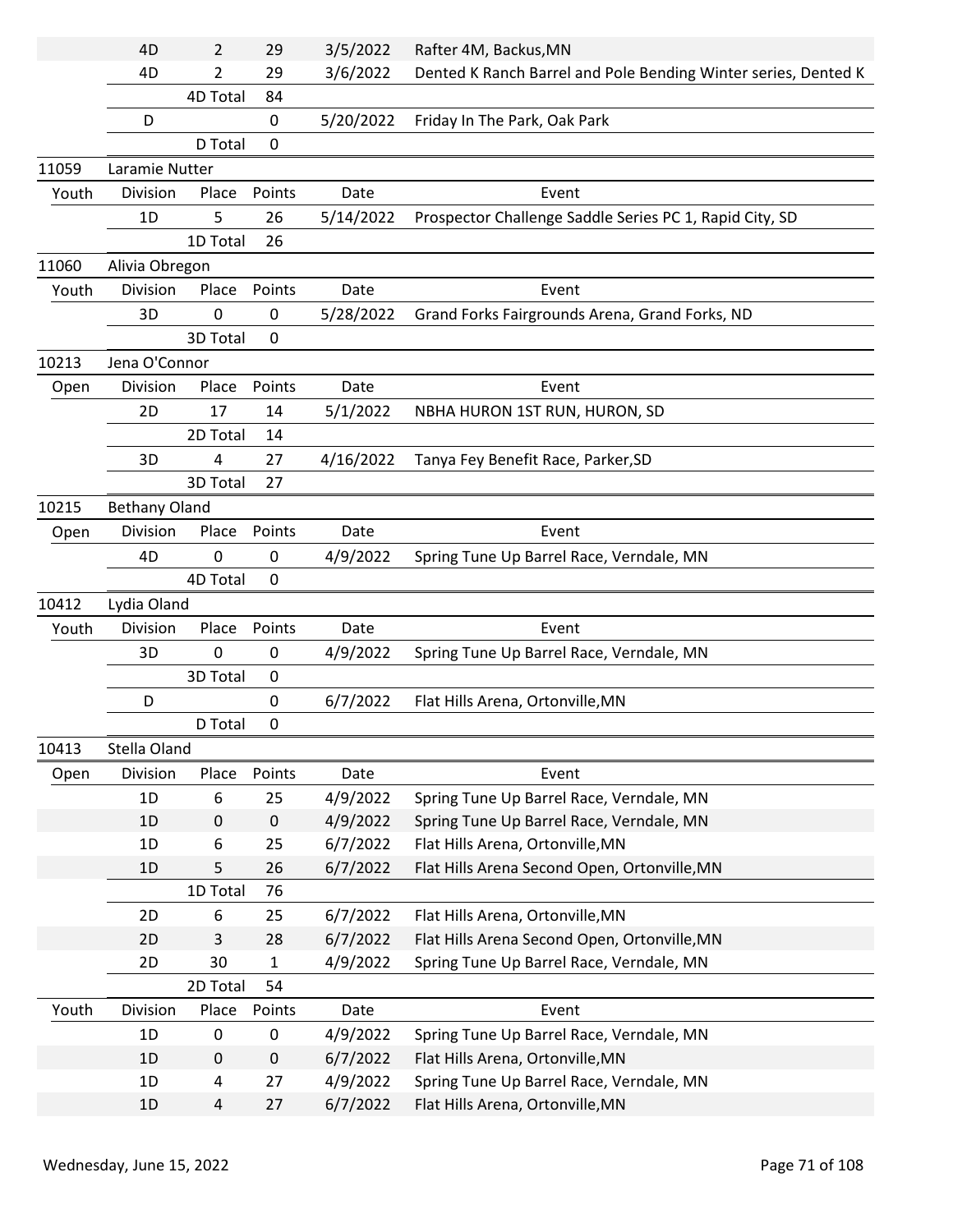| | Division | Place | Points | Date | Event |
|---|---|---|---|---|---|
| | 4D | 2 | 29 | 3/5/2022 | Rafter 4M, Backus,MN |
| | 4D | 2 | 29 | 3/6/2022 | Dented K Ranch Barrel and Pole Bending Winter series, Dented K |
| | | 4D Total | 84 | | |
| | D | | 0 | 5/20/2022 | Friday In The Park, Oak Park |
| | | D Total | 0 | | |
| 11059 | Laramie Nutter | | | | |
| Youth | Division | Place | Points | Date | Event |
| | 1D | 5 | 26 | 5/14/2022 | Prospector Challenge Saddle Series PC 1, Rapid City, SD |
| | | 1D Total | 26 | | |
| 11060 | Alivia Obregon | | | | |
| Youth | Division | Place | Points | Date | Event |
| | 3D | 0 | 0 | 5/28/2022 | Grand Forks Fairgrounds Arena, Grand Forks, ND |
| | | 3D Total | 0 | | |
| 10213 | Jena O'Connor | | | | |
| Open | Division | Place | Points | Date | Event |
| | 2D | 17 | 14 | 5/1/2022 | NBHA HURON 1ST RUN, HURON, SD |
| | | 2D Total | 14 | | |
| | 3D | 4 | 27 | 4/16/2022 | Tanya Fey Benefit Race, Parker,SD |
| | | 3D Total | 27 | | |
| 10215 | Bethany Oland | | | | |
| Open | Division | Place | Points | Date | Event |
| | 4D | 0 | 0 | 4/9/2022 | Spring Tune Up Barrel Race, Verndale, MN |
| | | 4D Total | 0 | | |
| 10412 | Lydia Oland | | | | |
| Youth | Division | Place | Points | Date | Event |
| | 3D | 0 | 0 | 4/9/2022 | Spring Tune Up Barrel Race, Verndale, MN |
| | | 3D Total | 0 | | |
| | D | | 0 | 6/7/2022 | Flat Hills Arena, Ortonville,MN |
| | | D Total | 0 | | |
| 10413 | Stella Oland | | | | |
| Open | Division | Place | Points | Date | Event |
| | 1D | 6 | 25 | 4/9/2022 | Spring Tune Up Barrel Race, Verndale, MN |
| | 1D | 0 | 0 | 4/9/2022 | Spring Tune Up Barrel Race, Verndale, MN |
| | 1D | 6 | 25 | 6/7/2022 | Flat Hills Arena, Ortonville,MN |
| | 1D | 5 | 26 | 6/7/2022 | Flat Hills Arena Second Open, Ortonville,MN |
| | | 1D Total | 76 | | |
| | 2D | 6 | 25 | 6/7/2022 | Flat Hills Arena, Ortonville,MN |
| | 2D | 3 | 28 | 6/7/2022 | Flat Hills Arena Second Open, Ortonville,MN |
| | 2D | 30 | 1 | 4/9/2022 | Spring Tune Up Barrel Race, Verndale, MN |
| | | 2D Total | 54 | | |
| Youth | Division | Place | Points | Date | Event |
| | 1D | 0 | 0 | 4/9/2022 | Spring Tune Up Barrel Race, Verndale, MN |
| | 1D | 0 | 0 | 6/7/2022 | Flat Hills Arena, Ortonville,MN |
| | 1D | 4 | 27 | 4/9/2022 | Spring Tune Up Barrel Race, Verndale, MN |
| | 1D | 4 | 27 | 6/7/2022 | Flat Hills Arena, Ortonville,MN |

Wednesday, June 15, 2022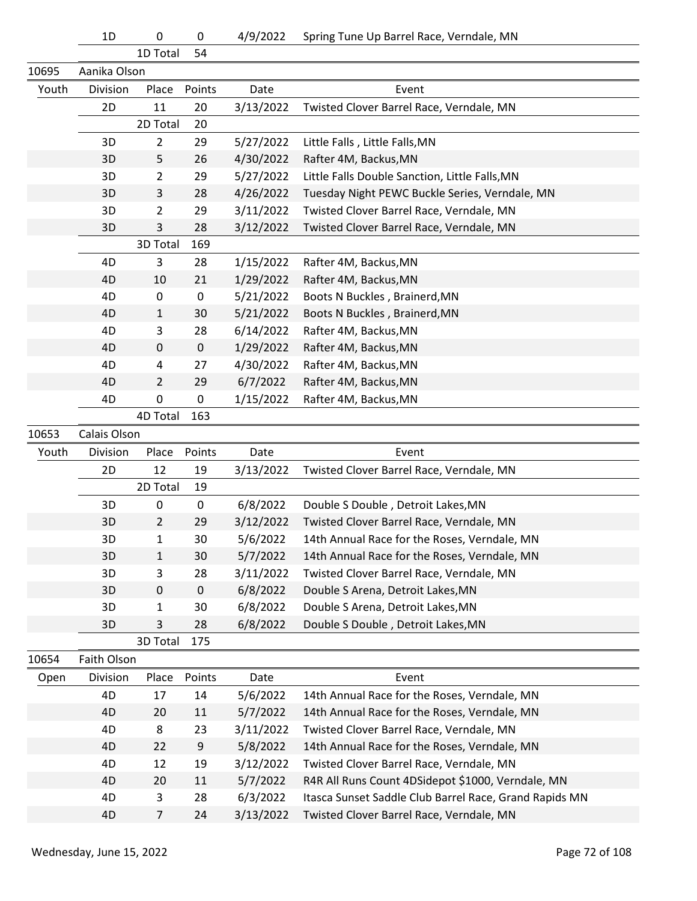| | Division | Place | Points | Date | Event |
|---|---|---|---|---|---|
| | 1D | 0 | 0 | 4/9/2022 | Spring Tune Up Barrel Race, Verndale, MN |
| | | 1D Total | 54 | | |
| 10695 | Aanika Olson | | | | |
| Youth | Division | Place | Points | Date | Event |
| | 2D | 11 | 20 | 3/13/2022 | Twisted Clover Barrel Race, Verndale, MN |
| | | 2D Total | 20 | | |
| | 3D | 2 | 29 | 5/27/2022 | Little Falls , Little Falls,MN |
| | 3D | 5 | 26 | 4/30/2022 | Rafter 4M, Backus,MN |
| | 3D | 2 | 29 | 5/27/2022 | Little Falls Double Sanction, Little Falls,MN |
| | 3D | 3 | 28 | 4/26/2022 | Tuesday Night PEWC Buckle Series, Verndale, MN |
| | 3D | 2 | 29 | 3/11/2022 | Twisted Clover Barrel Race, Verndale, MN |
| | 3D | 3 | 28 | 3/12/2022 | Twisted Clover Barrel Race, Verndale, MN |
| | | 3D Total | 169 | | |
| | 4D | 3 | 28 | 1/15/2022 | Rafter 4M, Backus,MN |
| | 4D | 10 | 21 | 1/29/2022 | Rafter 4M, Backus,MN |
| | 4D | 0 | 0 | 5/21/2022 | Boots N Buckles , Brainerd,MN |
| | 4D | 1 | 30 | 5/21/2022 | Boots N Buckles , Brainerd,MN |
| | 4D | 3 | 28 | 6/14/2022 | Rafter 4M, Backus,MN |
| | 4D | 0 | 0 | 1/29/2022 | Rafter 4M, Backus,MN |
| | 4D | 4 | 27 | 4/30/2022 | Rafter 4M, Backus,MN |
| | 4D | 2 | 29 | 6/7/2022 | Rafter 4M, Backus,MN |
| | 4D | 0 | 0 | 1/15/2022 | Rafter 4M, Backus,MN |
| | | 4D Total | 163 | | |
| 10653 | Calais Olson | | | | |
| Youth | Division | Place | Points | Date | Event |
| | 2D | 12 | 19 | 3/13/2022 | Twisted Clover Barrel Race, Verndale, MN |
| | | 2D Total | 19 | | |
| | 3D | 0 | 0 | 6/8/2022 | Double S Double , Detroit Lakes,MN |
| | 3D | 2 | 29 | 3/12/2022 | Twisted Clover Barrel Race, Verndale, MN |
| | 3D | 1 | 30 | 5/6/2022 | 14th Annual Race for the Roses, Verndale, MN |
| | 3D | 1 | 30 | 5/7/2022 | 14th Annual Race for the Roses, Verndale, MN |
| | 3D | 3 | 28 | 3/11/2022 | Twisted Clover Barrel Race, Verndale, MN |
| | 3D | 0 | 0 | 6/8/2022 | Double S Arena, Detroit Lakes,MN |
| | 3D | 1 | 30 | 6/8/2022 | Double S Arena, Detroit Lakes,MN |
| | 3D | 3 | 28 | 6/8/2022 | Double S Double , Detroit Lakes,MN |
| | | 3D Total | 175 | | |
| 10654 | Faith Olson | | | | |
| Open | Division | Place | Points | Date | Event |
| | 4D | 17 | 14 | 5/6/2022 | 14th Annual Race for the Roses, Verndale, MN |
| | 4D | 20 | 11 | 5/7/2022 | 14th Annual Race for the Roses, Verndale, MN |
| | 4D | 8 | 23 | 3/11/2022 | Twisted Clover Barrel Race, Verndale, MN |
| | 4D | 22 | 9 | 5/8/2022 | 14th Annual Race for the Roses, Verndale, MN |
| | 4D | 12 | 19 | 3/12/2022 | Twisted Clover Barrel Race, Verndale, MN |
| | 4D | 20 | 11 | 5/7/2022 | R4R All Runs Count 4DSidepot $1000, Verndale, MN |
| | 4D | 3 | 28 | 6/3/2022 | Itasca Sunset Saddle Club Barrel Race, Grand Rapids MN |
| | 4D | 7 | 24 | 3/13/2022 | Twisted Clover Barrel Race, Verndale, MN |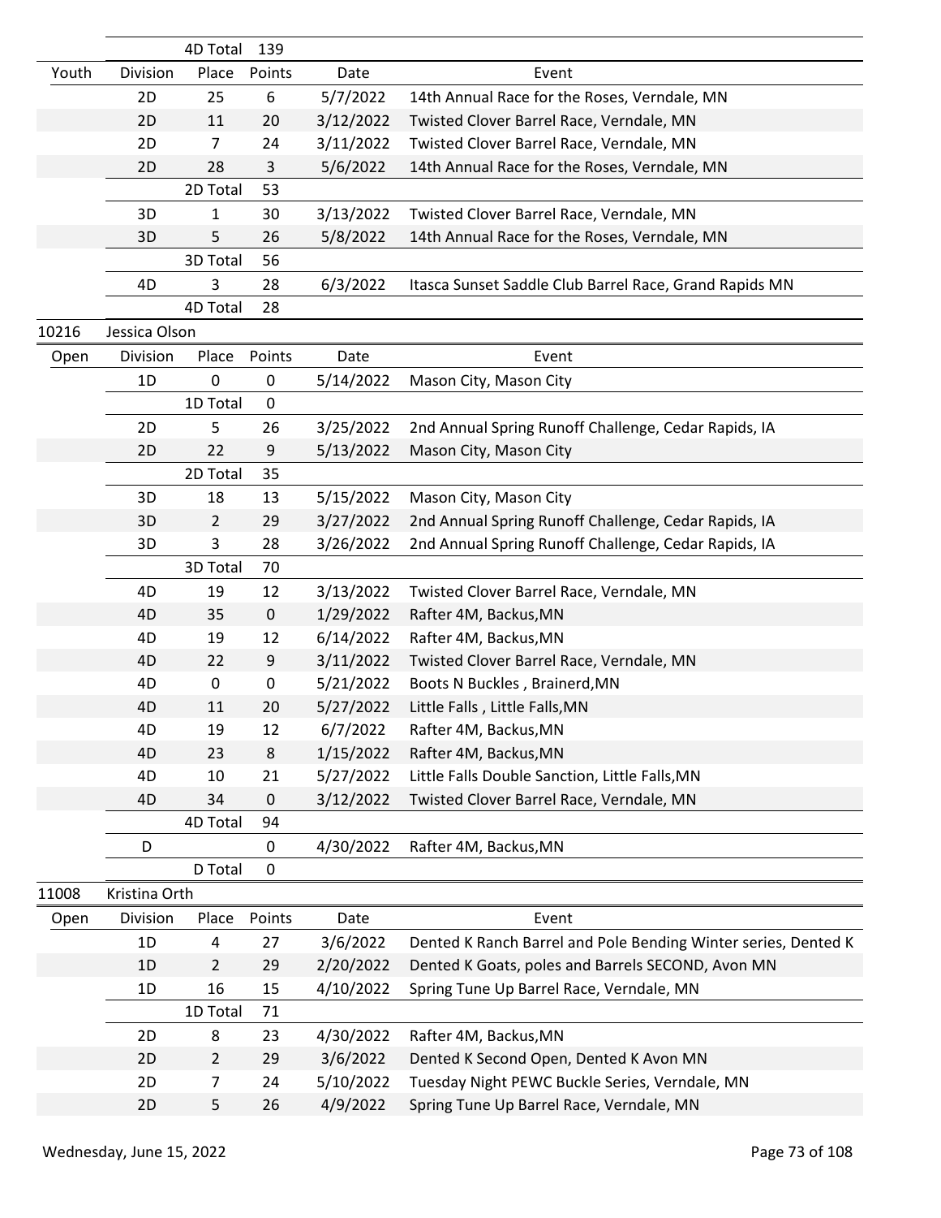| | Division | Place | Points | Date | Event |
|---|---|---|---|---|---|
| | | 4D Total | 139 | | |
| Youth | Division | Place | Points | Date | Event |
| | 2D | 25 | 6 | 5/7/2022 | 14th Annual Race for the Roses, Verndale, MN |
| | 2D | 11 | 20 | 3/12/2022 | Twisted Clover Barrel Race, Verndale, MN |
| | 2D | 7 | 24 | 3/11/2022 | Twisted Clover Barrel Race, Verndale, MN |
| | 2D | 28 | 3 | 5/6/2022 | 14th Annual Race for the Roses, Verndale, MN |
| | | 2D Total | 53 | | |
| | 3D | 1 | 30 | 3/13/2022 | Twisted Clover Barrel Race, Verndale, MN |
| | 3D | 5 | 26 | 5/8/2022 | 14th Annual Race for the Roses, Verndale, MN |
| | | 3D Total | 56 | | |
| | 4D | 3 | 28 | 6/3/2022 | Itasca Sunset Saddle Club Barrel Race, Grand Rapids MN |
| | | 4D Total | 28 | | |
| 10216 | Jessica Olson | | | | |
| Open | Division | Place | Points | Date | Event |
| | 1D | 0 | 0 | 5/14/2022 | Mason City, Mason City |
| | | 1D Total | 0 | | |
| | 2D | 5 | 26 | 3/25/2022 | 2nd Annual Spring Runoff Challenge, Cedar Rapids, IA |
| | 2D | 22 | 9 | 5/13/2022 | Mason City, Mason City |
| | | 2D Total | 35 | | |
| | 3D | 18 | 13 | 5/15/2022 | Mason City, Mason City |
| | 3D | 2 | 29 | 3/27/2022 | 2nd Annual Spring Runoff Challenge, Cedar Rapids, IA |
| | 3D | 3 | 28 | 3/26/2022 | 2nd Annual Spring Runoff Challenge, Cedar Rapids, IA |
| | | 3D Total | 70 | | |
| | 4D | 19 | 12 | 3/13/2022 | Twisted Clover Barrel Race, Verndale, MN |
| | 4D | 35 | 0 | 1/29/2022 | Rafter 4M, Backus,MN |
| | 4D | 19 | 12 | 6/14/2022 | Rafter 4M, Backus,MN |
| | 4D | 22 | 9 | 3/11/2022 | Twisted Clover Barrel Race, Verndale, MN |
| | 4D | 0 | 0 | 5/21/2022 | Boots N Buckles , Brainerd,MN |
| | 4D | 11 | 20 | 5/27/2022 | Little Falls , Little Falls,MN |
| | 4D | 19 | 12 | 6/7/2022 | Rafter 4M, Backus,MN |
| | 4D | 23 | 8 | 1/15/2022 | Rafter 4M, Backus,MN |
| | 4D | 10 | 21 | 5/27/2022 | Little Falls Double Sanction, Little Falls,MN |
| | 4D | 34 | 0 | 3/12/2022 | Twisted Clover Barrel Race, Verndale, MN |
| | | 4D Total | 94 | | |
| | D | | 0 | 4/30/2022 | Rafter 4M, Backus,MN |
| | | D Total | 0 | | |
| 11008 | Kristina Orth | | | | |
| Open | Division | Place | Points | Date | Event |
| | 1D | 4 | 27 | 3/6/2022 | Dented K Ranch Barrel and Pole Bending Winter series, Dented K |
| | 1D | 2 | 29 | 2/20/2022 | Dented K Goats, poles and Barrels SECOND, Avon MN |
| | 1D | 16 | 15 | 4/10/2022 | Spring Tune Up Barrel Race, Verndale, MN |
| | | 1D Total | 71 | | |
| | 2D | 8 | 23 | 4/30/2022 | Rafter 4M, Backus,MN |
| | 2D | 2 | 29 | 3/6/2022 | Dented K Second Open, Dented K Avon MN |
| | 2D | 7 | 24 | 5/10/2022 | Tuesday Night PEWC Buckle Series, Verndale, MN |
| | 2D | 5 | 26 | 4/9/2022 | Spring Tune Up Barrel Race, Verndale, MN |

Wednesday, June 15, 2022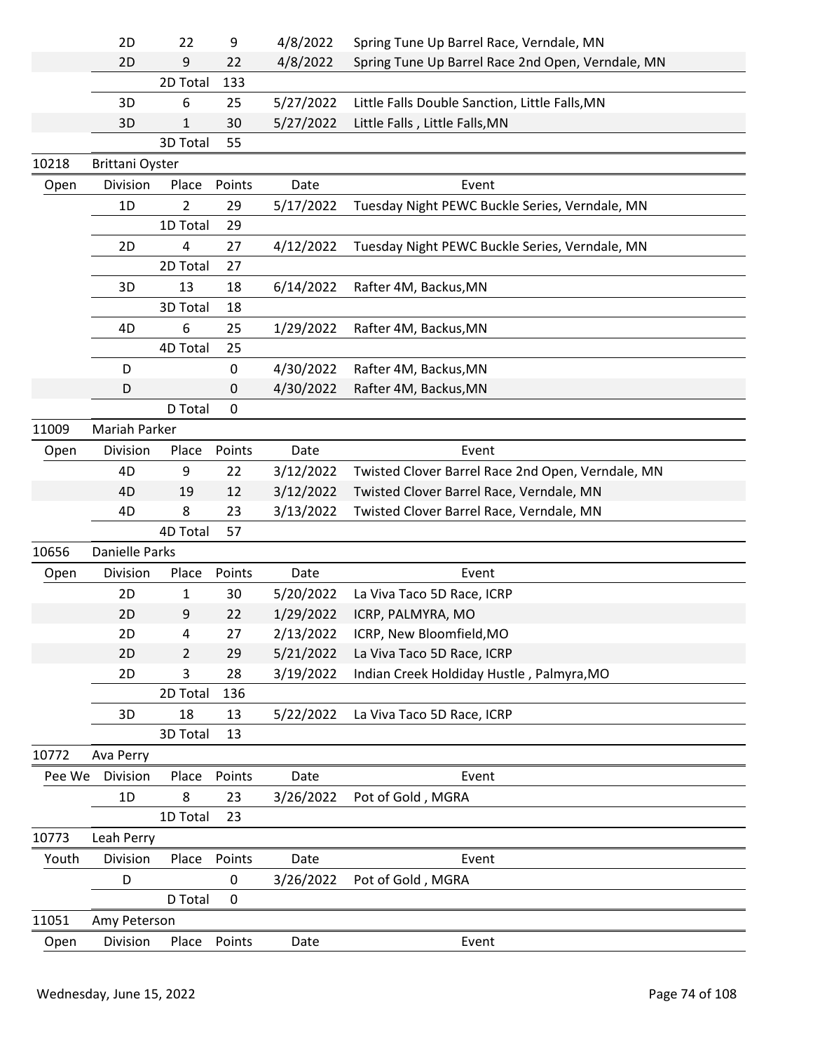| | Division | Place | Points | Date | Event |
|---|---|---|---|---|---|
| | 2D | 22 | 9 | 4/8/2022 | Spring Tune Up Barrel Race, Verndale, MN |
| | 2D | 9 | 22 | 4/8/2022 | Spring Tune Up Barrel Race 2nd Open, Verndale, MN |
| | | 2D Total | 133 | | |
| | 3D | 6 | 25 | 5/27/2022 | Little Falls Double Sanction, Little Falls,MN |
| | 3D | 1 | 30 | 5/27/2022 | Little Falls , Little Falls,MN |
| | | 3D Total | 55 | | |
| 10218 | Brittani Oyster | | | | |
| Open | Division | Place | Points | Date | Event |
| | 1D | 2 | 29 | 5/17/2022 | Tuesday Night PEWC Buckle Series, Verndale, MN |
| | | 1D Total | 29 | | |
| | 2D | 4 | 27 | 4/12/2022 | Tuesday Night PEWC Buckle Series, Verndale, MN |
| | | 2D Total | 27 | | |
| | 3D | 13 | 18 | 6/14/2022 | Rafter 4M, Backus,MN |
| | | 3D Total | 18 | | |
| | 4D | 6 | 25 | 1/29/2022 | Rafter 4M, Backus,MN |
| | | 4D Total | 25 | | |
| | D | | 0 | 4/30/2022 | Rafter 4M, Backus,MN |
| | D | | 0 | 4/30/2022 | Rafter 4M, Backus,MN |
| | | D Total | 0 | | |
| 11009 | Mariah Parker | | | | |
| Open | Division | Place | Points | Date | Event |
| | 4D | 9 | 22 | 3/12/2022 | Twisted Clover Barrel Race 2nd Open, Verndale, MN |
| | 4D | 19 | 12 | 3/12/2022 | Twisted Clover Barrel Race, Verndale, MN |
| | 4D | 8 | 23 | 3/13/2022 | Twisted Clover Barrel Race, Verndale, MN |
| | | 4D Total | 57 | | |
| 10656 | Danielle Parks | | | | |
| Open | Division | Place | Points | Date | Event |
| | 2D | 1 | 30 | 5/20/2022 | La Viva Taco 5D Race, ICRP |
| | 2D | 9 | 22 | 1/29/2022 | ICRP, PALMYRA, MO |
| | 2D | 4 | 27 | 2/13/2022 | ICRP, New Bloomfield,MO |
| | 2D | 2 | 29 | 5/21/2022 | La Viva Taco 5D Race, ICRP |
| | 2D | 3 | 28 | 3/19/2022 | Indian Creek Holdiday Hustle , Palmyra,MO |
| | | 2D Total | 136 | | |
| | 3D | 18 | 13 | 5/22/2022 | La Viva Taco 5D Race, ICRP |
| | | 3D Total | 13 | | |
| 10772 | Ava Perry | | | | |
| Pee We | Division | Place | Points | Date | Event |
| | 1D | 8 | 23 | 3/26/2022 | Pot of Gold , MGRA |
| | | 1D Total | 23 | | |
| 10773 | Leah Perry | | | | |
| Youth | Division | Place | Points | Date | Event |
| | D | | 0 | 3/26/2022 | Pot of Gold , MGRA |
| | | D Total | 0 | | |
| 11051 | Amy Peterson | | | | |
| Open | Division | Place | Points | Date | Event |

Wednesday, June 15, 2022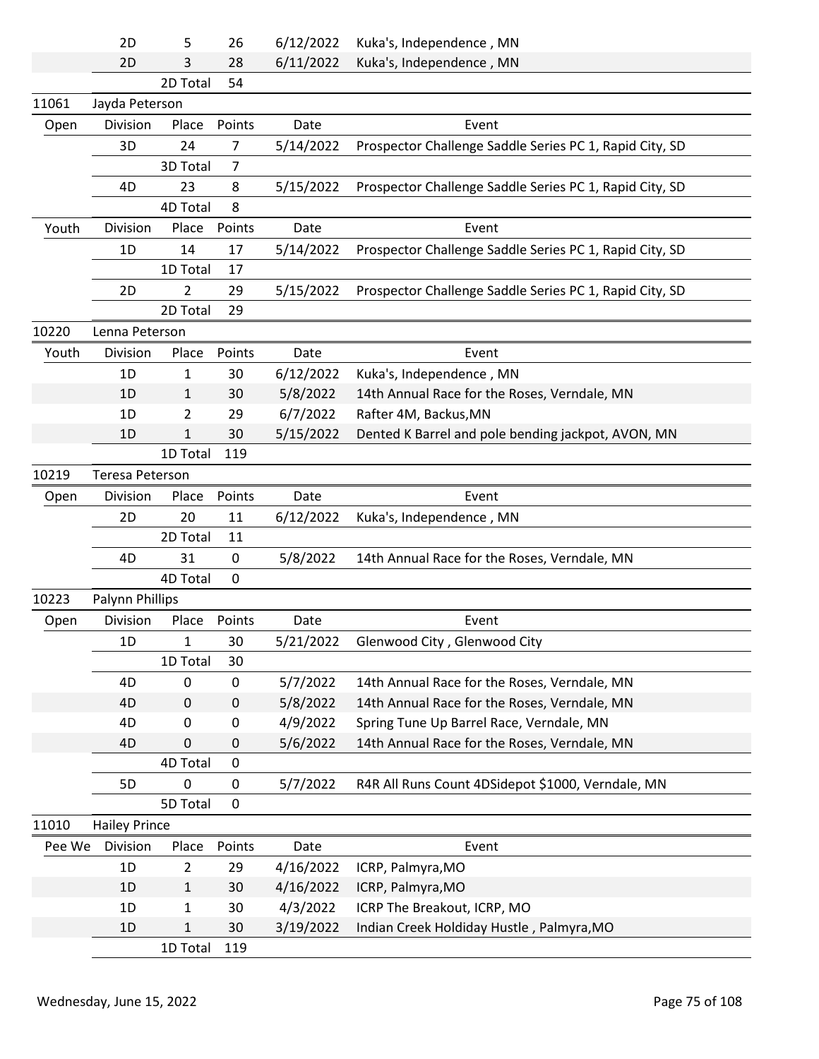|  | Division | Place | Points | Date | Event |
|---|---|---|---|---|---|
|  | 2D | 5 | 26 | 6/12/2022 | Kuka's, Independence , MN |
|  | 2D | 3 | 28 | 6/11/2022 | Kuka's, Independence , MN |
|  |  | 2D Total | 54 |  |  |
| 11061 | Jayda Peterson |  |  |  |  |
| Open | Division | Place | Points | Date | Event |
|  | 3D | 24 | 7 | 5/14/2022 | Prospector Challenge Saddle Series PC 1, Rapid City, SD |
|  |  | 3D Total | 7 |  |  |
|  | 4D | 23 | 8 | 5/15/2022 | Prospector Challenge Saddle Series PC 1, Rapid City, SD |
|  |  | 4D Total | 8 |  |  |
| Youth | Division | Place | Points | Date | Event |
|  | 1D | 14 | 17 | 5/14/2022 | Prospector Challenge Saddle Series PC 1, Rapid City, SD |
|  |  | 1D Total | 17 |  |  |
|  | 2D | 2 | 29 | 5/15/2022 | Prospector Challenge Saddle Series PC 1, Rapid City, SD |
|  |  | 2D Total | 29 |  |  |
| 10220 | Lenna Peterson |  |  |  |  |
| Youth | Division | Place | Points | Date | Event |
|  | 1D | 1 | 30 | 6/12/2022 | Kuka's, Independence , MN |
|  | 1D | 1 | 30 | 5/8/2022 | 14th Annual Race for the Roses, Verndale, MN |
|  | 1D | 2 | 29 | 6/7/2022 | Rafter 4M, Backus,MN |
|  | 1D | 1 | 30 | 5/15/2022 | Dented K Barrel and pole bending jackpot, AVON, MN |
|  |  | 1D Total | 119 |  |  |
| 10219 | Teresa Peterson |  |  |  |  |
| Open | Division | Place | Points | Date | Event |
|  | 2D | 20 | 11 | 6/12/2022 | Kuka's, Independence , MN |
|  |  | 2D Total | 11 |  |  |
|  | 4D | 31 | 0 | 5/8/2022 | 14th Annual Race for the Roses, Verndale, MN |
|  |  | 4D Total | 0 |  |  |
| 10223 | Palynn Phillips |  |  |  |  |
| Open | Division | Place | Points | Date | Event |
|  | 1D | 1 | 30 | 5/21/2022 | Glenwood City , Glenwood City |
|  |  | 1D Total | 30 |  |  |
|  | 4D | 0 | 0 | 5/7/2022 | 14th Annual Race for the Roses, Verndale, MN |
|  | 4D | 0 | 0 | 5/8/2022 | 14th Annual Race for the Roses, Verndale, MN |
|  | 4D | 0 | 0 | 4/9/2022 | Spring Tune Up Barrel Race, Verndale, MN |
|  | 4D | 0 | 0 | 5/6/2022 | 14th Annual Race for the Roses, Verndale, MN |
|  |  | 4D Total | 0 |  |  |
|  | 5D | 0 | 0 | 5/7/2022 | R4R All Runs Count 4DSidepot $1000, Verndale, MN |
|  |  | 5D Total | 0 |  |  |
| 11010 | Hailey Prince |  |  |  |  |
| Pee We | Division | Place | Points | Date | Event |
|  | 1D | 2 | 29 | 4/16/2022 | ICRP, Palmyra,MO |
|  | 1D | 1 | 30 | 4/16/2022 | ICRP, Palmyra,MO |
|  | 1D | 1 | 30 | 4/3/2022 | ICRP The Breakout, ICRP, MO |
|  | 1D | 1 | 30 | 3/19/2022 | Indian Creek Holdiday Hustle , Palmyra,MO |
|  |  | 1D Total | 119 |  |  |

Wednesday, June 15, 2022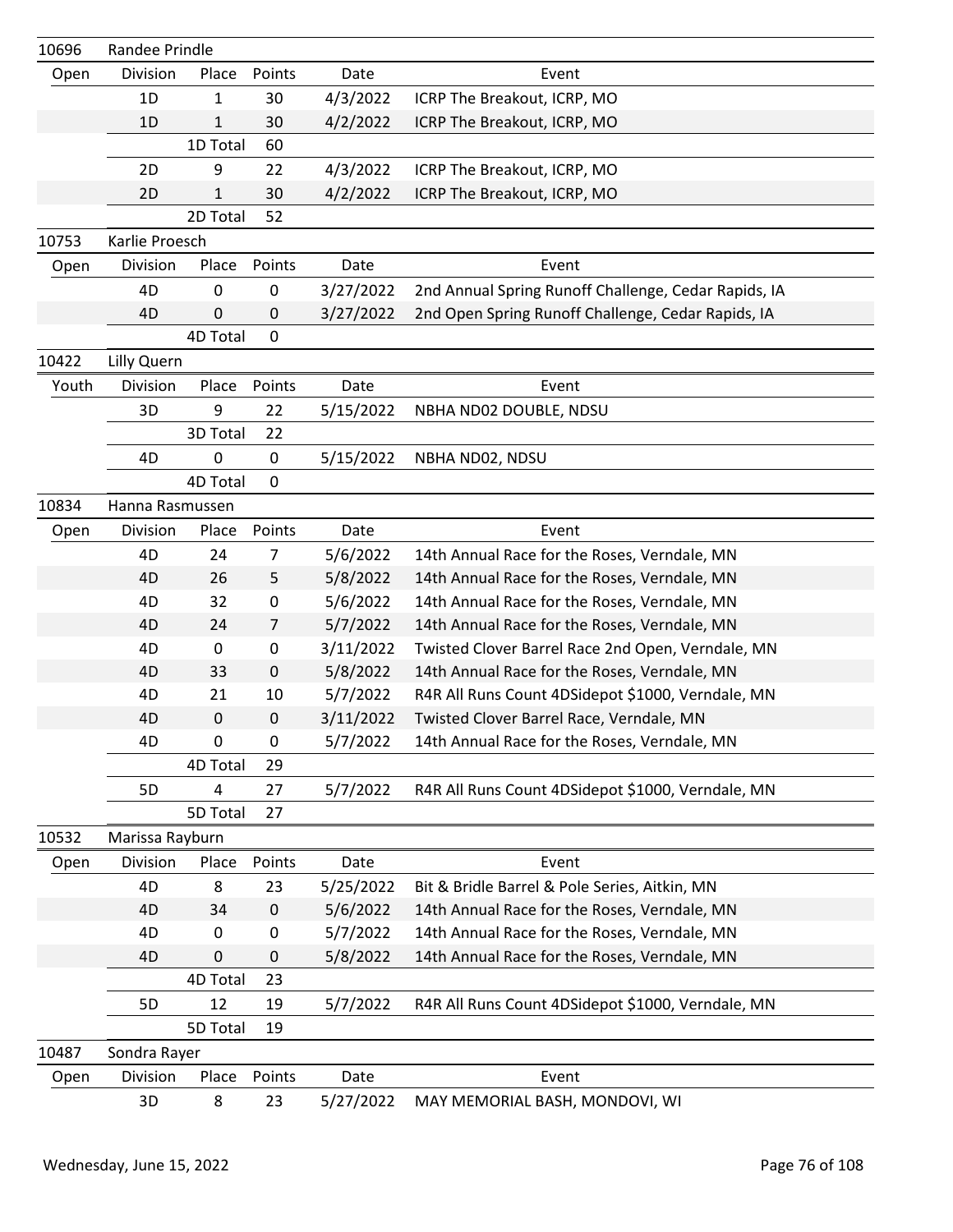| 10696 | Randee Prindle | | | | |
|---|---|---|---|---|---|
| Open | Division | Place | Points | Date | Event |
| | 1D | 1 | 30 | 4/3/2022 | ICRP The Breakout, ICRP, MO |
| | 1D | 1 | 30 | 4/2/2022 | ICRP The Breakout, ICRP, MO |
| | | 1D Total | 60 | | |
| | 2D | 9 | 22 | 4/3/2022 | ICRP The Breakout, ICRP, MO |
| | 2D | 1 | 30 | 4/2/2022 | ICRP The Breakout, ICRP, MO |
| | | 2D Total | 52 | | |
| 10753 | Karlie Proesch | | | | |
| Open | Division | Place | Points | Date | Event |
| | 4D | 0 | 0 | 3/27/2022 | 2nd Annual Spring Runoff Challenge, Cedar Rapids, IA |
| | 4D | 0 | 0 | 3/27/2022 | 2nd Open Spring Runoff Challenge, Cedar Rapids, IA |
| | | 4D Total | 0 | | |
| 10422 | Lilly Quern | | | | |
| Youth | Division | Place | Points | Date | Event |
| | 3D | 9 | 22 | 5/15/2022 | NBHA ND02 DOUBLE, NDSU |
| | | 3D Total | 22 | | |
| | 4D | 0 | 0 | 5/15/2022 | NBHA ND02, NDSU |
| | | 4D Total | 0 | | |
| 10834 | Hanna Rasmussen | | | | |
| Open | Division | Place | Points | Date | Event |
| | 4D | 24 | 7 | 5/6/2022 | 14th Annual Race for the Roses, Verndale, MN |
| | 4D | 26 | 5 | 5/8/2022 | 14th Annual Race for the Roses, Verndale, MN |
| | 4D | 32 | 0 | 5/6/2022 | 14th Annual Race for the Roses, Verndale, MN |
| | 4D | 24 | 7 | 5/7/2022 | 14th Annual Race for the Roses, Verndale, MN |
| | 4D | 0 | 0 | 3/11/2022 | Twisted Clover Barrel Race 2nd Open, Verndale, MN |
| | 4D | 33 | 0 | 5/8/2022 | 14th Annual Race for the Roses, Verndale, MN |
| | 4D | 21 | 10 | 5/7/2022 | R4R All Runs Count 4DSidepot $1000, Verndale, MN |
| | 4D | 0 | 0 | 3/11/2022 | Twisted Clover Barrel Race, Verndale, MN |
| | 4D | 0 | 0 | 5/7/2022 | 14th Annual Race for the Roses, Verndale, MN |
| | | 4D Total | 29 | | |
| | 5D | 4 | 27 | 5/7/2022 | R4R All Runs Count 4DSidepot $1000, Verndale, MN |
| | | 5D Total | 27 | | |
| 10532 | Marissa Rayburn | | | | |
| Open | Division | Place | Points | Date | Event |
| | 4D | 8 | 23 | 5/25/2022 | Bit & Bridle Barrel & Pole Series, Aitkin, MN |
| | 4D | 34 | 0 | 5/6/2022 | 14th Annual Race for the Roses, Verndale, MN |
| | 4D | 0 | 0 | 5/7/2022 | 14th Annual Race for the Roses, Verndale, MN |
| | 4D | 0 | 0 | 5/8/2022 | 14th Annual Race for the Roses, Verndale, MN |
| | | 4D Total | 23 | | |
| | 5D | 12 | 19 | 5/7/2022 | R4R All Runs Count 4DSidepot $1000, Verndale, MN |
| | | 5D Total | 19 | | |
| 10487 | Sondra Rayer | | | | |
| Open | Division | Place | Points | Date | Event |
| | 3D | 8 | 23 | 5/27/2022 | MAY MEMORIAL BASH, MONDOVI, WI |

Wednesday, June 15, 2022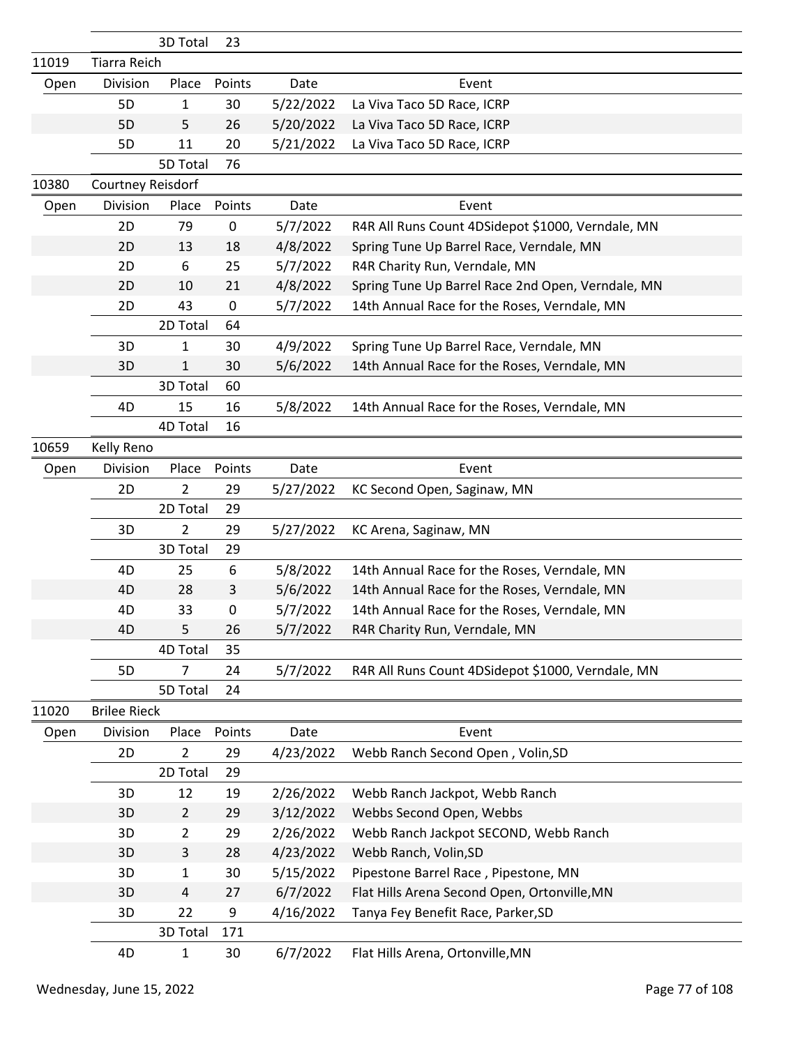| | | | | | |
|---|---|---|---|---|---|
| | | 3D Total | 23 | | |
| 11019 | Tiarra Reich | | | | |
| Open | Division | Place | Points | Date | Event |
| | 5D | 1 | 30 | 5/22/2022 | La Viva Taco 5D Race, ICRP |
| | 5D | 5 | 26 | 5/20/2022 | La Viva Taco 5D Race, ICRP |
| | 5D | 11 | 20 | 5/21/2022 | La Viva Taco 5D Race, ICRP |
| | | 5D Total | 76 | | |
| 10380 | Courtney Reisdorf | | | | |
| Open | Division | Place | Points | Date | Event |
| | 2D | 79 | 0 | 5/7/2022 | R4R All Runs Count 4DSidepot $1000, Verndale, MN |
| | 2D | 13 | 18 | 4/8/2022 | Spring Tune Up Barrel Race, Verndale, MN |
| | 2D | 6 | 25 | 5/7/2022 | R4R Charity Run, Verndale, MN |
| | 2D | 10 | 21 | 4/8/2022 | Spring Tune Up Barrel Race 2nd Open, Verndale, MN |
| | 2D | 43 | 0 | 5/7/2022 | 14th Annual Race for the Roses, Verndale, MN |
| | | 2D Total | 64 | | |
| | 3D | 1 | 30 | 4/9/2022 | Spring Tune Up Barrel Race, Verndale, MN |
| | 3D | 1 | 30 | 5/6/2022 | 14th Annual Race for the Roses, Verndale, MN |
| | | 3D Total | 60 | | |
| | 4D | 15 | 16 | 5/8/2022 | 14th Annual Race for the Roses, Verndale, MN |
| | | 4D Total | 16 | | |
| 10659 | Kelly Reno | | | | |
| Open | Division | Place | Points | Date | Event |
| | 2D | 2 | 29 | 5/27/2022 | KC Second Open, Saginaw, MN |
| | | 2D Total | 29 | | |
| | 3D | 2 | 29 | 5/27/2022 | KC Arena, Saginaw, MN |
| | | 3D Total | 29 | | |
| | 4D | 25 | 6 | 5/8/2022 | 14th Annual Race for the Roses, Verndale, MN |
| | 4D | 28 | 3 | 5/6/2022 | 14th Annual Race for the Roses, Verndale, MN |
| | 4D | 33 | 0 | 5/7/2022 | 14th Annual Race for the Roses, Verndale, MN |
| | 4D | 5 | 26 | 5/7/2022 | R4R Charity Run, Verndale, MN |
| | | 4D Total | 35 | | |
| | 5D | 7 | 24 | 5/7/2022 | R4R All Runs Count 4DSidepot $1000, Verndale, MN |
| | | 5D Total | 24 | | |
| 11020 | Brilee Rieck | | | | |
| Open | Division | Place | Points | Date | Event |
| | 2D | 2 | 29 | 4/23/2022 | Webb Ranch Second Open , Volin,SD |
| | | 2D Total | 29 | | |
| | 3D | 12 | 19 | 2/26/2022 | Webb Ranch Jackpot, Webb Ranch |
| | 3D | 2 | 29 | 3/12/2022 | Webbs Second Open, Webbs |
| | 3D | 2 | 29 | 2/26/2022 | Webb Ranch Jackpot SECOND, Webb Ranch |
| | 3D | 3 | 28 | 4/23/2022 | Webb Ranch, Volin,SD |
| | 3D | 1 | 30 | 5/15/2022 | Pipestone Barrel Race , Pipestone, MN |
| | 3D | 4 | 27 | 6/7/2022 | Flat Hills Arena Second Open, Ortonville,MN |
| | 3D | 22 | 9 | 4/16/2022 | Tanya Fey Benefit Race, Parker,SD |
| | | 3D Total | 171 | | |
| | 4D | 1 | 30 | 6/7/2022 | Flat Hills Arena, Ortonville,MN |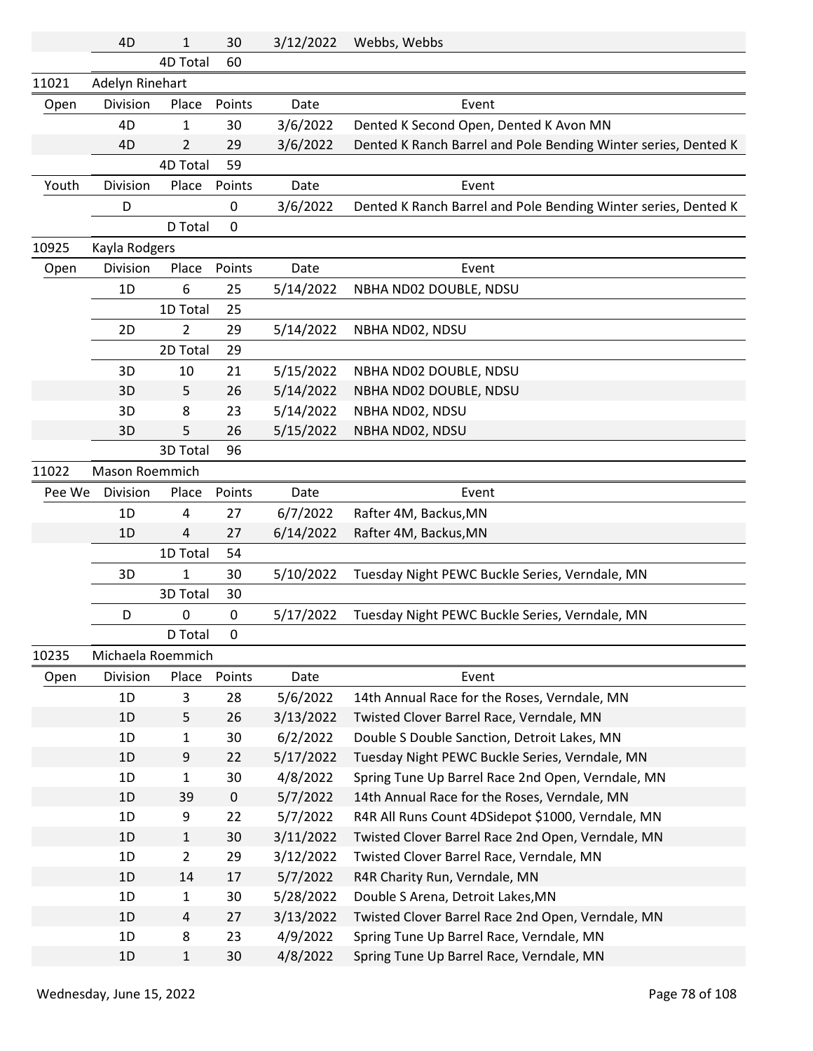| | | | | | |
|---|---|---|---|---|---|
| | 4D | 1 | 30 | 3/12/2022 | Webbs, Webbs |
| | | 4D Total | 60 | | |
| 11021 | Adelyn Rinehart | | | | |
| Open | Division | Place | Points | Date | Event |
| | 4D | 1 | 30 | 3/6/2022 | Dented K Second Open, Dented K Avon MN |
| | 4D | 2 | 29 | 3/6/2022 | Dented K Ranch Barrel and Pole Bending Winter series, Dented K |
| | | 4D Total | 59 | | |
| Youth | Division | Place | Points | Date | Event |
| | D | | 0 | 3/6/2022 | Dented K Ranch Barrel and Pole Bending Winter series, Dented K |
| | | D Total | 0 | | |
| 10925 | Kayla Rodgers | | | | |
| Open | Division | Place | Points | Date | Event |
| | 1D | 6 | 25 | 5/14/2022 | NBHA ND02 DOUBLE, NDSU |
| | | 1D Total | 25 | | |
| | 2D | 2 | 29 | 5/14/2022 | NBHA ND02, NDSU |
| | | 2D Total | 29 | | |
| | 3D | 10 | 21 | 5/15/2022 | NBHA ND02 DOUBLE, NDSU |
| | 3D | 5 | 26 | 5/14/2022 | NBHA ND02 DOUBLE, NDSU |
| | 3D | 8 | 23 | 5/14/2022 | NBHA ND02, NDSU |
| | 3D | 5 | 26 | 5/15/2022 | NBHA ND02, NDSU |
| | | 3D Total | 96 | | |
| 11022 | Mason Roemmich | | | | |
| Pee We | Division | Place | Points | Date | Event |
| | 1D | 4 | 27 | 6/7/2022 | Rafter 4M, Backus,MN |
| | 1D | 4 | 27 | 6/14/2022 | Rafter 4M, Backus,MN |
| | | 1D Total | 54 | | |
| | 3D | 1 | 30 | 5/10/2022 | Tuesday Night PEWC Buckle Series, Verndale, MN |
| | | 3D Total | 30 | | |
| | D | 0 | 0 | 5/17/2022 | Tuesday Night PEWC Buckle Series, Verndale, MN |
| | | D Total | 0 | | |
| 10235 | Michaela Roemmich | | | | |
| Open | Division | Place | Points | Date | Event |
| | 1D | 3 | 28 | 5/6/2022 | 14th Annual Race for the Roses, Verndale, MN |
| | 1D | 5 | 26 | 3/13/2022 | Twisted Clover Barrel Race, Verndale, MN |
| | 1D | 1 | 30 | 6/2/2022 | Double S Double Sanction, Detroit Lakes, MN |
| | 1D | 9 | 22 | 5/17/2022 | Tuesday Night PEWC Buckle Series, Verndale, MN |
| | 1D | 1 | 30 | 4/8/2022 | Spring Tune Up Barrel Race 2nd Open, Verndale, MN |
| | 1D | 39 | 0 | 5/7/2022 | 14th Annual Race for the Roses, Verndale, MN |
| | 1D | 9 | 22 | 5/7/2022 | R4R All Runs Count 4DSidepot $1000, Verndale, MN |
| | 1D | 1 | 30 | 3/11/2022 | Twisted Clover Barrel Race 2nd Open, Verndale, MN |
| | 1D | 2 | 29 | 3/12/2022 | Twisted Clover Barrel Race, Verndale, MN |
| | 1D | 14 | 17 | 5/7/2022 | R4R Charity Run, Verndale, MN |
| | 1D | 1 | 30 | 5/28/2022 | Double S Arena, Detroit Lakes,MN |
| | 1D | 4 | 27 | 3/13/2022 | Twisted Clover Barrel Race 2nd Open, Verndale, MN |
| | 1D | 8 | 23 | 4/9/2022 | Spring Tune Up Barrel Race, Verndale, MN |
| | 1D | 1 | 30 | 4/8/2022 | Spring Tune Up Barrel Race, Verndale, MN |

Wednesday, June 15, 2022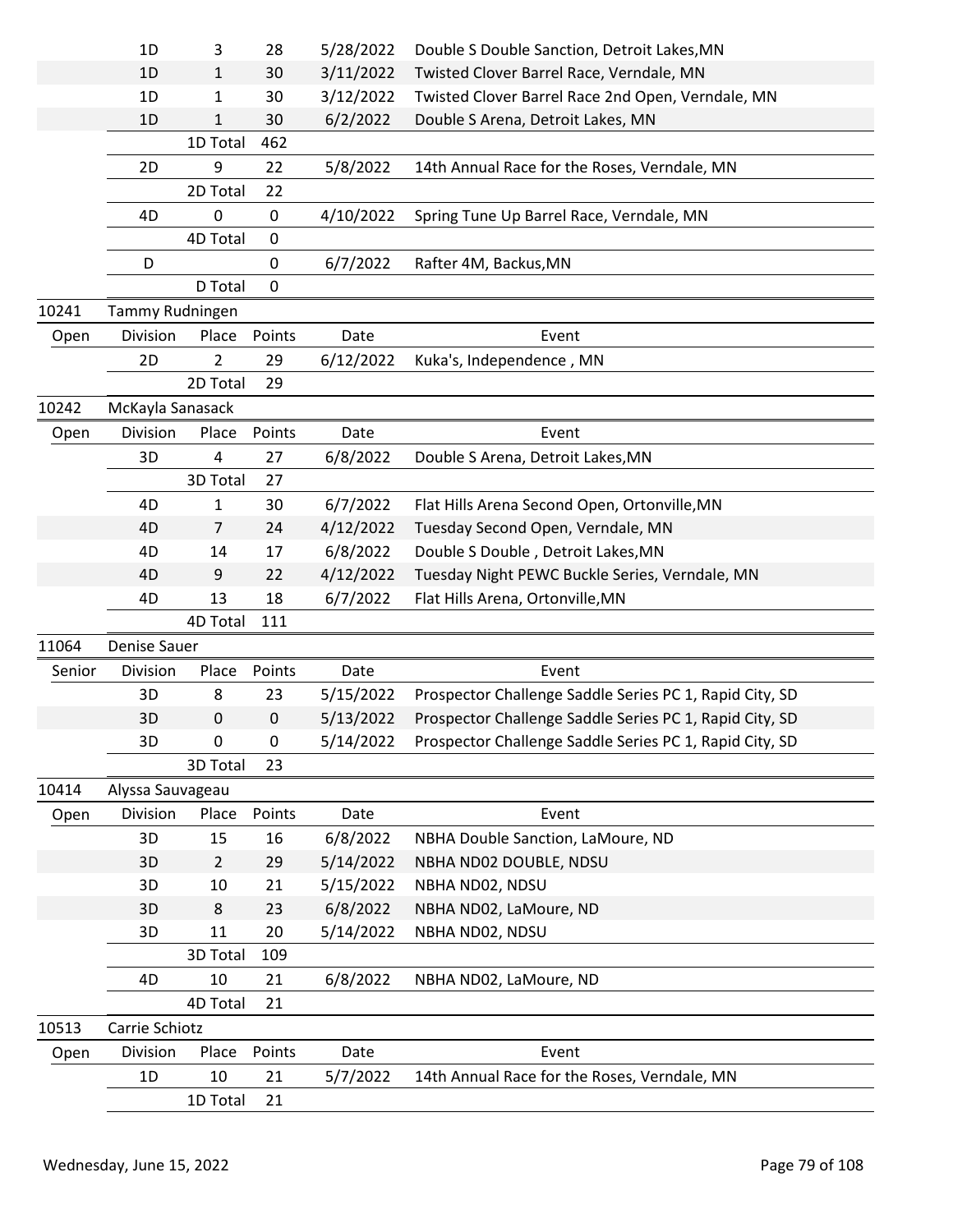| | Division | Place | Points | Date | Event |
|---|---|---|---|---|---|
| | 1D | 3 | 28 | 5/28/2022 | Double S Double Sanction, Detroit Lakes,MN |
| | 1D | 1 | 30 | 3/11/2022 | Twisted Clover Barrel Race, Verndale, MN |
| | 1D | 1 | 30 | 3/12/2022 | Twisted Clover Barrel Race 2nd Open, Verndale, MN |
| | 1D | 1 | 30 | 6/2/2022 | Double S Arena, Detroit Lakes, MN |
| | | 1D Total | 462 | | |
| | 2D | 9 | 22 | 5/8/2022 | 14th Annual Race for the Roses, Verndale, MN |
| | | 2D Total | 22 | | |
| | 4D | 0 | 0 | 4/10/2022 | Spring Tune Up Barrel Race, Verndale, MN |
| | | 4D Total | 0 | | |
| | D | | 0 | 6/7/2022 | Rafter 4M, Backus,MN |
| | | D Total | 0 | | |

**10241 Tammy Rudningen**

| Open | Division | Place | Points | Date | Event |
|---|---|---|---|---|---|
| | 2D | 2 | 29 | 6/12/2022 | Kuka's, Independence , MN |
| | | 2D Total | 29 | | |

**10242 McKayla Sanasack**

| Open | Division | Place | Points | Date | Event |
|---|---|---|---|---|---|
| | 3D | 4 | 27 | 6/8/2022 | Double S Arena, Detroit Lakes,MN |
| | | 3D Total | 27 | | |
| | 4D | 1 | 30 | 6/7/2022 | Flat Hills Arena Second Open, Ortonville,MN |
| | 4D | 7 | 24 | 4/12/2022 | Tuesday Second Open, Verndale, MN |
| | 4D | 14 | 17 | 6/8/2022 | Double S Double , Detroit Lakes,MN |
| | 4D | 9 | 22 | 4/12/2022 | Tuesday Night PEWC Buckle Series, Verndale, MN |
| | 4D | 13 | 18 | 6/7/2022 | Flat Hills Arena, Ortonville,MN |
| | | 4D Total | 111 | | |

**11064 Denise Sauer**

| Senior | Division | Place | Points | Date | Event |
|---|---|---|---|---|---|
| | 3D | 8 | 23 | 5/15/2022 | Prospector Challenge Saddle Series PC 1, Rapid City, SD |
| | 3D | 0 | 0 | 5/13/2022 | Prospector Challenge Saddle Series PC 1, Rapid City, SD |
| | 3D | 0 | 0 | 5/14/2022 | Prospector Challenge Saddle Series PC 1, Rapid City, SD |
| | | 3D Total | 23 | | |

**10414 Alyssa Sauvageau**

| Open | Division | Place | Points | Date | Event |
|---|---|---|---|---|---|
| | 3D | 15 | 16 | 6/8/2022 | NBHA Double Sanction, LaMoure, ND |
| | 3D | 2 | 29 | 5/14/2022 | NBHA ND02 DOUBLE, NDSU |
| | 3D | 10 | 21 | 5/15/2022 | NBHA ND02, NDSU |
| | 3D | 8 | 23 | 6/8/2022 | NBHA ND02, LaMoure, ND |
| | 3D | 11 | 20 | 5/14/2022 | NBHA ND02, NDSU |
| | | 3D Total | 109 | | |
| | 4D | 10 | 21 | 6/8/2022 | NBHA ND02, LaMoure, ND |
| | | 4D Total | 21 | | |

**10513 Carrie Schiotz**

| Open | Division | Place | Points | Date | Event |
|---|---|---|---|---|---|
| | 1D | 10 | 21 | 5/7/2022 | 14th Annual Race for the Roses, Verndale, MN |
| | | 1D Total | 21 | | |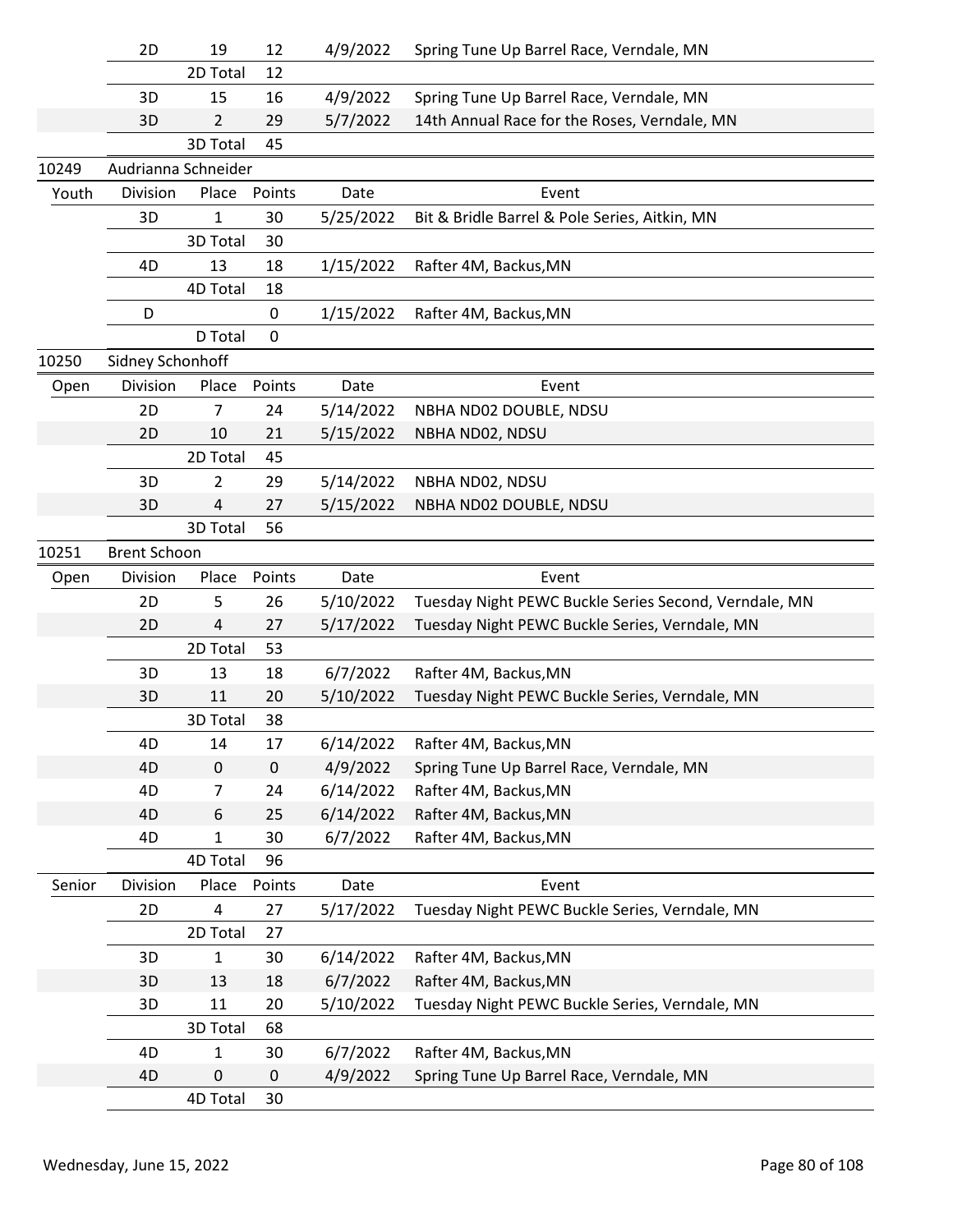| | Division | Place | Points | Date | Event |
|---|---|---|---|---|---|
| | 2D | 19 | 12 | 4/9/2022 | Spring Tune Up Barrel Race, Verndale, MN |
| | | 2D Total | 12 | | |
| | 3D | 15 | 16 | 4/9/2022 | Spring Tune Up Barrel Race, Verndale, MN |
| | 3D | 2 | 29 | 5/7/2022 | 14th Annual Race for the Roses, Verndale, MN |
| | | 3D Total | 45 | | |

**10249 Audrianna Schneider**

| Youth | Division | Place | Points | Date | Event |
|---|---|---|---|---|---|
| | 3D | 1 | 30 | 5/25/2022 | Bit & Bridle Barrel & Pole Series, Aitkin, MN |
| | | 3D Total | 30 | | |
| | 4D | 13 | 18 | 1/15/2022 | Rafter 4M, Backus,MN |
| | | 4D Total | 18 | | |
| | D | | 0 | 1/15/2022 | Rafter 4M, Backus,MN |
| | | D Total | 0 | | |

**10250 Sidney Schonhoff**

| Open | Division | Place | Points | Date | Event |
|---|---|---|---|---|---|
| | 2D | 7 | 24 | 5/14/2022 | NBHA ND02 DOUBLE, NDSU |
| | 2D | 10 | 21 | 5/15/2022 | NBHA ND02, NDSU |
| | | 2D Total | 45 | | |
| | 3D | 2 | 29 | 5/14/2022 | NBHA ND02, NDSU |
| | 3D | 4 | 27 | 5/15/2022 | NBHA ND02 DOUBLE, NDSU |
| | | 3D Total | 56 | | |

**10251 Brent Schoon**

| Open | Division | Place | Points | Date | Event |
|---|---|---|---|---|---|
| | 2D | 5 | 26 | 5/10/2022 | Tuesday Night PEWC Buckle Series Second, Verndale, MN |
| | 2D | 4 | 27 | 5/17/2022 | Tuesday Night PEWC Buckle Series, Verndale, MN |
| | | 2D Total | 53 | | |
| | 3D | 13 | 18 | 6/7/2022 | Rafter 4M, Backus,MN |
| | 3D | 11 | 20 | 5/10/2022 | Tuesday Night PEWC Buckle Series, Verndale, MN |
| | | 3D Total | 38 | | |
| | 4D | 14 | 17 | 6/14/2022 | Rafter 4M, Backus,MN |
| | 4D | 0 | 0 | 4/9/2022 | Spring Tune Up Barrel Race, Verndale, MN |
| | 4D | 7 | 24 | 6/14/2022 | Rafter 4M, Backus,MN |
| | 4D | 6 | 25 | 6/14/2022 | Rafter 4M, Backus,MN |
| | 4D | 1 | 30 | 6/7/2022 | Rafter 4M, Backus,MN |
| | | 4D Total | 96 | | |

| Senior | Division | Place | Points | Date | Event |
|---|---|---|---|---|---|
| | 2D | 4 | 27 | 5/17/2022 | Tuesday Night PEWC Buckle Series, Verndale, MN |
| | | 2D Total | 27 | | |
| | 3D | 1 | 30 | 6/14/2022 | Rafter 4M, Backus,MN |
| | 3D | 13 | 18 | 6/7/2022 | Rafter 4M, Backus,MN |
| | 3D | 11 | 20 | 5/10/2022 | Tuesday Night PEWC Buckle Series, Verndale, MN |
| | | 3D Total | 68 | | |
| | 4D | 1 | 30 | 6/7/2022 | Rafter 4M, Backus,MN |
| | 4D | 0 | 0 | 4/9/2022 | Spring Tune Up Barrel Race, Verndale, MN |
| | | 4D Total | 30 | | |

Wednesday, June 15, 2022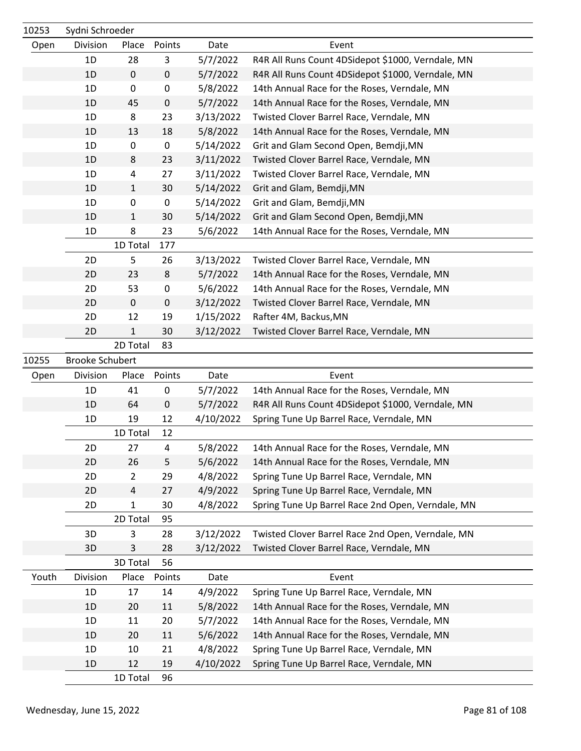| 10253 | Sydni Schroeder | | | | |
|---|---|---|---|---|---|
| Open | Division | Place | Points | Date | Event |
| | 1D | 28 | 3 | 5/7/2022 | R4R All Runs Count 4DSidepot $1000, Verndale, MN |
| | 1D | 0 | 0 | 5/7/2022 | R4R All Runs Count 4DSidepot $1000, Verndale, MN |
| | 1D | 0 | 0 | 5/8/2022 | 14th Annual Race for the Roses, Verndale, MN |
| | 1D | 45 | 0 | 5/7/2022 | 14th Annual Race for the Roses, Verndale, MN |
| | 1D | 8 | 23 | 3/13/2022 | Twisted Clover Barrel Race, Verndale, MN |
| | 1D | 13 | 18 | 5/8/2022 | 14th Annual Race for the Roses, Verndale, MN |
| | 1D | 0 | 0 | 5/14/2022 | Grit and Glam Second Open, Bemdji,MN |
| | 1D | 8 | 23 | 3/11/2022 | Twisted Clover Barrel Race, Verndale, MN |
| | 1D | 4 | 27 | 3/11/2022 | Twisted Clover Barrel Race, Verndale, MN |
| | 1D | 1 | 30 | 5/14/2022 | Grit and Glam, Bemdji,MN |
| | 1D | 0 | 0 | 5/14/2022 | Grit and Glam, Bemdji,MN |
| | 1D | 1 | 30 | 5/14/2022 | Grit and Glam Second Open, Bemdji,MN |
| | 1D | 8 | 23 | 5/6/2022 | 14th Annual Race for the Roses, Verndale, MN |
| | | 1D Total | 177 | | |
| | 2D | 5 | 26 | 3/13/2022 | Twisted Clover Barrel Race, Verndale, MN |
| | 2D | 23 | 8 | 5/7/2022 | 14th Annual Race for the Roses, Verndale, MN |
| | 2D | 53 | 0 | 5/6/2022 | 14th Annual Race for the Roses, Verndale, MN |
| | 2D | 0 | 0 | 3/12/2022 | Twisted Clover Barrel Race, Verndale, MN |
| | 2D | 12 | 19 | 1/15/2022 | Rafter 4M, Backus,MN |
| | 2D | 1 | 30 | 3/12/2022 | Twisted Clover Barrel Race, Verndale, MN |
| | | 2D Total | 83 | | |

| 10255 | Brooke Schubert | | | | |
|---|---|---|---|---|---|
| Open | Division | Place | Points | Date | Event |
| | 1D | 41 | 0 | 5/7/2022 | 14th Annual Race for the Roses, Verndale, MN |
| | 1D | 64 | 0 | 5/7/2022 | R4R All Runs Count 4DSidepot $1000, Verndale, MN |
| | 1D | 19 | 12 | 4/10/2022 | Spring Tune Up Barrel Race, Verndale, MN |
| | | 1D Total | 12 | | |
| | 2D | 27 | 4 | 5/8/2022 | 14th Annual Race for the Roses, Verndale, MN |
| | 2D | 26 | 5 | 5/6/2022 | 14th Annual Race for the Roses, Verndale, MN |
| | 2D | 2 | 29 | 4/8/2022 | Spring Tune Up Barrel Race, Verndale, MN |
| | 2D | 4 | 27 | 4/9/2022 | Spring Tune Up Barrel Race, Verndale, MN |
| | 2D | 1 | 30 | 4/8/2022 | Spring Tune Up Barrel Race 2nd Open, Verndale, MN |
| | | 2D Total | 95 | | |
| | 3D | 3 | 28 | 3/12/2022 | Twisted Clover Barrel Race 2nd Open, Verndale, MN |
| | 3D | 3 | 28 | 3/12/2022 | Twisted Clover Barrel Race, Verndale, MN |
| | | 3D Total | 56 | | |
| Youth | Division | Place | Points | Date | Event |
| | 1D | 17 | 14 | 4/9/2022 | Spring Tune Up Barrel Race, Verndale, MN |
| | 1D | 20 | 11 | 5/8/2022 | 14th Annual Race for the Roses, Verndale, MN |
| | 1D | 11 | 20 | 5/7/2022 | 14th Annual Race for the Roses, Verndale, MN |
| | 1D | 20 | 11 | 5/6/2022 | 14th Annual Race for the Roses, Verndale, MN |
| | 1D | 10 | 21 | 4/8/2022 | Spring Tune Up Barrel Race, Verndale, MN |
| | 1D | 12 | 19 | 4/10/2022 | Spring Tune Up Barrel Race, Verndale, MN |
| | | 1D Total | 96 | | |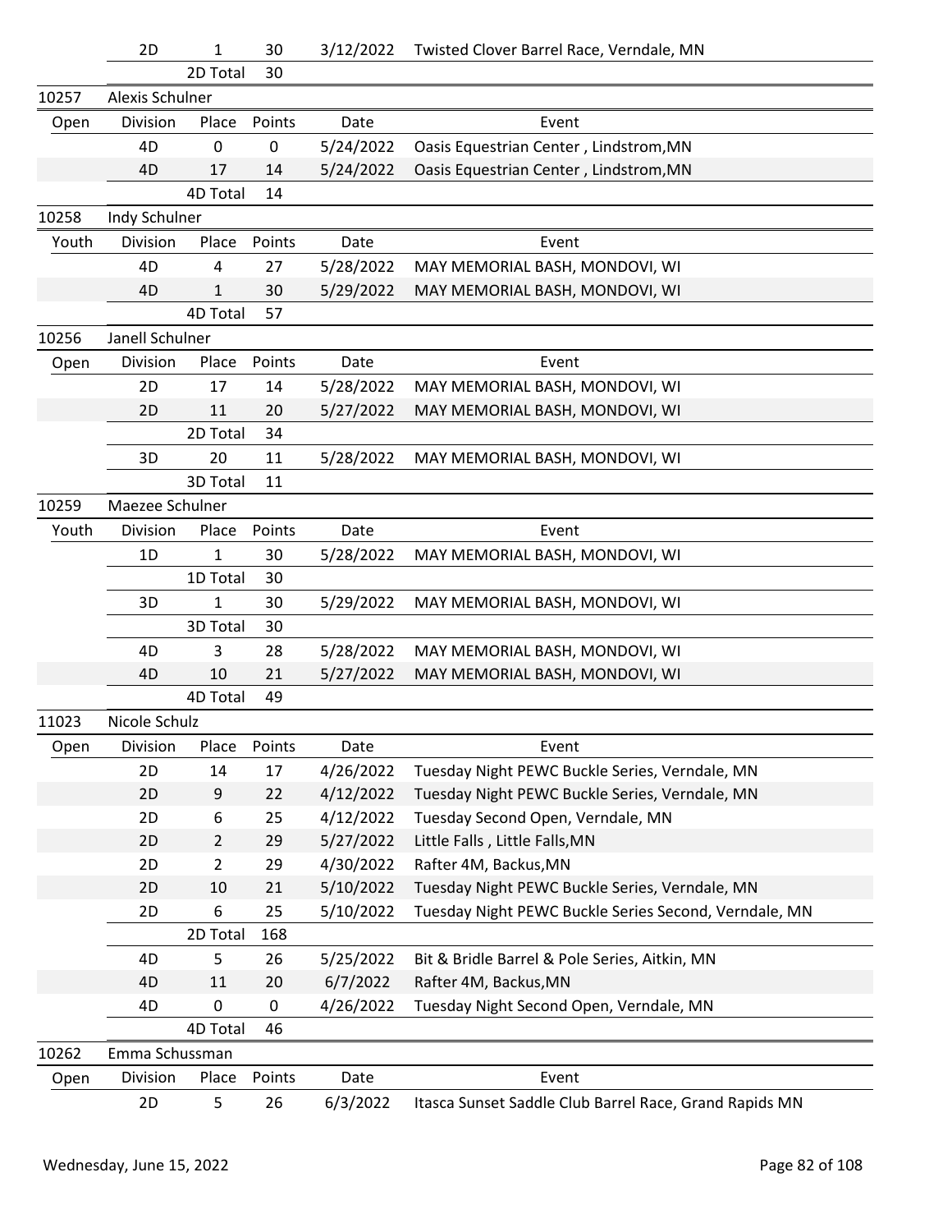| | Division | Place | Points | Date | Event |
|---|---|---|---|---|---|
| | 2D | 1 | 30 | 3/12/2022 | Twisted Clover Barrel Race, Verndale, MN |
| | | 2D Total | 30 | | |
| 10257 | Alexis Schulner | | | | |
| Open | Division | Place | Points | Date | Event |
| | 4D | 0 | 0 | 5/24/2022 | Oasis Equestrian Center , Lindstrom,MN |
| | 4D | 17 | 14 | 5/24/2022 | Oasis Equestrian Center , Lindstrom,MN |
| | | 4D Total | 14 | | |
| 10258 | Indy Schulner | | | | |
| Youth | Division | Place | Points | Date | Event |
| | 4D | 4 | 27 | 5/28/2022 | MAY MEMORIAL BASH, MONDOVI, WI |
| | 4D | 1 | 30 | 5/29/2022 | MAY MEMORIAL BASH, MONDOVI, WI |
| | | 4D Total | 57 | | |
| 10256 | Janell Schulner | | | | |
| Open | Division | Place | Points | Date | Event |
| | 2D | 17 | 14 | 5/28/2022 | MAY MEMORIAL BASH, MONDOVI, WI |
| | 2D | 11 | 20 | 5/27/2022 | MAY MEMORIAL BASH, MONDOVI, WI |
| | | 2D Total | 34 | | |
| | 3D | 20 | 11 | 5/28/2022 | MAY MEMORIAL BASH, MONDOVI, WI |
| | | 3D Total | 11 | | |
| 10259 | Maezee Schulner | | | | |
| Youth | Division | Place | Points | Date | Event |
| | 1D | 1 | 30 | 5/28/2022 | MAY MEMORIAL BASH, MONDOVI, WI |
| | | 1D Total | 30 | | |
| | 3D | 1 | 30 | 5/29/2022 | MAY MEMORIAL BASH, MONDOVI, WI |
| | | 3D Total | 30 | | |
| | 4D | 3 | 28 | 5/28/2022 | MAY MEMORIAL BASH, MONDOVI, WI |
| | 4D | 10 | 21 | 5/27/2022 | MAY MEMORIAL BASH, MONDOVI, WI |
| | | 4D Total | 49 | | |
| 11023 | Nicole Schulz | | | | |
| Open | Division | Place | Points | Date | Event |
| | 2D | 14 | 17 | 4/26/2022 | Tuesday Night PEWC Buckle Series, Verndale, MN |
| | 2D | 9 | 22 | 4/12/2022 | Tuesday Night PEWC Buckle Series, Verndale, MN |
| | 2D | 6 | 25 | 4/12/2022 | Tuesday Second Open, Verndale, MN |
| | 2D | 2 | 29 | 5/27/2022 | Little Falls , Little Falls,MN |
| | 2D | 2 | 29 | 4/30/2022 | Rafter 4M, Backus,MN |
| | 2D | 10 | 21 | 5/10/2022 | Tuesday Night PEWC Buckle Series, Verndale, MN |
| | 2D | 6 | 25 | 5/10/2022 | Tuesday Night PEWC Buckle Series Second, Verndale, MN |
| | | 2D Total | 168 | | |
| | 4D | 5 | 26 | 5/25/2022 | Bit & Bridle Barrel & Pole Series, Aitkin, MN |
| | 4D | 11 | 20 | 6/7/2022 | Rafter 4M, Backus,MN |
| | 4D | 0 | 0 | 4/26/2022 | Tuesday Night Second Open, Verndale, MN |
| | | 4D Total | 46 | | |
| 10262 | Emma Schussman | | | | |
| Open | Division | Place | Points | Date | Event |
| | 2D | 5 | 26 | 6/3/2022 | Itasca Sunset Saddle Club Barrel Race, Grand Rapids MN |

Wednesday, June 15, 2022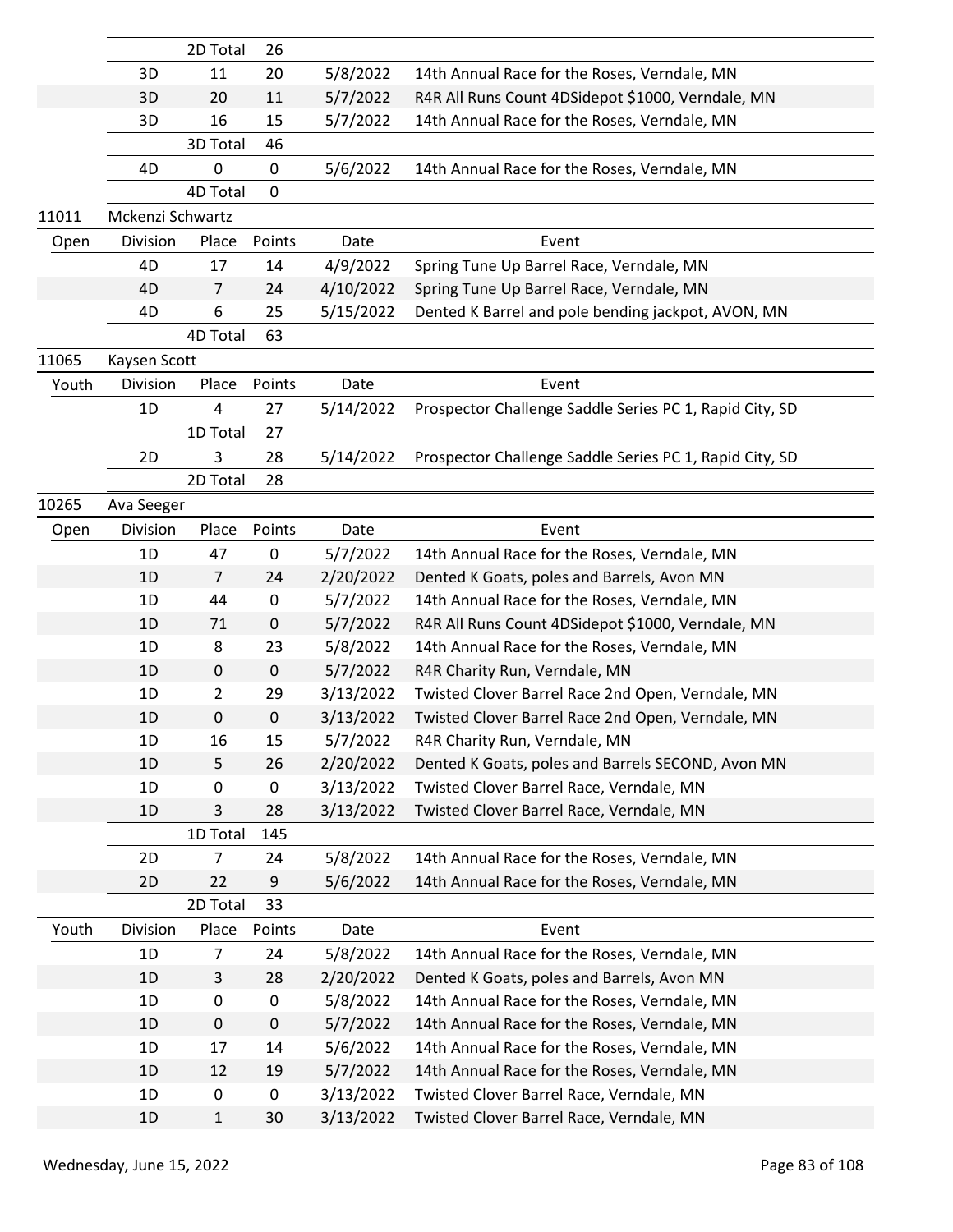| | Division | Place | Points | Date | Event |
|---|---|---|---|---|---|
| | | 2D Total | 26 | | |
| | 3D | 11 | 20 | 5/8/2022 | 14th Annual Race for the Roses, Verndale, MN |
| | 3D | 20 | 11 | 5/7/2022 | R4R All Runs Count 4DSidepot $1000, Verndale, MN |
| | 3D | 16 | 15 | 5/7/2022 | 14th Annual Race for the Roses, Verndale, MN |
| | | 3D Total | 46 | | |
| | 4D | 0 | 0 | 5/6/2022 | 14th Annual Race for the Roses, Verndale, MN |
| | | 4D Total | 0 | | |

**11011 Mckenzi Schwartz**

| Open | Division | Place | Points | Date | Event |
|---|---|---|---|---|---|
| | 4D | 17 | 14 | 4/9/2022 | Spring Tune Up Barrel Race, Verndale, MN |
| | 4D | 7 | 24 | 4/10/2022 | Spring Tune Up Barrel Race, Verndale, MN |
| | 4D | 6 | 25 | 5/15/2022 | Dented K Barrel and pole bending jackpot, AVON, MN |
| | | 4D Total | 63 | | |

**11065 Kaysen Scott**

| Youth | Division | Place | Points | Date | Event |
|---|---|---|---|---|---|
| | 1D | 4 | 27 | 5/14/2022 | Prospector Challenge Saddle Series PC 1, Rapid City, SD |
| | | 1D Total | 27 | | |
| | 2D | 3 | 28 | 5/14/2022 | Prospector Challenge Saddle Series PC 1, Rapid City, SD |
| | | 2D Total | 28 | | |

**10265 Ava Seeger**

| Open | Division | Place | Points | Date | Event |
|---|---|---|---|---|---|
| | 1D | 47 | 0 | 5/7/2022 | 14th Annual Race for the Roses, Verndale, MN |
| | 1D | 7 | 24 | 2/20/2022 | Dented K Goats, poles and Barrels, Avon MN |
| | 1D | 44 | 0 | 5/7/2022 | 14th Annual Race for the Roses, Verndale, MN |
| | 1D | 71 | 0 | 5/7/2022 | R4R All Runs Count 4DSidepot $1000, Verndale, MN |
| | 1D | 8 | 23 | 5/8/2022 | 14th Annual Race for the Roses, Verndale, MN |
| | 1D | 0 | 0 | 5/7/2022 | R4R Charity Run, Verndale, MN |
| | 1D | 2 | 29 | 3/13/2022 | Twisted Clover Barrel Race 2nd Open, Verndale, MN |
| | 1D | 0 | 0 | 3/13/2022 | Twisted Clover Barrel Race 2nd Open, Verndale, MN |
| | 1D | 16 | 15 | 5/7/2022 | R4R Charity Run, Verndale, MN |
| | 1D | 5 | 26 | 2/20/2022 | Dented K Goats, poles and Barrels SECOND, Avon MN |
| | 1D | 0 | 0 | 3/13/2022 | Twisted Clover Barrel Race, Verndale, MN |
| | 1D | 3 | 28 | 3/13/2022 | Twisted Clover Barrel Race, Verndale, MN |
| | | 1D Total | 145 | | |
| | 2D | 7 | 24 | 5/8/2022 | 14th Annual Race for the Roses, Verndale, MN |
| | 2D | 22 | 9 | 5/6/2022 | 14th Annual Race for the Roses, Verndale, MN |
| | | 2D Total | 33 | | |

| Youth | Division | Place | Points | Date | Event |
|---|---|---|---|---|---|
| | 1D | 7 | 24 | 5/8/2022 | 14th Annual Race for the Roses, Verndale, MN |
| | 1D | 3 | 28 | 2/20/2022 | Dented K Goats, poles and Barrels, Avon MN |
| | 1D | 0 | 0 | 5/8/2022 | 14th Annual Race for the Roses, Verndale, MN |
| | 1D | 0 | 0 | 5/7/2022 | 14th Annual Race for the Roses, Verndale, MN |
| | 1D | 17 | 14 | 5/6/2022 | 14th Annual Race for the Roses, Verndale, MN |
| | 1D | 12 | 19 | 5/7/2022 | 14th Annual Race for the Roses, Verndale, MN |
| | 1D | 0 | 0 | 3/13/2022 | Twisted Clover Barrel Race, Verndale, MN |
| | 1D | 1 | 30 | 3/13/2022 | Twisted Clover Barrel Race, Verndale, MN |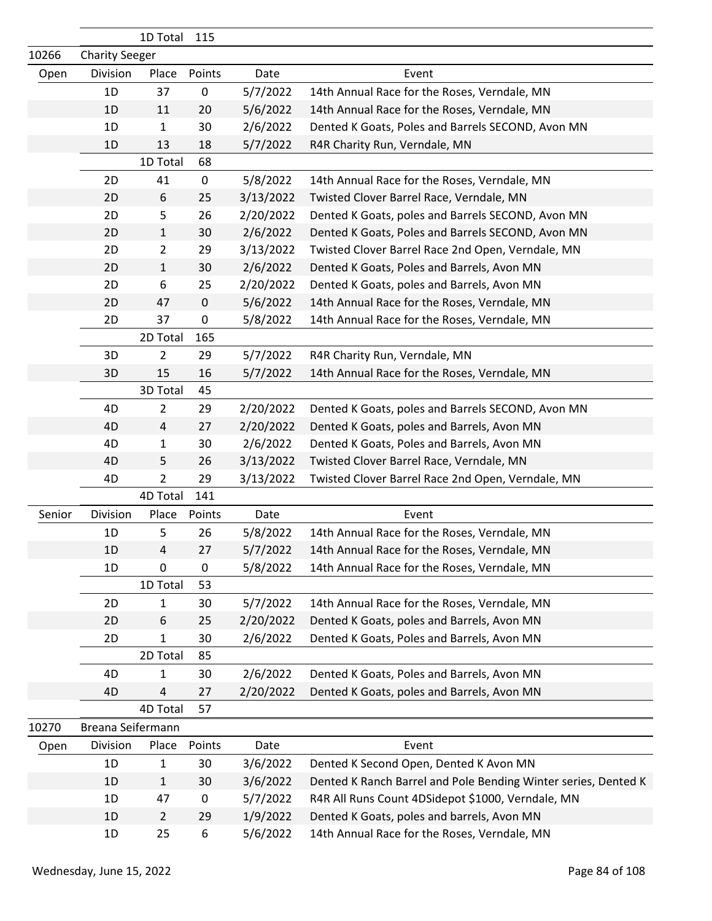| | | | | | |
|---|---|---|---|---|---|
| | | 1D Total | 115 | | |
| 10266 | Charity Seeger | | | | |
| Open | Division | Place | Points | Date | Event |
| | 1D | 37 | 0 | 5/7/2022 | 14th Annual Race for the Roses, Verndale, MN |
| | 1D | 11 | 20 | 5/6/2022 | 14th Annual Race for the Roses, Verndale, MN |
| | 1D | 1 | 30 | 2/6/2022 | Dented K Goats, Poles and Barrels SECOND, Avon MN |
| | 1D | 13 | 18 | 5/7/2022 | R4R Charity Run, Verndale, MN |
| | | 1D Total | 68 | | |
| | 2D | 41 | 0 | 5/8/2022 | 14th Annual Race for the Roses, Verndale, MN |
| | 2D | 6 | 25 | 3/13/2022 | Twisted Clover Barrel Race, Verndale, MN |
| | 2D | 5 | 26 | 2/20/2022 | Dented K Goats, poles and Barrels SECOND, Avon MN |
| | 2D | 1 | 30 | 2/6/2022 | Dented K Goats, Poles and Barrels SECOND, Avon MN |
| | 2D | 2 | 29 | 3/13/2022 | Twisted Clover Barrel Race 2nd Open, Verndale, MN |
| | 2D | 1 | 30 | 2/6/2022 | Dented K Goats, Poles and Barrels, Avon MN |
| | 2D | 6 | 25 | 2/20/2022 | Dented K Goats, poles and Barrels, Avon MN |
| | 2D | 47 | 0 | 5/6/2022 | 14th Annual Race for the Roses, Verndale, MN |
| | 2D | 37 | 0 | 5/8/2022 | 14th Annual Race for the Roses, Verndale, MN |
| | | 2D Total | 165 | | |
| | 3D | 2 | 29 | 5/7/2022 | R4R Charity Run, Verndale, MN |
| | 3D | 15 | 16 | 5/7/2022 | 14th Annual Race for the Roses, Verndale, MN |
| | | 3D Total | 45 | | |
| | 4D | 2 | 29 | 2/20/2022 | Dented K Goats, poles and Barrels SECOND, Avon MN |
| | 4D | 4 | 27 | 2/20/2022 | Dented K Goats, poles and Barrels, Avon MN |
| | 4D | 1 | 30 | 2/6/2022 | Dented K Goats, Poles and Barrels, Avon MN |
| | 4D | 5 | 26 | 3/13/2022 | Twisted Clover Barrel Race, Verndale, MN |
| | 4D | 2 | 29 | 3/13/2022 | Twisted Clover Barrel Race 2nd Open, Verndale, MN |
| | | 4D Total | 141 | | |
| Senior | Division | Place | Points | Date | Event |
| | 1D | 5 | 26 | 5/8/2022 | 14th Annual Race for the Roses, Verndale, MN |
| | 1D | 4 | 27 | 5/7/2022 | 14th Annual Race for the Roses, Verndale, MN |
| | 1D | 0 | 0 | 5/8/2022 | 14th Annual Race for the Roses, Verndale, MN |
| | | 1D Total | 53 | | |
| | 2D | 1 | 30 | 5/7/2022 | 14th Annual Race for the Roses, Verndale, MN |
| | 2D | 6 | 25 | 2/20/2022 | Dented K Goats, poles and Barrels, Avon MN |
| | 2D | 1 | 30 | 2/6/2022 | Dented K Goats, Poles and Barrels, Avon MN |
| | | 2D Total | 85 | | |
| | 4D | 1 | 30 | 2/6/2022 | Dented K Goats, Poles and Barrels, Avon MN |
| | 4D | 4 | 27 | 2/20/2022 | Dented K Goats, poles and Barrels, Avon MN |
| | | 4D Total | 57 | | |
| 10270 | Breana Seifermann | | | | |
| Open | Division | Place | Points | Date | Event |
| | 1D | 1 | 30 | 3/6/2022 | Dented K Second Open, Dented K Avon MN |
| | 1D | 1 | 30 | 3/6/2022 | Dented K Ranch Barrel and Pole Bending Winter series, Dented K |
| | 1D | 47 | 0 | 5/7/2022 | R4R All Runs Count 4DSidepot $1000, Verndale, MN |
| | 1D | 2 | 29 | 1/9/2022 | Dented K Goats, poles and barrels, Avon MN |
| | 1D | 25 | 6 | 5/6/2022 | 14th Annual Race for the Roses, Verndale, MN |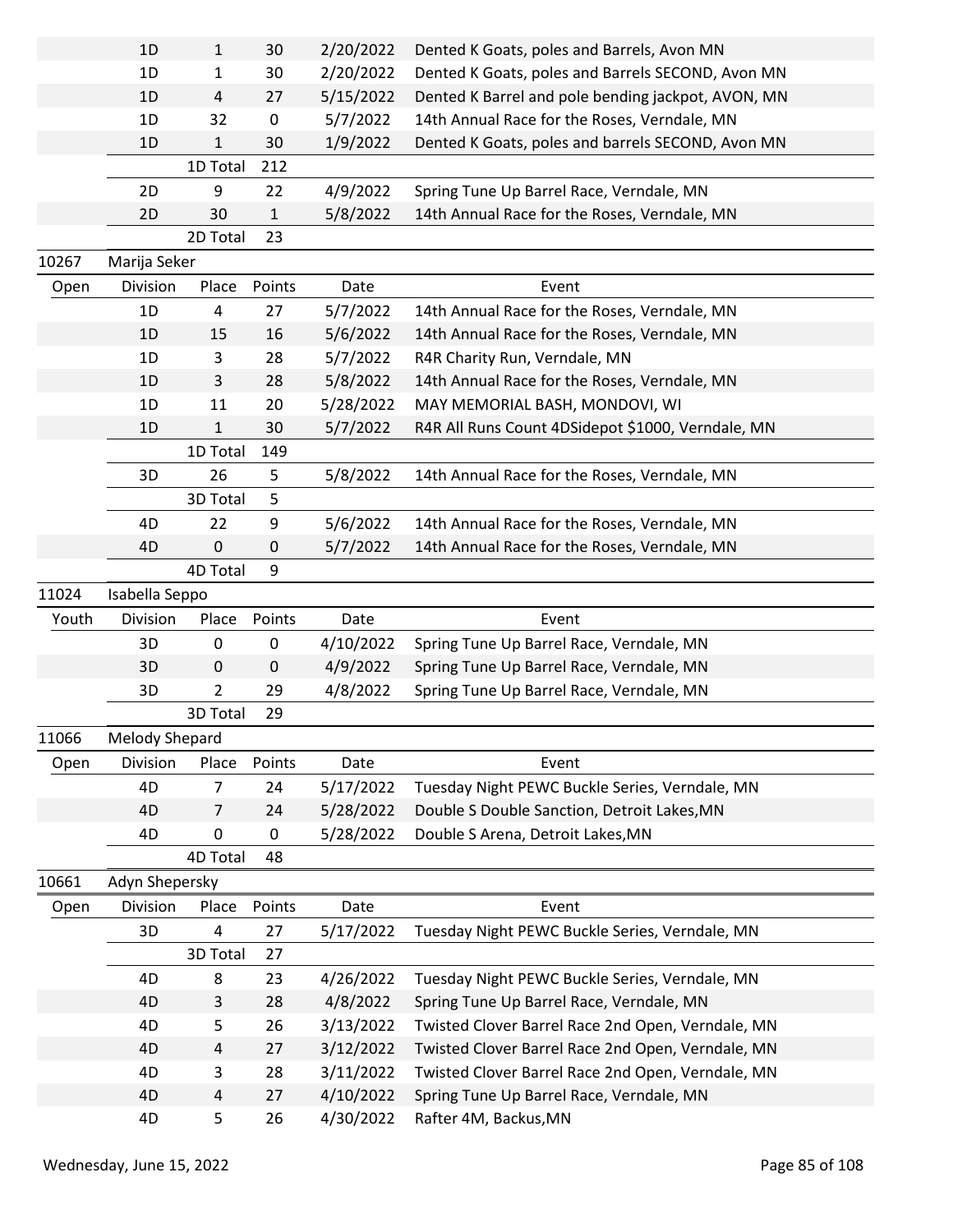| | Division | Place | Points | Date | Event |
|---|---|---|---|---|---|
| | 1D | 1 | 30 | 2/20/2022 | Dented K Goats, poles and Barrels, Avon MN |
| | 1D | 1 | 30 | 2/20/2022 | Dented K Goats, poles and Barrels SECOND, Avon MN |
| | 1D | 4 | 27 | 5/15/2022 | Dented K Barrel and pole bending jackpot, AVON, MN |
| | 1D | 32 | 0 | 5/7/2022 | 14th Annual Race for the Roses, Verndale, MN |
| | 1D | 1 | 30 | 1/9/2022 | Dented K Goats, poles and barrels SECOND, Avon MN |
| | | 1D Total | 212 | | |
| | 2D | 9 | 22 | 4/9/2022 | Spring Tune Up Barrel Race, Verndale, MN |
| | 2D | 30 | 1 | 5/8/2022 | 14th Annual Race for the Roses, Verndale, MN |
| | | 2D Total | 23 | | |

**10267 Marija Seker**

| Open | Division | Place | Points | Date | Event |
|---|---|---|---|---|---|
| | 1D | 4 | 27 | 5/7/2022 | 14th Annual Race for the Roses, Verndale, MN |
| | 1D | 15 | 16 | 5/6/2022 | 14th Annual Race for the Roses, Verndale, MN |
| | 1D | 3 | 28 | 5/7/2022 | R4R Charity Run, Verndale, MN |
| | 1D | 3 | 28 | 5/8/2022 | 14th Annual Race for the Roses, Verndale, MN |
| | 1D | 11 | 20 | 5/28/2022 | MAY MEMORIAL BASH, MONDOVI, WI |
| | 1D | 1 | 30 | 5/7/2022 | R4R All Runs Count 4DSidepot $1000, Verndale, MN |
| | | 1D Total | 149 | | |
| | 3D | 26 | 5 | 5/8/2022 | 14th Annual Race for the Roses, Verndale, MN |
| | | 3D Total | 5 | | |
| | 4D | 22 | 9 | 5/6/2022 | 14th Annual Race for the Roses, Verndale, MN |
| | 4D | 0 | 0 | 5/7/2022 | 14th Annual Race for the Roses, Verndale, MN |
| | | 4D Total | 9 | | |

**11024 Isabella Seppo**

| Youth | Division | Place | Points | Date | Event |
|---|---|---|---|---|---|
| | 3D | 0 | 0 | 4/10/2022 | Spring Tune Up Barrel Race, Verndale, MN |
| | 3D | 0 | 0 | 4/9/2022 | Spring Tune Up Barrel Race, Verndale, MN |
| | 3D | 2 | 29 | 4/8/2022 | Spring Tune Up Barrel Race, Verndale, MN |
| | | 3D Total | 29 | | |

**11066 Melody Shepard**

| Open | Division | Place | Points | Date | Event |
|---|---|---|---|---|---|
| | 4D | 7 | 24 | 5/17/2022 | Tuesday Night PEWC Buckle Series, Verndale, MN |
| | 4D | 7 | 24 | 5/28/2022 | Double S Double Sanction, Detroit Lakes,MN |
| | 4D | 0 | 0 | 5/28/2022 | Double S Arena, Detroit Lakes,MN |
| | | 4D Total | 48 | | |

**10661 Adyn Shepersky**

| Open | Division | Place | Points | Date | Event |
|---|---|---|---|---|---|
| | 3D | 4 | 27 | 5/17/2022 | Tuesday Night PEWC Buckle Series, Verndale, MN |
| | | 3D Total | 27 | | |
| | 4D | 8 | 23 | 4/26/2022 | Tuesday Night PEWC Buckle Series, Verndale, MN |
| | 4D | 3 | 28 | 4/8/2022 | Spring Tune Up Barrel Race, Verndale, MN |
| | 4D | 5 | 26 | 3/13/2022 | Twisted Clover Barrel Race 2nd Open, Verndale, MN |
| | 4D | 4 | 27 | 3/12/2022 | Twisted Clover Barrel Race 2nd Open, Verndale, MN |
| | 4D | 3 | 28 | 3/11/2022 | Twisted Clover Barrel Race 2nd Open, Verndale, MN |
| | 4D | 4 | 27 | 4/10/2022 | Spring Tune Up Barrel Race, Verndale, MN |
| | 4D | 5 | 26 | 4/30/2022 | Rafter 4M, Backus,MN |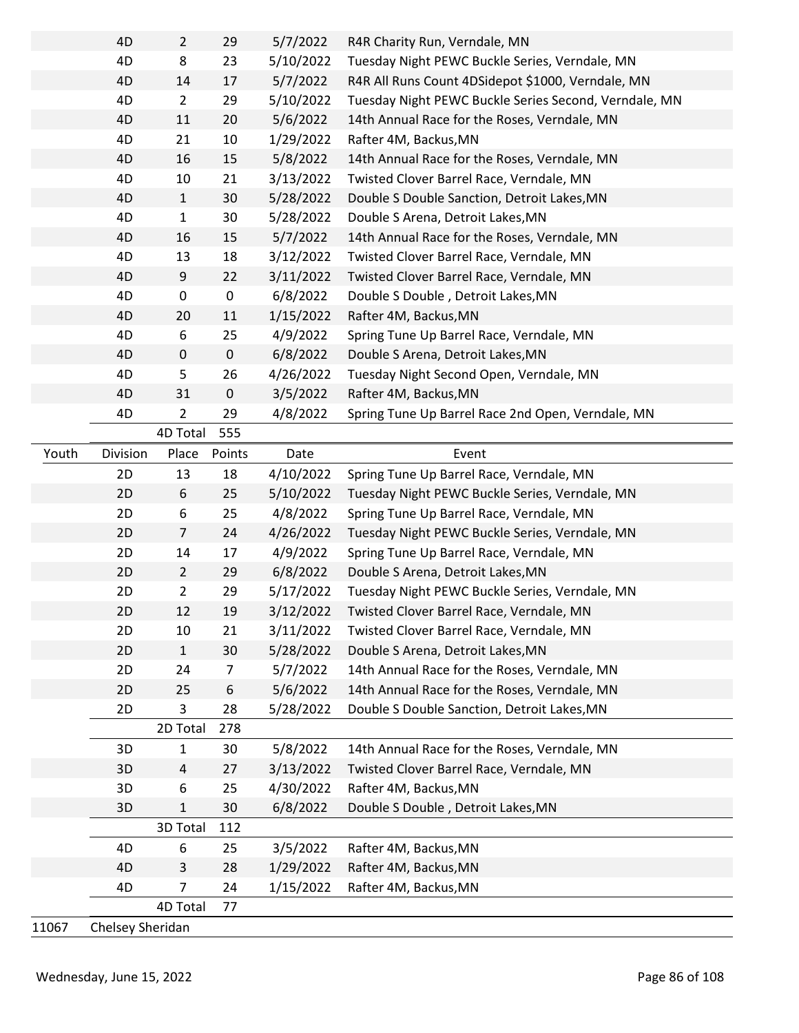| | Division | Place | Points | Date | Event |
|---|---|---|---|---|---|
| | 4D | 2 | 29 | 5/7/2022 | R4R Charity Run, Verndale, MN |
| | 4D | 8 | 23 | 5/10/2022 | Tuesday Night PEWC Buckle Series, Verndale, MN |
| | 4D | 14 | 17 | 5/7/2022 | R4R All Runs Count 4DSidepot $1000, Verndale, MN |
| | 4D | 2 | 29 | 5/10/2022 | Tuesday Night PEWC Buckle Series Second, Verndale, MN |
| | 4D | 11 | 20 | 5/6/2022 | 14th Annual Race for the Roses, Verndale, MN |
| | 4D | 21 | 10 | 1/29/2022 | Rafter 4M, Backus,MN |
| | 4D | 16 | 15 | 5/8/2022 | 14th Annual Race for the Roses, Verndale, MN |
| | 4D | 10 | 21 | 3/13/2022 | Twisted Clover Barrel Race, Verndale, MN |
| | 4D | 1 | 30 | 5/28/2022 | Double S Double Sanction, Detroit Lakes,MN |
| | 4D | 1 | 30 | 5/28/2022 | Double S Arena, Detroit Lakes,MN |
| | 4D | 16 | 15 | 5/7/2022 | 14th Annual Race for the Roses, Verndale, MN |
| | 4D | 13 | 18 | 3/12/2022 | Twisted Clover Barrel Race, Verndale, MN |
| | 4D | 9 | 22 | 3/11/2022 | Twisted Clover Barrel Race, Verndale, MN |
| | 4D | 0 | 0 | 6/8/2022 | Double S Double , Detroit Lakes,MN |
| | 4D | 20 | 11 | 1/15/2022 | Rafter 4M, Backus,MN |
| | 4D | 6 | 25 | 4/9/2022 | Spring Tune Up Barrel Race, Verndale, MN |
| | 4D | 0 | 0 | 6/8/2022 | Double S Arena, Detroit Lakes,MN |
| | 4D | 5 | 26 | 4/26/2022 | Tuesday Night Second Open, Verndale, MN |
| | 4D | 31 | 0 | 3/5/2022 | Rafter 4M, Backus,MN |
| | 4D | 2 | 29 | 4/8/2022 | Spring Tune Up Barrel Race 2nd Open, Verndale, MN |
| | | 4D Total | 555 | | |

| Youth | Division | Place | Points | Date | Event |
|---|---|---|---|---|---|
| | 2D | 13 | 18 | 4/10/2022 | Spring Tune Up Barrel Race, Verndale, MN |
| | 2D | 6 | 25 | 5/10/2022 | Tuesday Night PEWC Buckle Series, Verndale, MN |
| | 2D | 6 | 25 | 4/8/2022 | Spring Tune Up Barrel Race, Verndale, MN |
| | 2D | 7 | 24 | 4/26/2022 | Tuesday Night PEWC Buckle Series, Verndale, MN |
| | 2D | 14 | 17 | 4/9/2022 | Spring Tune Up Barrel Race, Verndale, MN |
| | 2D | 2 | 29 | 6/8/2022 | Double S Arena, Detroit Lakes,MN |
| | 2D | 2 | 29 | 5/17/2022 | Tuesday Night PEWC Buckle Series, Verndale, MN |
| | 2D | 12 | 19 | 3/12/2022 | Twisted Clover Barrel Race, Verndale, MN |
| | 2D | 10 | 21 | 3/11/2022 | Twisted Clover Barrel Race, Verndale, MN |
| | 2D | 1 | 30 | 5/28/2022 | Double S Arena, Detroit Lakes,MN |
| | 2D | 24 | 7 | 5/7/2022 | 14th Annual Race for the Roses, Verndale, MN |
| | 2D | 25 | 6 | 5/6/2022 | 14th Annual Race for the Roses, Verndale, MN |
| | 2D | 3 | 28 | 5/28/2022 | Double S Double Sanction, Detroit Lakes,MN |
| | | 2D Total | 278 | | |
| | 3D | 1 | 30 | 5/8/2022 | 14th Annual Race for the Roses, Verndale, MN |
| | 3D | 4 | 27 | 3/13/2022 | Twisted Clover Barrel Race, Verndale, MN |
| | 3D | 6 | 25 | 4/30/2022 | Rafter 4M, Backus,MN |
| | 3D | 1 | 30 | 6/8/2022 | Double S Double , Detroit Lakes,MN |
| | | 3D Total | 112 | | |
| | 4D | 6 | 25 | 3/5/2022 | Rafter 4M, Backus,MN |
| | 4D | 3 | 28 | 1/29/2022 | Rafter 4M, Backus,MN |
| | 4D | 7 | 24 | 1/15/2022 | Rafter 4M, Backus,MN |
| | | 4D Total | 77 | | |

11067 Chelsey Sheridan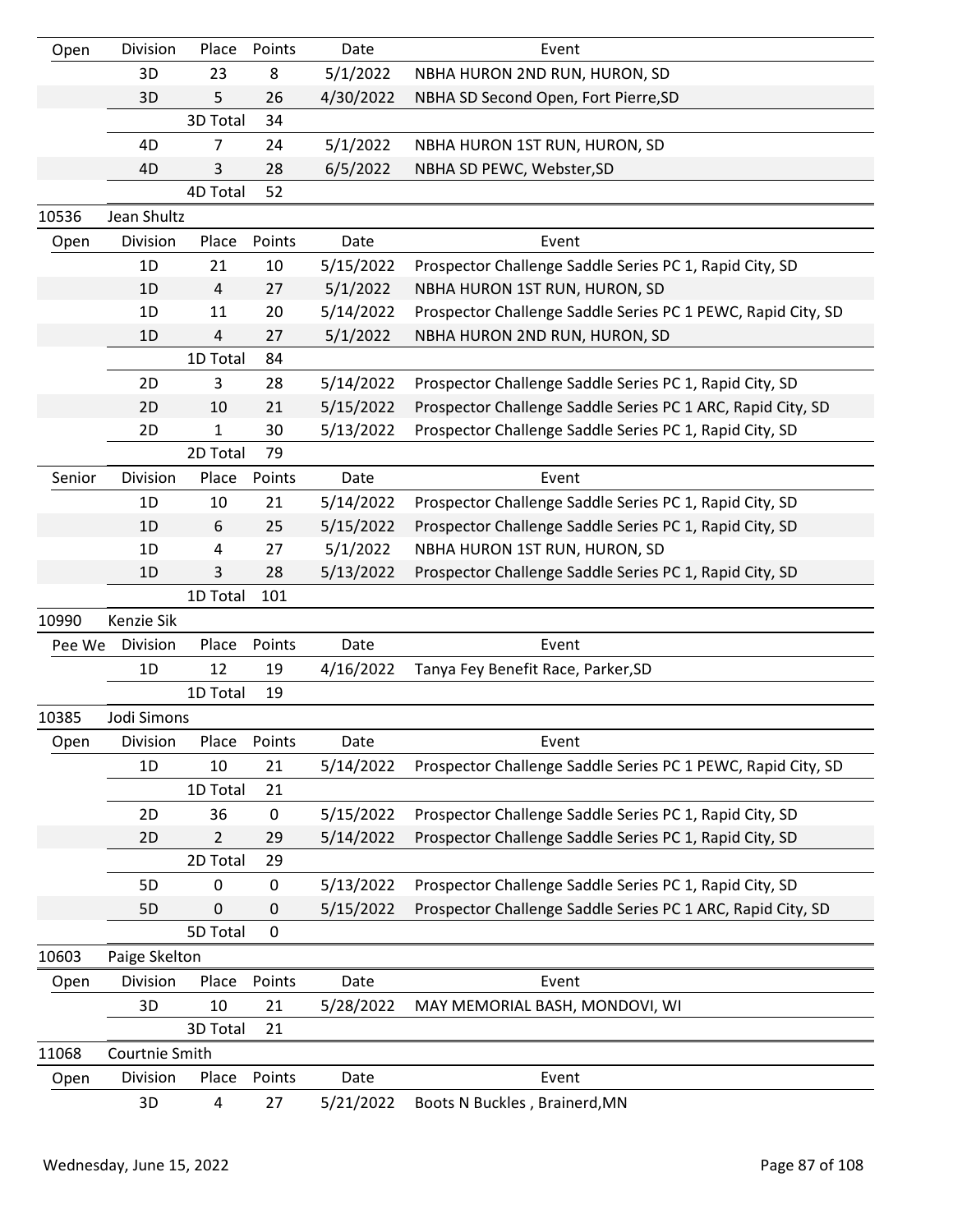| Open | Division | Place | Points | Date | Event |
|---|---|---|---|---|---|
| | 3D | 23 | 8 | 5/1/2022 | NBHA HURON 2ND RUN, HURON, SD |
| | 3D | 5 | 26 | 4/30/2022 | NBHA SD Second Open, Fort Pierre,SD |
| | | 3D Total | 34 | | |
| | 4D | 7 | 24 | 5/1/2022 | NBHA HURON 1ST RUN, HURON, SD |
| | 4D | 3 | 28 | 6/5/2022 | NBHA SD PEWC, Webster,SD |
| | | 4D Total | 52 | | |

**10536 Jean Shultz**

| Open | Division | Place | Points | Date | Event |
|---|---|---|---|---|---|
| | 1D | 21 | 10 | 5/15/2022 | Prospector Challenge Saddle Series PC 1, Rapid City, SD |
| | 1D | 4 | 27 | 5/1/2022 | NBHA HURON 1ST RUN, HURON, SD |
| | 1D | 11 | 20 | 5/14/2022 | Prospector Challenge Saddle Series PC 1 PEWC, Rapid City, SD |
| | 1D | 4 | 27 | 5/1/2022 | NBHA HURON 2ND RUN, HURON, SD |
| | | 1D Total | 84 | | |
| | 2D | 3 | 28 | 5/14/2022 | Prospector Challenge Saddle Series PC 1, Rapid City, SD |
| | 2D | 10 | 21 | 5/15/2022 | Prospector Challenge Saddle Series PC 1 ARC, Rapid City, SD |
| | 2D | 1 | 30 | 5/13/2022 | Prospector Challenge Saddle Series PC 1, Rapid City, SD |
| | | 2D Total | 79 | | |

| Senior | Division | Place | Points | Date | Event |
|---|---|---|---|---|---|
| | 1D | 10 | 21 | 5/14/2022 | Prospector Challenge Saddle Series PC 1, Rapid City, SD |
| | 1D | 6 | 25 | 5/15/2022 | Prospector Challenge Saddle Series PC 1, Rapid City, SD |
| | 1D | 4 | 27 | 5/1/2022 | NBHA HURON 1ST RUN, HURON, SD |
| | 1D | 3 | 28 | 5/13/2022 | Prospector Challenge Saddle Series PC 1, Rapid City, SD |
| | | 1D Total | 101 | | |

**10990 Kenzie Sik**

| Pee We | Division | Place | Points | Date | Event |
|---|---|---|---|---|---|
| | 1D | 12 | 19 | 4/16/2022 | Tanya Fey Benefit Race, Parker,SD |
| | | 1D Total | 19 | | |

**10385 Jodi Simons**

| Open | Division | Place | Points | Date | Event |
|---|---|---|---|---|---|
| | 1D | 10 | 21 | 5/14/2022 | Prospector Challenge Saddle Series PC 1 PEWC, Rapid City, SD |
| | | 1D Total | 21 | | |
| | 2D | 36 | 0 | 5/15/2022 | Prospector Challenge Saddle Series PC 1, Rapid City, SD |
| | 2D | 2 | 29 | 5/14/2022 | Prospector Challenge Saddle Series PC 1, Rapid City, SD |
| | | 2D Total | 29 | | |
| | 5D | 0 | 0 | 5/13/2022 | Prospector Challenge Saddle Series PC 1, Rapid City, SD |
| | 5D | 0 | 0 | 5/15/2022 | Prospector Challenge Saddle Series PC 1 ARC, Rapid City, SD |
| | | 5D Total | 0 | | |

**10603 Paige Skelton**

| Open | Division | Place | Points | Date | Event |
|---|---|---|---|---|---|
| | 3D | 10 | 21 | 5/28/2022 | MAY MEMORIAL BASH, MONDOVI, WI |
| | | 3D Total | 21 | | |

**11068 Courtnie Smith**

| Open | Division | Place | Points | Date | Event |
|---|---|---|---|---|---|
| | 3D | 4 | 27 | 5/21/2022 | Boots N Buckles , Brainerd,MN |

Wednesday, June 15, 2022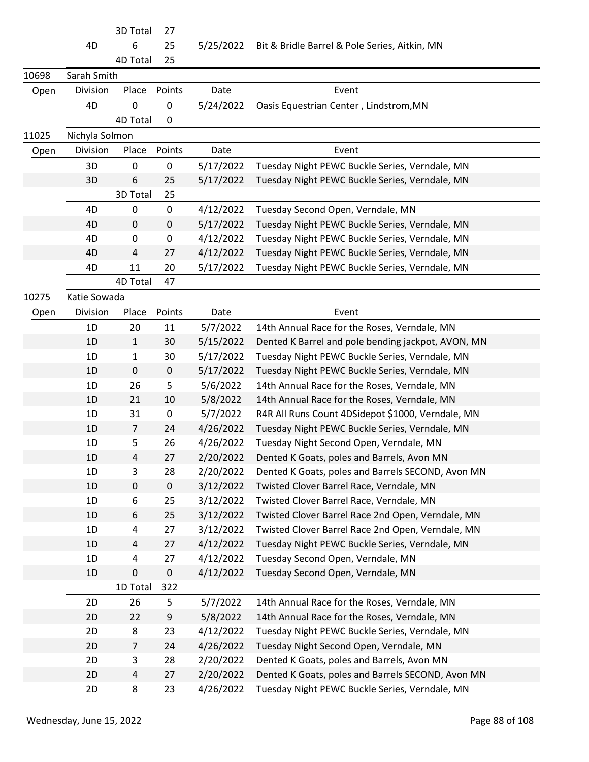| | Division | Place | Points | Date | Event |
|---|---|---|---|---|---|
| | | 3D Total | 27 | | |
| | 4D | 6 | 25 | 5/25/2022 | Bit & Bridle Barrel & Pole Series, Aitkin, MN |
| | | 4D Total | 25 | | |
| 10698 | Sarah Smith | | | | |
| Open | Division | Place | Points | Date | Event |
| | 4D | 0 | 0 | 5/24/2022 | Oasis Equestrian Center , Lindstrom,MN |
| | | 4D Total | 0 | | |
| 11025 | Nichyla Solmon | | | | |
| Open | Division | Place | Points | Date | Event |
| | 3D | 0 | 0 | 5/17/2022 | Tuesday Night PEWC Buckle Series, Verndale, MN |
| | 3D | 6 | 25 | 5/17/2022 | Tuesday Night PEWC Buckle Series, Verndale, MN |
| | | 3D Total | 25 | | |
| | 4D | 0 | 0 | 4/12/2022 | Tuesday Second Open, Verndale, MN |
| | 4D | 0 | 0 | 5/17/2022 | Tuesday Night PEWC Buckle Series, Verndale, MN |
| | 4D | 0 | 0 | 4/12/2022 | Tuesday Night PEWC Buckle Series, Verndale, MN |
| | 4D | 4 | 27 | 4/12/2022 | Tuesday Night PEWC Buckle Series, Verndale, MN |
| | 4D | 11 | 20 | 5/17/2022 | Tuesday Night PEWC Buckle Series, Verndale, MN |
| | | 4D Total | 47 | | |
| 10275 | Katie Sowada | | | | |
| Open | Division | Place | Points | Date | Event |
| | 1D | 20 | 11 | 5/7/2022 | 14th Annual Race for the Roses, Verndale, MN |
| | 1D | 1 | 30 | 5/15/2022 | Dented K Barrel and pole bending jackpot, AVON, MN |
| | 1D | 1 | 30 | 5/17/2022 | Tuesday Night PEWC Buckle Series, Verndale, MN |
| | 1D | 0 | 0 | 5/17/2022 | Tuesday Night PEWC Buckle Series, Verndale, MN |
| | 1D | 26 | 5 | 5/6/2022 | 14th Annual Race for the Roses, Verndale, MN |
| | 1D | 21 | 10 | 5/8/2022 | 14th Annual Race for the Roses, Verndale, MN |
| | 1D | 31 | 0 | 5/7/2022 | R4R All Runs Count 4DSidepot $1000, Verndale, MN |
| | 1D | 7 | 24 | 4/26/2022 | Tuesday Night PEWC Buckle Series, Verndale, MN |
| | 1D | 5 | 26 | 4/26/2022 | Tuesday Night Second Open, Verndale, MN |
| | 1D | 4 | 27 | 2/20/2022 | Dented K Goats, poles and Barrels, Avon MN |
| | 1D | 3 | 28 | 2/20/2022 | Dented K Goats, poles and Barrels SECOND, Avon MN |
| | 1D | 0 | 0 | 3/12/2022 | Twisted Clover Barrel Race, Verndale, MN |
| | 1D | 6 | 25 | 3/12/2022 | Twisted Clover Barrel Race, Verndale, MN |
| | 1D | 6 | 25 | 3/12/2022 | Twisted Clover Barrel Race 2nd Open, Verndale, MN |
| | 1D | 4 | 27 | 3/12/2022 | Twisted Clover Barrel Race 2nd Open, Verndale, MN |
| | 1D | 4 | 27 | 4/12/2022 | Tuesday Night PEWC Buckle Series, Verndale, MN |
| | 1D | 4 | 27 | 4/12/2022 | Tuesday Second Open, Verndale, MN |
| | 1D | 0 | 0 | 4/12/2022 | Tuesday Second Open, Verndale, MN |
| | | 1D Total | 322 | | |
| | 2D | 26 | 5 | 5/7/2022 | 14th Annual Race for the Roses, Verndale, MN |
| | 2D | 22 | 9 | 5/8/2022 | 14th Annual Race for the Roses, Verndale, MN |
| | 2D | 8 | 23 | 4/12/2022 | Tuesday Night PEWC Buckle Series, Verndale, MN |
| | 2D | 7 | 24 | 4/26/2022 | Tuesday Night Second Open, Verndale, MN |
| | 2D | 3 | 28 | 2/20/2022 | Dented K Goats, poles and Barrels, Avon MN |
| | 2D | 4 | 27 | 2/20/2022 | Dented K Goats, poles and Barrels SECOND, Avon MN |
| | 2D | 8 | 23 | 4/26/2022 | Tuesday Night PEWC Buckle Series, Verndale, MN |

Wednesday, June 15, 2022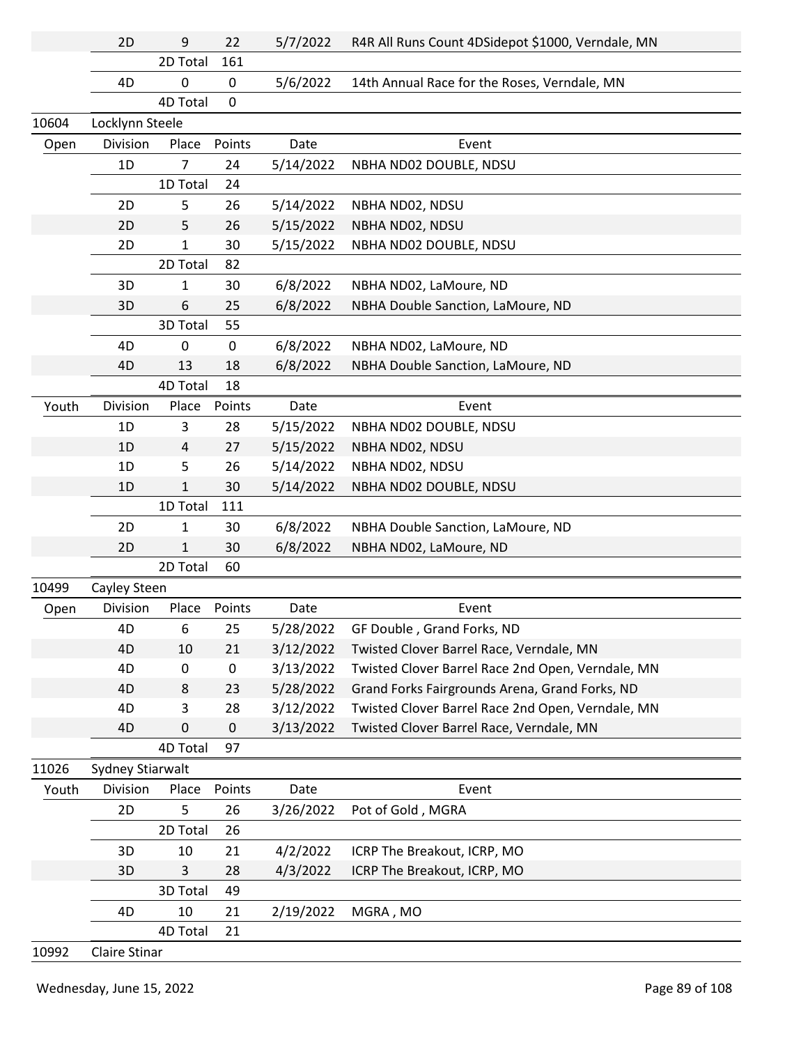| | Division | Place | Points | Date | Event |
|---|---|---|---|---|---|
| | 2D | 9 | 22 | 5/7/2022 | R4R All Runs Count 4DSidepot $1000, Verndale, MN |
| | | 2D Total | 161 | | |
| | 4D | 0 | 0 | 5/6/2022 | 14th Annual Race for the Roses, Verndale, MN |
| | | 4D Total | 0 | | |
| 10604 | Locklynn Steele | | | | |
| Open | Division | Place | Points | Date | Event |
| | 1D | 7 | 24 | 5/14/2022 | NBHA ND02 DOUBLE, NDSU |
| | | 1D Total | 24 | | |
| | 2D | 5 | 26 | 5/14/2022 | NBHA ND02, NDSU |
| | 2D | 5 | 26 | 5/15/2022 | NBHA ND02, NDSU |
| | 2D | 1 | 30 | 5/15/2022 | NBHA ND02 DOUBLE, NDSU |
| | | 2D Total | 82 | | |
| | 3D | 1 | 30 | 6/8/2022 | NBHA ND02, LaMoure, ND |
| | 3D | 6 | 25 | 6/8/2022 | NBHA Double Sanction, LaMoure, ND |
| | | 3D Total | 55 | | |
| | 4D | 0 | 0 | 6/8/2022 | NBHA ND02, LaMoure, ND |
| | 4D | 13 | 18 | 6/8/2022 | NBHA Double Sanction, LaMoure, ND |
| | | 4D Total | 18 | | |
| Youth | Division | Place | Points | Date | Event |
| | 1D | 3 | 28 | 5/15/2022 | NBHA ND02 DOUBLE, NDSU |
| | 1D | 4 | 27 | 5/15/2022 | NBHA ND02, NDSU |
| | 1D | 5 | 26 | 5/14/2022 | NBHA ND02, NDSU |
| | 1D | 1 | 30 | 5/14/2022 | NBHA ND02 DOUBLE, NDSU |
| | | 1D Total | 111 | | |
| | 2D | 1 | 30 | 6/8/2022 | NBHA Double Sanction, LaMoure, ND |
| | 2D | 1 | 30 | 6/8/2022 | NBHA ND02, LaMoure, ND |
| | | 2D Total | 60 | | |
| 10499 | Cayley Steen | | | | |
| Open | Division | Place | Points | Date | Event |
| | 4D | 6 | 25 | 5/28/2022 | GF Double , Grand Forks, ND |
| | 4D | 10 | 21 | 3/12/2022 | Twisted Clover Barrel Race, Verndale, MN |
| | 4D | 0 | 0 | 3/13/2022 | Twisted Clover Barrel Race 2nd Open, Verndale, MN |
| | 4D | 8 | 23 | 5/28/2022 | Grand Forks Fairgrounds Arena, Grand Forks, ND |
| | 4D | 3 | 28 | 3/12/2022 | Twisted Clover Barrel Race 2nd Open, Verndale, MN |
| | 4D | 0 | 0 | 3/13/2022 | Twisted Clover Barrel Race, Verndale, MN |
| | | 4D Total | 97 | | |
| 11026 | Sydney Stiarwalt | | | | |
| Youth | Division | Place | Points | Date | Event |
| | 2D | 5 | 26 | 3/26/2022 | Pot of Gold , MGRA |
| | | 2D Total | 26 | | |
| | 3D | 10 | 21 | 4/2/2022 | ICRP The Breakout, ICRP, MO |
| | 3D | 3 | 28 | 4/3/2022 | ICRP The Breakout, ICRP, MO |
| | | 3D Total | 49 | | |
| | 4D | 10 | 21 | 2/19/2022 | MGRA , MO |
| | | 4D Total | 21 | | |
| 10992 | Claire Stinar | | | | |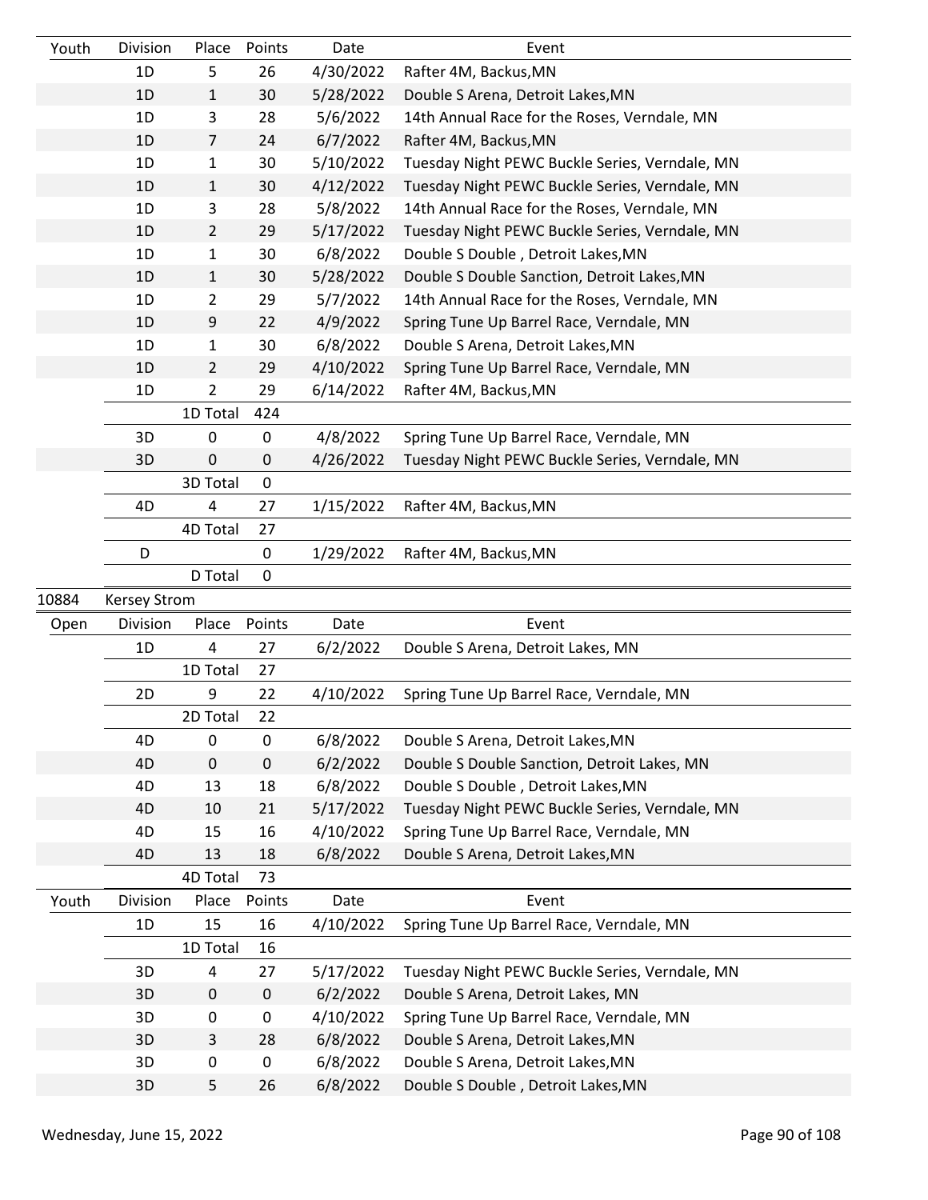| Youth | Division | Place | Points | Date | Event |
|---|---|---|---|---|---|
| | 1D | 5 | 26 | 4/30/2022 | Rafter 4M, Backus,MN |
| | 1D | 1 | 30 | 5/28/2022 | Double S Arena, Detroit Lakes,MN |
| | 1D | 3 | 28 | 5/6/2022 | 14th Annual Race for the Roses, Verndale, MN |
| | 1D | 7 | 24 | 6/7/2022 | Rafter 4M, Backus,MN |
| | 1D | 1 | 30 | 5/10/2022 | Tuesday Night PEWC Buckle Series, Verndale, MN |
| | 1D | 1 | 30 | 4/12/2022 | Tuesday Night PEWC Buckle Series, Verndale, MN |
| | 1D | 3 | 28 | 5/8/2022 | 14th Annual Race for the Roses, Verndale, MN |
| | 1D | 2 | 29 | 5/17/2022 | Tuesday Night PEWC Buckle Series, Verndale, MN |
| | 1D | 1 | 30 | 6/8/2022 | Double S Double , Detroit Lakes,MN |
| | 1D | 1 | 30 | 5/28/2022 | Double S Double Sanction, Detroit Lakes,MN |
| | 1D | 2 | 29 | 5/7/2022 | 14th Annual Race for the Roses, Verndale, MN |
| | 1D | 9 | 22 | 4/9/2022 | Spring Tune Up Barrel Race, Verndale, MN |
| | 1D | 1 | 30 | 6/8/2022 | Double S Arena, Detroit Lakes,MN |
| | 1D | 2 | 29 | 4/10/2022 | Spring Tune Up Barrel Race, Verndale, MN |
| | 1D | 2 | 29 | 6/14/2022 | Rafter 4M, Backus,MN |
| | | 1D Total | 424 | | |
| | 3D | 0 | 0 | 4/8/2022 | Spring Tune Up Barrel Race, Verndale, MN |
| | 3D | 0 | 0 | 4/26/2022 | Tuesday Night PEWC Buckle Series, Verndale, MN |
| | | 3D Total | 0 | | |
| | 4D | 4 | 27 | 1/15/2022 | Rafter 4M, Backus,MN |
| | | 4D Total | 27 | | |
| | D | | 0 | 1/29/2022 | Rafter 4M, Backus,MN |
| | | D Total | 0 | | |

10884 Kersey Strom

| Open | Division | Place | Points | Date | Event |
|---|---|---|---|---|---|
| | 1D | 4 | 27 | 6/2/2022 | Double S Arena, Detroit Lakes, MN |
| | | 1D Total | 27 | | |
| | 2D | 9 | 22 | 4/10/2022 | Spring Tune Up Barrel Race, Verndale, MN |
| | | 2D Total | 22 | | |
| | 4D | 0 | 0 | 6/8/2022 | Double S Arena, Detroit Lakes,MN |
| | 4D | 0 | 0 | 6/2/2022 | Double S Double Sanction, Detroit Lakes, MN |
| | 4D | 13 | 18 | 6/8/2022 | Double S Double , Detroit Lakes,MN |
| | 4D | 10 | 21 | 5/17/2022 | Tuesday Night PEWC Buckle Series, Verndale, MN |
| | 4D | 15 | 16 | 4/10/2022 | Spring Tune Up Barrel Race, Verndale, MN |
| | 4D | 13 | 18 | 6/8/2022 | Double S Arena, Detroit Lakes,MN |
| | | 4D Total | 73 | | |

| Youth | Division | Place | Points | Date | Event |
|---|---|---|---|---|---|
| | 1D | 15 | 16 | 4/10/2022 | Spring Tune Up Barrel Race, Verndale, MN |
| | | 1D Total | 16 | | |
| | 3D | 4 | 27 | 5/17/2022 | Tuesday Night PEWC Buckle Series, Verndale, MN |
| | 3D | 0 | 0 | 6/2/2022 | Double S Arena, Detroit Lakes, MN |
| | 3D | 0 | 0 | 4/10/2022 | Spring Tune Up Barrel Race, Verndale, MN |
| | 3D | 3 | 28 | 6/8/2022 | Double S Arena, Detroit Lakes,MN |
| | 3D | 0 | 0 | 6/8/2022 | Double S Arena, Detroit Lakes,MN |
| | 3D | 5 | 26 | 6/8/2022 | Double S Double , Detroit Lakes,MN |

Wednesday, June 15, 2022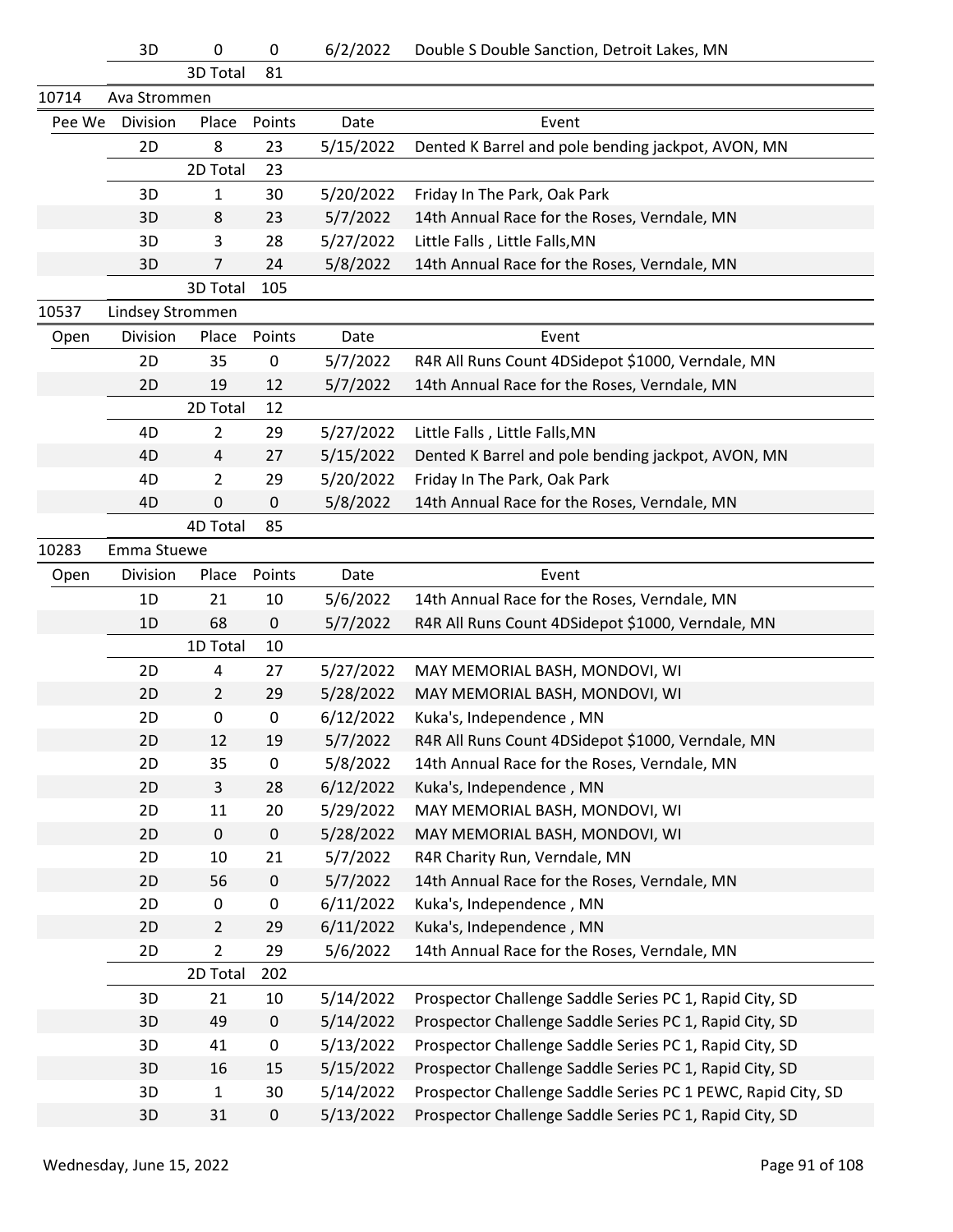|  | Division | Place | Points | Date | Event |
|---|---|---|---|---|---|
|  | 3D | 0 | 0 | 6/2/2022 | Double S Double Sanction, Detroit Lakes, MN |
|  |  | 3D Total | 81 |  |  |
| 10714 | Ava Strommen |  |  |  |  |
| Pee We | Division | Place | Points | Date | Event |
|  | 2D | 8 | 23 | 5/15/2022 | Dented K Barrel and pole bending jackpot, AVON, MN |
|  |  | 2D Total | 23 |  |  |
|  | 3D | 1 | 30 | 5/20/2022 | Friday In The Park, Oak Park |
|  | 3D | 8 | 23 | 5/7/2022 | 14th Annual Race for the Roses, Verndale, MN |
|  | 3D | 3 | 28 | 5/27/2022 | Little Falls , Little Falls,MN |
|  | 3D | 7 | 24 | 5/8/2022 | 14th Annual Race for the Roses, Verndale, MN |
|  |  | 3D Total | 105 |  |  |
| 10537 | Lindsey Strommen |  |  |  |  |
| Open | Division | Place | Points | Date | Event |
|  | 2D | 35 | 0 | 5/7/2022 | R4R All Runs Count 4DSidepot $1000, Verndale, MN |
|  | 2D | 19 | 12 | 5/7/2022 | 14th Annual Race for the Roses, Verndale, MN |
|  |  | 2D Total | 12 |  |  |
|  | 4D | 2 | 29 | 5/27/2022 | Little Falls , Little Falls,MN |
|  | 4D | 4 | 27 | 5/15/2022 | Dented K Barrel and pole bending jackpot, AVON, MN |
|  | 4D | 2 | 29 | 5/20/2022 | Friday In The Park, Oak Park |
|  | 4D | 0 | 0 | 5/8/2022 | 14th Annual Race for the Roses, Verndale, MN |
|  |  | 4D Total | 85 |  |  |
| 10283 | Emma Stuewe |  |  |  |  |
| Open | Division | Place | Points | Date | Event |
|  | 1D | 21 | 10 | 5/6/2022 | 14th Annual Race for the Roses, Verndale, MN |
|  | 1D | 68 | 0 | 5/7/2022 | R4R All Runs Count 4DSidepot $1000, Verndale, MN |
|  |  | 1D Total | 10 |  |  |
|  | 2D | 4 | 27 | 5/27/2022 | MAY MEMORIAL BASH, MONDOVI, WI |
|  | 2D | 2 | 29 | 5/28/2022 | MAY MEMORIAL BASH, MONDOVI, WI |
|  | 2D | 0 | 0 | 6/12/2022 | Kuka's, Independence , MN |
|  | 2D | 12 | 19 | 5/7/2022 | R4R All Runs Count 4DSidepot $1000, Verndale, MN |
|  | 2D | 35 | 0 | 5/8/2022 | 14th Annual Race for the Roses, Verndale, MN |
|  | 2D | 3 | 28 | 6/12/2022 | Kuka's, Independence , MN |
|  | 2D | 11 | 20 | 5/29/2022 | MAY MEMORIAL BASH, MONDOVI, WI |
|  | 2D | 0 | 0 | 5/28/2022 | MAY MEMORIAL BASH, MONDOVI, WI |
|  | 2D | 10 | 21 | 5/7/2022 | R4R Charity Run, Verndale, MN |
|  | 2D | 56 | 0 | 5/7/2022 | 14th Annual Race for the Roses, Verndale, MN |
|  | 2D | 0 | 0 | 6/11/2022 | Kuka's, Independence , MN |
|  | 2D | 2 | 29 | 6/11/2022 | Kuka's, Independence , MN |
|  | 2D | 2 | 29 | 5/6/2022 | 14th Annual Race for the Roses, Verndale, MN |
|  |  | 2D Total | 202 |  |  |
|  | 3D | 21 | 10 | 5/14/2022 | Prospector Challenge Saddle Series PC 1, Rapid City, SD |
|  | 3D | 49 | 0 | 5/14/2022 | Prospector Challenge Saddle Series PC 1, Rapid City, SD |
|  | 3D | 41 | 0 | 5/13/2022 | Prospector Challenge Saddle Series PC 1, Rapid City, SD |
|  | 3D | 16 | 15 | 5/15/2022 | Prospector Challenge Saddle Series PC 1, Rapid City, SD |
|  | 3D | 1 | 30 | 5/14/2022 | Prospector Challenge Saddle Series PC 1 PEWC, Rapid City, SD |
|  | 3D | 31 | 0 | 5/13/2022 | Prospector Challenge Saddle Series PC 1, Rapid City, SD |

Wednesday, June 15, 2022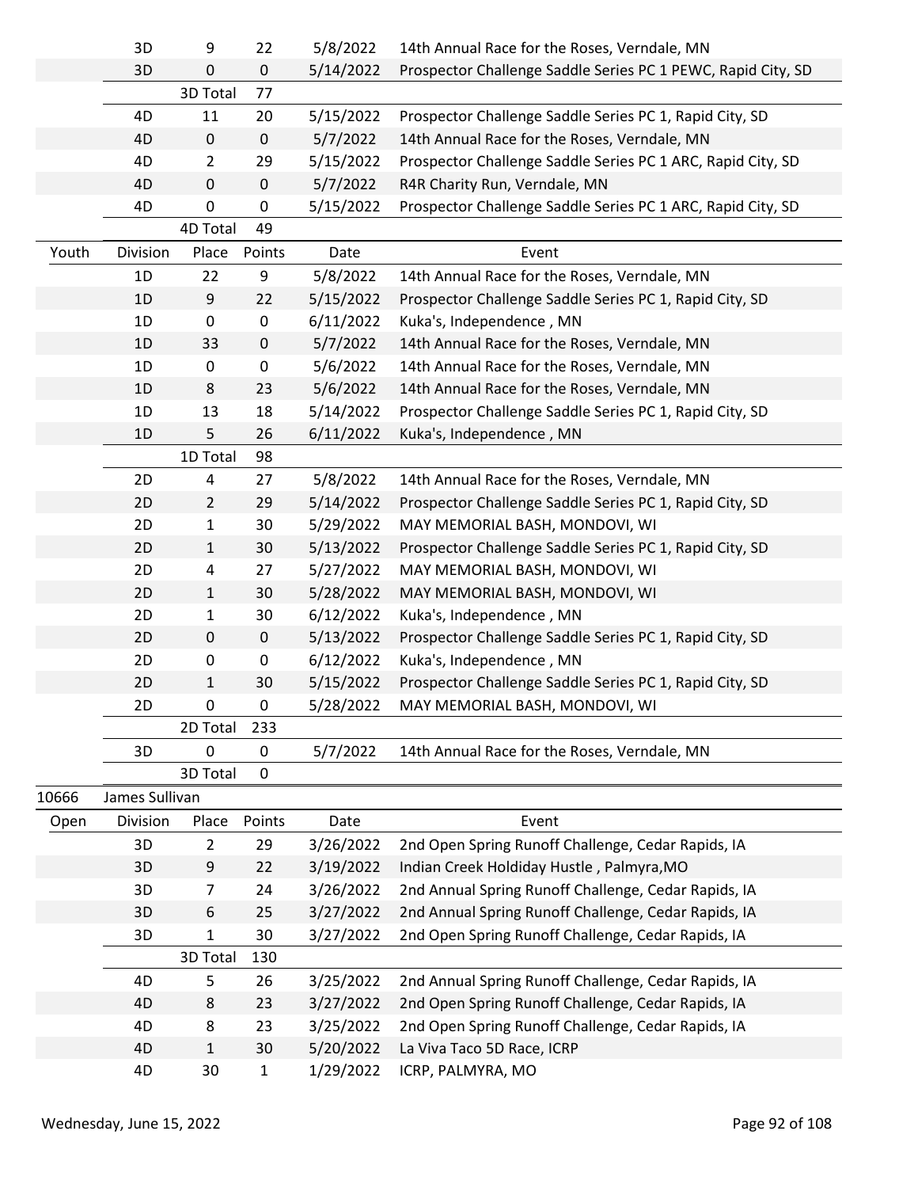| | Division | Place | Points | Date | Event |
|---|---|---|---|---|---|
| | 3D | 9 | 22 | 5/8/2022 | 14th Annual Race for the Roses, Verndale, MN |
| | 3D | 0 | 0 | 5/14/2022 | Prospector Challenge Saddle Series PC 1 PEWC, Rapid City, SD |
| | | 3D Total | 77 | | |
| | 4D | 11 | 20 | 5/15/2022 | Prospector Challenge Saddle Series PC 1, Rapid City, SD |
| | 4D | 0 | 0 | 5/7/2022 | 14th Annual Race for the Roses, Verndale, MN |
| | 4D | 2 | 29 | 5/15/2022 | Prospector Challenge Saddle Series PC 1 ARC, Rapid City, SD |
| | 4D | 0 | 0 | 5/7/2022 | R4R Charity Run, Verndale, MN |
| | 4D | 0 | 0 | 5/15/2022 | Prospector Challenge Saddle Series PC 1 ARC, Rapid City, SD |
| | | 4D Total | 49 | | |
| Youth | Division | Place | Points | Date | Event |
| | 1D | 22 | 9 | 5/8/2022 | 14th Annual Race for the Roses, Verndale, MN |
| | 1D | 9 | 22 | 5/15/2022 | Prospector Challenge Saddle Series PC 1, Rapid City, SD |
| | 1D | 0 | 0 | 6/11/2022 | Kuka's, Independence , MN |
| | 1D | 33 | 0 | 5/7/2022 | 14th Annual Race for the Roses, Verndale, MN |
| | 1D | 0 | 0 | 5/6/2022 | 14th Annual Race for the Roses, Verndale, MN |
| | 1D | 8 | 23 | 5/6/2022 | 14th Annual Race for the Roses, Verndale, MN |
| | 1D | 13 | 18 | 5/14/2022 | Prospector Challenge Saddle Series PC 1, Rapid City, SD |
| | 1D | 5 | 26 | 6/11/2022 | Kuka's, Independence , MN |
| | | 1D Total | 98 | | |
| | 2D | 4 | 27 | 5/8/2022 | 14th Annual Race for the Roses, Verndale, MN |
| | 2D | 2 | 29 | 5/14/2022 | Prospector Challenge Saddle Series PC 1, Rapid City, SD |
| | 2D | 1 | 30 | 5/29/2022 | MAY MEMORIAL BASH, MONDOVI, WI |
| | 2D | 1 | 30 | 5/13/2022 | Prospector Challenge Saddle Series PC 1, Rapid City, SD |
| | 2D | 4 | 27 | 5/27/2022 | MAY MEMORIAL BASH, MONDOVI, WI |
| | 2D | 1 | 30 | 5/28/2022 | MAY MEMORIAL BASH, MONDOVI, WI |
| | 2D | 1 | 30 | 6/12/2022 | Kuka's, Independence , MN |
| | 2D | 0 | 0 | 5/13/2022 | Prospector Challenge Saddle Series PC 1, Rapid City, SD |
| | 2D | 0 | 0 | 6/12/2022 | Kuka's, Independence , MN |
| | 2D | 1 | 30 | 5/15/2022 | Prospector Challenge Saddle Series PC 1, Rapid City, SD |
| | 2D | 0 | 0 | 5/28/2022 | MAY MEMORIAL BASH, MONDOVI, WI |
| | | 2D Total | 233 | | |
| | 3D | 0 | 0 | 5/7/2022 | 14th Annual Race for the Roses, Verndale, MN |
| | | 3D Total | 0 | | |
| 10666 | James Sullivan | | | | |
| Open | Division | Place | Points | Date | Event |
| | 3D | 2 | 29 | 3/26/2022 | 2nd Open Spring Runoff Challenge, Cedar Rapids, IA |
| | 3D | 9 | 22 | 3/19/2022 | Indian Creek Holdiday Hustle , Palmyra,MO |
| | 3D | 7 | 24 | 3/26/2022 | 2nd Annual Spring Runoff Challenge, Cedar Rapids, IA |
| | 3D | 6 | 25 | 3/27/2022 | 2nd Annual Spring Runoff Challenge, Cedar Rapids, IA |
| | 3D | 1 | 30 | 3/27/2022 | 2nd Open Spring Runoff Challenge, Cedar Rapids, IA |
| | | 3D Total | 130 | | |
| | 4D | 5 | 26 | 3/25/2022 | 2nd Annual Spring Runoff Challenge, Cedar Rapids, IA |
| | 4D | 8 | 23 | 3/27/2022 | 2nd Open Spring Runoff Challenge, Cedar Rapids, IA |
| | 4D | 8 | 23 | 3/25/2022 | 2nd Open Spring Runoff Challenge, Cedar Rapids, IA |
| | 4D | 1 | 30 | 5/20/2022 | La Viva Taco 5D Race, ICRP |
| | 4D | 30 | 1 | 1/29/2022 | ICRP, PALMYRA, MO |

Wednesday, June 15, 2022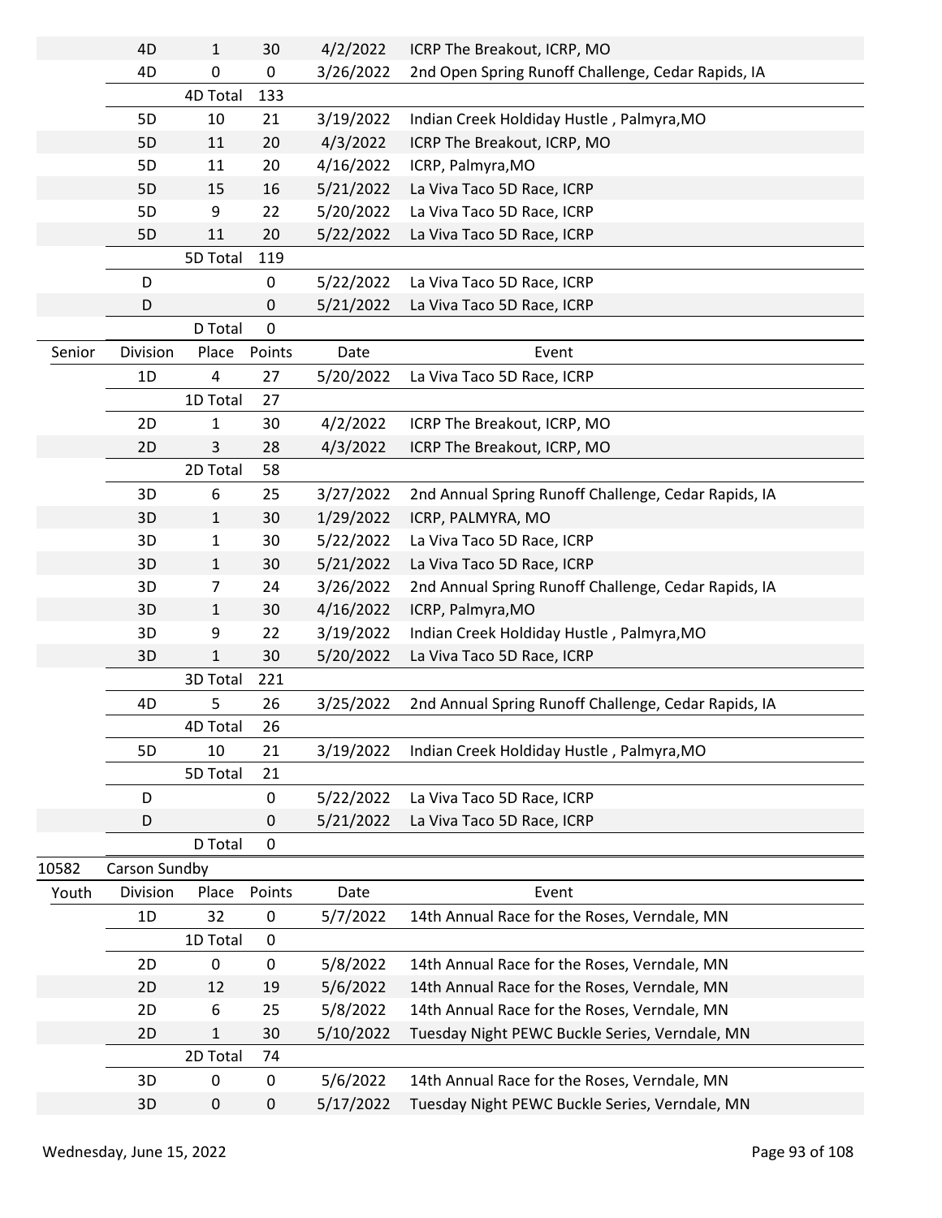| | Division | Place | Points | Date | Event |
|---|---|---|---|---|---|
| | 4D | 1 | 30 | 4/2/2022 | ICRP The Breakout, ICRP, MO |
| | 4D | 0 | 0 | 3/26/2022 | 2nd Open Spring Runoff Challenge, Cedar Rapids, IA |
| | | 4D Total | 133 | | |
| | 5D | 10 | 21 | 3/19/2022 | Indian Creek Holdiday Hustle , Palmyra,MO |
| | 5D | 11 | 20 | 4/3/2022 | ICRP The Breakout, ICRP, MO |
| | 5D | 11 | 20 | 4/16/2022 | ICRP, Palmyra,MO |
| | 5D | 15 | 16 | 5/21/2022 | La Viva Taco 5D Race, ICRP |
| | 5D | 9 | 22 | 5/20/2022 | La Viva Taco 5D Race, ICRP |
| | 5D | 11 | 20 | 5/22/2022 | La Viva Taco 5D Race, ICRP |
| | | 5D Total | 119 | | |
| | D | | 0 | 5/22/2022 | La Viva Taco 5D Race, ICRP |
| | D | | 0 | 5/21/2022 | La Viva Taco 5D Race, ICRP |
| | | D Total | 0 | | |

| Senior | Division | Place | Points | Date | Event |
|---|---|---|---|---|---|
| | 1D | 4 | 27 | 5/20/2022 | La Viva Taco 5D Race, ICRP |
| | | 1D Total | 27 | | |
| | 2D | 1 | 30 | 4/2/2022 | ICRP The Breakout, ICRP, MO |
| | 2D | 3 | 28 | 4/3/2022 | ICRP The Breakout, ICRP, MO |
| | | 2D Total | 58 | | |
| | 3D | 6 | 25 | 3/27/2022 | 2nd Annual Spring Runoff Challenge, Cedar Rapids, IA |
| | 3D | 1 | 30 | 1/29/2022 | ICRP, PALMYRA, MO |
| | 3D | 1 | 30 | 5/22/2022 | La Viva Taco 5D Race, ICRP |
| | 3D | 1 | 30 | 5/21/2022 | La Viva Taco 5D Race, ICRP |
| | 3D | 7 | 24 | 3/26/2022 | 2nd Annual Spring Runoff Challenge, Cedar Rapids, IA |
| | 3D | 1 | 30 | 4/16/2022 | ICRP, Palmyra,MO |
| | 3D | 9 | 22 | 3/19/2022 | Indian Creek Holdiday Hustle , Palmyra,MO |
| | 3D | 1 | 30 | 5/20/2022 | La Viva Taco 5D Race, ICRP |
| | | 3D Total | 221 | | |
| | 4D | 5 | 26 | 3/25/2022 | 2nd Annual Spring Runoff Challenge, Cedar Rapids, IA |
| | | 4D Total | 26 | | |
| | 5D | 10 | 21 | 3/19/2022 | Indian Creek Holdiday Hustle , Palmyra,MO |
| | | 5D Total | 21 | | |
| | D | | 0 | 5/22/2022 | La Viva Taco 5D Race, ICRP |
| | D | | 0 | 5/21/2022 | La Viva Taco 5D Race, ICRP |
| | | D Total | 0 | | |

10582 Carson Sundby

| Youth | Division | Place | Points | Date | Event |
|---|---|---|---|---|---|
| | 1D | 32 | 0 | 5/7/2022 | 14th Annual Race for the Roses, Verndale, MN |
| | | 1D Total | 0 | | |
| | 2D | 0 | 0 | 5/8/2022 | 14th Annual Race for the Roses, Verndale, MN |
| | 2D | 12 | 19 | 5/6/2022 | 14th Annual Race for the Roses, Verndale, MN |
| | 2D | 6 | 25 | 5/8/2022 | 14th Annual Race for the Roses, Verndale, MN |
| | 2D | 1 | 30 | 5/10/2022 | Tuesday Night PEWC Buckle Series, Verndale, MN |
| | | 2D Total | 74 | | |
| | 3D | 0 | 0 | 5/6/2022 | 14th Annual Race for the Roses, Verndale, MN |
| | 3D | 0 | 0 | 5/17/2022 | Tuesday Night PEWC Buckle Series, Verndale, MN |

Wednesday, June 15, 2022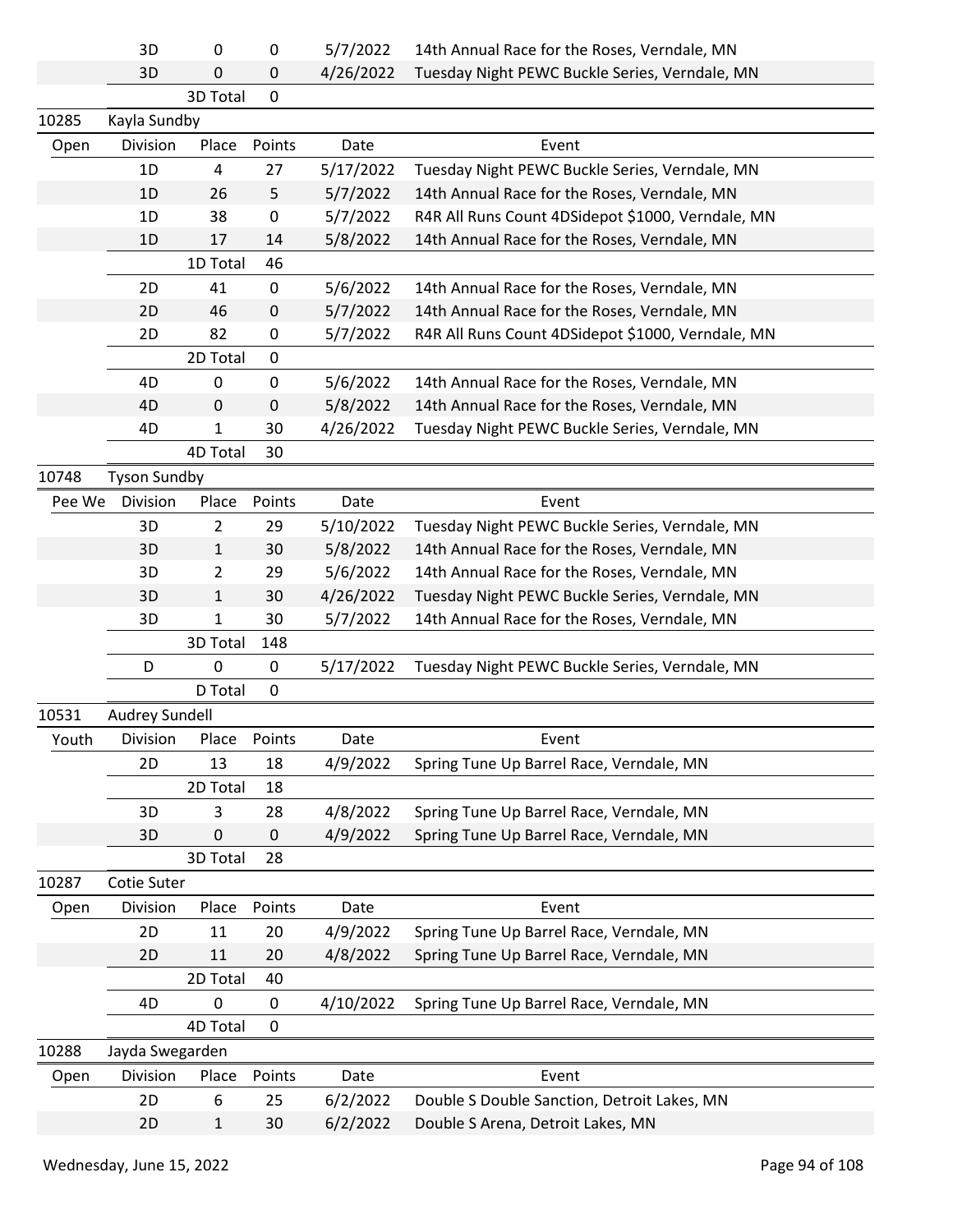| | Division | Place | Points | Date | Event |
|---|---|---|---|---|---|
| | 3D | 0 | 0 | 5/7/2022 | 14th Annual Race for the Roses, Verndale, MN |
| | 3D | 0 | 0 | 4/26/2022 | Tuesday Night PEWC Buckle Series, Verndale, MN |
| | | 3D Total | 0 | | |

**10285 Kayla Sundby**

| Open | Division | Place | Points | Date | Event |
|---|---|---|---|---|---|
| | 1D | 4 | 27 | 5/17/2022 | Tuesday Night PEWC Buckle Series, Verndale, MN |
| | 1D | 26 | 5 | 5/7/2022 | 14th Annual Race for the Roses, Verndale, MN |
| | 1D | 38 | 0 | 5/7/2022 | R4R All Runs Count 4DSidepot $1000, Verndale, MN |
| | 1D | 17 | 14 | 5/8/2022 | 14th Annual Race for the Roses, Verndale, MN |
| | | 1D Total | 46 | | |
| | 2D | 41 | 0 | 5/6/2022 | 14th Annual Race for the Roses, Verndale, MN |
| | 2D | 46 | 0 | 5/7/2022 | 14th Annual Race for the Roses, Verndale, MN |
| | 2D | 82 | 0 | 5/7/2022 | R4R All Runs Count 4DSidepot $1000, Verndale, MN |
| | | 2D Total | 0 | | |
| | 4D | 0 | 0 | 5/6/2022 | 14th Annual Race for the Roses, Verndale, MN |
| | 4D | 0 | 0 | 5/8/2022 | 14th Annual Race for the Roses, Verndale, MN |
| | 4D | 1 | 30 | 4/26/2022 | Tuesday Night PEWC Buckle Series, Verndale, MN |
| | | 4D Total | 30 | | |

**10748 Tyson Sundby**

| Pee We | Division | Place | Points | Date | Event |
|---|---|---|---|---|---|
| | 3D | 2 | 29 | 5/10/2022 | Tuesday Night PEWC Buckle Series, Verndale, MN |
| | 3D | 1 | 30 | 5/8/2022 | 14th Annual Race for the Roses, Verndale, MN |
| | 3D | 2 | 29 | 5/6/2022 | 14th Annual Race for the Roses, Verndale, MN |
| | 3D | 1 | 30 | 4/26/2022 | Tuesday Night PEWC Buckle Series, Verndale, MN |
| | 3D | 1 | 30 | 5/7/2022 | 14th Annual Race for the Roses, Verndale, MN |
| | | 3D Total | 148 | | |
| | D | 0 | 0 | 5/17/2022 | Tuesday Night PEWC Buckle Series, Verndale, MN |
| | | D Total | 0 | | |

**10531 Audrey Sundell**

| Youth | Division | Place | Points | Date | Event |
|---|---|---|---|---|---|
| | 2D | 13 | 18 | 4/9/2022 | Spring Tune Up Barrel Race, Verndale, MN |
| | | 2D Total | 18 | | |
| | 3D | 3 | 28 | 4/8/2022 | Spring Tune Up Barrel Race, Verndale, MN |
| | 3D | 0 | 0 | 4/9/2022 | Spring Tune Up Barrel Race, Verndale, MN |
| | | 3D Total | 28 | | |

**10287 Cotie Suter**

| Open | Division | Place | Points | Date | Event |
|---|---|---|---|---|---|
| | 2D | 11 | 20 | 4/9/2022 | Spring Tune Up Barrel Race, Verndale, MN |
| | 2D | 11 | 20 | 4/8/2022 | Spring Tune Up Barrel Race, Verndale, MN |
| | | 2D Total | 40 | | |
| | 4D | 0 | 0 | 4/10/2022 | Spring Tune Up Barrel Race, Verndale, MN |
| | | 4D Total | 0 | | |

**10288 Jayda Swegarden**

| Open | Division | Place | Points | Date | Event |
|---|---|---|---|---|---|
| | 2D | 6 | 25 | 6/2/2022 | Double S Double Sanction, Detroit Lakes, MN |
| | 2D | 1 | 30 | 6/2/2022 | Double S Arena, Detroit Lakes, MN |

Wednesday, June 15, 2022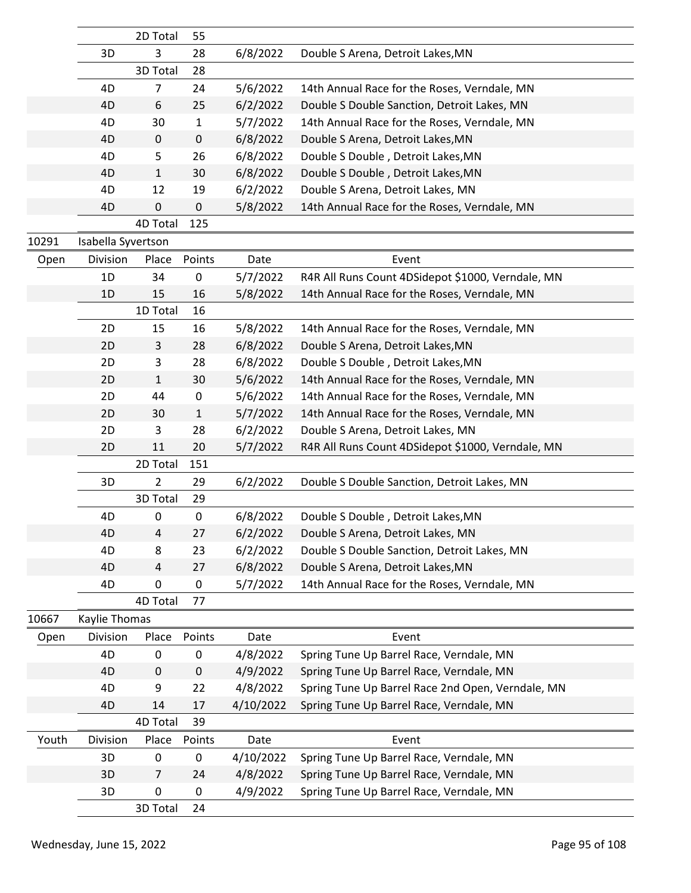| | Division | Place | Points | Date | Event |
|---|---|---|---|---|---|
| | | 2D Total | 55 | | |
| | 3D | 3 | 28 | 6/8/2022 | Double S Arena, Detroit Lakes,MN |
| | | 3D Total | 28 | | |
| | 4D | 7 | 24 | 5/6/2022 | 14th Annual Race for the Roses, Verndale, MN |
| | 4D | 6 | 25 | 6/2/2022 | Double S Double Sanction, Detroit Lakes, MN |
| | 4D | 30 | 1 | 5/7/2022 | 14th Annual Race for the Roses, Verndale, MN |
| | 4D | 0 | 0 | 6/8/2022 | Double S Arena, Detroit Lakes,MN |
| | 4D | 5 | 26 | 6/8/2022 | Double S Double , Detroit Lakes,MN |
| | 4D | 1 | 30 | 6/8/2022 | Double S Double , Detroit Lakes,MN |
| | 4D | 12 | 19 | 6/2/2022 | Double S Arena, Detroit Lakes, MN |
| | 4D | 0 | 0 | 5/8/2022 | 14th Annual Race for the Roses, Verndale, MN |
| | | 4D Total | 125 | | |

**10291 Isabella Syvertson**

| Open | Division | Place | Points | Date | Event |
|---|---|---|---|---|---|
| | 1D | 34 | 0 | 5/7/2022 | R4R All Runs Count 4DSidepot $1000, Verndale, MN |
| | 1D | 15 | 16 | 5/8/2022 | 14th Annual Race for the Roses, Verndale, MN |
| | | 1D Total | 16 | | |
| | 2D | 15 | 16 | 5/8/2022 | 14th Annual Race for the Roses, Verndale, MN |
| | 2D | 3 | 28 | 6/8/2022 | Double S Arena, Detroit Lakes,MN |
| | 2D | 3 | 28 | 6/8/2022 | Double S Double , Detroit Lakes,MN |
| | 2D | 1 | 30 | 5/6/2022 | 14th Annual Race for the Roses, Verndale, MN |
| | 2D | 44 | 0 | 5/6/2022 | 14th Annual Race for the Roses, Verndale, MN |
| | 2D | 30 | 1 | 5/7/2022 | 14th Annual Race for the Roses, Verndale, MN |
| | 2D | 3 | 28 | 6/2/2022 | Double S Arena, Detroit Lakes, MN |
| | 2D | 11 | 20 | 5/7/2022 | R4R All Runs Count 4DSidepot $1000, Verndale, MN |
| | | 2D Total | 151 | | |
| | 3D | 2 | 29 | 6/2/2022 | Double S Double Sanction, Detroit Lakes, MN |
| | | 3D Total | 29 | | |
| | 4D | 0 | 0 | 6/8/2022 | Double S Double , Detroit Lakes,MN |
| | 4D | 4 | 27 | 6/2/2022 | Double S Arena, Detroit Lakes, MN |
| | 4D | 8 | 23 | 6/2/2022 | Double S Double Sanction, Detroit Lakes, MN |
| | 4D | 4 | 27 | 6/8/2022 | Double S Arena, Detroit Lakes,MN |
| | 4D | 0 | 0 | 5/7/2022 | 14th Annual Race for the Roses, Verndale, MN |
| | | 4D Total | 77 | | |

**10667 Kaylie Thomas**

| Open | Division | Place | Points | Date | Event |
|---|---|---|---|---|---|
| | 4D | 0 | 0 | 4/8/2022 | Spring Tune Up Barrel Race, Verndale, MN |
| | 4D | 0 | 0 | 4/9/2022 | Spring Tune Up Barrel Race, Verndale, MN |
| | 4D | 9 | 22 | 4/8/2022 | Spring Tune Up Barrel Race 2nd Open, Verndale, MN |
| | 4D | 14 | 17 | 4/10/2022 | Spring Tune Up Barrel Race, Verndale, MN |
| | | 4D Total | 39 | | |

| Youth | Division | Place | Points | Date | Event |
|---|---|---|---|---|---|
| | 3D | 0 | 0 | 4/10/2022 | Spring Tune Up Barrel Race, Verndale, MN |
| | 3D | 7 | 24 | 4/8/2022 | Spring Tune Up Barrel Race, Verndale, MN |
| | 3D | 0 | 0 | 4/9/2022 | Spring Tune Up Barrel Race, Verndale, MN |
| | | 3D Total | 24 | | |

Wednesday, June 15, 2022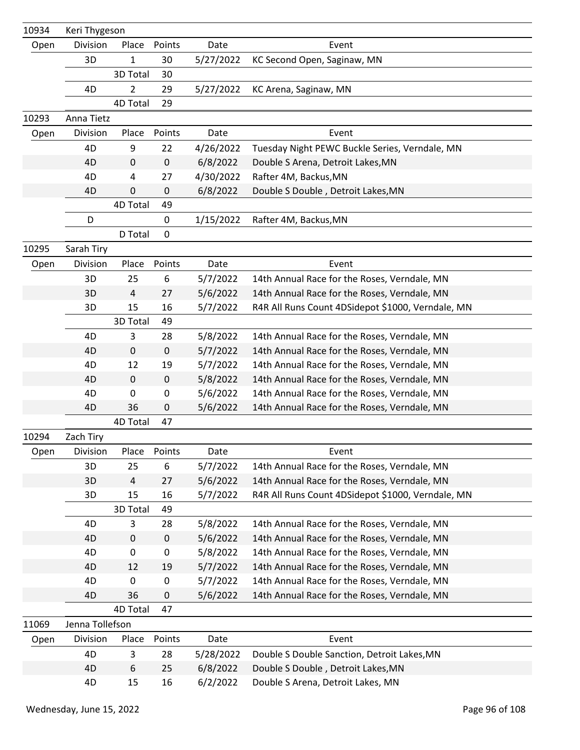| 10934 | Keri Thygeson | | | | |
|---|---|---|---|---|---|
| Open | Division | Place | Points | Date | Event |
| | 3D | 1 | 30 | 5/27/2022 | KC Second Open, Saginaw, MN |
| | | 3D Total | 30 | | |
| | 4D | 2 | 29 | 5/27/2022 | KC Arena, Saginaw, MN |
| | | 4D Total | 29 | | |
| 10293 | Anna Tietz | | | | |
| Open | Division | Place | Points | Date | Event |
| | 4D | 9 | 22 | 4/26/2022 | Tuesday Night PEWC Buckle Series, Verndale, MN |
| | 4D | 0 | 0 | 6/8/2022 | Double S Arena, Detroit Lakes,MN |
| | 4D | 4 | 27 | 4/30/2022 | Rafter 4M, Backus,MN |
| | 4D | 0 | 0 | 6/8/2022 | Double S Double , Detroit Lakes,MN |
| | | 4D Total | 49 | | |
| | D | | 0 | 1/15/2022 | Rafter 4M, Backus,MN |
| | | D Total | 0 | | |
| 10295 | Sarah Tiry | | | | |
| Open | Division | Place | Points | Date | Event |
| | 3D | 25 | 6 | 5/7/2022 | 14th Annual Race for the Roses, Verndale, MN |
| | 3D | 4 | 27 | 5/6/2022 | 14th Annual Race for the Roses, Verndale, MN |
| | 3D | 15 | 16 | 5/7/2022 | R4R All Runs Count 4DSidepot $1000, Verndale, MN |
| | | 3D Total | 49 | | |
| | 4D | 3 | 28 | 5/8/2022 | 14th Annual Race for the Roses, Verndale, MN |
| | 4D | 0 | 0 | 5/7/2022 | 14th Annual Race for the Roses, Verndale, MN |
| | 4D | 12 | 19 | 5/7/2022 | 14th Annual Race for the Roses, Verndale, MN |
| | 4D | 0 | 0 | 5/8/2022 | 14th Annual Race for the Roses, Verndale, MN |
| | 4D | 0 | 0 | 5/6/2022 | 14th Annual Race for the Roses, Verndale, MN |
| | 4D | 36 | 0 | 5/6/2022 | 14th Annual Race for the Roses, Verndale, MN |
| | | 4D Total | 47 | | |
| 10294 | Zach Tiry | | | | |
| Open | Division | Place | Points | Date | Event |
| | 3D | 25 | 6 | 5/7/2022 | 14th Annual Race for the Roses, Verndale, MN |
| | 3D | 4 | 27 | 5/6/2022 | 14th Annual Race for the Roses, Verndale, MN |
| | 3D | 15 | 16 | 5/7/2022 | R4R All Runs Count 4DSidepot $1000, Verndale, MN |
| | | 3D Total | 49 | | |
| | 4D | 3 | 28 | 5/8/2022 | 14th Annual Race for the Roses, Verndale, MN |
| | 4D | 0 | 0 | 5/6/2022 | 14th Annual Race for the Roses, Verndale, MN |
| | 4D | 0 | 0 | 5/8/2022 | 14th Annual Race for the Roses, Verndale, MN |
| | 4D | 12 | 19 | 5/7/2022 | 14th Annual Race for the Roses, Verndale, MN |
| | 4D | 0 | 0 | 5/7/2022 | 14th Annual Race for the Roses, Verndale, MN |
| | 4D | 36 | 0 | 5/6/2022 | 14th Annual Race for the Roses, Verndale, MN |
| | | 4D Total | 47 | | |
| 11069 | Jenna Tollefson | | | | |
| Open | Division | Place | Points | Date | Event |
| | 4D | 3 | 28 | 5/28/2022 | Double S Double Sanction, Detroit Lakes,MN |
| | 4D | 6 | 25 | 6/8/2022 | Double S Double , Detroit Lakes,MN |
| | 4D | 15 | 16 | 6/2/2022 | Double S Arena, Detroit Lakes, MN |

Wednesday, June 15, 2022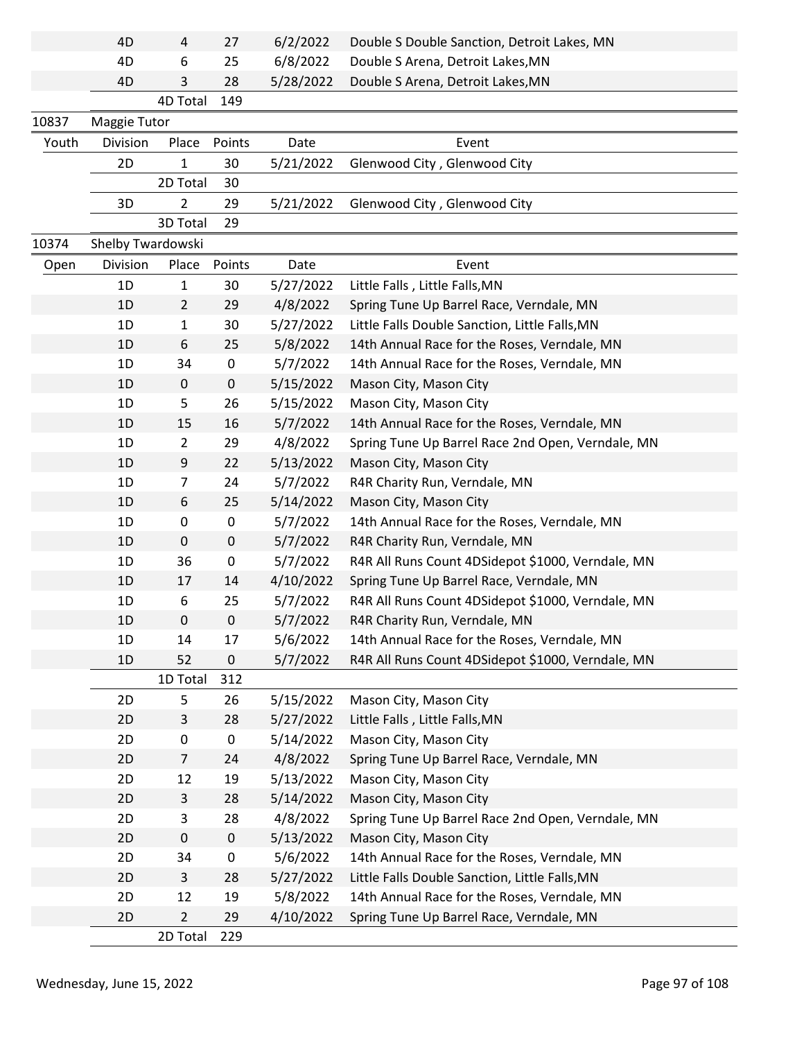| | Division | Place | Points | Date | Event |
|---|---|---|---|---|---|
| | 4D | 4 | 27 | 6/2/2022 | Double S Double Sanction, Detroit Lakes, MN |
| | 4D | 6 | 25 | 6/8/2022 | Double S Arena, Detroit Lakes,MN |
| | 4D | 3 | 28 | 5/28/2022 | Double S Arena, Detroit Lakes,MN |
| | | 4D Total | 149 | | |

**10837 Maggie Tutor**

| Youth | Division | Place | Points | Date | Event |
|---|---|---|---|---|---|
| | 2D | 1 | 30 | 5/21/2022 | Glenwood City , Glenwood City |
| | | 2D Total | 30 | | |
| | 3D | 2 | 29 | 5/21/2022 | Glenwood City , Glenwood City |
| | | 3D Total | 29 | | |

**10374 Shelby Twardowski**

| Open | Division | Place | Points | Date | Event |
|---|---|---|---|---|---|
| | 1D | 1 | 30 | 5/27/2022 | Little Falls , Little Falls,MN |
| | 1D | 2 | 29 | 4/8/2022 | Spring Tune Up Barrel Race, Verndale, MN |
| | 1D | 1 | 30 | 5/27/2022 | Little Falls Double Sanction, Little Falls,MN |
| | 1D | 6 | 25 | 5/8/2022 | 14th Annual Race for the Roses, Verndale, MN |
| | 1D | 34 | 0 | 5/7/2022 | 14th Annual Race for the Roses, Verndale, MN |
| | 1D | 0 | 0 | 5/15/2022 | Mason City, Mason City |
| | 1D | 5 | 26 | 5/15/2022 | Mason City, Mason City |
| | 1D | 15 | 16 | 5/7/2022 | 14th Annual Race for the Roses, Verndale, MN |
| | 1D | 2 | 29 | 4/8/2022 | Spring Tune Up Barrel Race 2nd Open, Verndale, MN |
| | 1D | 9 | 22 | 5/13/2022 | Mason City, Mason City |
| | 1D | 7 | 24 | 5/7/2022 | R4R Charity Run, Verndale, MN |
| | 1D | 6 | 25 | 5/14/2022 | Mason City, Mason City |
| | 1D | 0 | 0 | 5/7/2022 | 14th Annual Race for the Roses, Verndale, MN |
| | 1D | 0 | 0 | 5/7/2022 | R4R Charity Run, Verndale, MN |
| | 1D | 36 | 0 | 5/7/2022 | R4R All Runs Count 4DSidepot $1000, Verndale, MN |
| | 1D | 17 | 14 | 4/10/2022 | Spring Tune Up Barrel Race, Verndale, MN |
| | 1D | 6 | 25 | 5/7/2022 | R4R All Runs Count 4DSidepot $1000, Verndale, MN |
| | 1D | 0 | 0 | 5/7/2022 | R4R Charity Run, Verndale, MN |
| | 1D | 14 | 17 | 5/6/2022 | 14th Annual Race for the Roses, Verndale, MN |
| | 1D | 52 | 0 | 5/7/2022 | R4R All Runs Count 4DSidepot $1000, Verndale, MN |
| | | 1D Total | 312 | | |
| | 2D | 5 | 26 | 5/15/2022 | Mason City, Mason City |
| | 2D | 3 | 28 | 5/27/2022 | Little Falls , Little Falls,MN |
| | 2D | 0 | 0 | 5/14/2022 | Mason City, Mason City |
| | 2D | 7 | 24 | 4/8/2022 | Spring Tune Up Barrel Race, Verndale, MN |
| | 2D | 12 | 19 | 5/13/2022 | Mason City, Mason City |
| | 2D | 3 | 28 | 5/14/2022 | Mason City, Mason City |
| | 2D | 3 | 28 | 4/8/2022 | Spring Tune Up Barrel Race 2nd Open, Verndale, MN |
| | 2D | 0 | 0 | 5/13/2022 | Mason City, Mason City |
| | 2D | 34 | 0 | 5/6/2022 | 14th Annual Race for the Roses, Verndale, MN |
| | 2D | 3 | 28 | 5/27/2022 | Little Falls Double Sanction, Little Falls,MN |
| | 2D | 12 | 19 | 5/8/2022 | 14th Annual Race for the Roses, Verndale, MN |
| | 2D | 2 | 29 | 4/10/2022 | Spring Tune Up Barrel Race, Verndale, MN |
| | | 2D Total | 229 | | |

Wednesday, June 15, 2022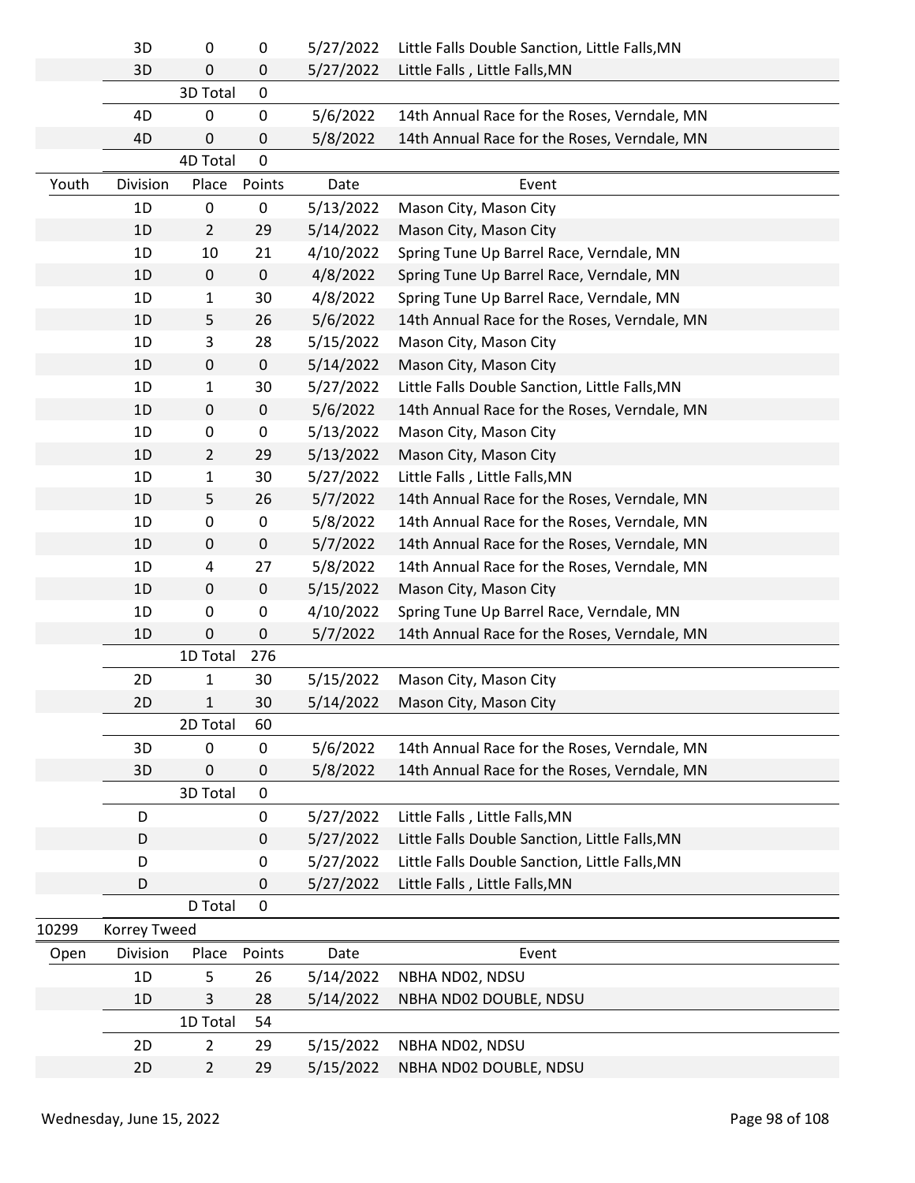| | Division | Place | Points | Date | Event |
|---|---|---|---|---|---|
| | 3D | 0 | 0 | 5/27/2022 | Little Falls Double Sanction, Little Falls,MN |
| | 3D | 0 | 0 | 5/27/2022 | Little Falls , Little Falls,MN |
| | | 3D Total | 0 | | |
| | 4D | 0 | 0 | 5/6/2022 | 14th Annual Race for the Roses, Verndale, MN |
| | 4D | 0 | 0 | 5/8/2022 | 14th Annual Race for the Roses, Verndale, MN |
| | | 4D Total | 0 | | |
| Youth | Division | Place | Points | Date | Event |
| | 1D | 0 | 0 | 5/13/2022 | Mason City, Mason City |
| | 1D | 2 | 29 | 5/14/2022 | Mason City, Mason City |
| | 1D | 10 | 21 | 4/10/2022 | Spring Tune Up Barrel Race, Verndale, MN |
| | 1D | 0 | 0 | 4/8/2022 | Spring Tune Up Barrel Race, Verndale, MN |
| | 1D | 1 | 30 | 4/8/2022 | Spring Tune Up Barrel Race, Verndale, MN |
| | 1D | 5 | 26 | 5/6/2022 | 14th Annual Race for the Roses, Verndale, MN |
| | 1D | 3 | 28 | 5/15/2022 | Mason City, Mason City |
| | 1D | 0 | 0 | 5/14/2022 | Mason City, Mason City |
| | 1D | 1 | 30 | 5/27/2022 | Little Falls Double Sanction, Little Falls,MN |
| | 1D | 0 | 0 | 5/6/2022 | 14th Annual Race for the Roses, Verndale, MN |
| | 1D | 0 | 0 | 5/13/2022 | Mason City, Mason City |
| | 1D | 2 | 29 | 5/13/2022 | Mason City, Mason City |
| | 1D | 1 | 30 | 5/27/2022 | Little Falls , Little Falls,MN |
| | 1D | 5 | 26 | 5/7/2022 | 14th Annual Race for the Roses, Verndale, MN |
| | 1D | 0 | 0 | 5/8/2022 | 14th Annual Race for the Roses, Verndale, MN |
| | 1D | 0 | 0 | 5/7/2022 | 14th Annual Race for the Roses, Verndale, MN |
| | 1D | 4 | 27 | 5/8/2022 | 14th Annual Race for the Roses, Verndale, MN |
| | 1D | 0 | 0 | 5/15/2022 | Mason City, Mason City |
| | 1D | 0 | 0 | 4/10/2022 | Spring Tune Up Barrel Race, Verndale, MN |
| | 1D | 0 | 0 | 5/7/2022 | 14th Annual Race for the Roses, Verndale, MN |
| | | 1D Total | 276 | | |
| | 2D | 1 | 30 | 5/15/2022 | Mason City, Mason City |
| | 2D | 1 | 30 | 5/14/2022 | Mason City, Mason City |
| | | 2D Total | 60 | | |
| | 3D | 0 | 0 | 5/6/2022 | 14th Annual Race for the Roses, Verndale, MN |
| | 3D | 0 | 0 | 5/8/2022 | 14th Annual Race for the Roses, Verndale, MN |
| | | 3D Total | 0 | | |
| | D | | 0 | 5/27/2022 | Little Falls , Little Falls,MN |
| | D | | 0 | 5/27/2022 | Little Falls Double Sanction, Little Falls,MN |
| | D | | 0 | 5/27/2022 | Little Falls Double Sanction, Little Falls,MN |
| | D | | 0 | 5/27/2022 | Little Falls , Little Falls,MN |
| | | D Total | 0 | | |
| 10299 | Korrey Tweed | | | | |
| Open | Division | Place | Points | Date | Event |
| | 1D | 5 | 26 | 5/14/2022 | NBHA ND02, NDSU |
| | 1D | 3 | 28 | 5/14/2022 | NBHA ND02 DOUBLE, NDSU |
| | | 1D Total | 54 | | |
| | 2D | 2 | 29 | 5/15/2022 | NBHA ND02, NDSU |
| | 2D | 2 | 29 | 5/15/2022 | NBHA ND02 DOUBLE, NDSU |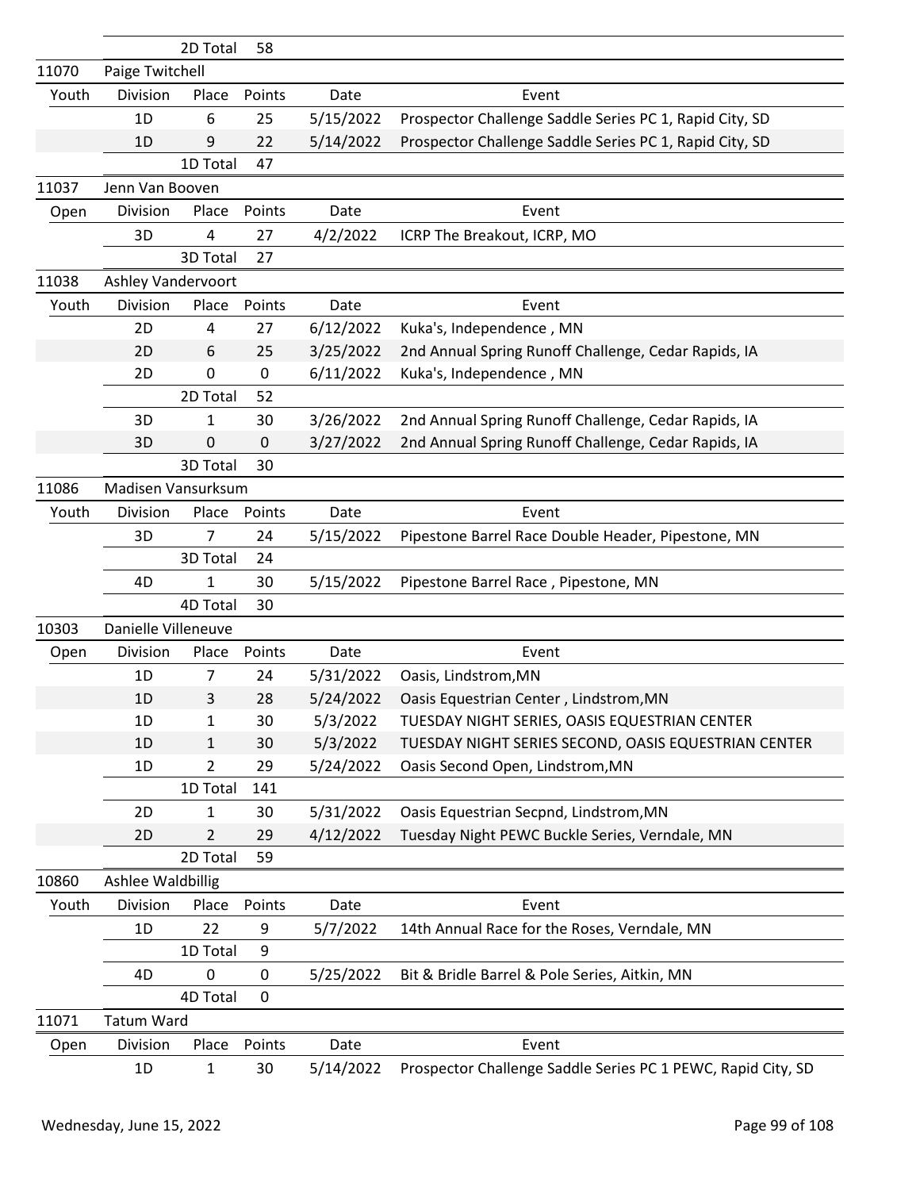| | | 2D Total | 58 | | |
|---|---|---|---|---|---|
| 11070 | Paige Twitchell | | | | |
| Youth | Division | Place | Points | Date | Event |
| | 1D | 6 | 25 | 5/15/2022 | Prospector Challenge Saddle Series PC 1, Rapid City, SD |
| | 1D | 9 | 22 | 5/14/2022 | Prospector Challenge Saddle Series PC 1, Rapid City, SD |
| | | 1D Total | 47 | | |
| 11037 | Jenn Van Booven | | | | |
| Open | Division | Place | Points | Date | Event |
| | 3D | 4 | 27 | 4/2/2022 | ICRP The Breakout, ICRP, MO |
| | | 3D Total | 27 | | |
| 11038 | Ashley Vandervoort | | | | |
| Youth | Division | Place | Points | Date | Event |
| | 2D | 4 | 27 | 6/12/2022 | Kuka's, Independence , MN |
| | 2D | 6 | 25 | 3/25/2022 | 2nd Annual Spring Runoff Challenge, Cedar Rapids, IA |
| | 2D | 0 | 0 | 6/11/2022 | Kuka's, Independence , MN |
| | | 2D Total | 52 | | |
| | 3D | 1 | 30 | 3/26/2022 | 2nd Annual Spring Runoff Challenge, Cedar Rapids, IA |
| | 3D | 0 | 0 | 3/27/2022 | 2nd Annual Spring Runoff Challenge, Cedar Rapids, IA |
| | | 3D Total | 30 | | |
| 11086 | Madisen Vansurksum | | | | |
| Youth | Division | Place | Points | Date | Event |
| | 3D | 7 | 24 | 5/15/2022 | Pipestone Barrel Race Double Header, Pipestone, MN |
| | | 3D Total | 24 | | |
| | 4D | 1 | 30 | 5/15/2022 | Pipestone Barrel Race , Pipestone, MN |
| | | 4D Total | 30 | | |
| 10303 | Danielle Villeneuve | | | | |
| Open | Division | Place | Points | Date | Event |
| | 1D | 7 | 24 | 5/31/2022 | Oasis, Lindstrom,MN |
| | 1D | 3 | 28 | 5/24/2022 | Oasis Equestrian Center , Lindstrom,MN |
| | 1D | 1 | 30 | 5/3/2022 | TUESDAY NIGHT SERIES, OASIS EQUESTRIAN CENTER |
| | 1D | 1 | 30 | 5/3/2022 | TUESDAY NIGHT SERIES SECOND, OASIS EQUESTRIAN CENTER |
| | 1D | 2 | 29 | 5/24/2022 | Oasis Second Open, Lindstrom,MN |
| | | 1D Total | 141 | | |
| | 2D | 1 | 30 | 5/31/2022 | Oasis Equestrian Secpnd, Lindstrom,MN |
| | 2D | 2 | 29 | 4/12/2022 | Tuesday Night PEWC Buckle Series, Verndale, MN |
| | | 2D Total | 59 | | |
| 10860 | Ashlee Waldbillig | | | | |
| Youth | Division | Place | Points | Date | Event |
| | 1D | 22 | 9 | 5/7/2022 | 14th Annual Race for the Roses, Verndale, MN |
| | | 1D Total | 9 | | |
| | 4D | 0 | 0 | 5/25/2022 | Bit & Bridle Barrel & Pole Series, Aitkin, MN |
| | | 4D Total | 0 | | |
| 11071 | Tatum Ward | | | | |
| Open | Division | Place | Points | Date | Event |
| | 1D | 1 | 30 | 5/14/2022 | Prospector Challenge Saddle Series PC 1 PEWC, Rapid City, SD |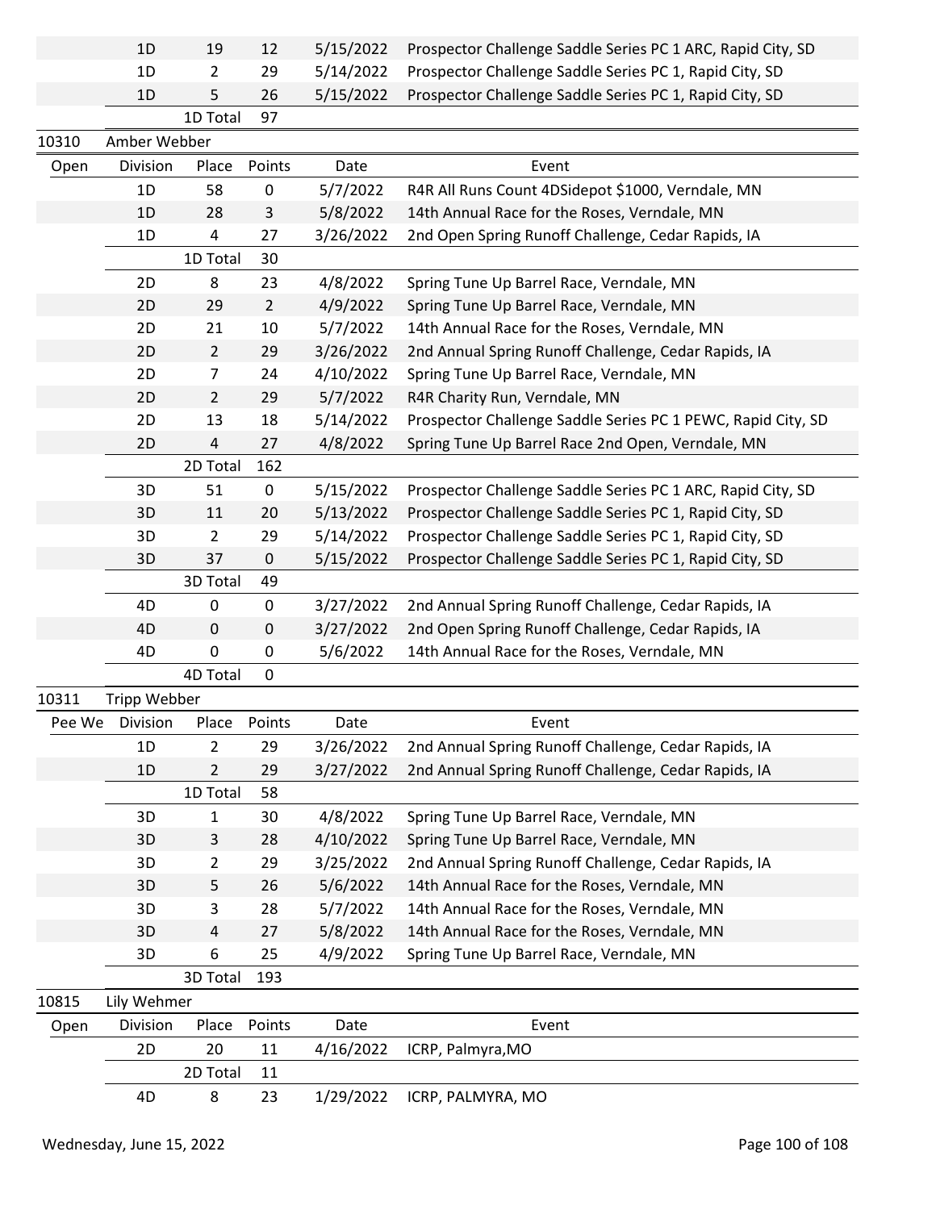| | Division | Place | Points | Date | Event |
|---|---|---|---|---|---|
| | 1D | 19 | 12 | 5/15/2022 | Prospector Challenge Saddle Series PC 1 ARC, Rapid City, SD |
| | 1D | 2 | 29 | 5/14/2022 | Prospector Challenge Saddle Series PC 1, Rapid City, SD |
| | 1D | 5 | 26 | 5/15/2022 | Prospector Challenge Saddle Series PC 1, Rapid City, SD |
| | | 1D Total | 97 | | |

| 10310 | Amber Webber | | | | |
|---|---|---|---|---|---|
| Open | Division | Place | Points | Date | Event |
| | 1D | 58 | 0 | 5/7/2022 | R4R All Runs Count 4DSidepot $1000, Verndale, MN |
| | 1D | 28 | 3 | 5/8/2022 | 14th Annual Race for the Roses, Verndale, MN |
| | 1D | 4 | 27 | 3/26/2022 | 2nd Open Spring Runoff Challenge, Cedar Rapids, IA |
| | | 1D Total | 30 | | |
| | 2D | 8 | 23 | 4/8/2022 | Spring Tune Up Barrel Race, Verndale, MN |
| | 2D | 29 | 2 | 4/9/2022 | Spring Tune Up Barrel Race, Verndale, MN |
| | 2D | 21 | 10 | 5/7/2022 | 14th Annual Race for the Roses, Verndale, MN |
| | 2D | 2 | 29 | 3/26/2022 | 2nd Annual Spring Runoff Challenge, Cedar Rapids, IA |
| | 2D | 7 | 24 | 4/10/2022 | Spring Tune Up Barrel Race, Verndale, MN |
| | 2D | 2 | 29 | 5/7/2022 | R4R Charity Run, Verndale, MN |
| | 2D | 13 | 18 | 5/14/2022 | Prospector Challenge Saddle Series PC 1 PEWC, Rapid City, SD |
| | 2D | 4 | 27 | 4/8/2022 | Spring Tune Up Barrel Race 2nd Open, Verndale, MN |
| | | 2D Total | 162 | | |
| | 3D | 51 | 0 | 5/15/2022 | Prospector Challenge Saddle Series PC 1 ARC, Rapid City, SD |
| | 3D | 11 | 20 | 5/13/2022 | Prospector Challenge Saddle Series PC 1, Rapid City, SD |
| | 3D | 2 | 29 | 5/14/2022 | Prospector Challenge Saddle Series PC 1, Rapid City, SD |
| | 3D | 37 | 0 | 5/15/2022 | Prospector Challenge Saddle Series PC 1, Rapid City, SD |
| | | 3D Total | 49 | | |
| | 4D | 0 | 0 | 3/27/2022 | 2nd Annual Spring Runoff Challenge, Cedar Rapids, IA |
| | 4D | 0 | 0 | 3/27/2022 | 2nd Open Spring Runoff Challenge, Cedar Rapids, IA |
| | 4D | 0 | 0 | 5/6/2022 | 14th Annual Race for the Roses, Verndale, MN |
| | | 4D Total | 0 | | |

| 10311 | Tripp Webber | | | | |
|---|---|---|---|---|---|
| Pee We | Division | Place | Points | Date | Event |
| | 1D | 2 | 29 | 3/26/2022 | 2nd Annual Spring Runoff Challenge, Cedar Rapids, IA |
| | 1D | 2 | 29 | 3/27/2022 | 2nd Annual Spring Runoff Challenge, Cedar Rapids, IA |
| | | 1D Total | 58 | | |
| | 3D | 1 | 30 | 4/8/2022 | Spring Tune Up Barrel Race, Verndale, MN |
| | 3D | 3 | 28 | 4/10/2022 | Spring Tune Up Barrel Race, Verndale, MN |
| | 3D | 2 | 29 | 3/25/2022 | 2nd Annual Spring Runoff Challenge, Cedar Rapids, IA |
| | 3D | 5 | 26 | 5/6/2022 | 14th Annual Race for the Roses, Verndale, MN |
| | 3D | 3 | 28 | 5/7/2022 | 14th Annual Race for the Roses, Verndale, MN |
| | 3D | 4 | 27 | 5/8/2022 | 14th Annual Race for the Roses, Verndale, MN |
| | 3D | 6 | 25 | 4/9/2022 | Spring Tune Up Barrel Race, Verndale, MN |
| | | 3D Total | 193 | | |

| 10815 | Lily Wehmer | | | | |
|---|---|---|---|---|---|
| Open | Division | Place | Points | Date | Event |
| | 2D | 20 | 11 | 4/16/2022 | ICRP, Palmyra,MO |
| | | 2D Total | 11 | | |
| | 4D | 8 | 23 | 1/29/2022 | ICRP, PALMYRA, MO |

Wednesday, June 15, 2022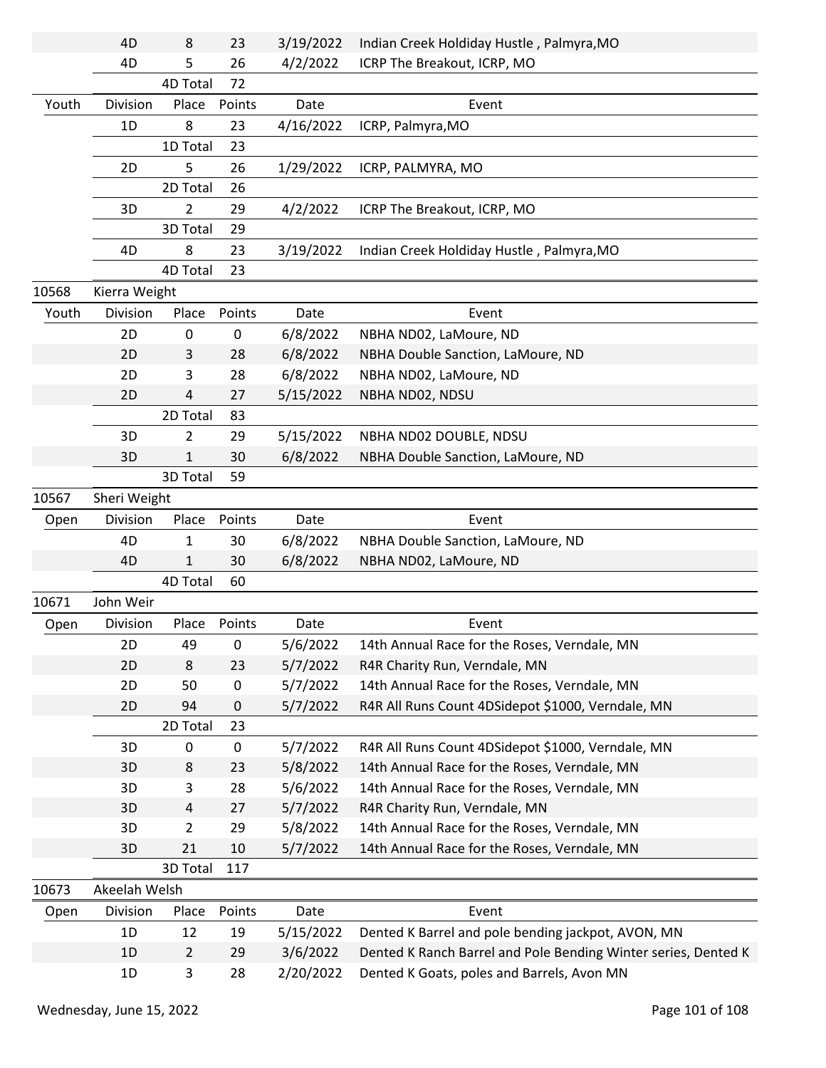|  | Division | Place | Points | Date | Event |
|---|---|---|---|---|---|
|  | 4D | 8 | 23 | 3/19/2022 | Indian Creek Holdiday Hustle , Palmyra,MO |
|  | 4D | 5 | 26 | 4/2/2022 | ICRP The Breakout, ICRP, MO |
|  |  | 4D Total | 72 |  |  |
| Youth | Division | Place | Points | Date | Event |
|  | 1D | 8 | 23 | 4/16/2022 | ICRP, Palmyra,MO |
|  |  | 1D Total | 23 |  |  |
|  | 2D | 5 | 26 | 1/29/2022 | ICRP, PALMYRA, MO |
|  |  | 2D Total | 26 |  |  |
|  | 3D | 2 | 29 | 4/2/2022 | ICRP The Breakout, ICRP, MO |
|  |  | 3D Total | 29 |  |  |
|  | 4D | 8 | 23 | 3/19/2022 | Indian Creek Holdiday Hustle , Palmyra,MO |
|  |  | 4D Total | 23 |  |  |
| 10568 | Kierra Weight |  |  |  |  |
| Youth | Division | Place | Points | Date | Event |
|  | 2D | 0 | 0 | 6/8/2022 | NBHA ND02, LaMoure, ND |
|  | 2D | 3 | 28 | 6/8/2022 | NBHA Double Sanction, LaMoure, ND |
|  | 2D | 3 | 28 | 6/8/2022 | NBHA ND02, LaMoure, ND |
|  | 2D | 4 | 27 | 5/15/2022 | NBHA ND02, NDSU |
|  |  | 2D Total | 83 |  |  |
|  | 3D | 2 | 29 | 5/15/2022 | NBHA ND02 DOUBLE, NDSU |
|  | 3D | 1 | 30 | 6/8/2022 | NBHA Double Sanction, LaMoure, ND |
|  |  | 3D Total | 59 |  |  |
| 10567 | Sheri Weight |  |  |  |  |
| Open | Division | Place | Points | Date | Event |
|  | 4D | 1 | 30 | 6/8/2022 | NBHA Double Sanction, LaMoure, ND |
|  | 4D | 1 | 30 | 6/8/2022 | NBHA ND02, LaMoure, ND |
|  |  | 4D Total | 60 |  |  |
| 10671 | John Weir |  |  |  |  |
| Open | Division | Place | Points | Date | Event |
|  | 2D | 49 | 0 | 5/6/2022 | 14th Annual Race for the Roses, Verndale, MN |
|  | 2D | 8 | 23 | 5/7/2022 | R4R Charity Run, Verndale, MN |
|  | 2D | 50 | 0 | 5/7/2022 | 14th Annual Race for the Roses, Verndale, MN |
|  | 2D | 94 | 0 | 5/7/2022 | R4R All Runs Count 4DSidepot $1000, Verndale, MN |
|  |  | 2D Total | 23 |  |  |
|  | 3D | 0 | 0 | 5/7/2022 | R4R All Runs Count 4DSidepot $1000, Verndale, MN |
|  | 3D | 8 | 23 | 5/8/2022 | 14th Annual Race for the Roses, Verndale, MN |
|  | 3D | 3 | 28 | 5/6/2022 | 14th Annual Race for the Roses, Verndale, MN |
|  | 3D | 4 | 27 | 5/7/2022 | R4R Charity Run, Verndale, MN |
|  | 3D | 2 | 29 | 5/8/2022 | 14th Annual Race for the Roses, Verndale, MN |
|  | 3D | 21 | 10 | 5/7/2022 | 14th Annual Race for the Roses, Verndale, MN |
|  |  | 3D Total | 117 |  |  |
| 10673 | Akeelah Welsh |  |  |  |  |
| Open | Division | Place | Points | Date | Event |
|  | 1D | 12 | 19 | 5/15/2022 | Dented K Barrel and pole bending jackpot, AVON, MN |
|  | 1D | 2 | 29 | 3/6/2022 | Dented K Ranch Barrel and Pole Bending Winter series, Dented K |
|  | 1D | 3 | 28 | 2/20/2022 | Dented K Goats, poles and Barrels, Avon MN |

Wednesday, June 15, 2022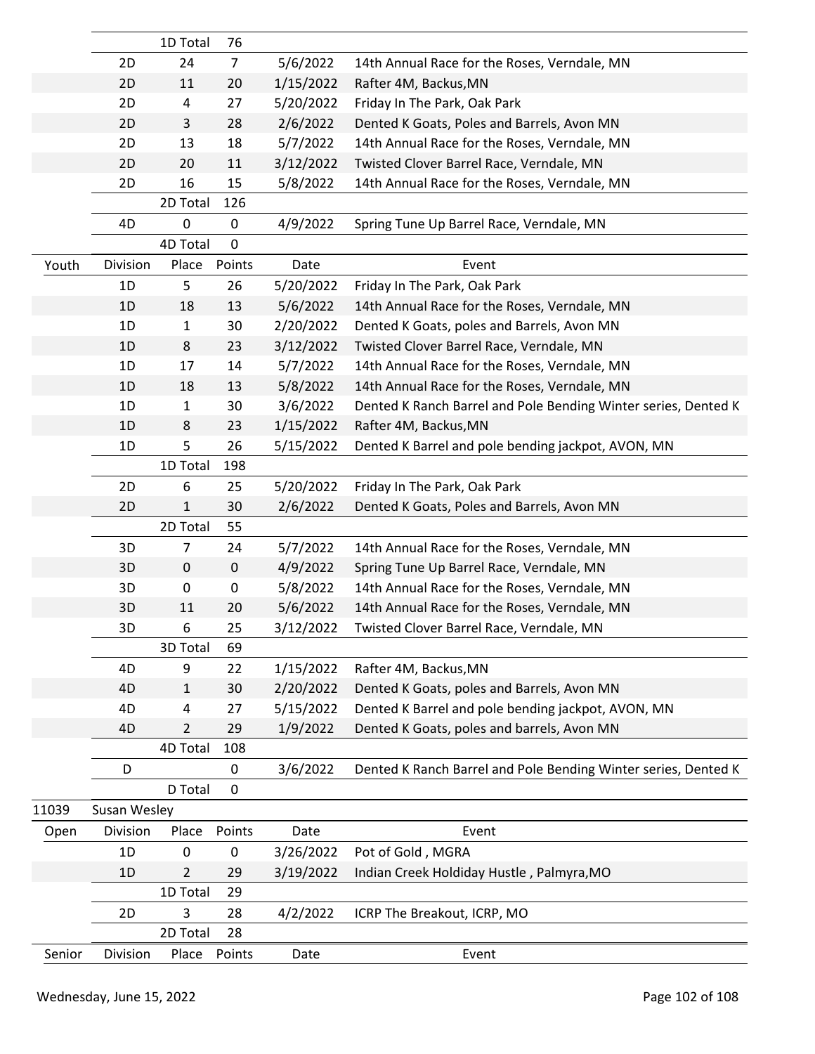| | Division | Place | Points | Date | Event |
|---|---|---|---|---|---|
| | | 1D Total | 76 | | |
| | 2D | 24 | 7 | 5/6/2022 | 14th Annual Race for the Roses, Verndale, MN |
| | 2D | 11 | 20 | 1/15/2022 | Rafter 4M, Backus,MN |
| | 2D | 4 | 27 | 5/20/2022 | Friday In The Park, Oak Park |
| | 2D | 3 | 28 | 2/6/2022 | Dented K Goats, Poles and Barrels, Avon MN |
| | 2D | 13 | 18 | 5/7/2022 | 14th Annual Race for the Roses, Verndale, MN |
| | 2D | 20 | 11 | 3/12/2022 | Twisted Clover Barrel Race, Verndale, MN |
| | 2D | 16 | 15 | 5/8/2022 | 14th Annual Race for the Roses, Verndale, MN |
| | | 2D Total | 126 | | |
| | 4D | 0 | 0 | 4/9/2022 | Spring Tune Up Barrel Race, Verndale, MN |
| | | 4D Total | 0 | | |
| Youth | Division | Place | Points | Date | Event |
| | 1D | 5 | 26 | 5/20/2022 | Friday In The Park, Oak Park |
| | 1D | 18 | 13 | 5/6/2022 | 14th Annual Race for the Roses, Verndale, MN |
| | 1D | 1 | 30 | 2/20/2022 | Dented K Goats, poles and Barrels, Avon MN |
| | 1D | 8 | 23 | 3/12/2022 | Twisted Clover Barrel Race, Verndale, MN |
| | 1D | 17 | 14 | 5/7/2022 | 14th Annual Race for the Roses, Verndale, MN |
| | 1D | 18 | 13 | 5/8/2022 | 14th Annual Race for the Roses, Verndale, MN |
| | 1D | 1 | 30 | 3/6/2022 | Dented K Ranch Barrel and Pole Bending Winter series, Dented K |
| | 1D | 8 | 23 | 1/15/2022 | Rafter 4M, Backus,MN |
| | 1D | 5 | 26 | 5/15/2022 | Dented K Barrel and pole bending jackpot, AVON, MN |
| | | 1D Total | 198 | | |
| | 2D | 6 | 25 | 5/20/2022 | Friday In The Park, Oak Park |
| | 2D | 1 | 30 | 2/6/2022 | Dented K Goats, Poles and Barrels, Avon MN |
| | | 2D Total | 55 | | |
| | 3D | 7 | 24 | 5/7/2022 | 14th Annual Race for the Roses, Verndale, MN |
| | 3D | 0 | 0 | 4/9/2022 | Spring Tune Up Barrel Race, Verndale, MN |
| | 3D | 0 | 0 | 5/8/2022 | 14th Annual Race for the Roses, Verndale, MN |
| | 3D | 11 | 20 | 5/6/2022 | 14th Annual Race for the Roses, Verndale, MN |
| | 3D | 6 | 25 | 3/12/2022 | Twisted Clover Barrel Race, Verndale, MN |
| | | 3D Total | 69 | | |
| | 4D | 9 | 22 | 1/15/2022 | Rafter 4M, Backus,MN |
| | 4D | 1 | 30 | 2/20/2022 | Dented K Goats, poles and Barrels, Avon MN |
| | 4D | 4 | 27 | 5/15/2022 | Dented K Barrel and pole bending jackpot, AVON, MN |
| | 4D | 2 | 29 | 1/9/2022 | Dented K Goats, poles and barrels, Avon MN |
| | | 4D Total | 108 | | |
| | D | | 0 | 3/6/2022 | Dented K Ranch Barrel and Pole Bending Winter series, Dented K |
| | | D Total | 0 | | |
| 11039 | Susan Wesley | | | | |
| Open | Division | Place | Points | Date | Event |
| | 1D | 0 | 0 | 3/26/2022 | Pot of Gold , MGRA |
| | 1D | 2 | 29 | 3/19/2022 | Indian Creek Holdiday Hustle , Palmyra,MO |
| | | 1D Total | 29 | | |
| | 2D | 3 | 28 | 4/2/2022 | ICRP The Breakout, ICRP, MO |
| | | 2D Total | 28 | | |
| Senior | Division | Place | Points | Date | Event |

Wednesday, June 15, 2022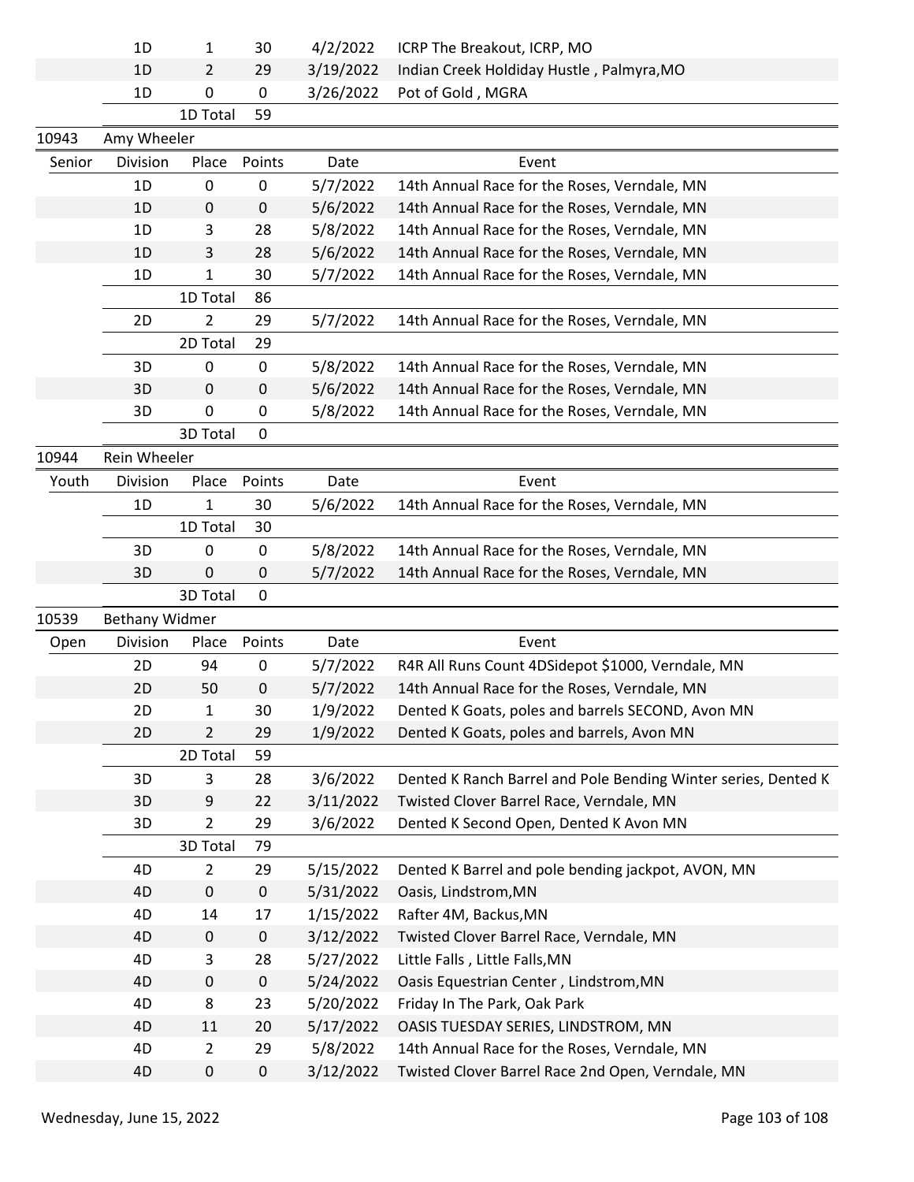| | Division | Place | Points | Date | Event |
|---|---|---|---|---|---|
| | 1D | 1 | 30 | 4/2/2022 | ICRP The Breakout, ICRP, MO |
| | 1D | 2 | 29 | 3/19/2022 | Indian Creek Holdiday Hustle , Palmyra,MO |
| | 1D | 0 | 0 | 3/26/2022 | Pot of Gold , MGRA |
| | | 1D Total | 59 | | |

**10943 Amy Wheeler**

| Senior | Division | Place | Points | Date | Event |
|---|---|---|---|---|---|
| | 1D | 0 | 0 | 5/7/2022 | 14th Annual Race for the Roses, Verndale, MN |
| | 1D | 0 | 0 | 5/6/2022 | 14th Annual Race for the Roses, Verndale, MN |
| | 1D | 3 | 28 | 5/8/2022 | 14th Annual Race for the Roses, Verndale, MN |
| | 1D | 3 | 28 | 5/6/2022 | 14th Annual Race for the Roses, Verndale, MN |
| | 1D | 1 | 30 | 5/7/2022 | 14th Annual Race for the Roses, Verndale, MN |
| | | 1D Total | 86 | | |
| | 2D | 2 | 29 | 5/7/2022 | 14th Annual Race for the Roses, Verndale, MN |
| | | 2D Total | 29 | | |
| | 3D | 0 | 0 | 5/8/2022 | 14th Annual Race for the Roses, Verndale, MN |
| | 3D | 0 | 0 | 5/6/2022 | 14th Annual Race for the Roses, Verndale, MN |
| | 3D | 0 | 0 | 5/8/2022 | 14th Annual Race for the Roses, Verndale, MN |
| | | 3D Total | 0 | | |

**10944 Rein Wheeler**

| Youth | Division | Place | Points | Date | Event |
|---|---|---|---|---|---|
| | 1D | 1 | 30 | 5/6/2022 | 14th Annual Race for the Roses, Verndale, MN |
| | | 1D Total | 30 | | |
| | 3D | 0 | 0 | 5/8/2022 | 14th Annual Race for the Roses, Verndale, MN |
| | 3D | 0 | 0 | 5/7/2022 | 14th Annual Race for the Roses, Verndale, MN |
| | | 3D Total | 0 | | |

**10539 Bethany Widmer**

| Open | Division | Place | Points | Date | Event |
|---|---|---|---|---|---|
| | 2D | 94 | 0 | 5/7/2022 | R4R All Runs Count 4DSidepot $1000, Verndale, MN |
| | 2D | 50 | 0 | 5/7/2022 | 14th Annual Race for the Roses, Verndale, MN |
| | 2D | 1 | 30 | 1/9/2022 | Dented K Goats, poles and barrels SECOND, Avon MN |
| | 2D | 2 | 29 | 1/9/2022 | Dented K Goats, poles and barrels, Avon MN |
| | | 2D Total | 59 | | |
| | 3D | 3 | 28 | 3/6/2022 | Dented K Ranch Barrel and Pole Bending Winter series, Dented K |
| | 3D | 9 | 22 | 3/11/2022 | Twisted Clover Barrel Race, Verndale, MN |
| | 3D | 2 | 29 | 3/6/2022 | Dented K Second Open, Dented K Avon MN |
| | | 3D Total | 79 | | |
| | 4D | 2 | 29 | 5/15/2022 | Dented K Barrel and pole bending jackpot, AVON, MN |
| | 4D | 0 | 0 | 5/31/2022 | Oasis, Lindstrom,MN |
| | 4D | 14 | 17 | 1/15/2022 | Rafter 4M, Backus,MN |
| | 4D | 0 | 0 | 3/12/2022 | Twisted Clover Barrel Race, Verndale, MN |
| | 4D | 3 | 28 | 5/27/2022 | Little Falls , Little Falls,MN |
| | 4D | 0 | 0 | 5/24/2022 | Oasis Equestrian Center , Lindstrom,MN |
| | 4D | 8 | 23 | 5/20/2022 | Friday In The Park, Oak Park |
| | 4D | 11 | 20 | 5/17/2022 | OASIS TUESDAY SERIES, LINDSTROM, MN |
| | 4D | 2 | 29 | 5/8/2022 | 14th Annual Race for the Roses, Verndale, MN |
| | 4D | 0 | 0 | 3/12/2022 | Twisted Clover Barrel Race 2nd Open, Verndale, MN |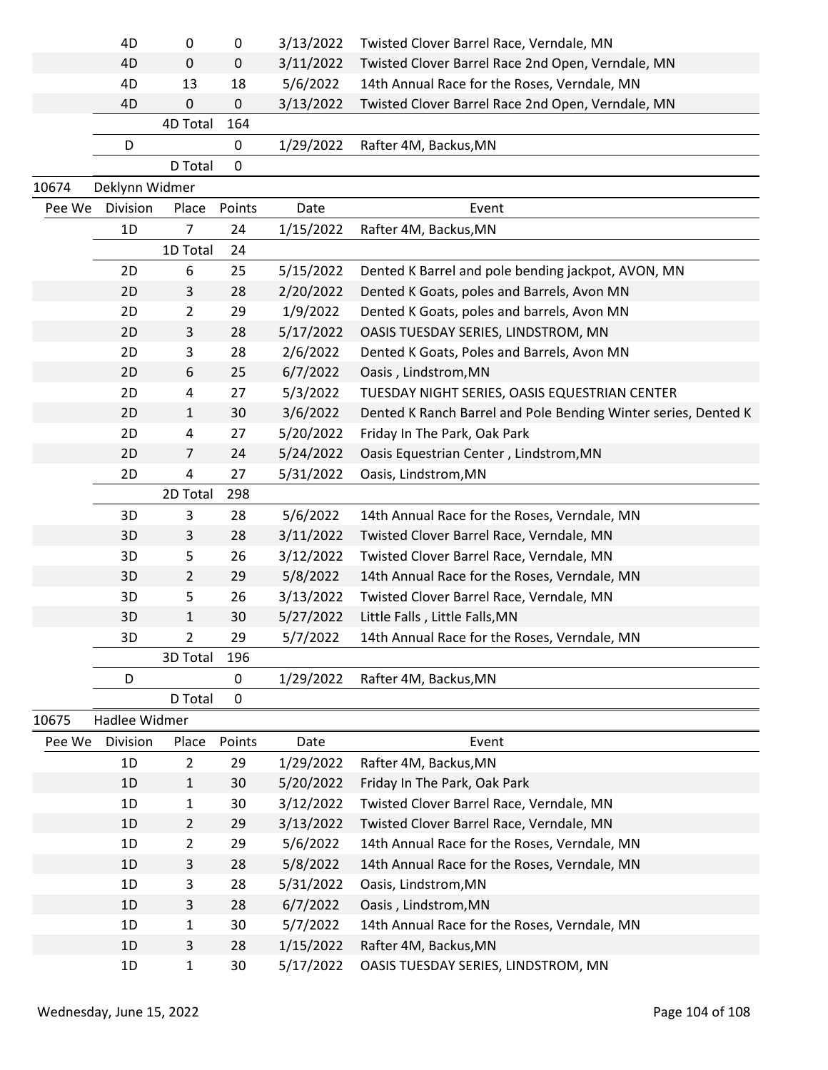| | Division | Place | Points | Date | Event |
|---|---|---|---|---|---|
| | 4D | 0 | 0 | 3/13/2022 | Twisted Clover Barrel Race, Verndale, MN |
| | 4D | 0 | 0 | 3/11/2022 | Twisted Clover Barrel Race 2nd Open, Verndale, MN |
| | 4D | 13 | 18 | 5/6/2022 | 14th Annual Race for the Roses, Verndale, MN |
| | 4D | 0 | 0 | 3/13/2022 | Twisted Clover Barrel Race 2nd Open, Verndale, MN |
| | | 4D Total | 164 | | |
| | D | | 0 | 1/29/2022 | Rafter 4M, Backus,MN |
| | | D Total | 0 | | |

**10674 Deklynn Widmer**

| Pee We | Division | Place | Points | Date | Event |
|---|---|---|---|---|---|
| | 1D | 7 | 24 | 1/15/2022 | Rafter 4M, Backus,MN |
| | | 1D Total | 24 | | |
| | 2D | 6 | 25 | 5/15/2022 | Dented K Barrel and pole bending jackpot, AVON, MN |
| | 2D | 3 | 28 | 2/20/2022 | Dented K Goats, poles and Barrels, Avon MN |
| | 2D | 2 | 29 | 1/9/2022 | Dented K Goats, poles and barrels, Avon MN |
| | 2D | 3 | 28 | 5/17/2022 | OASIS TUESDAY SERIES, LINDSTROM, MN |
| | 2D | 3 | 28 | 2/6/2022 | Dented K Goats, Poles and Barrels, Avon MN |
| | 2D | 6 | 25 | 6/7/2022 | Oasis , Lindstrom,MN |
| | 2D | 4 | 27 | 5/3/2022 | TUESDAY NIGHT SERIES, OASIS EQUESTRIAN CENTER |
| | 2D | 1 | 30 | 3/6/2022 | Dented K Ranch Barrel and Pole Bending Winter series, Dented K |
| | 2D | 4 | 27 | 5/20/2022 | Friday In The Park, Oak Park |
| | 2D | 7 | 24 | 5/24/2022 | Oasis Equestrian Center , Lindstrom,MN |
| | 2D | 4 | 27 | 5/31/2022 | Oasis, Lindstrom,MN |
| | | 2D Total | 298 | | |
| | 3D | 3 | 28 | 5/6/2022 | 14th Annual Race for the Roses, Verndale, MN |
| | 3D | 3 | 28 | 3/11/2022 | Twisted Clover Barrel Race, Verndale, MN |
| | 3D | 5 | 26 | 3/12/2022 | Twisted Clover Barrel Race, Verndale, MN |
| | 3D | 2 | 29 | 5/8/2022 | 14th Annual Race for the Roses, Verndale, MN |
| | 3D | 5 | 26 | 3/13/2022 | Twisted Clover Barrel Race, Verndale, MN |
| | 3D | 1 | 30 | 5/27/2022 | Little Falls , Little Falls,MN |
| | 3D | 2 | 29 | 5/7/2022 | 14th Annual Race for the Roses, Verndale, MN |
| | | 3D Total | 196 | | |
| | D | | 0 | 1/29/2022 | Rafter 4M, Backus,MN |
| | | D Total | 0 | | |

**10675 Hadlee Widmer**

| Pee We | Division | Place | Points | Date | Event |
|---|---|---|---|---|---|
| | 1D | 2 | 29 | 1/29/2022 | Rafter 4M, Backus,MN |
| | 1D | 1 | 30 | 5/20/2022 | Friday In The Park, Oak Park |
| | 1D | 1 | 30 | 3/12/2022 | Twisted Clover Barrel Race, Verndale, MN |
| | 1D | 2 | 29 | 3/13/2022 | Twisted Clover Barrel Race, Verndale, MN |
| | 1D | 2 | 29 | 5/6/2022 | 14th Annual Race for the Roses, Verndale, MN |
| | 1D | 3 | 28 | 5/8/2022 | 14th Annual Race for the Roses, Verndale, MN |
| | 1D | 3 | 28 | 5/31/2022 | Oasis, Lindstrom,MN |
| | 1D | 3 | 28 | 6/7/2022 | Oasis , Lindstrom,MN |
| | 1D | 1 | 30 | 5/7/2022 | 14th Annual Race for the Roses, Verndale, MN |
| | 1D | 3 | 28 | 1/15/2022 | Rafter 4M, Backus,MN |
| | 1D | 1 | 30 | 5/17/2022 | OASIS TUESDAY SERIES, LINDSTROM, MN |

Wednesday, June 15, 2022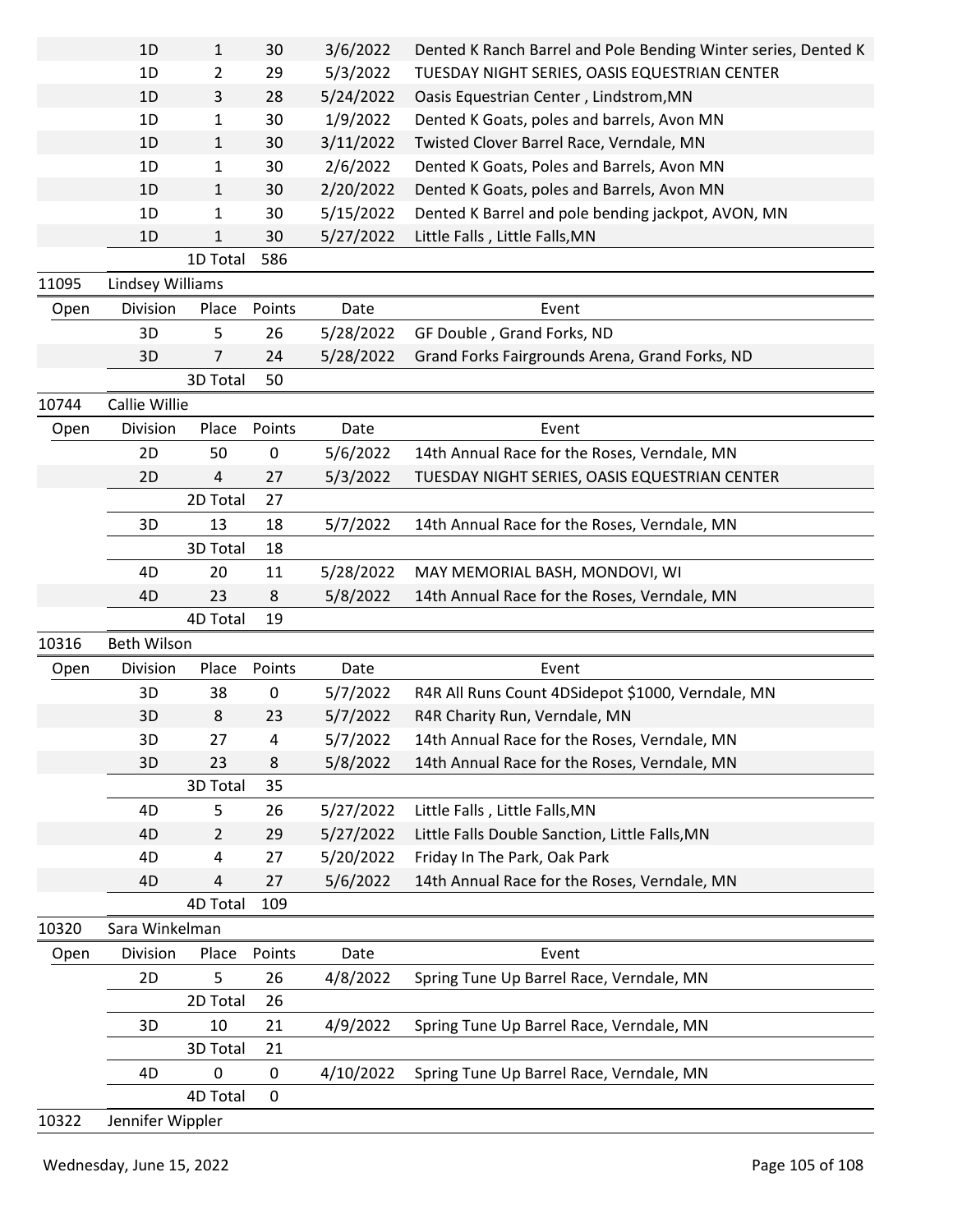| | Division | Place | Points | Date | Event |
|---|---|---|---|---|---|
| | 1D | 1 | 30 | 3/6/2022 | Dented K Ranch Barrel and Pole Bending Winter series, Dented K |
| | 1D | 2 | 29 | 5/3/2022 | TUESDAY NIGHT SERIES, OASIS EQUESTRIAN CENTER |
| | 1D | 3 | 28 | 5/24/2022 | Oasis Equestrian Center , Lindstrom,MN |
| | 1D | 1 | 30 | 1/9/2022 | Dented K Goats, poles and barrels, Avon MN |
| | 1D | 1 | 30 | 3/11/2022 | Twisted Clover Barrel Race, Verndale, MN |
| | 1D | 1 | 30 | 2/6/2022 | Dented K Goats, Poles and Barrels, Avon MN |
| | 1D | 1 | 30 | 2/20/2022 | Dented K Goats, poles and Barrels, Avon MN |
| | 1D | 1 | 30 | 5/15/2022 | Dented K Barrel and pole bending jackpot, AVON, MN |
| | 1D | 1 | 30 | 5/27/2022 | Little Falls , Little Falls,MN |
| | | 1D Total | 586 | | |

**11095 Lindsey Williams**

| Open | Division | Place | Points | Date | Event |
|---|---|---|---|---|---|
| | 3D | 5 | 26 | 5/28/2022 | GF Double , Grand Forks, ND |
| | 3D | 7 | 24 | 5/28/2022 | Grand Forks Fairgrounds Arena, Grand Forks, ND |
| | | 3D Total | 50 | | |

**10744 Callie Willie**

| Open | Division | Place | Points | Date | Event |
|---|---|---|---|---|---|
| | 2D | 50 | 0 | 5/6/2022 | 14th Annual Race for the Roses, Verndale, MN |
| | 2D | 4 | 27 | 5/3/2022 | TUESDAY NIGHT SERIES, OASIS EQUESTRIAN CENTER |
| | | 2D Total | 27 | | |
| | 3D | 13 | 18 | 5/7/2022 | 14th Annual Race for the Roses, Verndale, MN |
| | | 3D Total | 18 | | |
| | 4D | 20 | 11 | 5/28/2022 | MAY MEMORIAL BASH, MONDOVI, WI |
| | 4D | 23 | 8 | 5/8/2022 | 14th Annual Race for the Roses, Verndale, MN |
| | | 4D Total | 19 | | |

**10316 Beth Wilson**

| Open | Division | Place | Points | Date | Event |
|---|---|---|---|---|---|
| | 3D | 38 | 0 | 5/7/2022 | R4R All Runs Count 4DSidepot $1000, Verndale, MN |
| | 3D | 8 | 23 | 5/7/2022 | R4R Charity Run, Verndale, MN |
| | 3D | 27 | 4 | 5/7/2022 | 14th Annual Race for the Roses, Verndale, MN |
| | 3D | 23 | 8 | 5/8/2022 | 14th Annual Race for the Roses, Verndale, MN |
| | | 3D Total | 35 | | |
| | 4D | 5 | 26 | 5/27/2022 | Little Falls , Little Falls,MN |
| | 4D | 2 | 29 | 5/27/2022 | Little Falls Double Sanction, Little Falls,MN |
| | 4D | 4 | 27 | 5/20/2022 | Friday In The Park, Oak Park |
| | 4D | 4 | 27 | 5/6/2022 | 14th Annual Race for the Roses, Verndale, MN |
| | | 4D Total | 109 | | |

**10320 Sara Winkelman**

| Open | Division | Place | Points | Date | Event |
|---|---|---|---|---|---|
| | 2D | 5 | 26 | 4/8/2022 | Spring Tune Up Barrel Race, Verndale, MN |
| | | 2D Total | 26 | | |
| | 3D | 10 | 21 | 4/9/2022 | Spring Tune Up Barrel Race, Verndale, MN |
| | | 3D Total | 21 | | |
| | 4D | 0 | 0 | 4/10/2022 | Spring Tune Up Barrel Race, Verndale, MN |
| | | 4D Total | 0 | | |

**10322 Jennifer Wippler**

Wednesday, June 15, 2022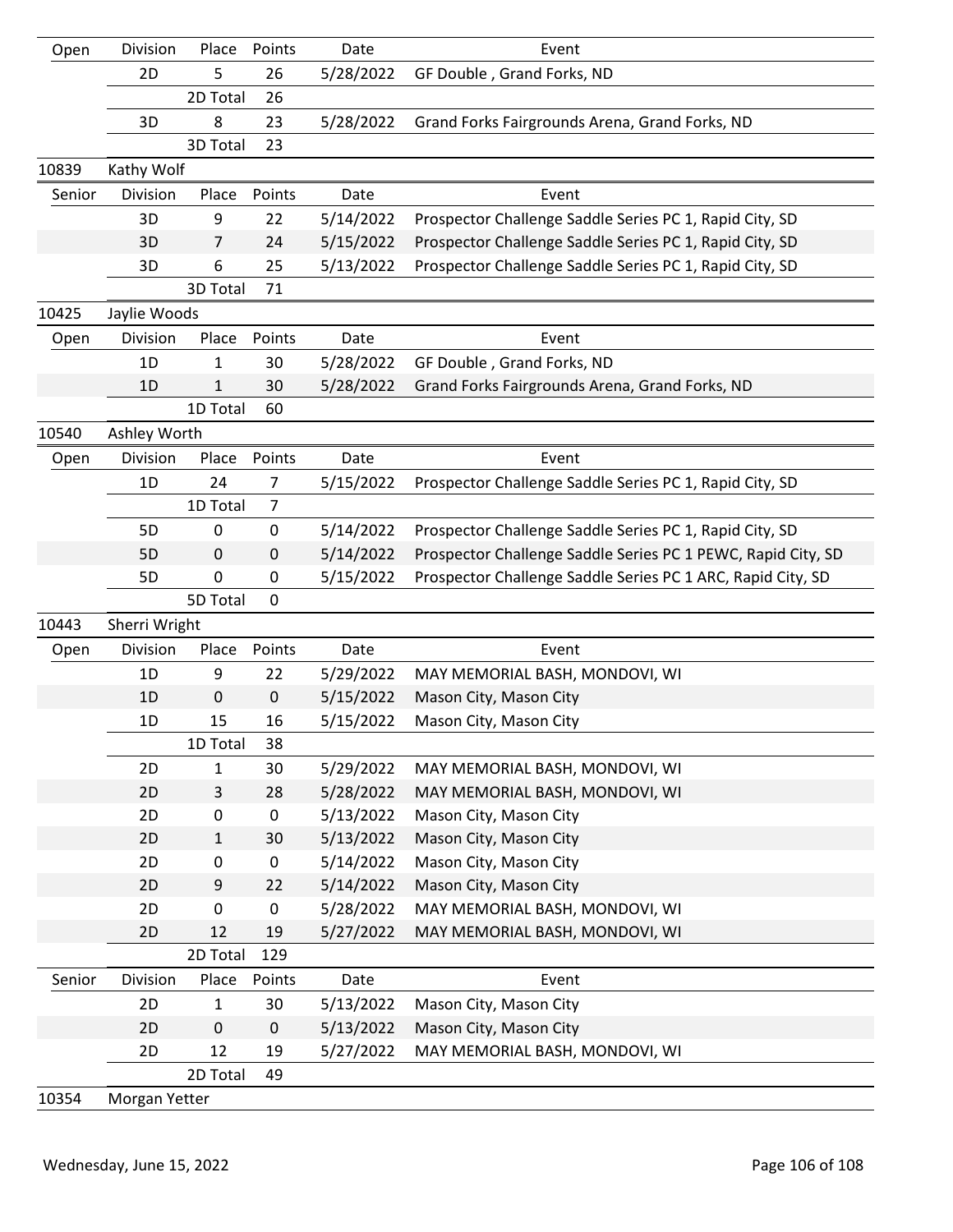| Open | Division | Place | Points | Date | Event |
|---|---|---|---|---|---|
| | 2D | 5 | 26 | 5/28/2022 | GF Double , Grand Forks, ND |
| | | 2D Total | 26 | | |
| | 3D | 8 | 23 | 5/28/2022 | Grand Forks Fairgrounds Arena, Grand Forks, ND |
| | | 3D Total | 23 | | |

10839 Kathy Wolf

| Senior | Division | Place | Points | Date | Event |
|---|---|---|---|---|---|
| | 3D | 9 | 22 | 5/14/2022 | Prospector Challenge Saddle Series PC 1, Rapid City, SD |
| | 3D | 7 | 24 | 5/15/2022 | Prospector Challenge Saddle Series PC 1, Rapid City, SD |
| | 3D | 6 | 25 | 5/13/2022 | Prospector Challenge Saddle Series PC 1, Rapid City, SD |
| | | 3D Total | 71 | | |

10425 Jaylie Woods

| Open | Division | Place | Points | Date | Event |
|---|---|---|---|---|---|
| | 1D | 1 | 30 | 5/28/2022 | GF Double , Grand Forks, ND |
| | 1D | 1 | 30 | 5/28/2022 | Grand Forks Fairgrounds Arena, Grand Forks, ND |
| | | 1D Total | 60 | | |

10540 Ashley Worth

| Open | Division | Place | Points | Date | Event |
|---|---|---|---|---|---|
| | 1D | 24 | 7 | 5/15/2022 | Prospector Challenge Saddle Series PC 1, Rapid City, SD |
| | | 1D Total | 7 | | |
| | 5D | 0 | 0 | 5/14/2022 | Prospector Challenge Saddle Series PC 1, Rapid City, SD |
| | 5D | 0 | 0 | 5/14/2022 | Prospector Challenge Saddle Series PC 1 PEWC, Rapid City, SD |
| | 5D | 0 | 0 | 5/15/2022 | Prospector Challenge Saddle Series PC 1 ARC, Rapid City, SD |
| | | 5D Total | 0 | | |

10443 Sherri Wright

| Open | Division | Place | Points | Date | Event |
|---|---|---|---|---|---|
| | 1D | 9 | 22 | 5/29/2022 | MAY MEMORIAL BASH, MONDOVI, WI |
| | 1D | 0 | 0 | 5/15/2022 | Mason City, Mason City |
| | 1D | 15 | 16 | 5/15/2022 | Mason City, Mason City |
| | | 1D Total | 38 | | |
| | 2D | 1 | 30 | 5/29/2022 | MAY MEMORIAL BASH, MONDOVI, WI |
| | 2D | 3 | 28 | 5/28/2022 | MAY MEMORIAL BASH, MONDOVI, WI |
| | 2D | 0 | 0 | 5/13/2022 | Mason City, Mason City |
| | 2D | 1 | 30 | 5/13/2022 | Mason City, Mason City |
| | 2D | 0 | 0 | 5/14/2022 | Mason City, Mason City |
| | 2D | 9 | 22 | 5/14/2022 | Mason City, Mason City |
| | 2D | 0 | 0 | 5/28/2022 | MAY MEMORIAL BASH, MONDOVI, WI |
| | 2D | 12 | 19 | 5/27/2022 | MAY MEMORIAL BASH, MONDOVI, WI |
| | | 2D Total | 129 | | |

| Senior | Division | Place | Points | Date | Event |
|---|---|---|---|---|---|
| | 2D | 1 | 30 | 5/13/2022 | Mason City, Mason City |
| | 2D | 0 | 0 | 5/13/2022 | Mason City, Mason City |
| | 2D | 12 | 19 | 5/27/2022 | MAY MEMORIAL BASH, MONDOVI, WI |
| | | 2D Total | 49 | | |

10354 Morgan Yetter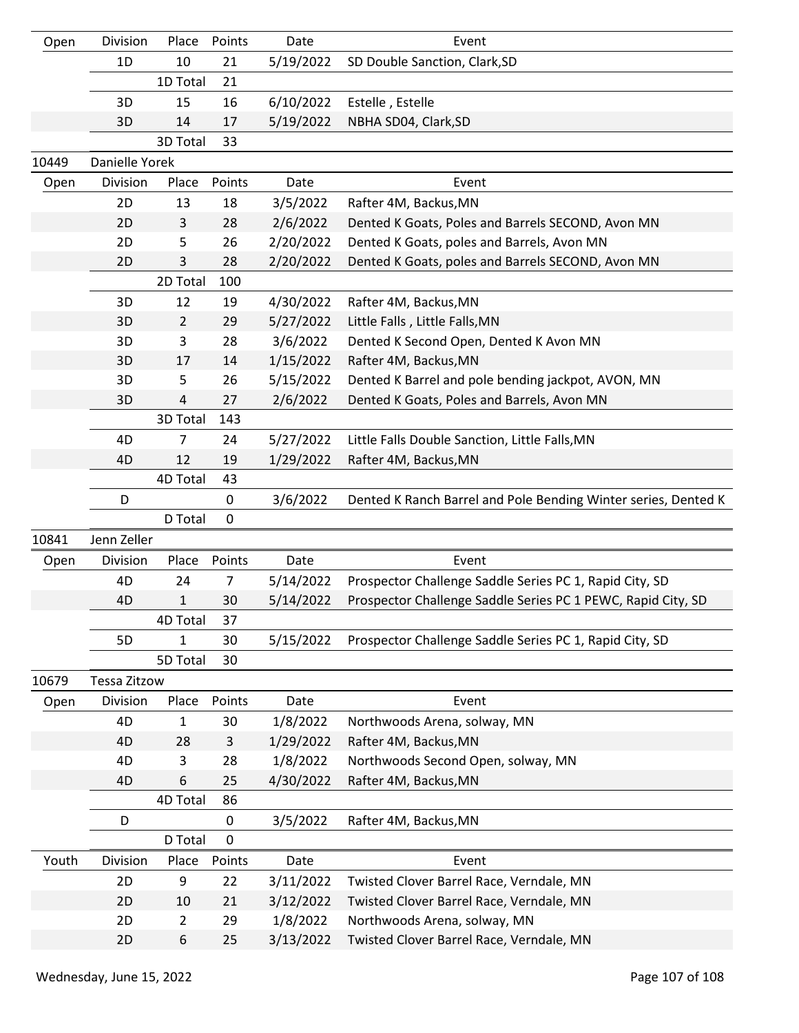| Open | Division | Place | Points | Date | Event |
|---|---|---|---|---|---|
| | 1D | 10 | 21 | 5/19/2022 | SD Double Sanction, Clark,SD |
| | | 1D Total | 21 | | |
| | 3D | 15 | 16 | 6/10/2022 | Estelle , Estelle |
| | 3D | 14 | 17 | 5/19/2022 | NBHA SD04, Clark,SD |
| | | 3D Total | 33 | | |
| 10449 | Danielle Yorek | | | | |
| Open | Division | Place | Points | Date | Event |
| | 2D | 13 | 18 | 3/5/2022 | Rafter 4M, Backus,MN |
| | 2D | 3 | 28 | 2/6/2022 | Dented K Goats, Poles and Barrels SECOND, Avon MN |
| | 2D | 5 | 26 | 2/20/2022 | Dented K Goats, poles and Barrels, Avon MN |
| | 2D | 3 | 28 | 2/20/2022 | Dented K Goats, poles and Barrels SECOND, Avon MN |
| | | 2D Total | 100 | | |
| | 3D | 12 | 19 | 4/30/2022 | Rafter 4M, Backus,MN |
| | 3D | 2 | 29 | 5/27/2022 | Little Falls , Little Falls,MN |
| | 3D | 3 | 28 | 3/6/2022 | Dented K Second Open, Dented K Avon MN |
| | 3D | 17 | 14 | 1/15/2022 | Rafter 4M, Backus,MN |
| | 3D | 5 | 26 | 5/15/2022 | Dented K Barrel and pole bending jackpot, AVON, MN |
| | 3D | 4 | 27 | 2/6/2022 | Dented K Goats, Poles and Barrels, Avon MN |
| | | 3D Total | 143 | | |
| | 4D | 7 | 24 | 5/27/2022 | Little Falls Double Sanction, Little Falls,MN |
| | 4D | 12 | 19 | 1/29/2022 | Rafter 4M, Backus,MN |
| | | 4D Total | 43 | | |
| | D | | 0 | 3/6/2022 | Dented K Ranch Barrel and Pole Bending Winter series, Dented K |
| | | D Total | 0 | | |
| 10841 | Jenn Zeller | | | | |
| Open | Division | Place | Points | Date | Event |
| | 4D | 24 | 7 | 5/14/2022 | Prospector Challenge Saddle Series PC 1, Rapid City, SD |
| | 4D | 1 | 30 | 5/14/2022 | Prospector Challenge Saddle Series PC 1 PEWC, Rapid City, SD |
| | | 4D Total | 37 | | |
| | 5D | 1 | 30 | 5/15/2022 | Prospector Challenge Saddle Series PC 1, Rapid City, SD |
| | | 5D Total | 30 | | |
| 10679 | Tessa Zitzow | | | | |
| Open | Division | Place | Points | Date | Event |
| | 4D | 1 | 30 | 1/8/2022 | Northwoods Arena, solway, MN |
| | 4D | 28 | 3 | 1/29/2022 | Rafter 4M, Backus,MN |
| | 4D | 3 | 28 | 1/8/2022 | Northwoods Second Open, solway, MN |
| | 4D | 6 | 25 | 4/30/2022 | Rafter 4M, Backus,MN |
| | | 4D Total | 86 | | |
| | D | | 0 | 3/5/2022 | Rafter 4M, Backus,MN |
| | | D Total | 0 | | |
| Youth | Division | Place | Points | Date | Event |
| | 2D | 9 | 22 | 3/11/2022 | Twisted Clover Barrel Race, Verndale, MN |
| | 2D | 10 | 21 | 3/12/2022 | Twisted Clover Barrel Race, Verndale, MN |
| | 2D | 2 | 29 | 1/8/2022 | Northwoods Arena, solway, MN |
| | 2D | 6 | 25 | 3/13/2022 | Twisted Clover Barrel Race, Verndale, MN |

Wednesday, June 15, 2022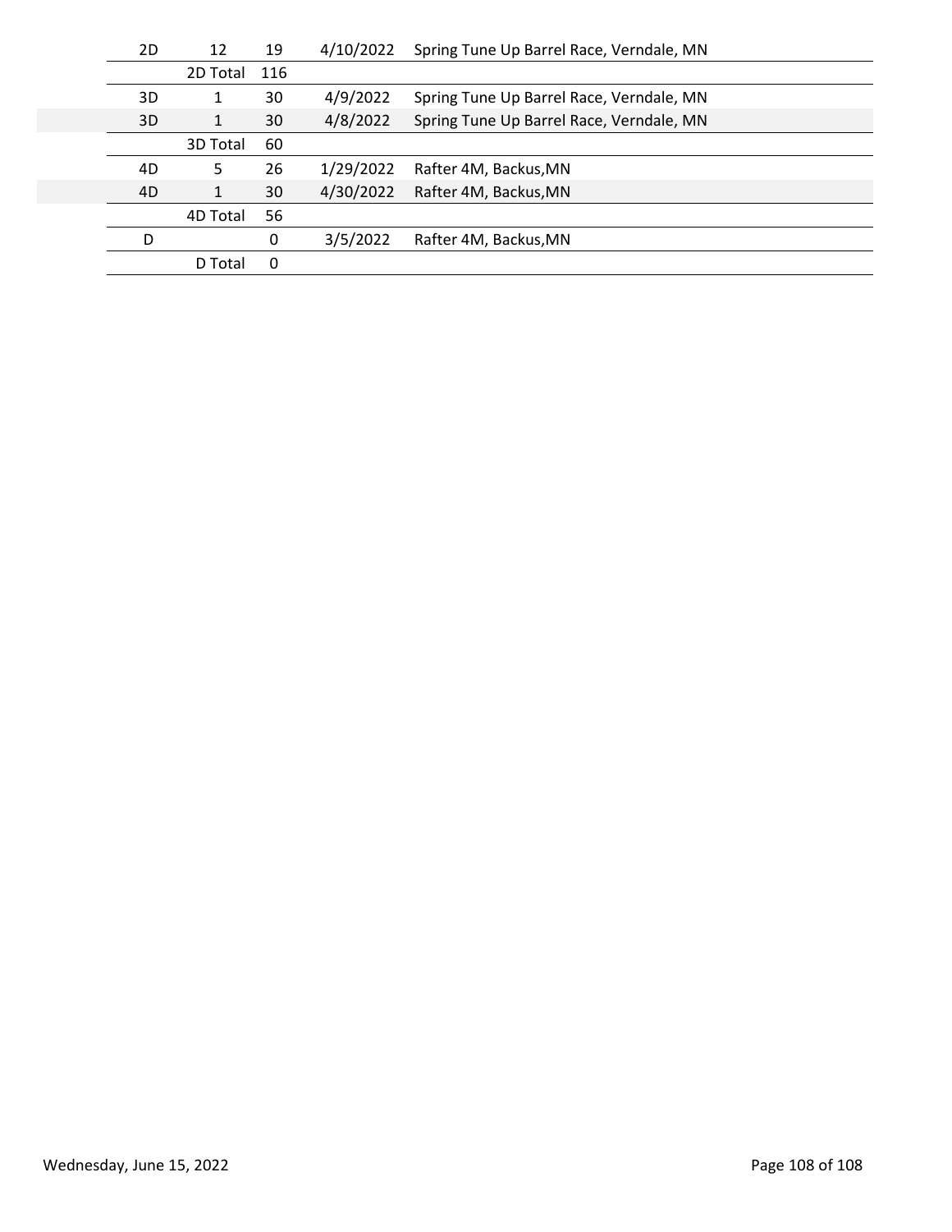| | | | | |
|---|---|---|---|---|
| 2D | 12 | 19 | 4/10/2022 | Spring Tune Up Barrel Race, Verndale, MN |
| | 2D Total | 116 | | |
| 3D | 1 | 30 | 4/9/2022 | Spring Tune Up Barrel Race, Verndale, MN |
| 3D | 1 | 30 | 4/8/2022 | Spring Tune Up Barrel Race, Verndale, MN |
| | 3D Total | 60 | | |
| 4D | 5 | 26 | 1/29/2022 | Rafter 4M, Backus,MN |
| 4D | 1 | 30 | 4/30/2022 | Rafter 4M, Backus,MN |
| | 4D Total | 56 | | |
| D | | 0 | 3/5/2022 | Rafter 4M, Backus,MN |
| | D Total | 0 | | |

Wednesday, June 15, 2022